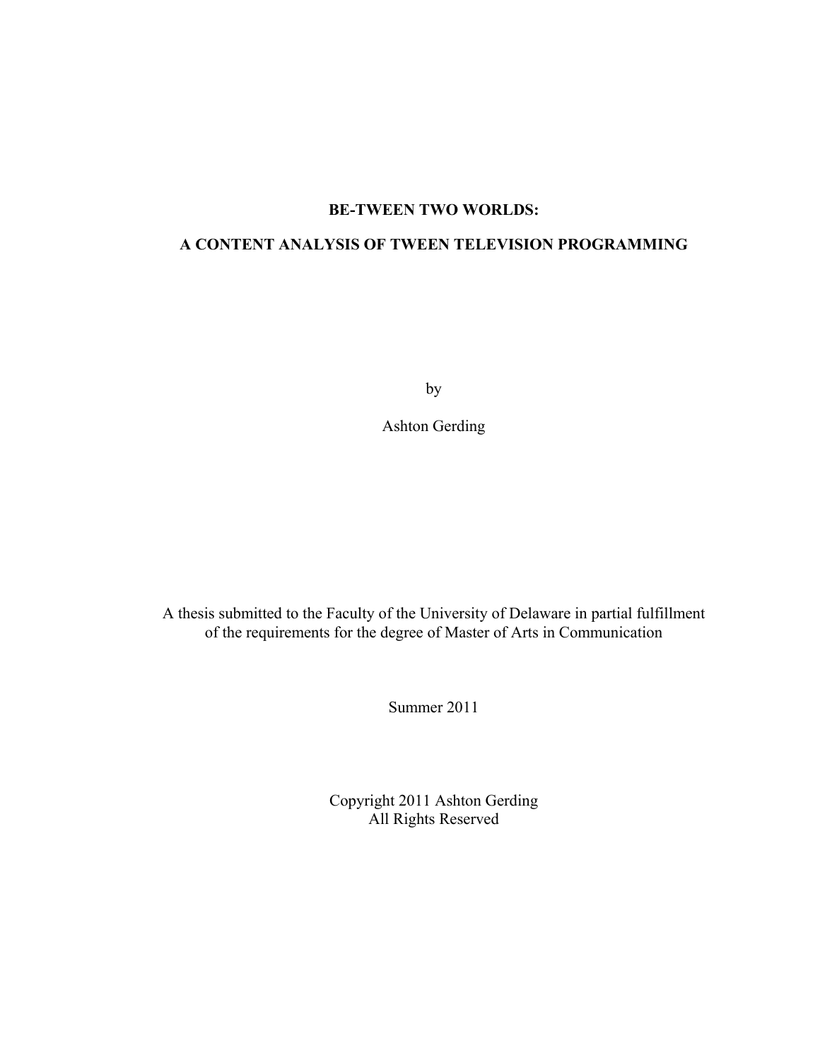# BE-TWEEN TWO WORLDS:

# A CONTENT ANALYSIS OF TWEEN TELEVISION PROGRAMMING

by

Ashton Gerding

A thesis submitted to the Faculty of the University of Delaware in partial fulfillment of the requirements for the degree of Master of Arts in Communication

Summer 2011

Copyright 2011 Ashton Gerding
All Rights Reserved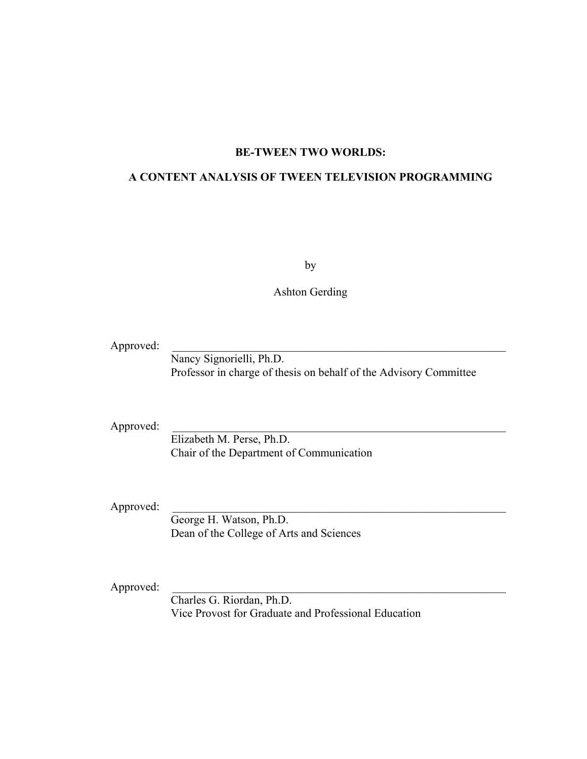**BE-TWEEN TWO WORLDS:**

**A CONTENT ANALYSIS OF TWEEN TELEVISION PROGRAMMING**

by

Ashton Gerding

Approved: \_\_\_\_\_\_\_\_\_\_\_\_\_\_\_\_\_\_\_\_\_\_\_\_\_\_\_\_\_\_\_\_\_\_\_\_\_\_\_\_\_\_\_\_\_\_\_\_\_\_\_\_\_\_\_\_\_\_
Nancy Signorielli, Ph.D.
Professor in charge of thesis on behalf of the Advisory Committee

Approved: \_\_\_\_\_\_\_\_\_\_\_\_\_\_\_\_\_\_\_\_\_\_\_\_\_\_\_\_\_\_\_\_\_\_\_\_\_\_\_\_\_\_\_\_\_\_\_\_\_\_\_\_\_\_\_\_\_\_
Elizabeth M. Perse, Ph.D.
Chair of the Department of Communication

Approved: \_\_\_\_\_\_\_\_\_\_\_\_\_\_\_\_\_\_\_\_\_\_\_\_\_\_\_\_\_\_\_\_\_\_\_\_\_\_\_\_\_\_\_\_\_\_\_\_\_\_\_\_\_\_\_\_\_\_
George H. Watson, Ph.D.
Dean of the College of Arts and Sciences

Approved: \_\_\_\_\_\_\_\_\_\_\_\_\_\_\_\_\_\_\_\_\_\_\_\_\_\_\_\_\_\_\_\_\_\_\_\_\_\_\_\_\_\_\_\_\_\_\_\_\_\_\_\_\_\_\_\_\_\_
Charles G. Riordan, Ph.D.
Vice Provost for Graduate and Professional Education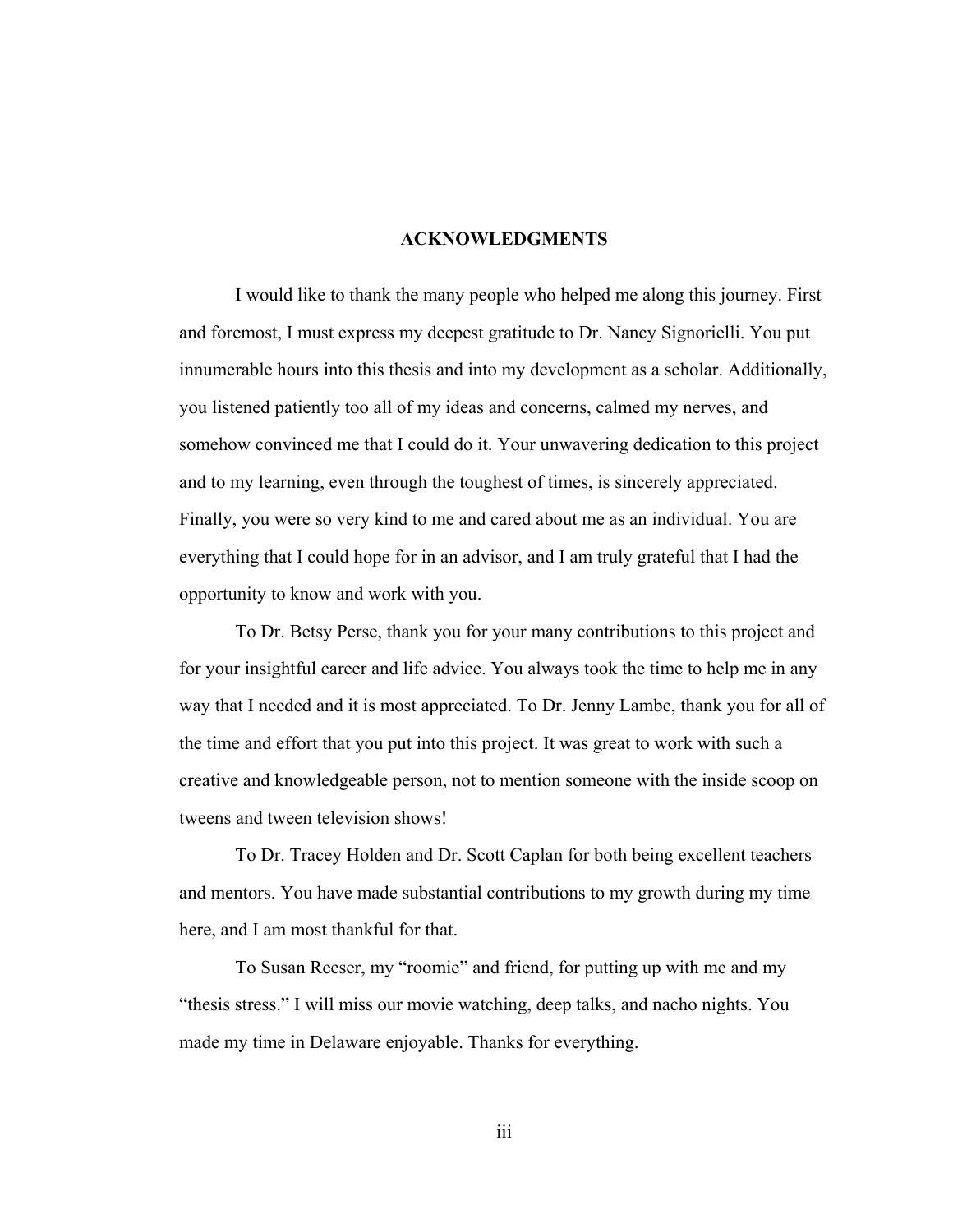# ACKNOWLEDGMENTS

I would like to thank the many people who helped me along this journey. First and foremost, I must express my deepest gratitude to Dr. Nancy Signorielli. You put innumerable hours into this thesis and into my development as a scholar. Additionally, you listened patiently too all of my ideas and concerns, calmed my nerves, and somehow convinced me that I could do it. Your unwavering dedication to this project and to my learning, even through the toughest of times, is sincerely appreciated. Finally, you were so very kind to me and cared about me as an individual. You are everything that I could hope for in an advisor, and I am truly grateful that I had the opportunity to know and work with you.

To Dr. Betsy Perse, thank you for your many contributions to this project and for your insightful career and life advice. You always took the time to help me in any way that I needed and it is most appreciated. To Dr. Jenny Lambe, thank you for all of the time and effort that you put into this project. It was great to work with such a creative and knowledgeable person, not to mention someone with the inside scoop on tweens and tween television shows!

To Dr. Tracey Holden and Dr. Scott Caplan for both being excellent teachers and mentors. You have made substantial contributions to my growth during my time here, and I am most thankful for that.

To Susan Reeser, my "roomie" and friend, for putting up with me and my "thesis stress." I will miss our movie watching, deep talks, and nacho nights. You made my time in Delaware enjoyable. Thanks for everything.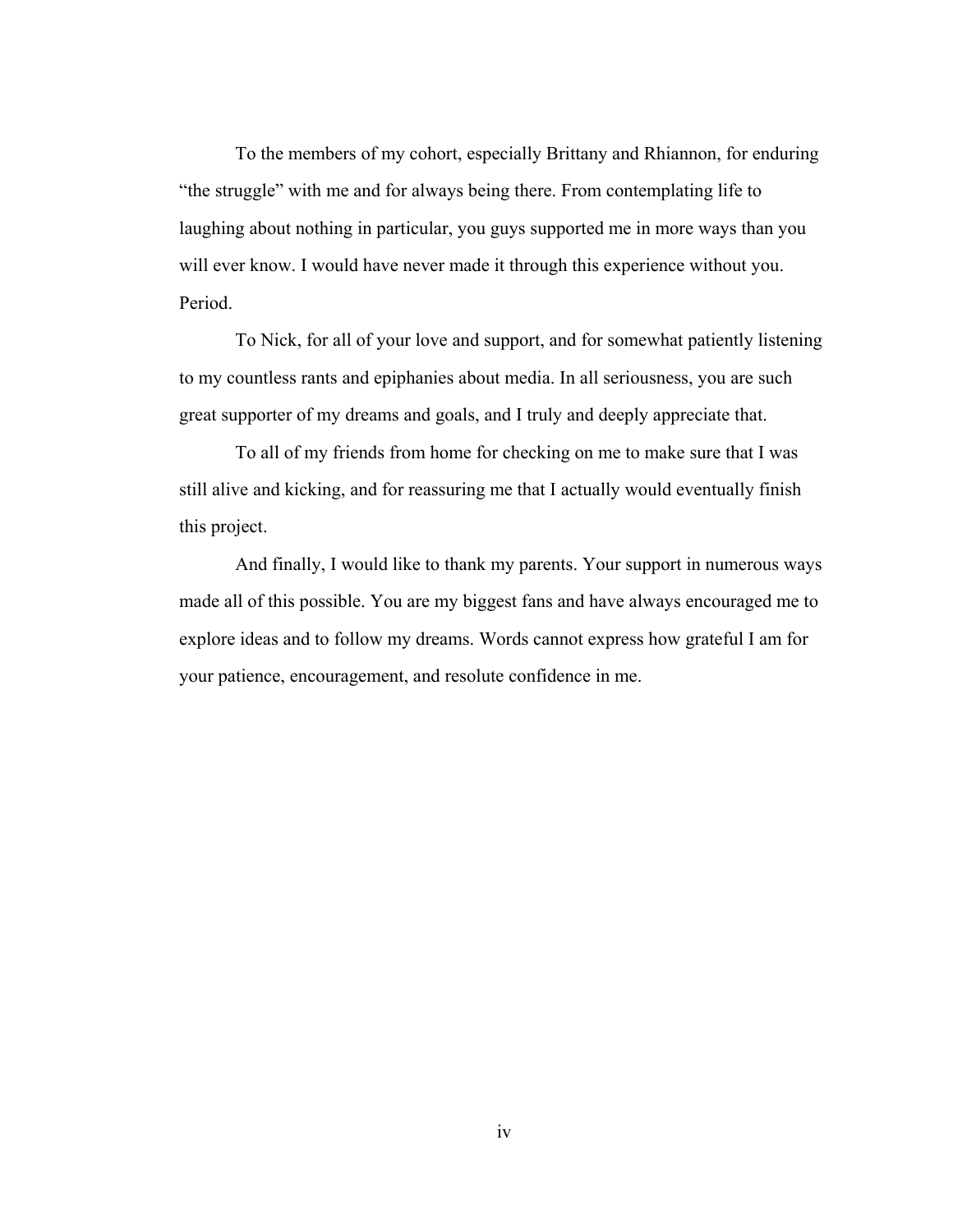To the members of my cohort, especially Brittany and Rhiannon, for enduring "the struggle" with me and for always being there. From contemplating life to laughing about nothing in particular, you guys supported me in more ways than you will ever know. I would have never made it through this experience without you. Period.

To Nick, for all of your love and support, and for somewhat patiently listening to my countless rants and epiphanies about media. In all seriousness, you are such great supporter of my dreams and goals, and I truly and deeply appreciate that.

To all of my friends from home for checking on me to make sure that I was still alive and kicking, and for reassuring me that I actually would eventually finish this project.

And finally, I would like to thank my parents. Your support in numerous ways made all of this possible. You are my biggest fans and have always encouraged me to explore ideas and to follow my dreams. Words cannot express how grateful I am for your patience, encouragement, and resolute confidence in me.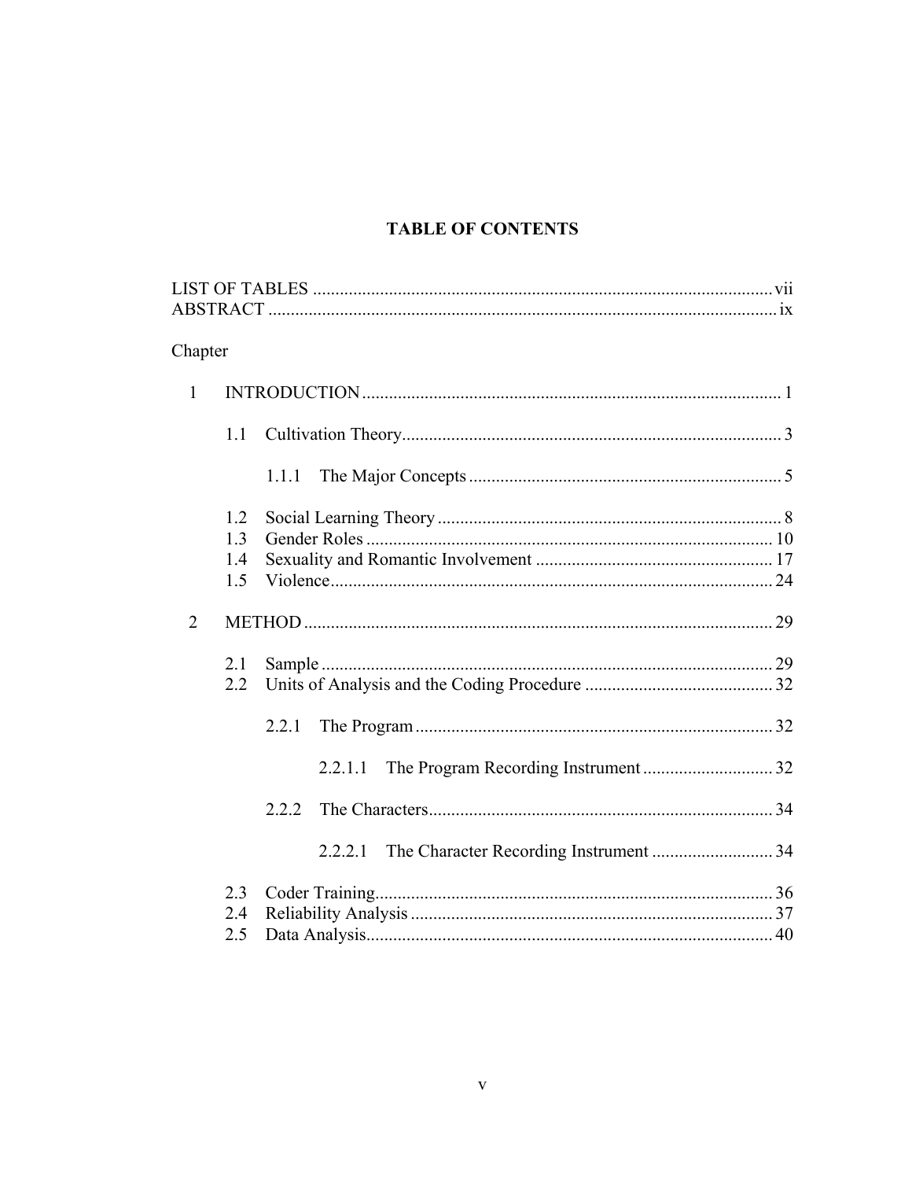# TABLE OF CONTENTS

LIST OF TABLES ........................................................................................ vii
ABSTRACT ................................................................................................. ix

Chapter

1 INTRODUCTION ............................................................................................ 1

 1.1 Cultivation Theory .................................................................................... 3

  1.1.1 The Major Concepts ...................................................................... 5

 1.2 Social Learning Theory ............................................................................ 8
 1.3 Gender Roles .......................................................................................... 10
 1.4 Sexuality and Romantic Involvement ..................................................... 17
 1.5 Violence .................................................................................................. 24

2 METHOD ....................................................................................................... 29

 2.1 Sample .................................................................................................... 29
 2.2 Units of Analysis and the Coding Procedure .......................................... 32

  2.2.1 The Program ................................................................................ 32

   2.2.1.1 The Program Recording Instrument ............................. 32

  2.2.2 The Characters ............................................................................. 34

   2.2.2.1 The Character Recording Instrument ........................... 34

 2.3 Coder Training ........................................................................................ 36
 2.4 Reliability Analysis ................................................................................ 37
 2.5 Data Analysis .......................................................................................... 40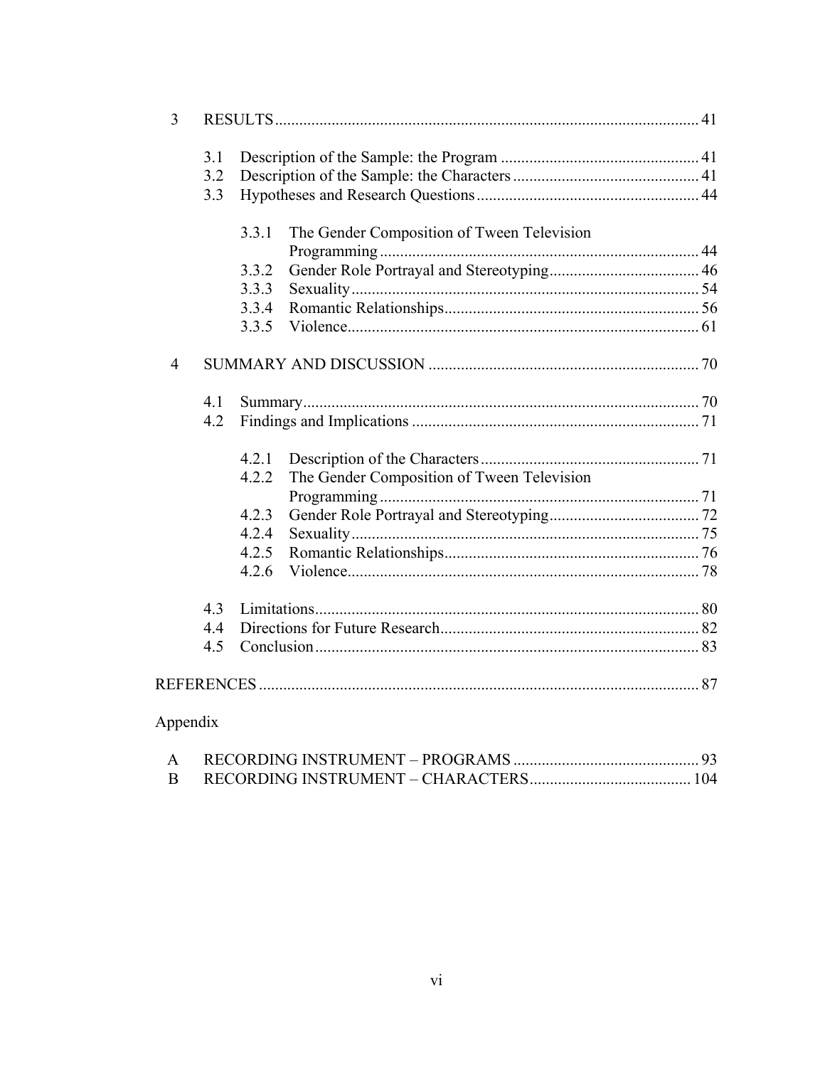3 RESULTS ........ 41

- 3.1 Description of the Sample: the Program ........ 41
- 3.2 Description of the Sample: the Characters ........ 41
- 3.3 Hypotheses and Research Questions ........ 44
  - 3.3.1 The Gender Composition of Tween Television Programming ........ 44
  - 3.3.2 Gender Role Portrayal and Stereotyping ........ 46
  - 3.3.3 Sexuality ........ 54
  - 3.3.4 Romantic Relationships ........ 56
  - 3.3.5 Violence ........ 61

4 SUMMARY AND DISCUSSION ........ 70

- 4.1 Summary ........ 70
- 4.2 Findings and Implications ........ 71
  - 4.2.1 Description of the Characters ........ 71
  - 4.2.2 The Gender Composition of Tween Television Programming ........ 71
  - 4.2.3 Gender Role Portrayal and Stereotyping ........ 72
  - 4.2.4 Sexuality ........ 75
  - 4.2.5 Romantic Relationships ........ 76
  - 4.2.6 Violence ........ 78
- 4.3 Limitations ........ 80
- 4.4 Directions for Future Research ........ 82
- 4.5 Conclusion ........ 83

REFERENCES ........ 87

Appendix

A RECORDING INSTRUMENT – PROGRAMS ........ 93

B RECORDING INSTRUMENT – CHARACTERS ........ 104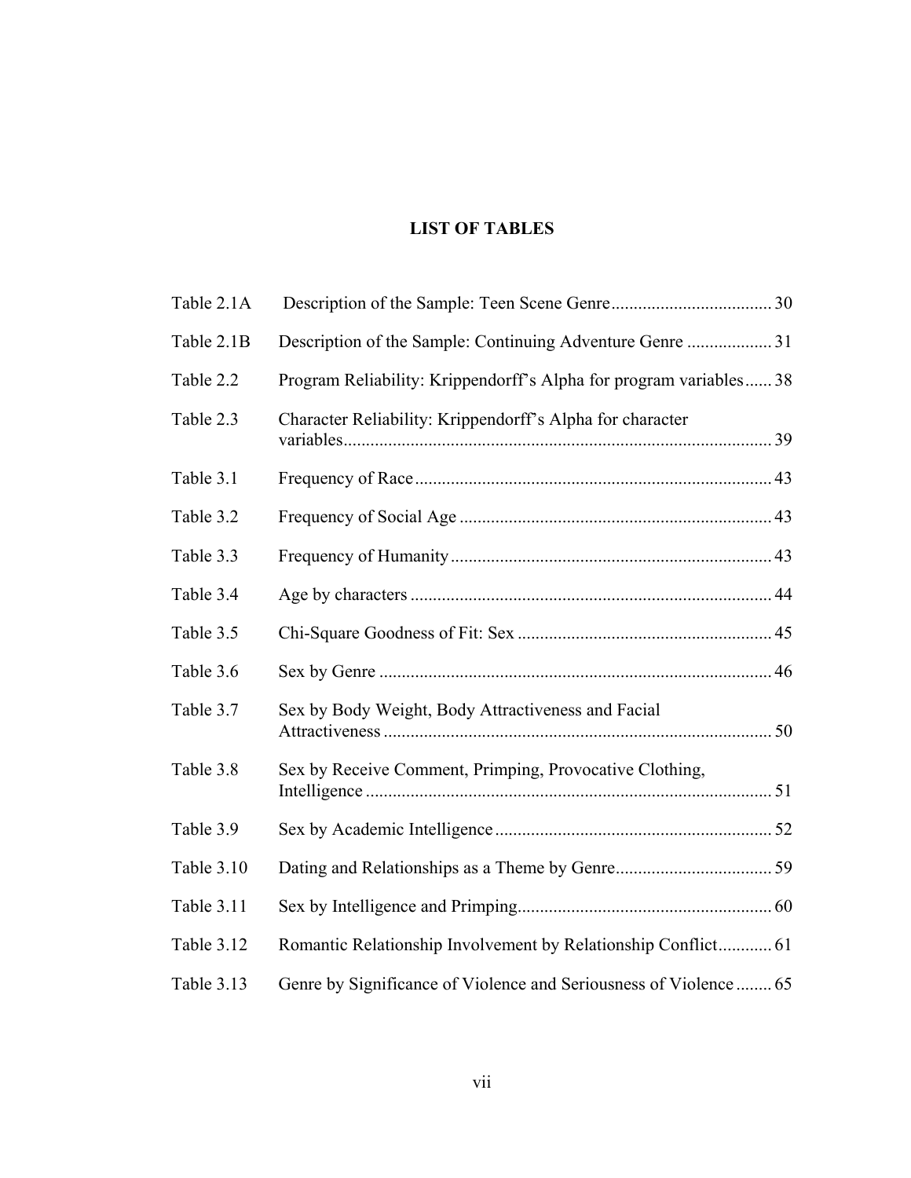# LIST OF TABLES

| | | |
|---|---|---|
| Table 2.1A | Description of the Sample: Teen Scene Genre | 30 |
| Table 2.1B | Description of the Sample: Continuing Adventure Genre | 31 |
| Table 2.2 | Program Reliability: Krippendorff's Alpha for program variables | 38 |
| Table 2.3 | Character Reliability: Krippendorff's Alpha for character variables | 39 |
| Table 3.1 | Frequency of Race | 43 |
| Table 3.2 | Frequency of Social Age | 43 |
| Table 3.3 | Frequency of Humanity | 43 |
| Table 3.4 | Age by characters | 44 |
| Table 3.5 | Chi-Square Goodness of Fit: Sex | 45 |
| Table 3.6 | Sex by Genre | 46 |
| Table 3.7 | Sex by Body Weight, Body Attractiveness and Facial Attractiveness | 50 |
| Table 3.8 | Sex by Receive Comment, Primping, Provocative Clothing, Intelligence | 51 |
| Table 3.9 | Sex by Academic Intelligence | 52 |
| Table 3.10 | Dating and Relationships as a Theme by Genre | 59 |
| Table 3.11 | Sex by Intelligence and Primping | 60 |
| Table 3.12 | Romantic Relationship Involvement by Relationship Conflict | 61 |
| Table 3.13 | Genre by Significance of Violence and Seriousness of Violence | 65 |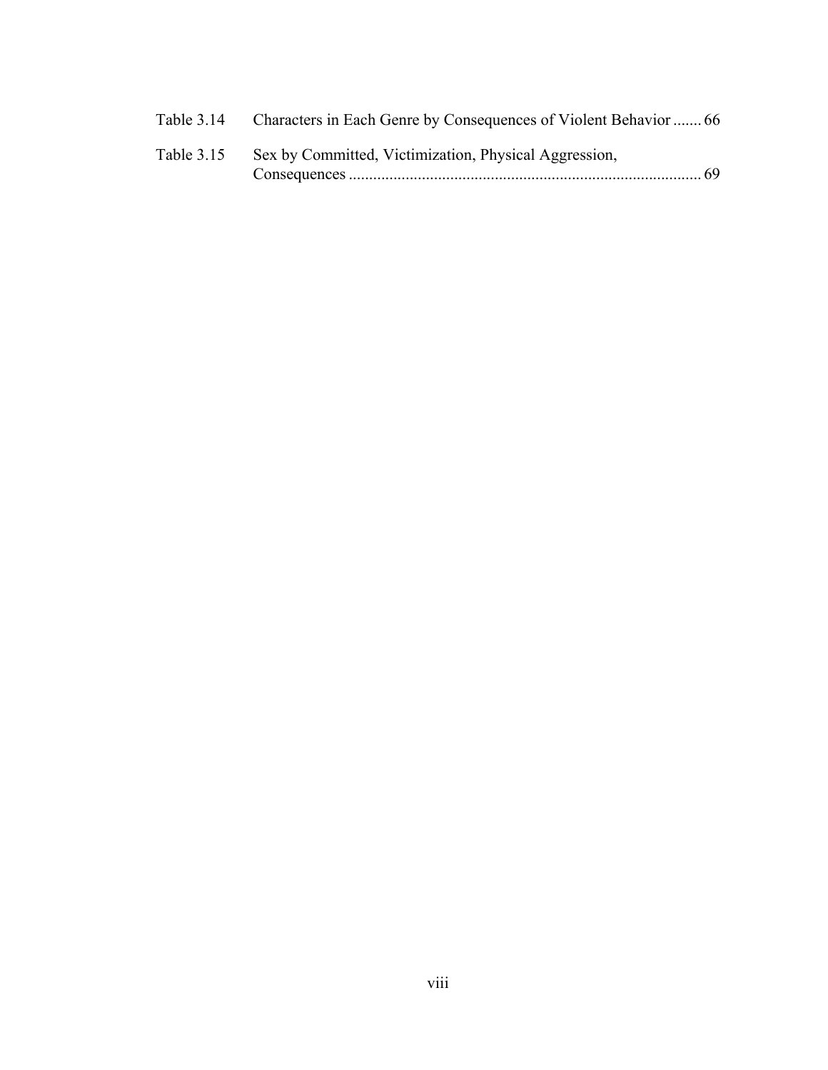| | | |
|---|---|---|
| Table 3.14 | Characters in Each Genre by Consequences of Violent Behavior | 66 |
| Table 3.15 | Sex by Committed, Victimization, Physical Aggression, Consequences | 69 |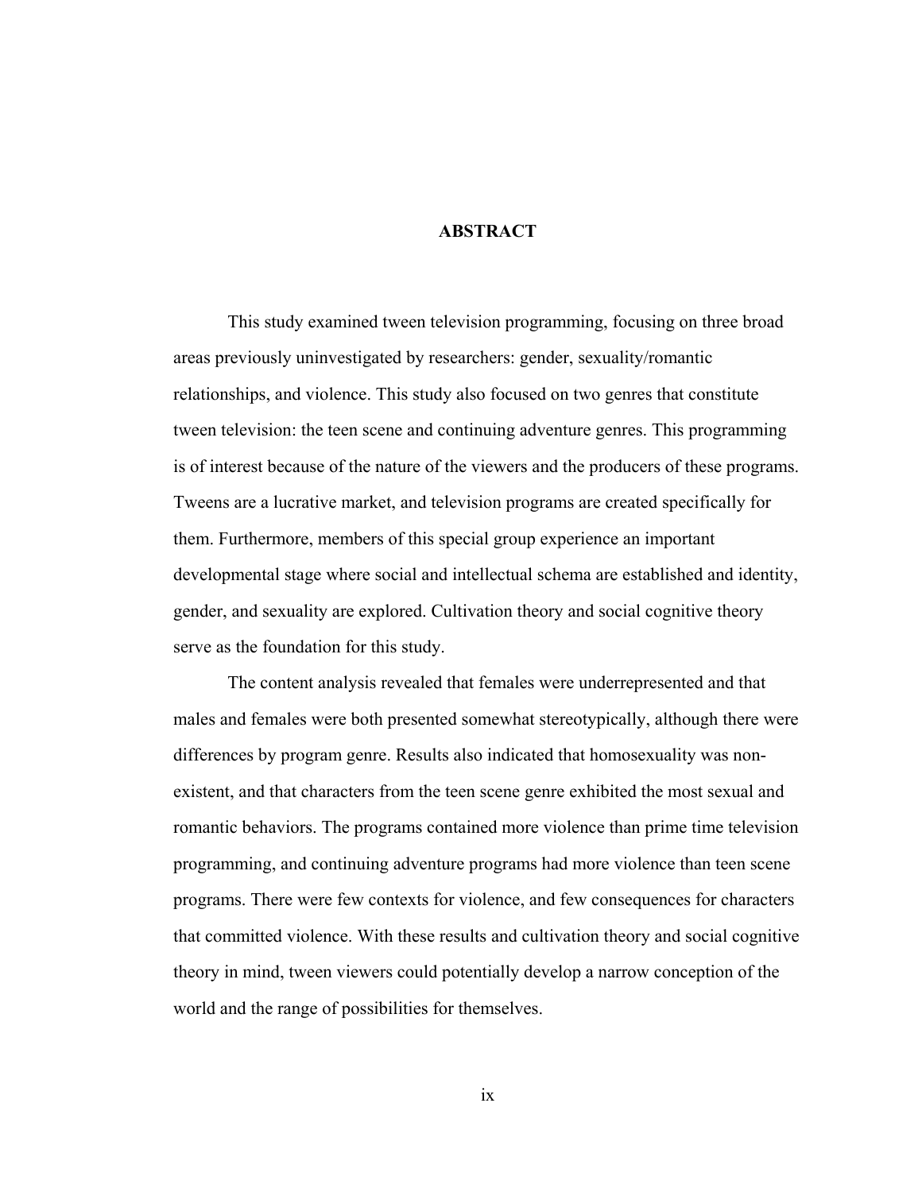# ABSTRACT

This study examined tween television programming, focusing on three broad areas previously uninvestigated by researchers: gender, sexuality/romantic relationships, and violence. This study also focused on two genres that constitute tween television: the teen scene and continuing adventure genres. This programming is of interest because of the nature of the viewers and the producers of these programs. Tweens are a lucrative market, and television programs are created specifically for them. Furthermore, members of this special group experience an important developmental stage where social and intellectual schema are established and identity, gender, and sexuality are explored. Cultivation theory and social cognitive theory serve as the foundation for this study.

The content analysis revealed that females were underrepresented and that males and females were both presented somewhat stereotypically, although there were differences by program genre. Results also indicated that homosexuality was non-existent, and that characters from the teen scene genre exhibited the most sexual and romantic behaviors. The programs contained more violence than prime time television programming, and continuing adventure programs had more violence than teen scene programs. There were few contexts for violence, and few consequences for characters that committed violence. With these results and cultivation theory and social cognitive theory in mind, tween viewers could potentially develop a narrow conception of the world and the range of possibilities for themselves.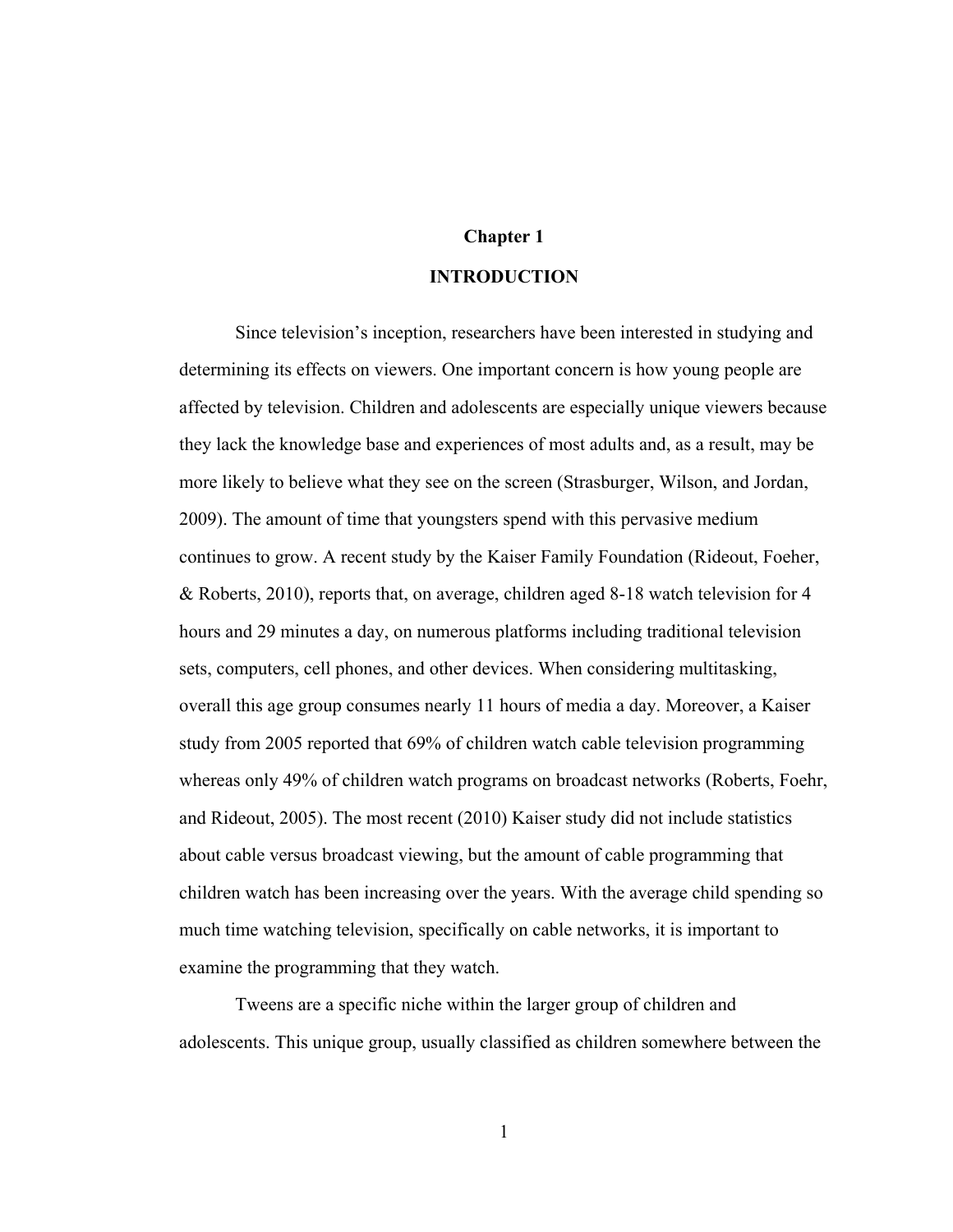# Chapter 1

## INTRODUCTION

Since television's inception, researchers have been interested in studying and determining its effects on viewers. One important concern is how young people are affected by television. Children and adolescents are especially unique viewers because they lack the knowledge base and experiences of most adults and, as a result, may be more likely to believe what they see on the screen (Strasburger, Wilson, and Jordan, 2009). The amount of time that youngsters spend with this pervasive medium continues to grow. A recent study by the Kaiser Family Foundation (Rideout, Foeher, & Roberts, 2010), reports that, on average, children aged 8-18 watch television for 4 hours and 29 minutes a day, on numerous platforms including traditional television sets, computers, cell phones, and other devices. When considering multitasking, overall this age group consumes nearly 11 hours of media a day. Moreover, a Kaiser study from 2005 reported that 69% of children watch cable television programming whereas only 49% of children watch programs on broadcast networks (Roberts, Foehr, and Rideout, 2005). The most recent (2010) Kaiser study did not include statistics about cable versus broadcast viewing, but the amount of cable programming that children watch has been increasing over the years. With the average child spending so much time watching television, specifically on cable networks, it is important to examine the programming that they watch.

Tweens are a specific niche within the larger group of children and adolescents. This unique group, usually classified as children somewhere between the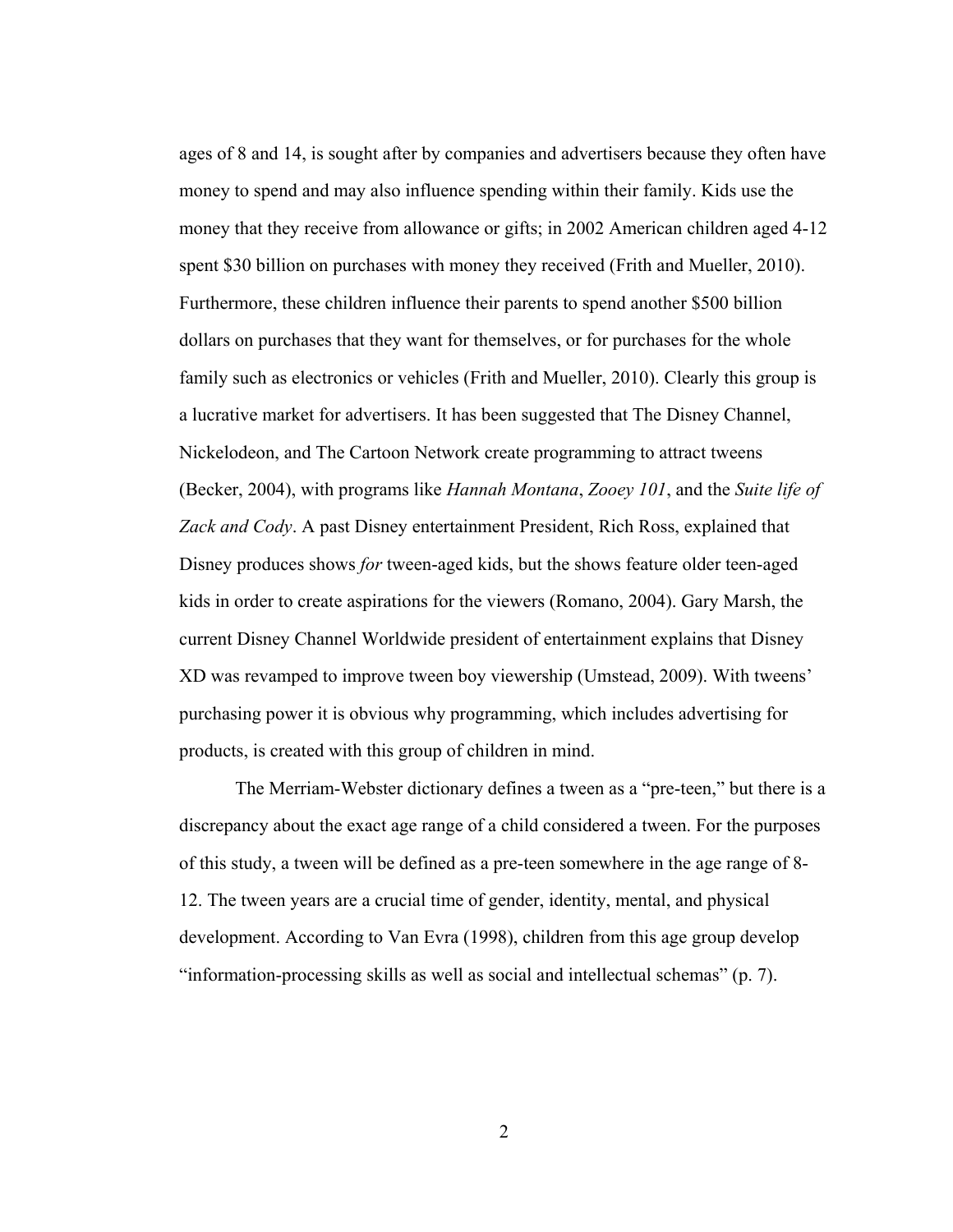ages of 8 and 14, is sought after by companies and advertisers because they often have money to spend and may also influence spending within their family. Kids use the money that they receive from allowance or gifts; in 2002 American children aged 4-12 spent $30 billion on purchases with money they received (Frith and Mueller, 2010). Furthermore, these children influence their parents to spend another $500 billion dollars on purchases that they want for themselves, or for purchases for the whole family such as electronics or vehicles (Frith and Mueller, 2010). Clearly this group is a lucrative market for advertisers. It has been suggested that The Disney Channel, Nickelodeon, and The Cartoon Network create programming to attract tweens (Becker, 2004), with programs like *Hannah Montana*, *Zooey 101*, and the *Suite life of Zack and Cody*. A past Disney entertainment President, Rich Ross, explained that Disney produces shows *for* tween-aged kids, but the shows feature older teen-aged kids in order to create aspirations for the viewers (Romano, 2004). Gary Marsh, the current Disney Channel Worldwide president of entertainment explains that Disney XD was revamped to improve tween boy viewership (Umstead, 2009). With tweens' purchasing power it is obvious why programming, which includes advertising for products, is created with this group of children in mind.

The Merriam-Webster dictionary defines a tween as a "pre-teen," but there is a discrepancy about the exact age range of a child considered a tween. For the purposes of this study, a tween will be defined as a pre-teen somewhere in the age range of 8-12. The tween years are a crucial time of gender, identity, mental, and physical development. According to Van Evra (1998), children from this age group develop "information-processing skills as well as social and intellectual schemas" (p. 7).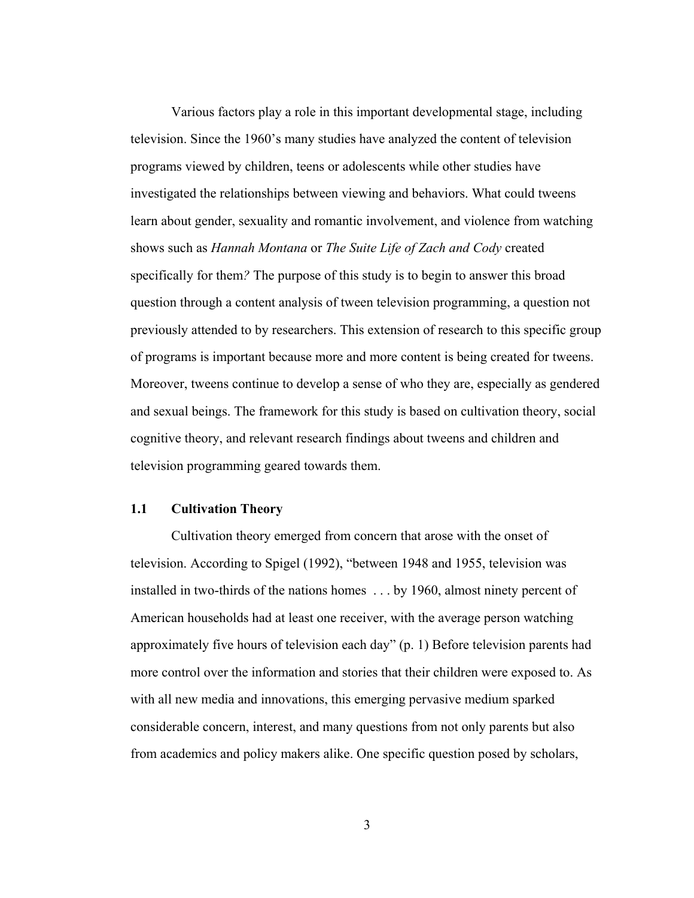Various factors play a role in this important developmental stage, including television. Since the 1960's many studies have analyzed the content of television programs viewed by children, teens or adolescents while other studies have investigated the relationships between viewing and behaviors. What could tweens learn about gender, sexuality and romantic involvement, and violence from watching shows such as *Hannah Montana* or *The Suite Life of Zach and Cody* created specifically for them*?* The purpose of this study is to begin to answer this broad question through a content analysis of tween television programming, a question not previously attended to by researchers. This extension of research to this specific group of programs is important because more and more content is being created for tweens. Moreover, tweens continue to develop a sense of who they are, especially as gendered and sexual beings. The framework for this study is based on cultivation theory, social cognitive theory, and relevant research findings about tweens and children and television programming geared towards them.

## 1.1 Cultivation Theory

Cultivation theory emerged from concern that arose with the onset of television. According to Spigel (1992), "between 1948 and 1955, television was installed in two-thirds of the nations homes . . . by 1960, almost ninety percent of American households had at least one receiver, with the average person watching approximately five hours of television each day" (p. 1) Before television parents had more control over the information and stories that their children were exposed to. As with all new media and innovations, this emerging pervasive medium sparked considerable concern, interest, and many questions from not only parents but also from academics and policy makers alike. One specific question posed by scholars,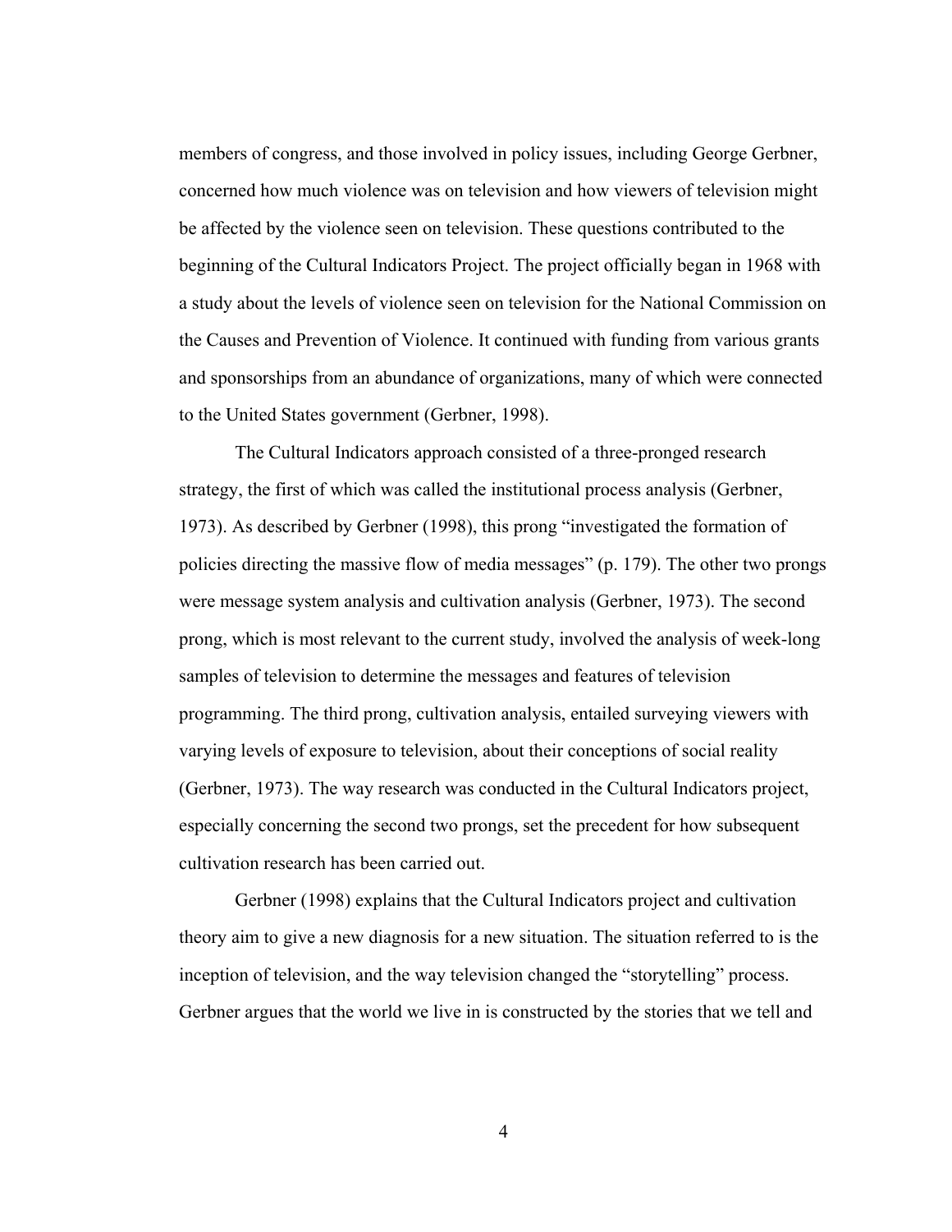members of congress, and those involved in policy issues, including George Gerbner, concerned how much violence was on television and how viewers of television might be affected by the violence seen on television. These questions contributed to the beginning of the Cultural Indicators Project. The project officially began in 1968 with a study about the levels of violence seen on television for the National Commission on the Causes and Prevention of Violence. It continued with funding from various grants and sponsorships from an abundance of organizations, many of which were connected to the United States government (Gerbner, 1998).

The Cultural Indicators approach consisted of a three-pronged research strategy, the first of which was called the institutional process analysis (Gerbner, 1973). As described by Gerbner (1998), this prong "investigated the formation of policies directing the massive flow of media messages" (p. 179). The other two prongs were message system analysis and cultivation analysis (Gerbner, 1973). The second prong, which is most relevant to the current study, involved the analysis of week-long samples of television to determine the messages and features of television programming. The third prong, cultivation analysis, entailed surveying viewers with varying levels of exposure to television, about their conceptions of social reality (Gerbner, 1973). The way research was conducted in the Cultural Indicators project, especially concerning the second two prongs, set the precedent for how subsequent cultivation research has been carried out.

Gerbner (1998) explains that the Cultural Indicators project and cultivation theory aim to give a new diagnosis for a new situation. The situation referred to is the inception of television, and the way television changed the "storytelling" process. Gerbner argues that the world we live in is constructed by the stories that we tell and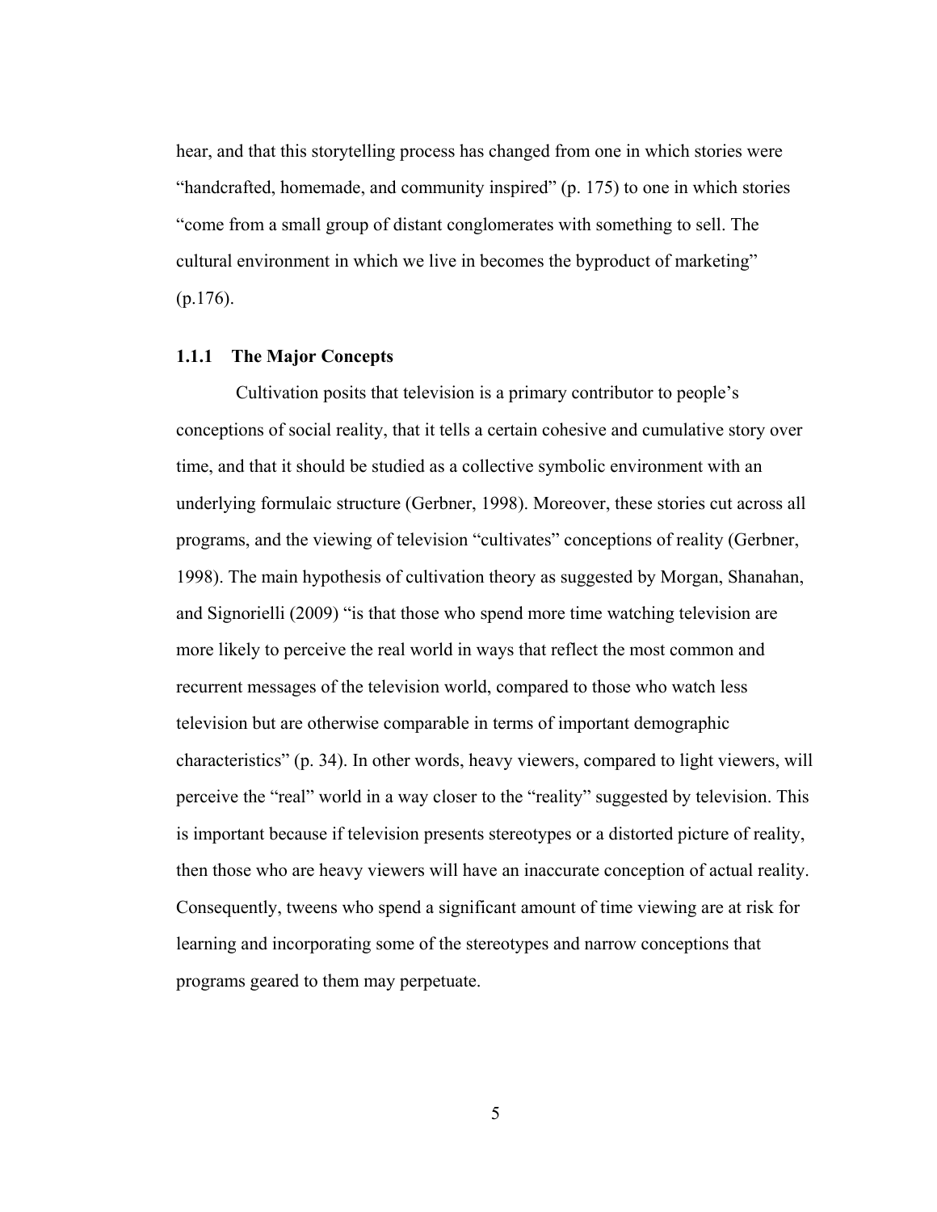hear, and that this storytelling process has changed from one in which stories were "handcrafted, homemade, and community inspired" (p. 175) to one in which stories "come from a small group of distant conglomerates with something to sell. The cultural environment in which we live in becomes the byproduct of marketing" (p.176).

### 1.1.1 The Major Concepts

Cultivation posits that television is a primary contributor to people's conceptions of social reality, that it tells a certain cohesive and cumulative story over time, and that it should be studied as a collective symbolic environment with an underlying formulaic structure (Gerbner, 1998). Moreover, these stories cut across all programs, and the viewing of television "cultivates" conceptions of reality (Gerbner, 1998). The main hypothesis of cultivation theory as suggested by Morgan, Shanahan, and Signorielli (2009) "is that those who spend more time watching television are more likely to perceive the real world in ways that reflect the most common and recurrent messages of the television world, compared to those who watch less television but are otherwise comparable in terms of important demographic characteristics" (p. 34). In other words, heavy viewers, compared to light viewers, will perceive the "real" world in a way closer to the "reality" suggested by television. This is important because if television presents stereotypes or a distorted picture of reality, then those who are heavy viewers will have an inaccurate conception of actual reality. Consequently, tweens who spend a significant amount of time viewing are at risk for learning and incorporating some of the stereotypes and narrow conceptions that programs geared to them may perpetuate.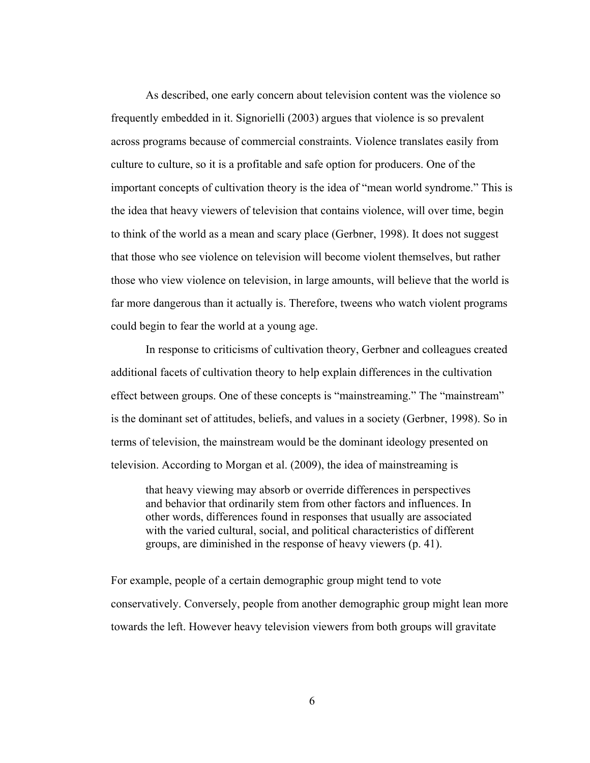As described, one early concern about television content was the violence so frequently embedded in it. Signorielli (2003) argues that violence is so prevalent across programs because of commercial constraints. Violence translates easily from culture to culture, so it is a profitable and safe option for producers. One of the important concepts of cultivation theory is the idea of "mean world syndrome." This is the idea that heavy viewers of television that contains violence, will over time, begin to think of the world as a mean and scary place (Gerbner, 1998). It does not suggest that those who see violence on television will become violent themselves, but rather those who view violence on television, in large amounts, will believe that the world is far more dangerous than it actually is. Therefore, tweens who watch violent programs could begin to fear the world at a young age.

In response to criticisms of cultivation theory, Gerbner and colleagues created additional facets of cultivation theory to help explain differences in the cultivation effect between groups. One of these concepts is "mainstreaming." The "mainstream" is the dominant set of attitudes, beliefs, and values in a society (Gerbner, 1998). So in terms of television, the mainstream would be the dominant ideology presented on television. According to Morgan et al. (2009), the idea of mainstreaming is

> that heavy viewing may absorb or override differences in perspectives and behavior that ordinarily stem from other factors and influences. In other words, differences found in responses that usually are associated with the varied cultural, social, and political characteristics of different groups, are diminished in the response of heavy viewers (p. 41).

For example, people of a certain demographic group might tend to vote conservatively. Conversely, people from another demographic group might lean more towards the left. However heavy television viewers from both groups will gravitate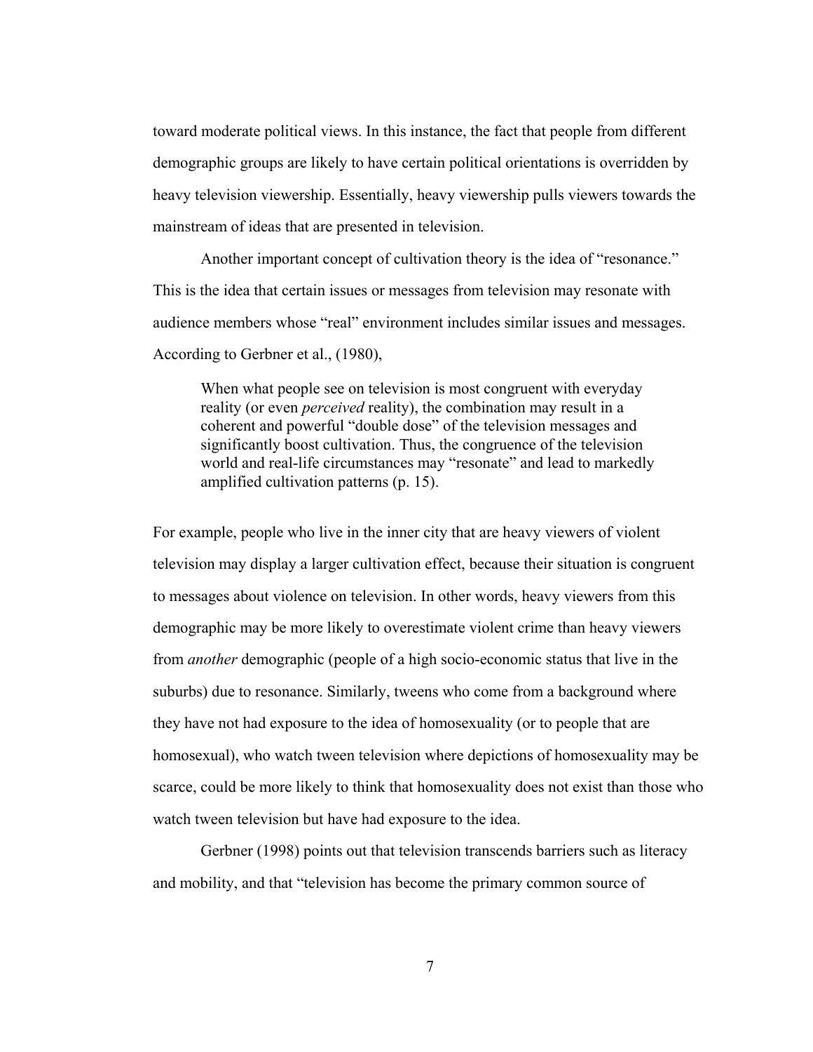toward moderate political views. In this instance, the fact that people from different demographic groups are likely to have certain political orientations is overridden by heavy television viewership. Essentially, heavy viewership pulls viewers towards the mainstream of ideas that are presented in television.

Another important concept of cultivation theory is the idea of "resonance." This is the idea that certain issues or messages from television may resonate with audience members whose "real" environment includes similar issues and messages. According to Gerbner et al., (1980),

> When what people see on television is most congruent with everyday reality (or even *perceived* reality), the combination may result in a coherent and powerful "double dose" of the television messages and significantly boost cultivation. Thus, the congruence of the television world and real-life circumstances may "resonate" and lead to markedly amplified cultivation patterns (p. 15).

For example, people who live in the inner city that are heavy viewers of violent television may display a larger cultivation effect, because their situation is congruent to messages about violence on television. In other words, heavy viewers from this demographic may be more likely to overestimate violent crime than heavy viewers from *another* demographic (people of a high socio-economic status that live in the suburbs) due to resonance. Similarly, tweens who come from a background where they have not had exposure to the idea of homosexuality (or to people that are homosexual), who watch tween television where depictions of homosexuality may be scarce, could be more likely to think that homosexuality does not exist than those who watch tween television but have had exposure to the idea.

Gerbner (1998) points out that television transcends barriers such as literacy and mobility, and that "television has become the primary common source of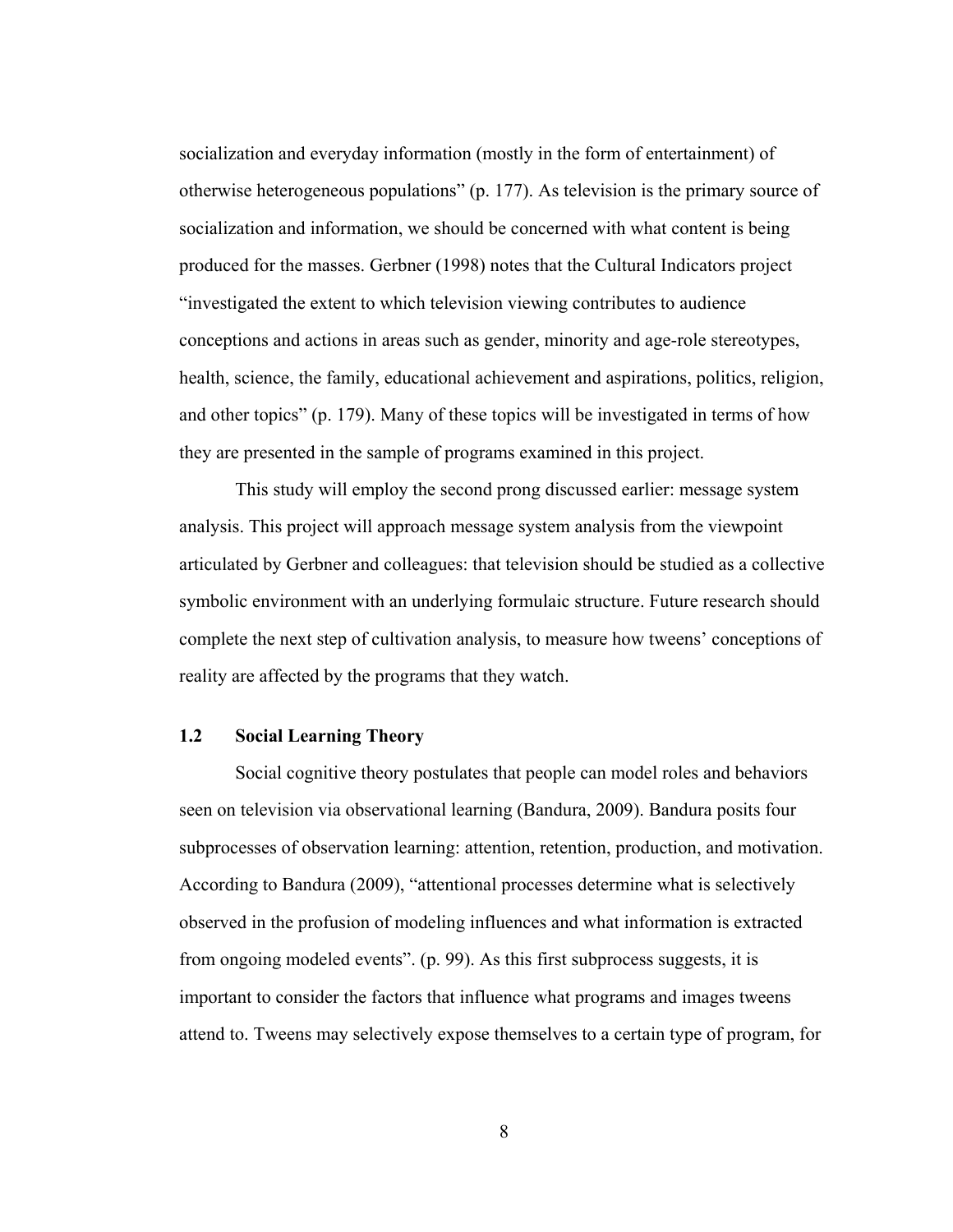socialization and everyday information (mostly in the form of entertainment) of otherwise heterogeneous populations" (p. 177). As television is the primary source of socialization and information, we should be concerned with what content is being produced for the masses. Gerbner (1998) notes that the Cultural Indicators project "investigated the extent to which television viewing contributes to audience conceptions and actions in areas such as gender, minority and age-role stereotypes, health, science, the family, educational achievement and aspirations, politics, religion, and other topics" (p. 179). Many of these topics will be investigated in terms of how they are presented in the sample of programs examined in this project.

This study will employ the second prong discussed earlier: message system analysis. This project will approach message system analysis from the viewpoint articulated by Gerbner and colleagues: that television should be studied as a collective symbolic environment with an underlying formulaic structure. Future research should complete the next step of cultivation analysis, to measure how tweens' conceptions of reality are affected by the programs that they watch.

## 1.2 Social Learning Theory

Social cognitive theory postulates that people can model roles and behaviors seen on television via observational learning (Bandura, 2009). Bandura posits four subprocesses of observation learning: attention, retention, production, and motivation. According to Bandura (2009), "attentional processes determine what is selectively observed in the profusion of modeling influences and what information is extracted from ongoing modeled events". (p. 99). As this first subprocess suggests, it is important to consider the factors that influence what programs and images tweens attend to. Tweens may selectively expose themselves to a certain type of program, for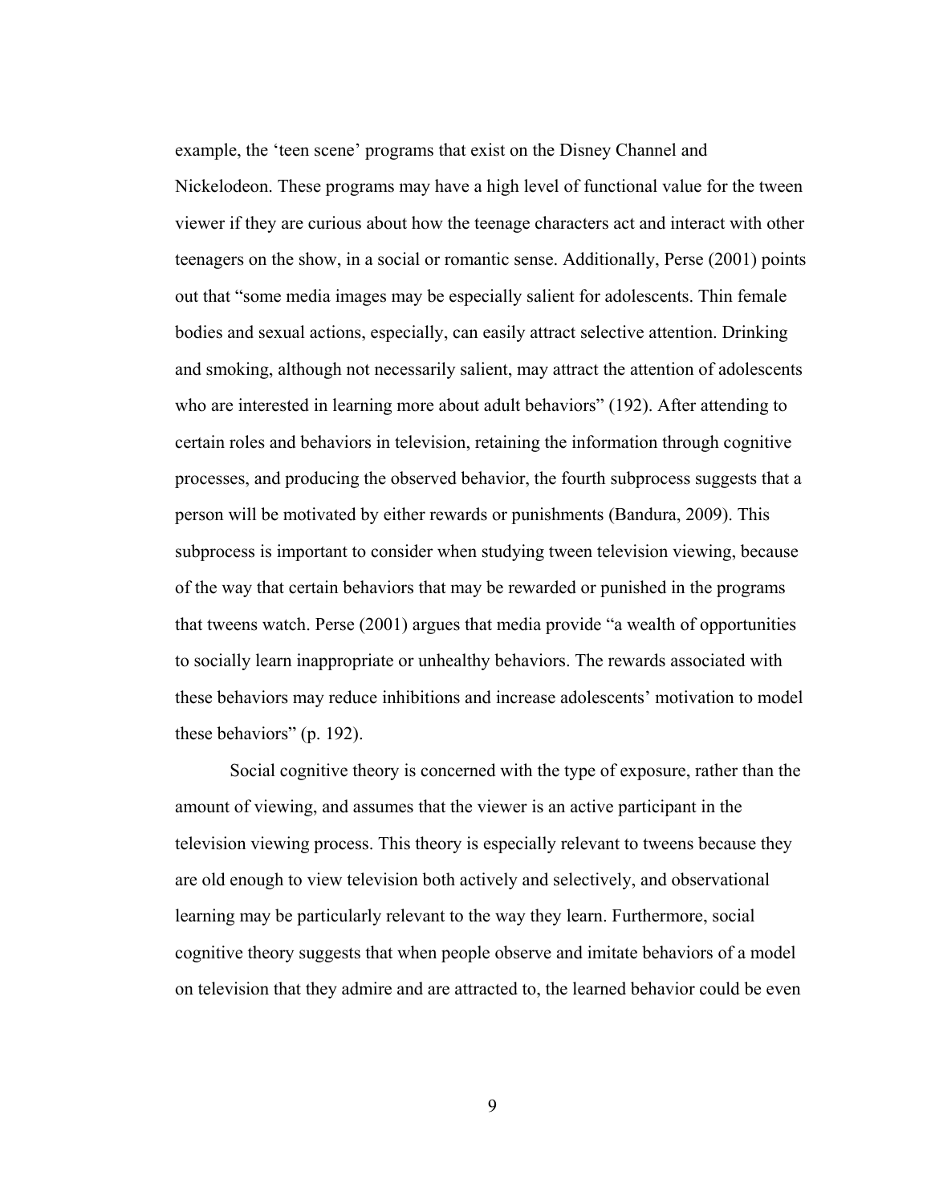example, the 'teen scene' programs that exist on the Disney Channel and Nickelodeon. These programs may have a high level of functional value for the tween viewer if they are curious about how the teenage characters act and interact with other teenagers on the show, in a social or romantic sense. Additionally, Perse (2001) points out that "some media images may be especially salient for adolescents. Thin female bodies and sexual actions, especially, can easily attract selective attention. Drinking and smoking, although not necessarily salient, may attract the attention of adolescents who are interested in learning more about adult behaviors" (192). After attending to certain roles and behaviors in television, retaining the information through cognitive processes, and producing the observed behavior, the fourth subprocess suggests that a person will be motivated by either rewards or punishments (Bandura, 2009). This subprocess is important to consider when studying tween television viewing, because of the way that certain behaviors that may be rewarded or punished in the programs that tweens watch. Perse (2001) argues that media provide "a wealth of opportunities to socially learn inappropriate or unhealthy behaviors. The rewards associated with these behaviors may reduce inhibitions and increase adolescents' motivation to model these behaviors" (p. 192).

Social cognitive theory is concerned with the type of exposure, rather than the amount of viewing, and assumes that the viewer is an active participant in the television viewing process. This theory is especially relevant to tweens because they are old enough to view television both actively and selectively, and observational learning may be particularly relevant to the way they learn. Furthermore, social cognitive theory suggests that when people observe and imitate behaviors of a model on television that they admire and are attracted to, the learned behavior could be even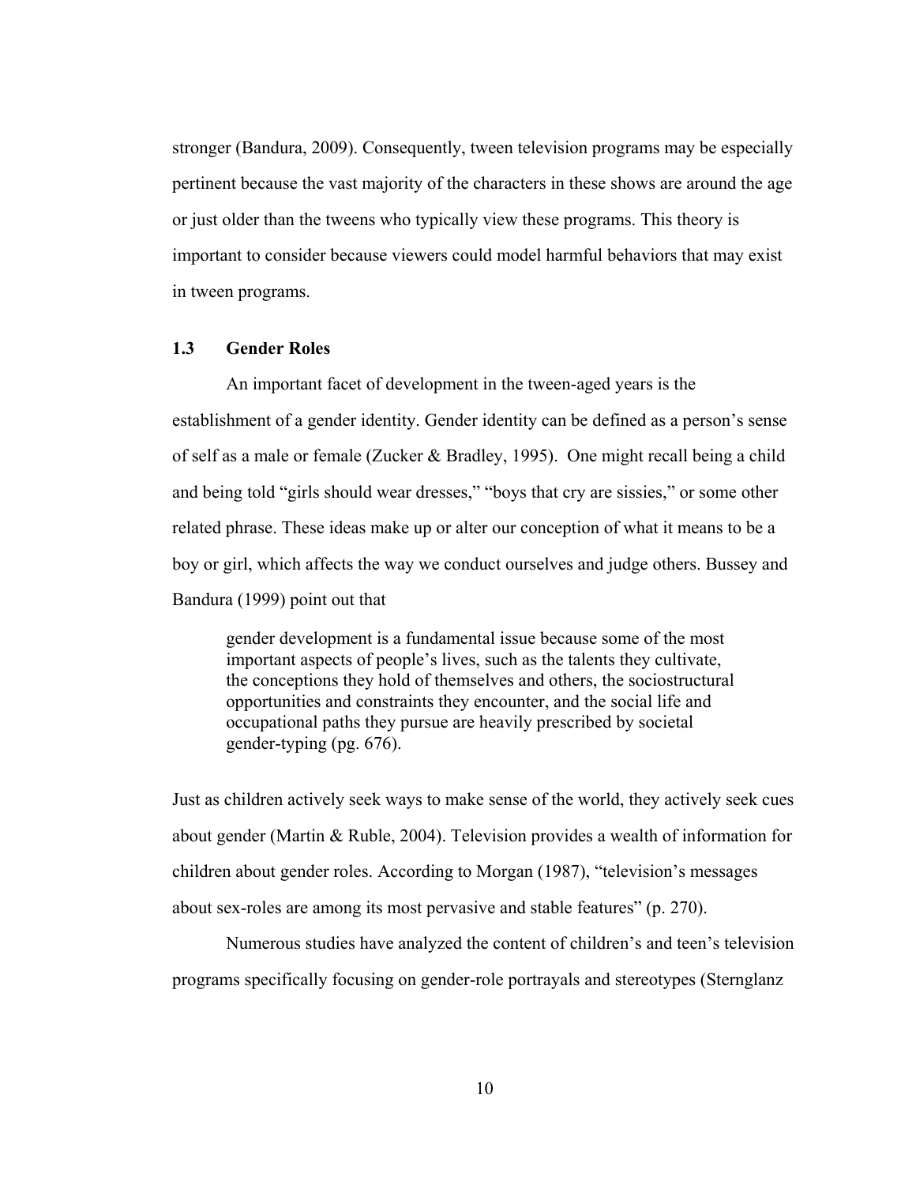stronger (Bandura, 2009). Consequently, tween television programs may be especially pertinent because the vast majority of the characters in these shows are around the age or just older than the tweens who typically view these programs. This theory is important to consider because viewers could model harmful behaviors that may exist in tween programs.

## 1.3 Gender Roles

An important facet of development in the tween-aged years is the establishment of a gender identity. Gender identity can be defined as a person's sense of self as a male or female (Zucker & Bradley, 1995). One might recall being a child and being told "girls should wear dresses," "boys that cry are sissies," or some other related phrase. These ideas make up or alter our conception of what it means to be a boy or girl, which affects the way we conduct ourselves and judge others. Bussey and Bandura (1999) point out that

> gender development is a fundamental issue because some of the most important aspects of people's lives, such as the talents they cultivate, the conceptions they hold of themselves and others, the sociostructural opportunities and constraints they encounter, and the social life and occupational paths they pursue are heavily prescribed by societal gender-typing (pg. 676).

Just as children actively seek ways to make sense of the world, they actively seek cues about gender (Martin & Ruble, 2004). Television provides a wealth of information for children about gender roles. According to Morgan (1987), "television's messages about sex-roles are among its most pervasive and stable features" (p. 270).

Numerous studies have analyzed the content of children's and teen's television programs specifically focusing on gender-role portrayals and stereotypes (Sternglanz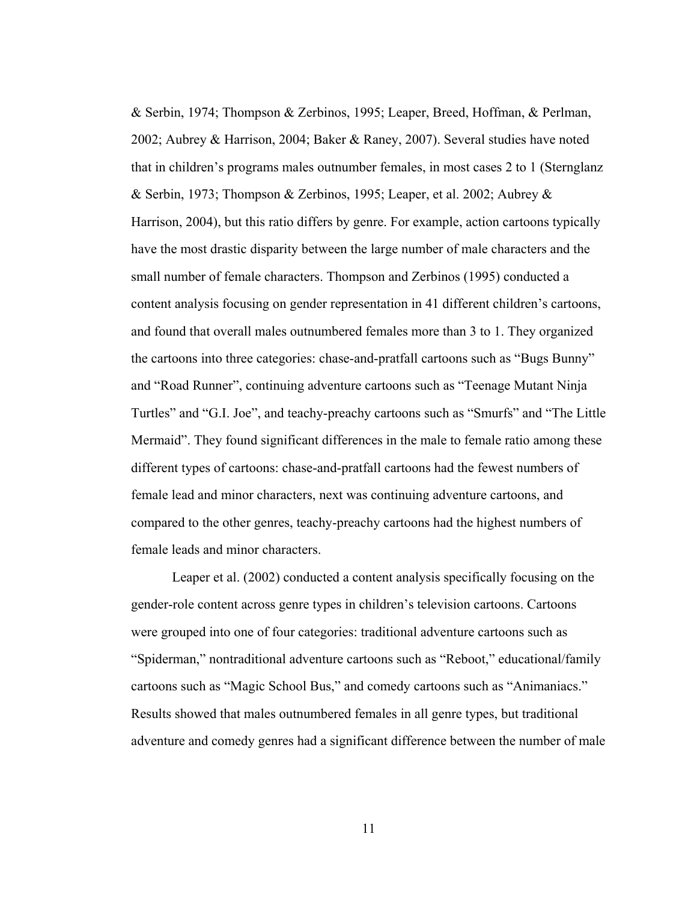& Serbin, 1974; Thompson & Zerbinos, 1995; Leaper, Breed, Hoffman, & Perlman, 2002; Aubrey & Harrison, 2004; Baker & Raney, 2007). Several studies have noted that in children's programs males outnumber females, in most cases 2 to 1 (Sternglanz & Serbin, 1973; Thompson & Zerbinos, 1995; Leaper, et al. 2002; Aubrey & Harrison, 2004), but this ratio differs by genre. For example, action cartoons typically have the most drastic disparity between the large number of male characters and the small number of female characters. Thompson and Zerbinos (1995) conducted a content analysis focusing on gender representation in 41 different children's cartoons, and found that overall males outnumbered females more than 3 to 1. They organized the cartoons into three categories: chase-and-pratfall cartoons such as "Bugs Bunny" and "Road Runner", continuing adventure cartoons such as "Teenage Mutant Ninja Turtles" and "G.I. Joe", and teachy-preachy cartoons such as "Smurfs" and "The Little Mermaid". They found significant differences in the male to female ratio among these different types of cartoons: chase-and-pratfall cartoons had the fewest numbers of female lead and minor characters, next was continuing adventure cartoons, and compared to the other genres, teachy-preachy cartoons had the highest numbers of female leads and minor characters.

Leaper et al. (2002) conducted a content analysis specifically focusing on the gender-role content across genre types in children's television cartoons. Cartoons were grouped into one of four categories: traditional adventure cartoons such as "Spiderman," nontraditional adventure cartoons such as "Reboot," educational/family cartoons such as "Magic School Bus," and comedy cartoons such as "Animaniacs." Results showed that males outnumbered females in all genre types, but traditional adventure and comedy genres had a significant difference between the number of male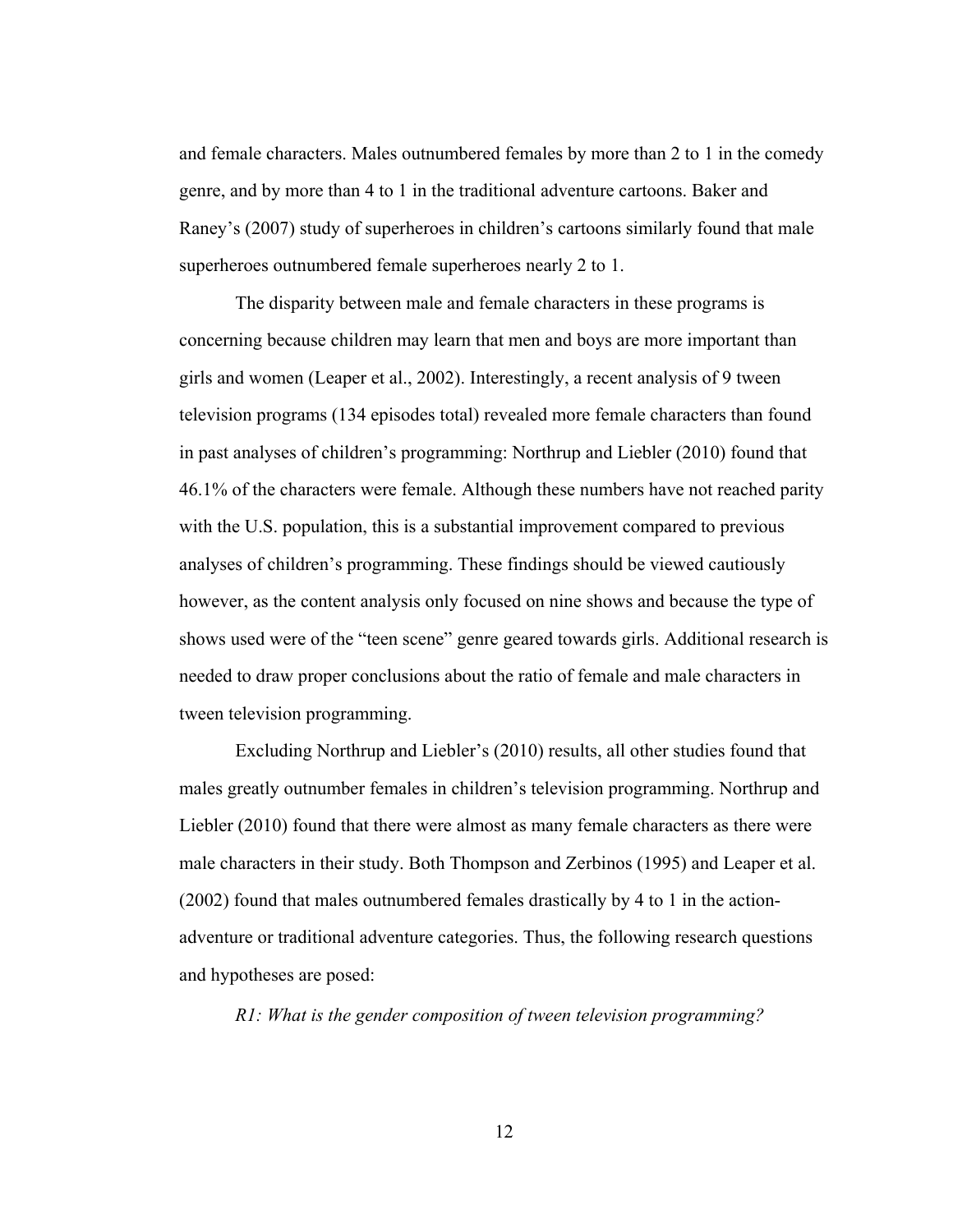and female characters. Males outnumbered females by more than 2 to 1 in the comedy genre, and by more than 4 to 1 in the traditional adventure cartoons. Baker and Raney's (2007) study of superheroes in children's cartoons similarly found that male superheroes outnumbered female superheroes nearly 2 to 1.

The disparity between male and female characters in these programs is concerning because children may learn that men and boys are more important than girls and women (Leaper et al., 2002). Interestingly, a recent analysis of 9 tween television programs (134 episodes total) revealed more female characters than found in past analyses of children's programming: Northrup and Liebler (2010) found that 46.1% of the characters were female. Although these numbers have not reached parity with the U.S. population, this is a substantial improvement compared to previous analyses of children's programming. These findings should be viewed cautiously however, as the content analysis only focused on nine shows and because the type of shows used were of the "teen scene" genre geared towards girls. Additional research is needed to draw proper conclusions about the ratio of female and male characters in tween television programming.

Excluding Northrup and Liebler's (2010) results, all other studies found that males greatly outnumber females in children's television programming. Northrup and Liebler (2010) found that there were almost as many female characters as there were male characters in their study. Both Thompson and Zerbinos (1995) and Leaper et al. (2002) found that males outnumbered females drastically by 4 to 1 in the action-adventure or traditional adventure categories. Thus, the following research questions and hypotheses are posed:

*R1: What is the gender composition of tween television programming?*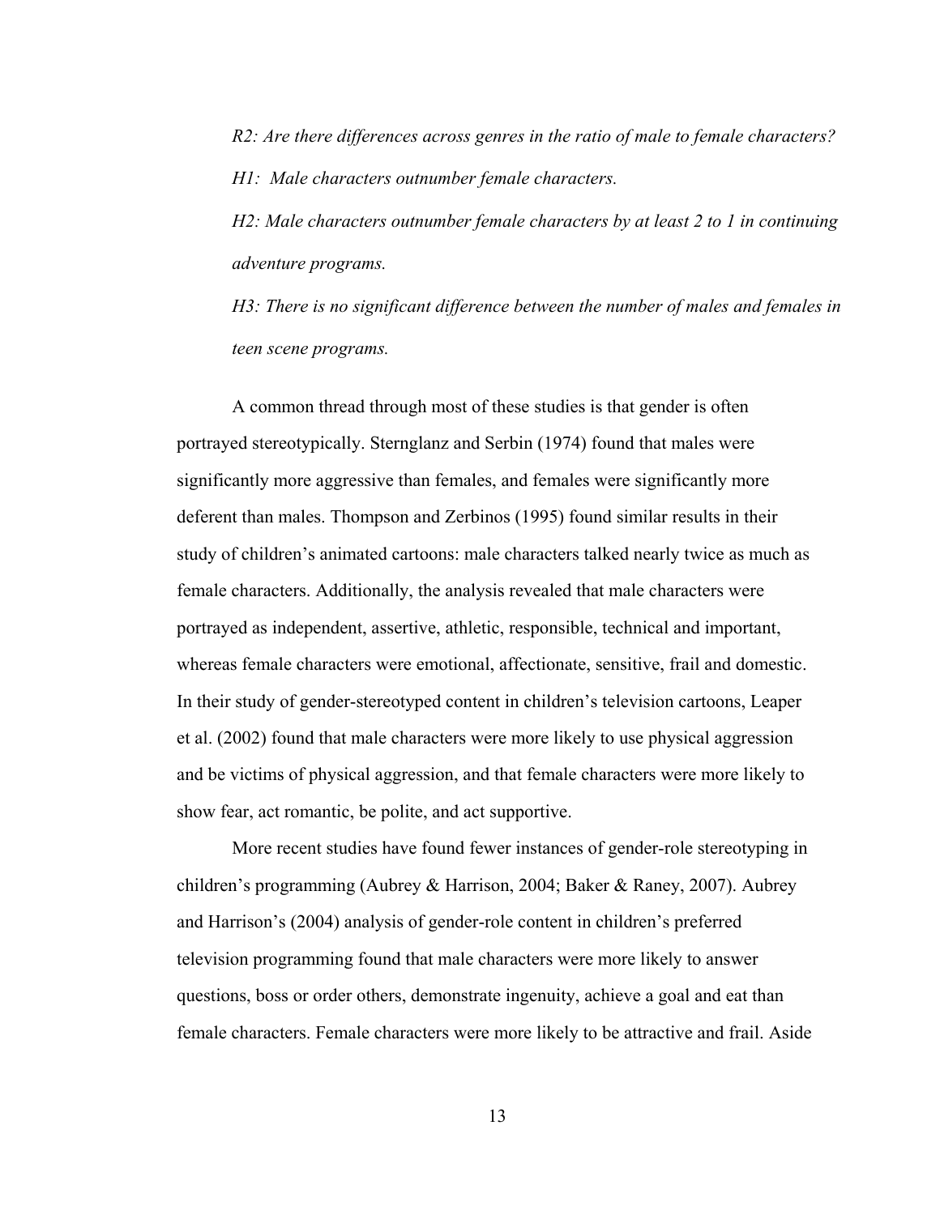*R2: Are there differences across genres in the ratio of male to female characters?*

*H1: Male characters outnumber female characters.*

*H2: Male characters outnumber female characters by at least 2 to 1 in continuing adventure programs.*

*H3: There is no significant difference between the number of males and females in teen scene programs.*

A common thread through most of these studies is that gender is often portrayed stereotypically. Sternglanz and Serbin (1974) found that males were significantly more aggressive than females, and females were significantly more deferent than males. Thompson and Zerbinos (1995) found similar results in their study of children's animated cartoons: male characters talked nearly twice as much as female characters. Additionally, the analysis revealed that male characters were portrayed as independent, assertive, athletic, responsible, technical and important, whereas female characters were emotional, affectionate, sensitive, frail and domestic. In their study of gender-stereotyped content in children's television cartoons, Leaper et al. (2002) found that male characters were more likely to use physical aggression and be victims of physical aggression, and that female characters were more likely to show fear, act romantic, be polite, and act supportive.

More recent studies have found fewer instances of gender-role stereotyping in children's programming (Aubrey & Harrison, 2004; Baker & Raney, 2007). Aubrey and Harrison's (2004) analysis of gender-role content in children's preferred television programming found that male characters were more likely to answer questions, boss or order others, demonstrate ingenuity, achieve a goal and eat than female characters. Female characters were more likely to be attractive and frail. Aside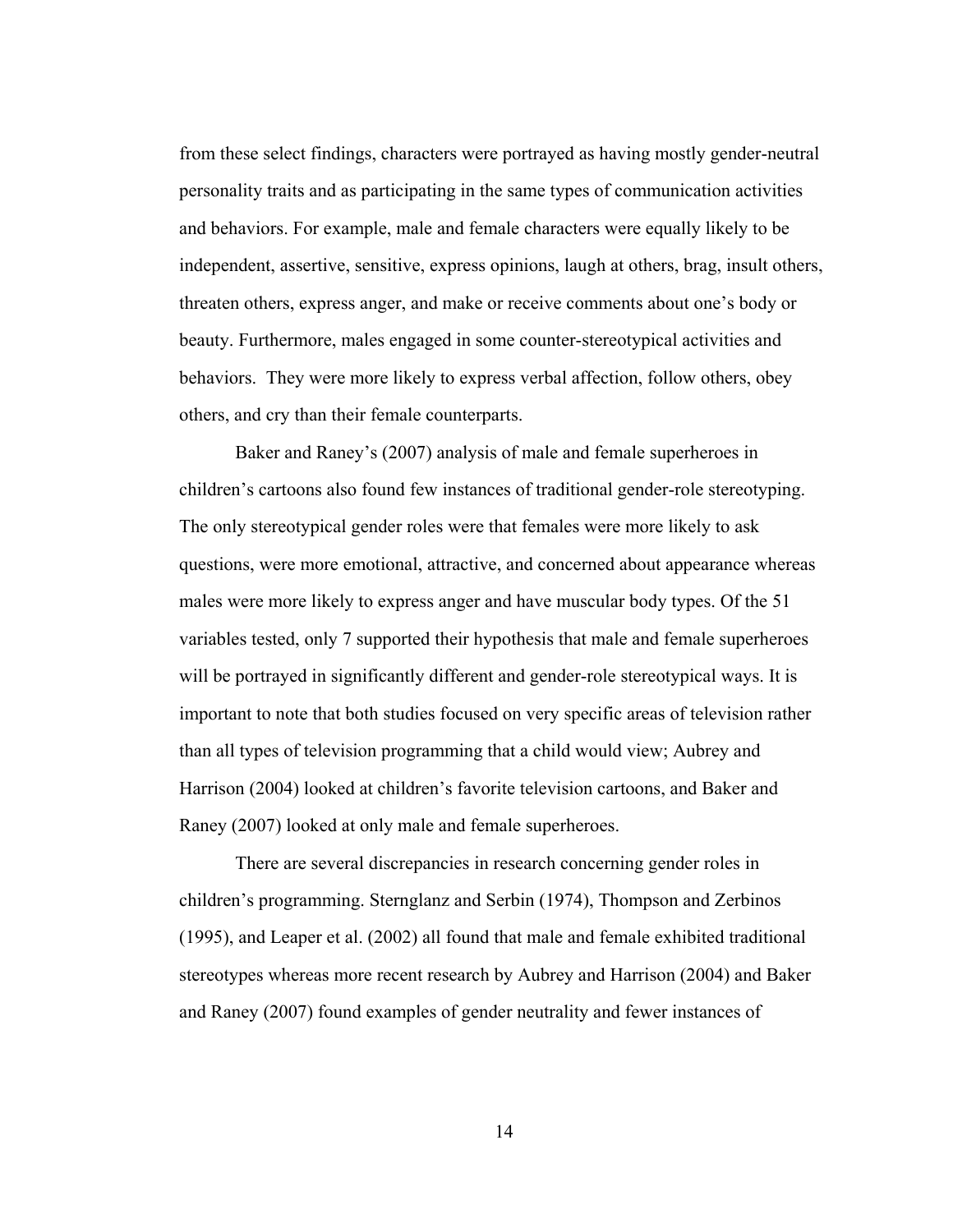from these select findings, characters were portrayed as having mostly gender-neutral personality traits and as participating in the same types of communication activities and behaviors. For example, male and female characters were equally likely to be independent, assertive, sensitive, express opinions, laugh at others, brag, insult others, threaten others, express anger, and make or receive comments about one's body or beauty. Furthermore, males engaged in some counter-stereotypical activities and behaviors. They were more likely to express verbal affection, follow others, obey others, and cry than their female counterparts.

Baker and Raney's (2007) analysis of male and female superheroes in children's cartoons also found few instances of traditional gender-role stereotyping. The only stereotypical gender roles were that females were more likely to ask questions, were more emotional, attractive, and concerned about appearance whereas males were more likely to express anger and have muscular body types. Of the 51 variables tested, only 7 supported their hypothesis that male and female superheroes will be portrayed in significantly different and gender-role stereotypical ways. It is important to note that both studies focused on very specific areas of television rather than all types of television programming that a child would view; Aubrey and Harrison (2004) looked at children's favorite television cartoons, and Baker and Raney (2007) looked at only male and female superheroes.

There are several discrepancies in research concerning gender roles in children's programming. Sternglanz and Serbin (1974), Thompson and Zerbinos (1995), and Leaper et al. (2002) all found that male and female exhibited traditional stereotypes whereas more recent research by Aubrey and Harrison (2004) and Baker and Raney (2007) found examples of gender neutrality and fewer instances of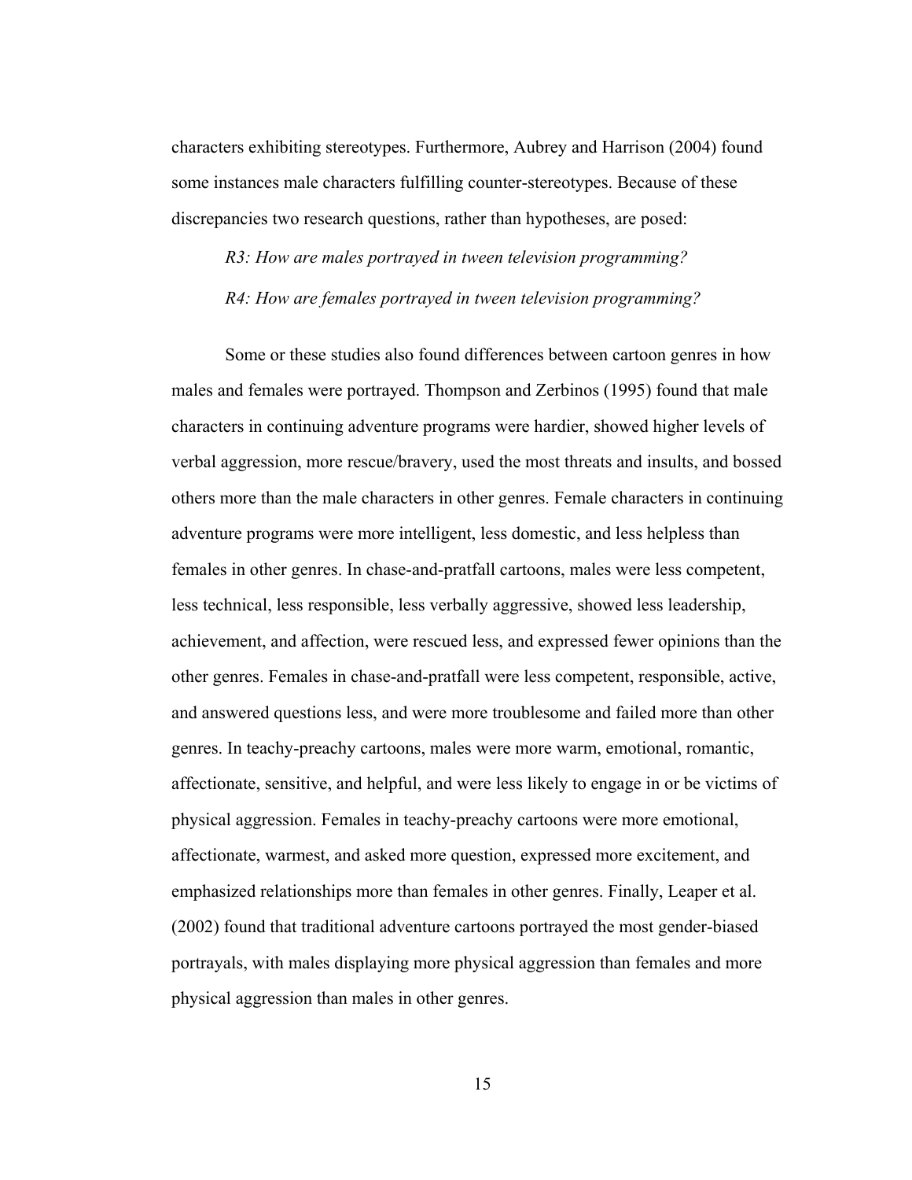characters exhibiting stereotypes. Furthermore, Aubrey and Harrison (2004) found some instances male characters fulfilling counter-stereotypes. Because of these discrepancies two research questions, rather than hypotheses, are posed:

*R3: How are males portrayed in tween television programming?*

*R4: How are females portrayed in tween television programming?*

Some or these studies also found differences between cartoon genres in how males and females were portrayed. Thompson and Zerbinos (1995) found that male characters in continuing adventure programs were hardier, showed higher levels of verbal aggression, more rescue/bravery, used the most threats and insults, and bossed others more than the male characters in other genres. Female characters in continuing adventure programs were more intelligent, less domestic, and less helpless than females in other genres. In chase-and-pratfall cartoons, males were less competent, less technical, less responsible, less verbally aggressive, showed less leadership, achievement, and affection, were rescued less, and expressed fewer opinions than the other genres. Females in chase-and-pratfall were less competent, responsible, active, and answered questions less, and were more troublesome and failed more than other genres. In teachy-preachy cartoons, males were more warm, emotional, romantic, affectionate, sensitive, and helpful, and were less likely to engage in or be victims of physical aggression. Females in teachy-preachy cartoons were more emotional, affectionate, warmest, and asked more question, expressed more excitement, and emphasized relationships more than females in other genres. Finally, Leaper et al. (2002) found that traditional adventure cartoons portrayed the most gender-biased portrayals, with males displaying more physical aggression than females and more physical aggression than males in other genres.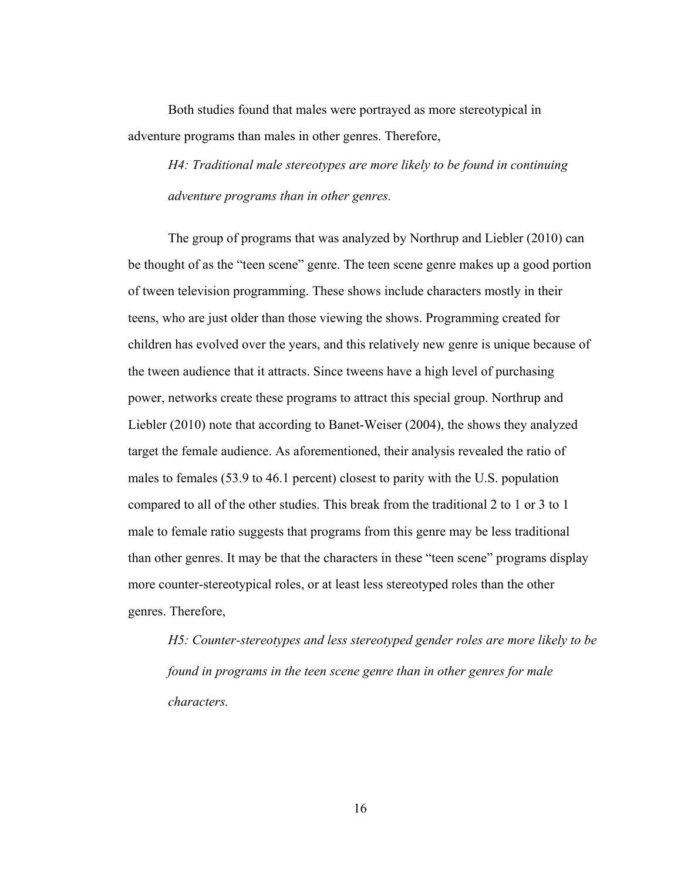Both studies found that males were portrayed as more stereotypical in adventure programs than males in other genres. Therefore,

*H4: Traditional male stereotypes are more likely to be found in continuing adventure programs than in other genres.*

The group of programs that was analyzed by Northrup and Liebler (2010) can be thought of as the "teen scene" genre. The teen scene genre makes up a good portion of tween television programming. These shows include characters mostly in their teens, who are just older than those viewing the shows. Programming created for children has evolved over the years, and this relatively new genre is unique because of the tween audience that it attracts. Since tweens have a high level of purchasing power, networks create these programs to attract this special group. Northrup and Liebler (2010) note that according to Banet-Weiser (2004), the shows they analyzed target the female audience. As aforementioned, their analysis revealed the ratio of males to females (53.9 to 46.1 percent) closest to parity with the U.S. population compared to all of the other studies. This break from the traditional 2 to 1 or 3 to 1 male to female ratio suggests that programs from this genre may be less traditional than other genres. It may be that the characters in these "teen scene" programs display more counter-stereotypical roles, or at least less stereotyped roles than the other genres. Therefore,

*H5: Counter-stereotypes and less stereotyped gender roles are more likely to be found in programs in the teen scene genre than in other genres for male characters.*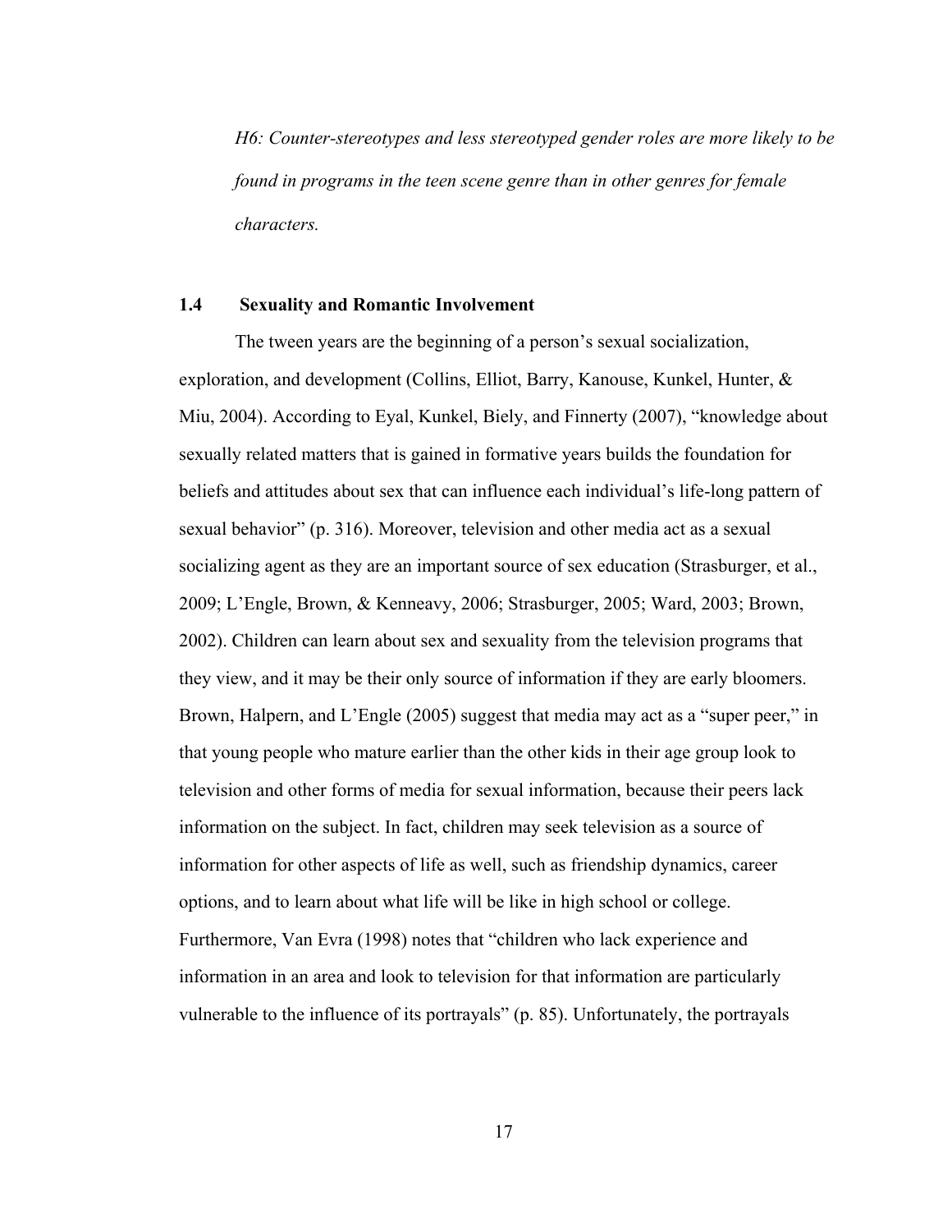*H6: Counter-stereotypes and less stereotyped gender roles are more likely to be found in programs in the teen scene genre than in other genres for female characters.*

### 1.4 Sexuality and Romantic Involvement

The tween years are the beginning of a person's sexual socialization, exploration, and development (Collins, Elliot, Barry, Kanouse, Kunkel, Hunter, & Miu, 2004). According to Eyal, Kunkel, Biely, and Finnerty (2007), "knowledge about sexually related matters that is gained in formative years builds the foundation for beliefs and attitudes about sex that can influence each individual's life-long pattern of sexual behavior" (p. 316). Moreover, television and other media act as a sexual socializing agent as they are an important source of sex education (Strasburger, et al., 2009; L'Engle, Brown, & Kenneavy, 2006; Strasburger, 2005; Ward, 2003; Brown, 2002). Children can learn about sex and sexuality from the television programs that they view, and it may be their only source of information if they are early bloomers. Brown, Halpern, and L'Engle (2005) suggest that media may act as a "super peer," in that young people who mature earlier than the other kids in their age group look to television and other forms of media for sexual information, because their peers lack information on the subject. In fact, children may seek television as a source of information for other aspects of life as well, such as friendship dynamics, career options, and to learn about what life will be like in high school or college. Furthermore, Van Evra (1998) notes that "children who lack experience and information in an area and look to television for that information are particularly vulnerable to the influence of its portrayals" (p. 85). Unfortunately, the portrayals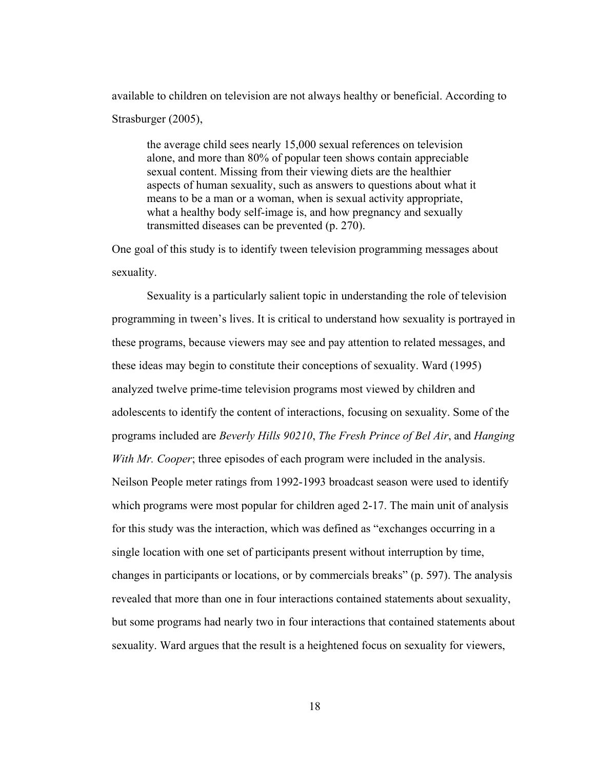available to children on television are not always healthy or beneficial. According to Strasburger (2005),

> the average child sees nearly 15,000 sexual references on television alone, and more than 80% of popular teen shows contain appreciable sexual content. Missing from their viewing diets are the healthier aspects of human sexuality, such as answers to questions about what it means to be a man or a woman, when is sexual activity appropriate, what a healthy body self-image is, and how pregnancy and sexually transmitted diseases can be prevented (p. 270).

One goal of this study is to identify tween television programming messages about sexuality.

Sexuality is a particularly salient topic in understanding the role of television programming in tween's lives. It is critical to understand how sexuality is portrayed in these programs, because viewers may see and pay attention to related messages, and these ideas may begin to constitute their conceptions of sexuality. Ward (1995) analyzed twelve prime-time television programs most viewed by children and adolescents to identify the content of interactions, focusing on sexuality. Some of the programs included are *Beverly Hills 90210*, *The Fresh Prince of Bel Air*, and *Hanging With Mr. Cooper*; three episodes of each program were included in the analysis. Neilson People meter ratings from 1992-1993 broadcast season were used to identify which programs were most popular for children aged 2-17. The main unit of analysis for this study was the interaction, which was defined as "exchanges occurring in a single location with one set of participants present without interruption by time, changes in participants or locations, or by commercials breaks" (p. 597). The analysis revealed that more than one in four interactions contained statements about sexuality, but some programs had nearly two in four interactions that contained statements about sexuality. Ward argues that the result is a heightened focus on sexuality for viewers,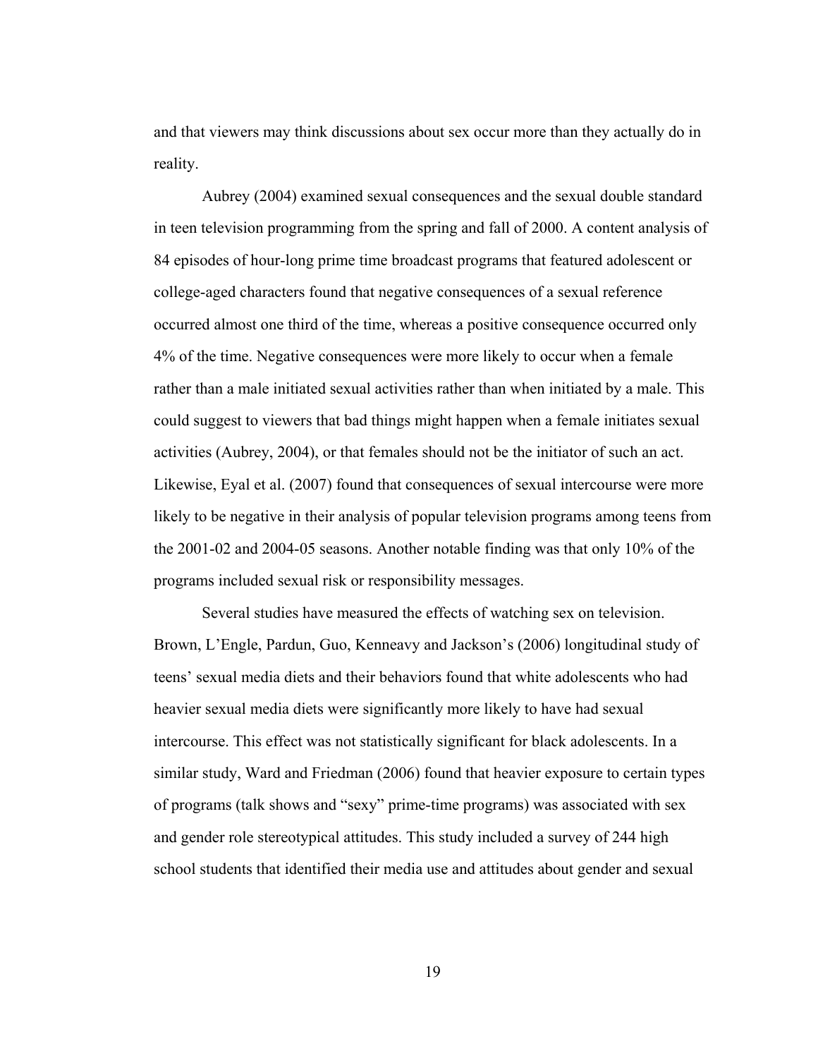and that viewers may think discussions about sex occur more than they actually do in reality.

Aubrey (2004) examined sexual consequences and the sexual double standard in teen television programming from the spring and fall of 2000. A content analysis of 84 episodes of hour-long prime time broadcast programs that featured adolescent or college-aged characters found that negative consequences of a sexual reference occurred almost one third of the time, whereas a positive consequence occurred only 4% of the time. Negative consequences were more likely to occur when a female rather than a male initiated sexual activities rather than when initiated by a male. This could suggest to viewers that bad things might happen when a female initiates sexual activities (Aubrey, 2004), or that females should not be the initiator of such an act. Likewise, Eyal et al. (2007) found that consequences of sexual intercourse were more likely to be negative in their analysis of popular television programs among teens from the 2001-02 and 2004-05 seasons. Another notable finding was that only 10% of the programs included sexual risk or responsibility messages.

Several studies have measured the effects of watching sex on television. Brown, L'Engle, Pardun, Guo, Kenneavy and Jackson's (2006) longitudinal study of teens' sexual media diets and their behaviors found that white adolescents who had heavier sexual media diets were significantly more likely to have had sexual intercourse. This effect was not statistically significant for black adolescents. In a similar study, Ward and Friedman (2006) found that heavier exposure to certain types of programs (talk shows and "sexy" prime-time programs) was associated with sex and gender role stereotypical attitudes. This study included a survey of 244 high school students that identified their media use and attitudes about gender and sexual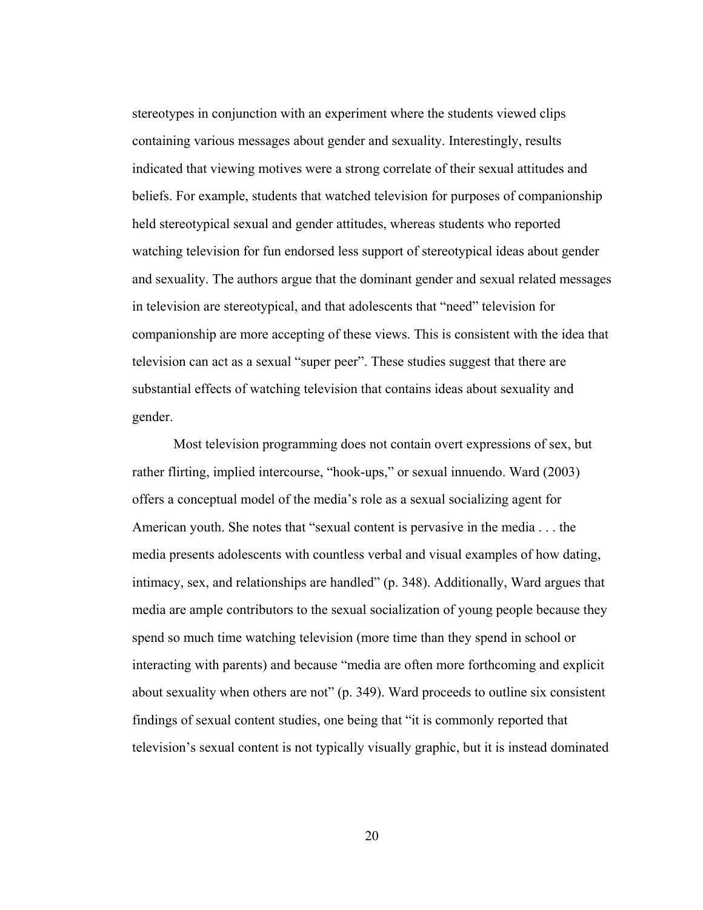stereotypes in conjunction with an experiment where the students viewed clips containing various messages about gender and sexuality. Interestingly, results indicated that viewing motives were a strong correlate of their sexual attitudes and beliefs. For example, students that watched television for purposes of companionship held stereotypical sexual and gender attitudes, whereas students who reported watching television for fun endorsed less support of stereotypical ideas about gender and sexuality. The authors argue that the dominant gender and sexual related messages in television are stereotypical, and that adolescents that "need" television for companionship are more accepting of these views. This is consistent with the idea that television can act as a sexual "super peer". These studies suggest that there are substantial effects of watching television that contains ideas about sexuality and gender.

Most television programming does not contain overt expressions of sex, but rather flirting, implied intercourse, "hook-ups," or sexual innuendo. Ward (2003) offers a conceptual model of the media's role as a sexual socializing agent for American youth. She notes that "sexual content is pervasive in the media . . . the media presents adolescents with countless verbal and visual examples of how dating, intimacy, sex, and relationships are handled" (p. 348). Additionally, Ward argues that media are ample contributors to the sexual socialization of young people because they spend so much time watching television (more time than they spend in school or interacting with parents) and because "media are often more forthcoming and explicit about sexuality when others are not" (p. 349). Ward proceeds to outline six consistent findings of sexual content studies, one being that "it is commonly reported that television's sexual content is not typically visually graphic, but it is instead dominated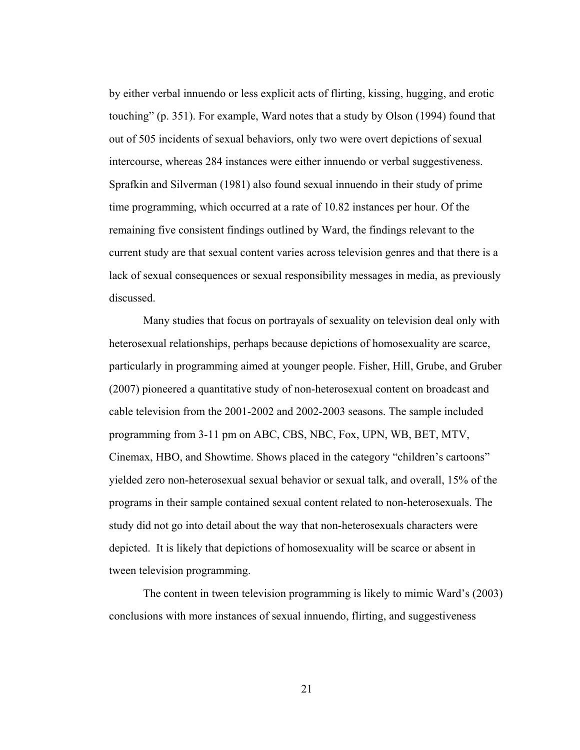by either verbal innuendo or less explicit acts of flirting, kissing, hugging, and erotic touching" (p. 351). For example, Ward notes that a study by Olson (1994) found that out of 505 incidents of sexual behaviors, only two were overt depictions of sexual intercourse, whereas 284 instances were either innuendo or verbal suggestiveness. Sprafkin and Silverman (1981) also found sexual innuendo in their study of prime time programming, which occurred at a rate of 10.82 instances per hour. Of the remaining five consistent findings outlined by Ward, the findings relevant to the current study are that sexual content varies across television genres and that there is a lack of sexual consequences or sexual responsibility messages in media, as previously discussed.

Many studies that focus on portrayals of sexuality on television deal only with heterosexual relationships, perhaps because depictions of homosexuality are scarce, particularly in programming aimed at younger people. Fisher, Hill, Grube, and Gruber (2007) pioneered a quantitative study of non-heterosexual content on broadcast and cable television from the 2001-2002 and 2002-2003 seasons. The sample included programming from 3-11 pm on ABC, CBS, NBC, Fox, UPN, WB, BET, MTV, Cinemax, HBO, and Showtime. Shows placed in the category "children's cartoons" yielded zero non-heterosexual sexual behavior or sexual talk, and overall, 15% of the programs in their sample contained sexual content related to non-heterosexuals. The study did not go into detail about the way that non-heterosexuals characters were depicted. It is likely that depictions of homosexuality will be scarce or absent in tween television programming.

The content in tween television programming is likely to mimic Ward's (2003) conclusions with more instances of sexual innuendo, flirting, and suggestiveness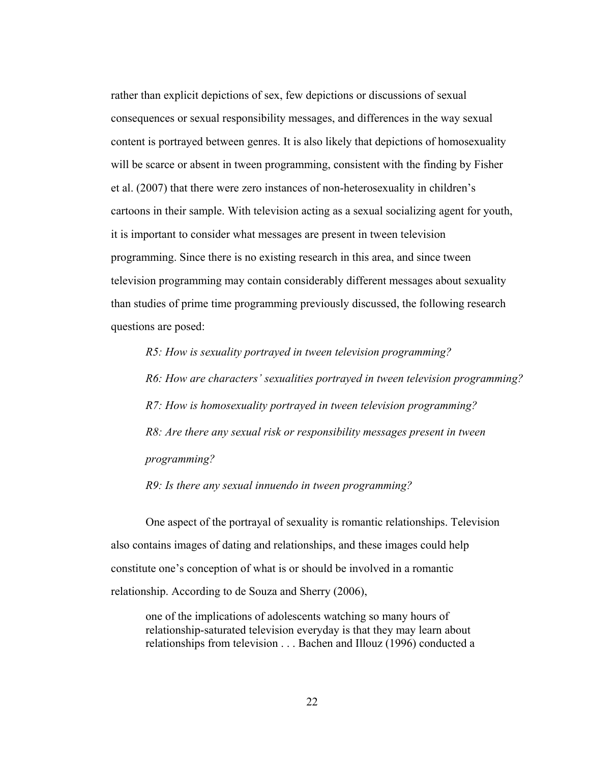rather than explicit depictions of sex, few depictions or discussions of sexual consequences or sexual responsibility messages, and differences in the way sexual content is portrayed between genres. It is also likely that depictions of homosexuality will be scarce or absent in tween programming, consistent with the finding by Fisher et al. (2007) that there were zero instances of non-heterosexuality in children's cartoons in their sample. With television acting as a sexual socializing agent for youth, it is important to consider what messages are present in tween television programming. Since there is no existing research in this area, and since tween television programming may contain considerably different messages about sexuality than studies of prime time programming previously discussed, the following research questions are posed:

*R5: How is sexuality portrayed in tween television programming?*

*R6: How are characters' sexualities portrayed in tween television programming?*

*R7: How is homosexuality portrayed in tween television programming?*

*R8: Are there any sexual risk or responsibility messages present in tween programming?*

*R9: Is there any sexual innuendo in tween programming?*

One aspect of the portrayal of sexuality is romantic relationships. Television also contains images of dating and relationships, and these images could help constitute one's conception of what is or should be involved in a romantic relationship. According to de Souza and Sherry (2006),

> one of the implications of adolescents watching so many hours of relationship-saturated television everyday is that they may learn about relationships from television . . . Bachen and Illouz (1996) conducted a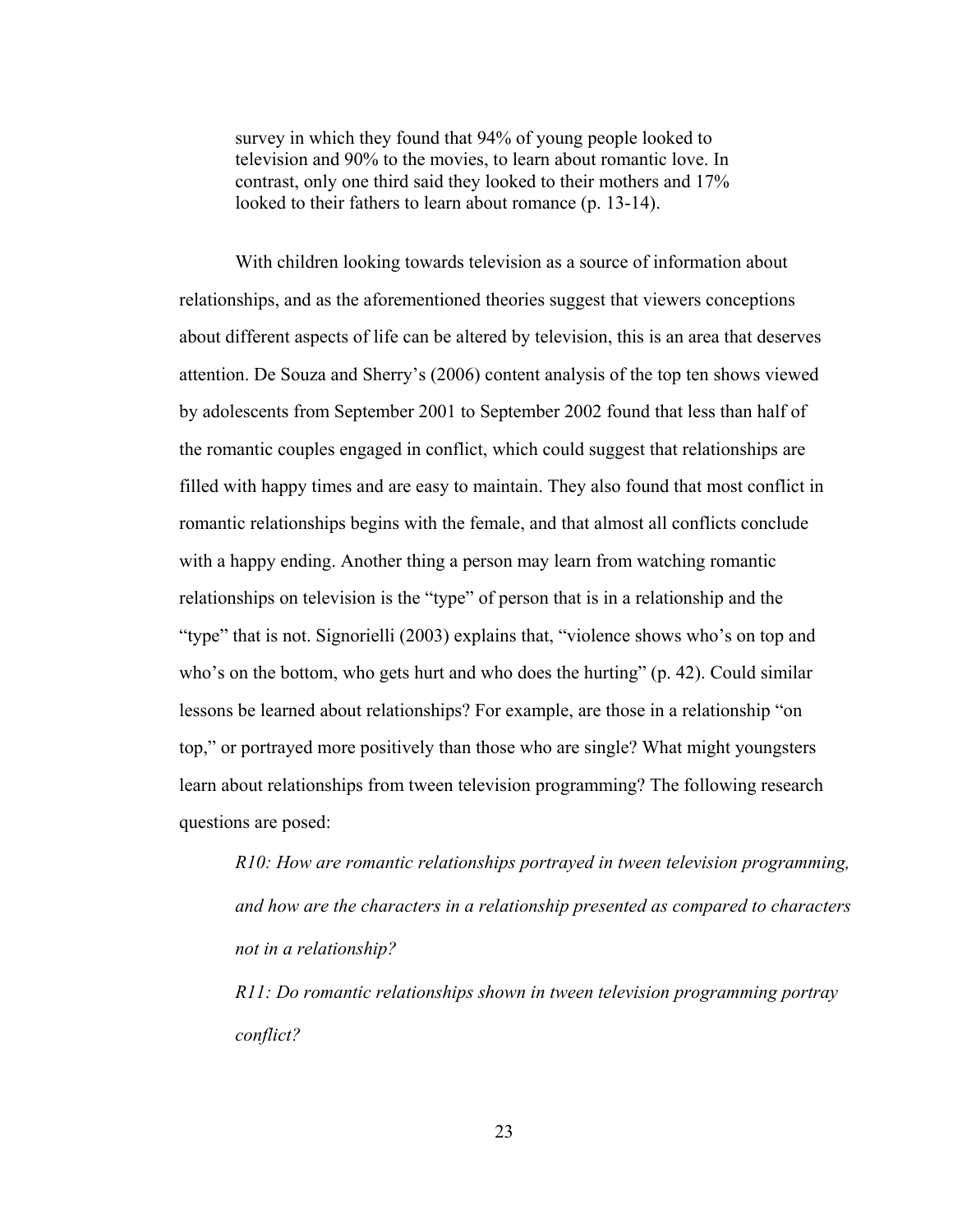> survey in which they found that 94% of young people looked to television and 90% to the movies, to learn about romantic love. In contrast, only one third said they looked to their mothers and 17% looked to their fathers to learn about romance (p. 13-14).

With children looking towards television as a source of information about relationships, and as the aforementioned theories suggest that viewers conceptions about different aspects of life can be altered by television, this is an area that deserves attention. De Souza and Sherry's (2006) content analysis of the top ten shows viewed by adolescents from September 2001 to September 2002 found that less than half of the romantic couples engaged in conflict, which could suggest that relationships are filled with happy times and are easy to maintain. They also found that most conflict in romantic relationships begins with the female, and that almost all conflicts conclude with a happy ending. Another thing a person may learn from watching romantic relationships on television is the "type" of person that is in a relationship and the "type" that is not. Signorielli (2003) explains that, "violence shows who's on top and who's on the bottom, who gets hurt and who does the hurting" (p. 42). Could similar lessons be learned about relationships? For example, are those in a relationship "on top," or portrayed more positively than those who are single? What might youngsters learn about relationships from tween television programming? The following research questions are posed:

*R10: How are romantic relationships portrayed in tween television programming, and how are the characters in a relationship presented as compared to characters not in a relationship?*

*R11: Do romantic relationships shown in tween television programming portray conflict?*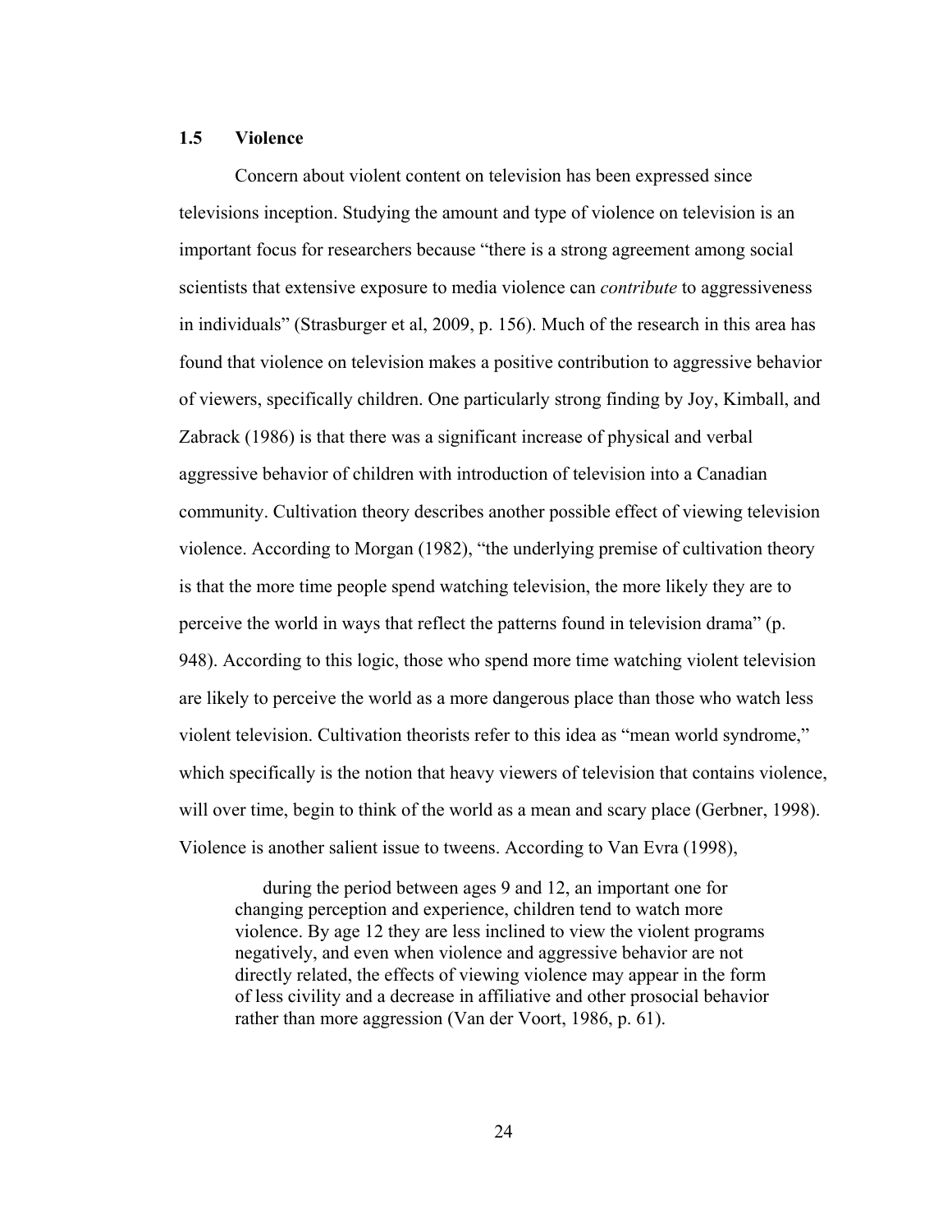## 1.5 Violence

Concern about violent content on television has been expressed since televisions inception. Studying the amount and type of violence on television is an important focus for researchers because "there is a strong agreement among social scientists that extensive exposure to media violence can *contribute* to aggressiveness in individuals" (Strasburger et al, 2009, p. 156). Much of the research in this area has found that violence on television makes a positive contribution to aggressive behavior of viewers, specifically children. One particularly strong finding by Joy, Kimball, and Zabrack (1986) is that there was a significant increase of physical and verbal aggressive behavior of children with introduction of television into a Canadian community. Cultivation theory describes another possible effect of viewing television violence. According to Morgan (1982), "the underlying premise of cultivation theory is that the more time people spend watching television, the more likely they are to perceive the world in ways that reflect the patterns found in television drama" (p. 948). According to this logic, those who spend more time watching violent television are likely to perceive the world as a more dangerous place than those who watch less violent television. Cultivation theorists refer to this idea as "mean world syndrome," which specifically is the notion that heavy viewers of television that contains violence, will over time, begin to think of the world as a mean and scary place (Gerbner, 1998). Violence is another salient issue to tweens. According to Van Evra (1998),

> during the period between ages 9 and 12, an important one for changing perception and experience, children tend to watch more violence. By age 12 they are less inclined to view the violent programs negatively, and even when violence and aggressive behavior are not directly related, the effects of viewing violence may appear in the form of less civility and a decrease in affiliative and other prosocial behavior rather than more aggression (Van der Voort, 1986, p. 61).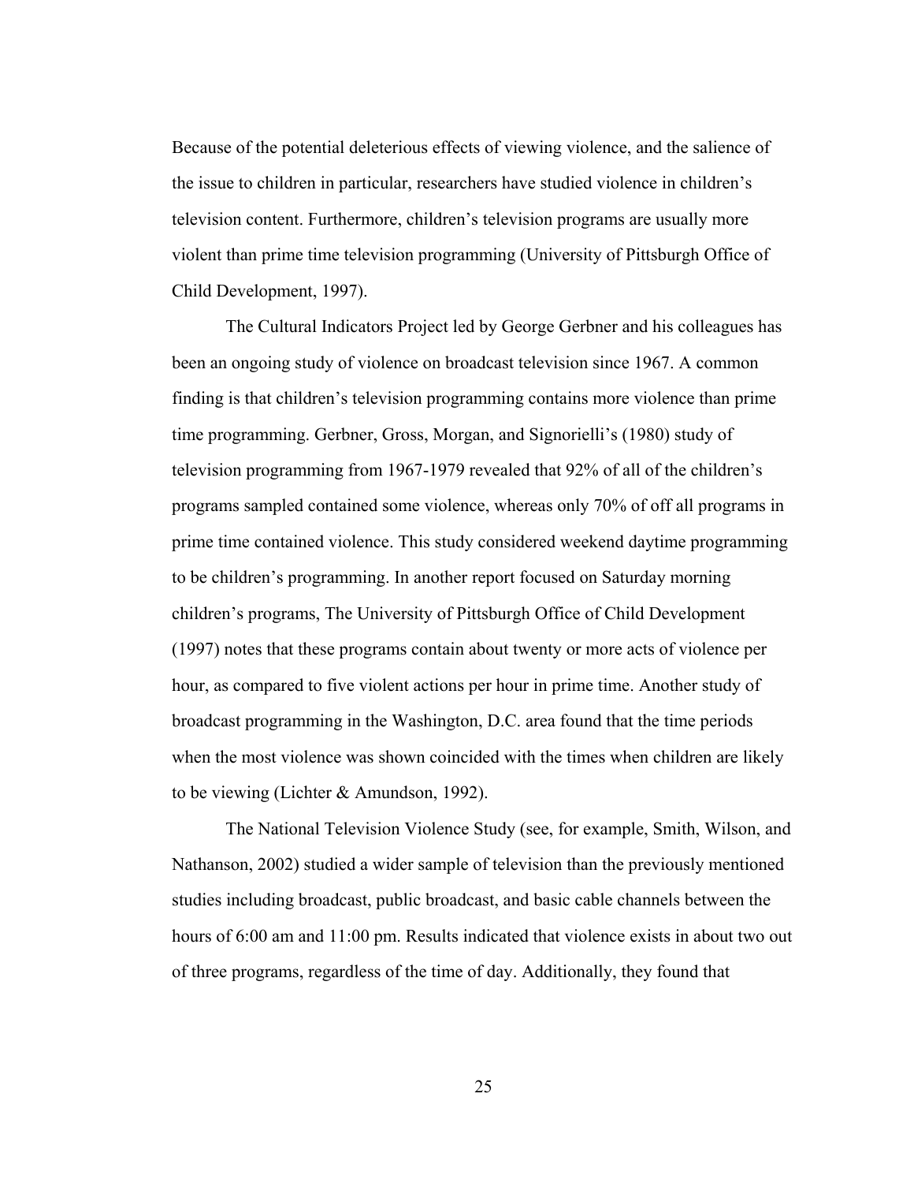Because of the potential deleterious effects of viewing violence, and the salience of the issue to children in particular, researchers have studied violence in children's television content. Furthermore, children's television programs are usually more violent than prime time television programming (University of Pittsburgh Office of Child Development, 1997).

The Cultural Indicators Project led by George Gerbner and his colleagues has been an ongoing study of violence on broadcast television since 1967. A common finding is that children's television programming contains more violence than prime time programming. Gerbner, Gross, Morgan, and Signorielli's (1980) study of television programming from 1967-1979 revealed that 92% of all of the children's programs sampled contained some violence, whereas only 70% of off all programs in prime time contained violence. This study considered weekend daytime programming to be children's programming. In another report focused on Saturday morning children's programs, The University of Pittsburgh Office of Child Development (1997) notes that these programs contain about twenty or more acts of violence per hour, as compared to five violent actions per hour in prime time. Another study of broadcast programming in the Washington, D.C. area found that the time periods when the most violence was shown coincided with the times when children are likely to be viewing (Lichter & Amundson, 1992).

The National Television Violence Study (see, for example, Smith, Wilson, and Nathanson, 2002) studied a wider sample of television than the previously mentioned studies including broadcast, public broadcast, and basic cable channels between the hours of 6:00 am and 11:00 pm. Results indicated that violence exists in about two out of three programs, regardless of the time of day. Additionally, they found that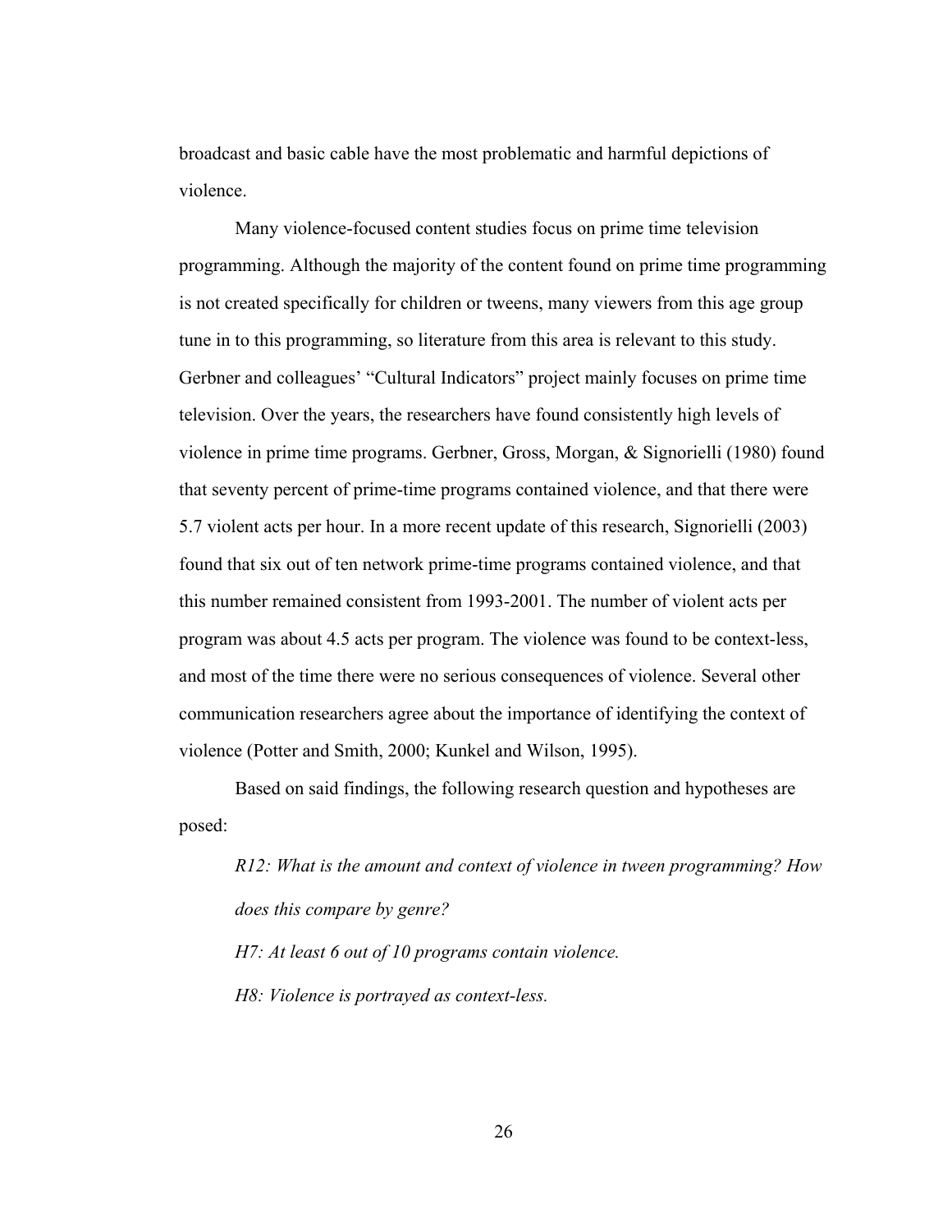broadcast and basic cable have the most problematic and harmful depictions of violence.

Many violence-focused content studies focus on prime time television programming. Although the majority of the content found on prime time programming is not created specifically for children or tweens, many viewers from this age group tune in to this programming, so literature from this area is relevant to this study. Gerbner and colleagues' "Cultural Indicators" project mainly focuses on prime time television. Over the years, the researchers have found consistently high levels of violence in prime time programs. Gerbner, Gross, Morgan, & Signorielli (1980) found that seventy percent of prime-time programs contained violence, and that there were 5.7 violent acts per hour. In a more recent update of this research, Signorielli (2003) found that six out of ten network prime-time programs contained violence, and that this number remained consistent from 1993-2001. The number of violent acts per program was about 4.5 acts per program. The violence was found to be context-less, and most of the time there were no serious consequences of violence. Several other communication researchers agree about the importance of identifying the context of violence (Potter and Smith, 2000; Kunkel and Wilson, 1995).

Based on said findings, the following research question and hypotheses are posed:

*R12: What is the amount and context of violence in tween programming? How does this compare by genre?*

*H7: At least 6 out of 10 programs contain violence.*

*H8: Violence is portrayed as context-less.*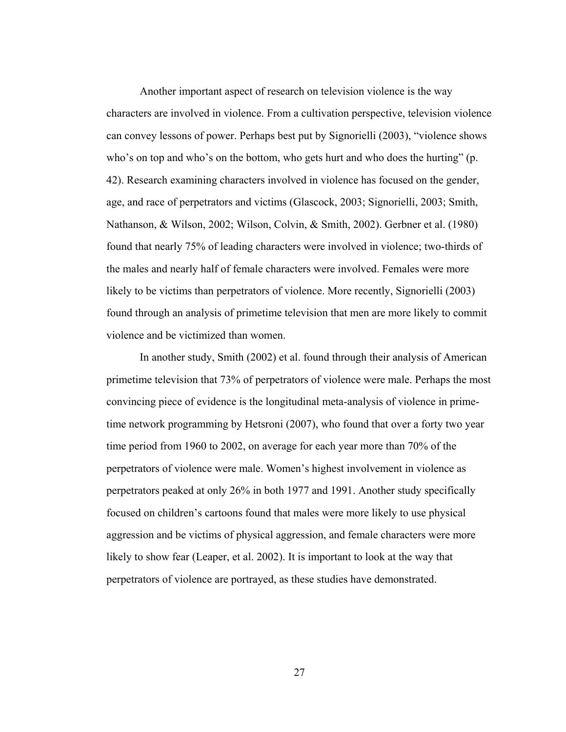Another important aspect of research on television violence is the way characters are involved in violence. From a cultivation perspective, television violence can convey lessons of power. Perhaps best put by Signorielli (2003), "violence shows who's on top and who's on the bottom, who gets hurt and who does the hurting" (p. 42). Research examining characters involved in violence has focused on the gender, age, and race of perpetrators and victims (Glascock, 2003; Signorielli, 2003; Smith, Nathanson, & Wilson, 2002; Wilson, Colvin, & Smith, 2002). Gerbner et al. (1980) found that nearly 75% of leading characters were involved in violence; two-thirds of the males and nearly half of female characters were involved. Females were more likely to be victims than perpetrators of violence. More recently, Signorielli (2003) found through an analysis of primetime television that men are more likely to commit violence and be victimized than women.

In another study, Smith (2002) et al. found through their analysis of American primetime television that 73% of perpetrators of violence were male. Perhaps the most convincing piece of evidence is the longitudinal meta-analysis of violence in prime-time network programming by Hetsroni (2007), who found that over a forty two year time period from 1960 to 2002, on average for each year more than 70% of the perpetrators of violence were male. Women's highest involvement in violence as perpetrators peaked at only 26% in both 1977 and 1991. Another study specifically focused on children's cartoons found that males were more likely to use physical aggression and be victims of physical aggression, and female characters were more likely to show fear (Leaper, et al. 2002). It is important to look at the way that perpetrators of violence are portrayed, as these studies have demonstrated.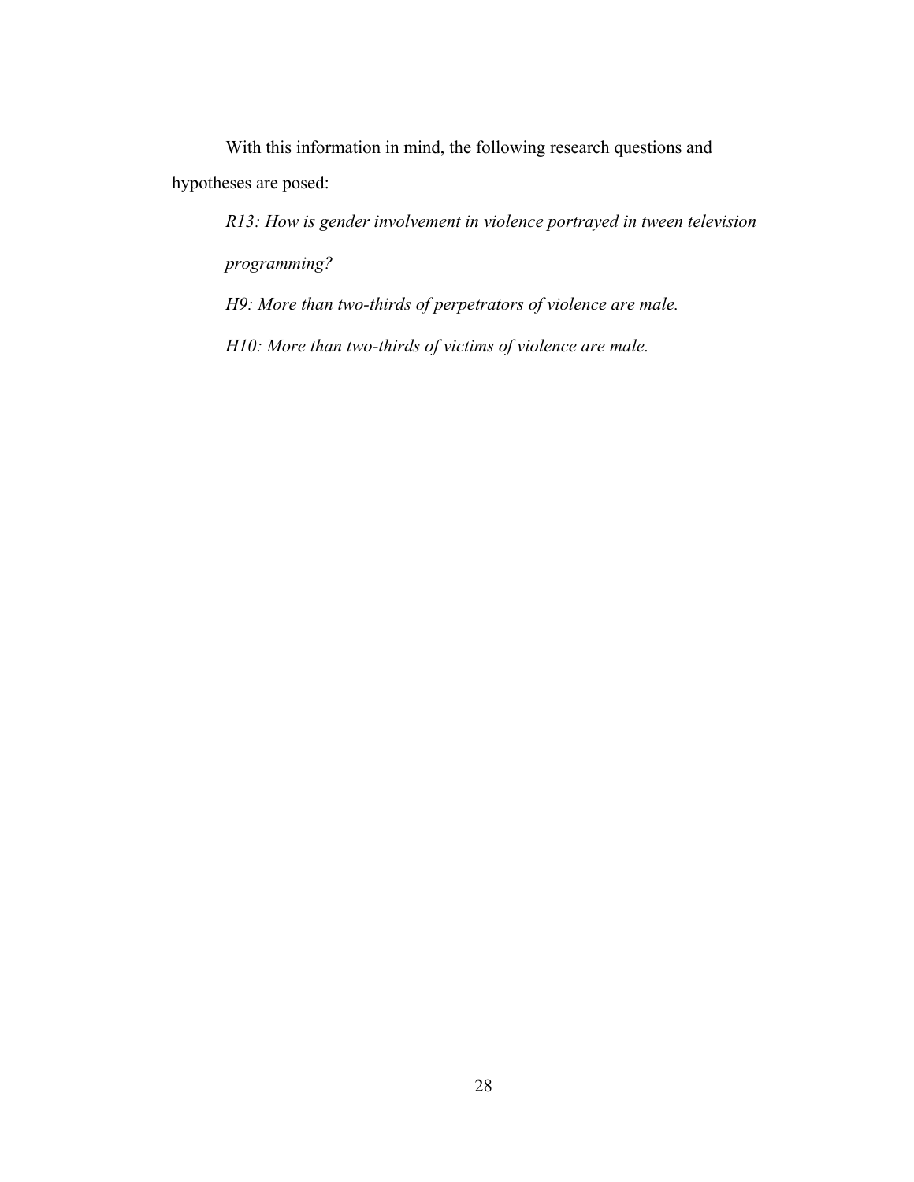With this information in mind, the following research questions and hypotheses are posed:

*R13: How is gender involvement in violence portrayed in tween television programming?*

*H9: More than two-thirds of perpetrators of violence are male.*

*H10: More than two-thirds of victims of violence are male.*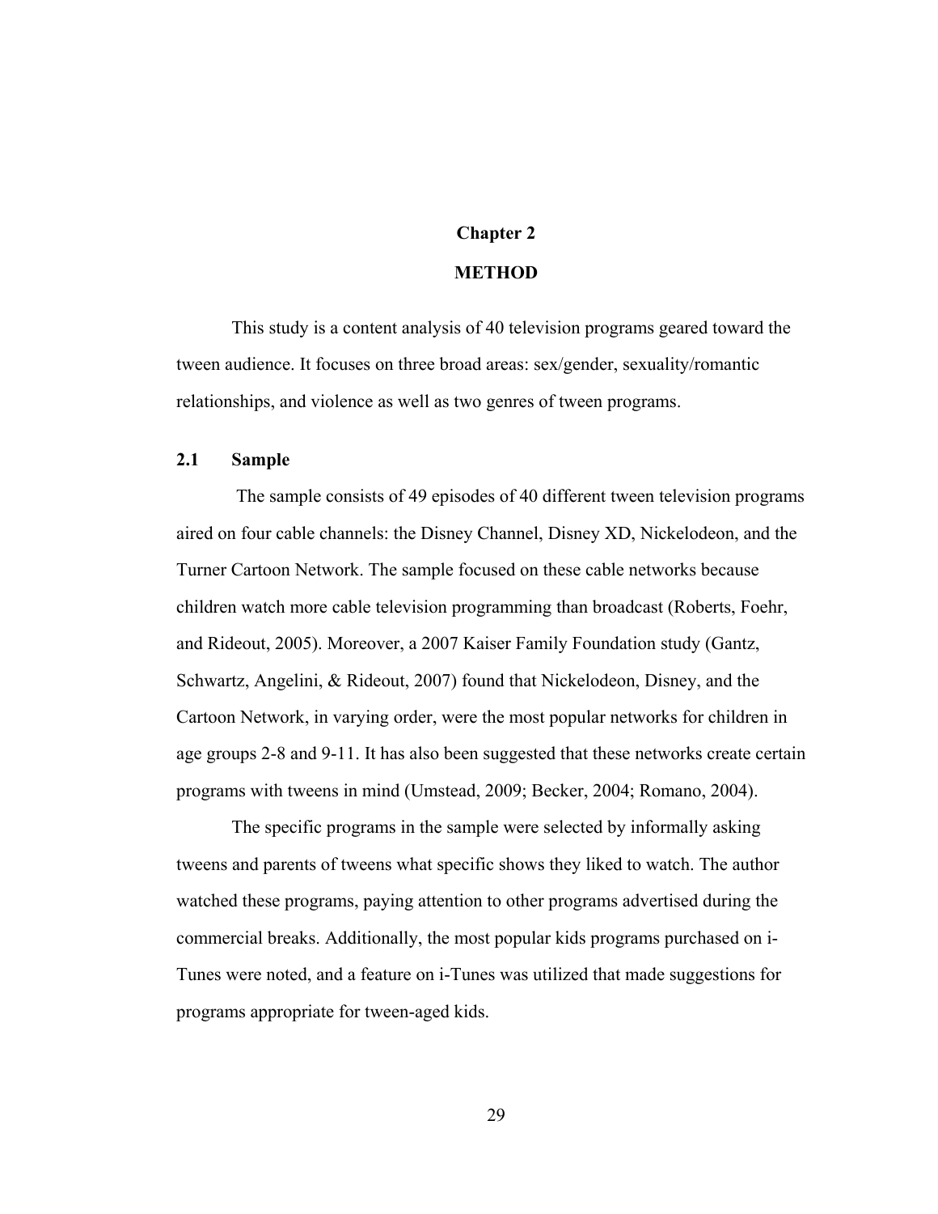# Chapter 2

# METHOD

This study is a content analysis of 40 television programs geared toward the tween audience. It focuses on three broad areas: sex/gender, sexuality/romantic relationships, and violence as well as two genres of tween programs.

## 2.1 Sample

The sample consists of 49 episodes of 40 different tween television programs aired on four cable channels: the Disney Channel, Disney XD, Nickelodeon, and the Turner Cartoon Network. The sample focused on these cable networks because children watch more cable television programming than broadcast (Roberts, Foehr, and Rideout, 2005). Moreover, a 2007 Kaiser Family Foundation study (Gantz, Schwartz, Angelini, & Rideout, 2007) found that Nickelodeon, Disney, and the Cartoon Network, in varying order, were the most popular networks for children in age groups 2-8 and 9-11. It has also been suggested that these networks create certain programs with tweens in mind (Umstead, 2009; Becker, 2004; Romano, 2004).

The specific programs in the sample were selected by informally asking tweens and parents of tweens what specific shows they liked to watch. The author watched these programs, paying attention to other programs advertised during the commercial breaks. Additionally, the most popular kids programs purchased on i-Tunes were noted, and a feature on i-Tunes was utilized that made suggestions for programs appropriate for tween-aged kids.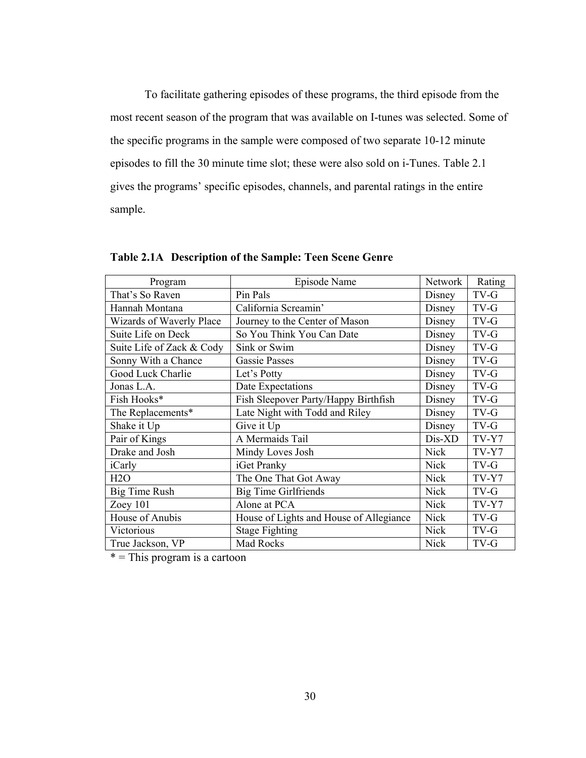To facilitate gathering episodes of these programs, the third episode from the most recent season of the program that was available on I-tunes was selected. Some of the specific programs in the sample were composed of two separate 10-12 minute episodes to fill the 30 minute time slot; these were also sold on i-Tunes. Table 2.1 gives the programs' specific episodes, channels, and parental ratings in the entire sample.

**Table 2.1A Description of the Sample: Teen Scene Genre**

| Program | Episode Name | Network | Rating |
|---|---|---|---|
| That's So Raven | Pin Pals | Disney | TV-G |
| Hannah Montana | California Screamin' | Disney | TV-G |
| Wizards of Waverly Place | Journey to the Center of Mason | Disney | TV-G |
| Suite Life on Deck | So You Think You Can Date | Disney | TV-G |
| Suite Life of Zack & Cody | Sink or Swim | Disney | TV-G |
| Sonny With a Chance | Gassie Passes | Disney | TV-G |
| Good Luck Charlie | Let's Potty | Disney | TV-G |
| Jonas L.A. | Date Expectations | Disney | TV-G |
| Fish Hooks* | Fish Sleepover Party/Happy Birthfish | Disney | TV-G |
| The Replacements* | Late Night with Todd and Riley | Disney | TV-G |
| Shake it Up | Give it Up | Disney | TV-G |
| Pair of Kings | A Mermaids Tail | Dis-XD | TV-Y7 |
| Drake and Josh | Mindy Loves Josh | Nick | TV-Y7 |
| iCarly | iGet Pranky | Nick | TV-G |
| H2O | The One That Got Away | Nick | TV-Y7 |
| Big Time Rush | Big Time Girlfriends | Nick | TV-G |
| Zoey 101 | Alone at PCA | Nick | TV-Y7 |
| House of Anubis | House of Lights and House of Allegiance | Nick | TV-G |
| Victorious | Stage Fighting | Nick | TV-G |
| True Jackson, VP | Mad Rocks | Nick | TV-G |

* = This program is a cartoon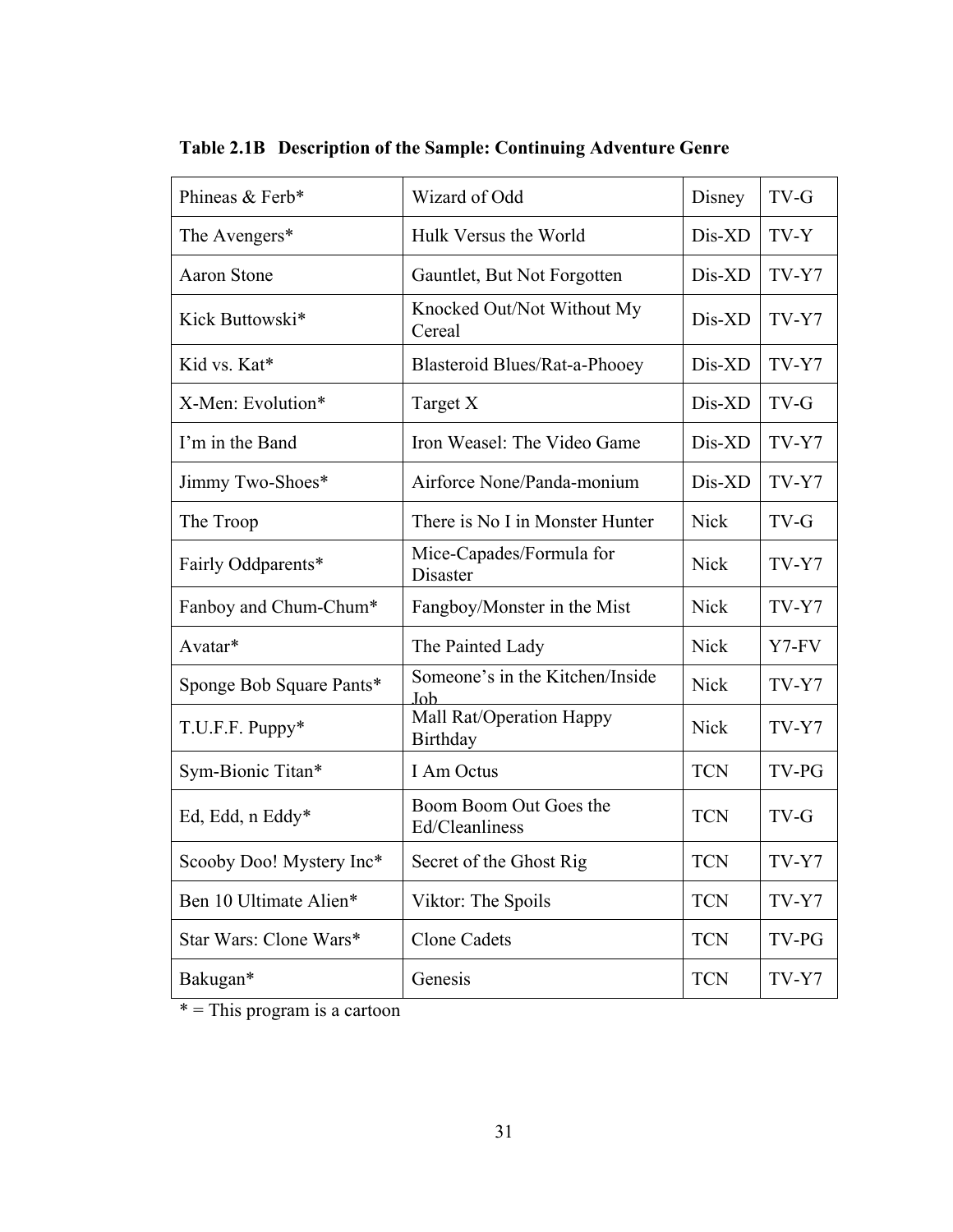**Table 2.1B Description of the Sample: Continuing Adventure Genre**

| | | | |
|---|---|---|---|
| Phineas & Ferb* | Wizard of Odd | Disney | TV-G |
| The Avengers* | Hulk Versus the World | Dis-XD | TV-Y |
| Aaron Stone | Gauntlet, But Not Forgotten | Dis-XD | TV-Y7 |
| Kick Buttowski* | Knocked Out/Not Without My Cereal | Dis-XD | TV-Y7 |
| Kid vs. Kat* | Blasteroid Blues/Rat-a-Phooey | Dis-XD | TV-Y7 |
| X-Men: Evolution* | Target X | Dis-XD | TV-G |
| I'm in the Band | Iron Weasel: The Video Game | Dis-XD | TV-Y7 |
| Jimmy Two-Shoes* | Airforce None/Panda-monium | Dis-XD | TV-Y7 |
| The Troop | There is No I in Monster Hunter | Nick | TV-G |
| Fairly Oddparents* | Mice-Capades/Formula for Disaster | Nick | TV-Y7 |
| Fanboy and Chum-Chum* | Fangboy/Monster in the Mist | Nick | TV-Y7 |
| Avatar* | The Painted Lady | Nick | Y7-FV |
| Sponge Bob Square Pants* | Someone's in the Kitchen/Inside Job | Nick | TV-Y7 |
| T.U.F.F. Puppy* | Mall Rat/Operation Happy Birthday | Nick | TV-Y7 |
| Sym-Bionic Titan* | I Am Octus | TCN | TV-PG |
| Ed, Edd, n Eddy* | Boom Boom Out Goes the Ed/Cleanliness | TCN | TV-G |
| Scooby Doo! Mystery Inc* | Secret of the Ghost Rig | TCN | TV-Y7 |
| Ben 10 Ultimate Alien* | Viktor: The Spoils | TCN | TV-Y7 |
| Star Wars: Clone Wars* | Clone Cadets | TCN | TV-PG |
| Bakugan* | Genesis | TCN | TV-Y7 |

* = This program is a cartoon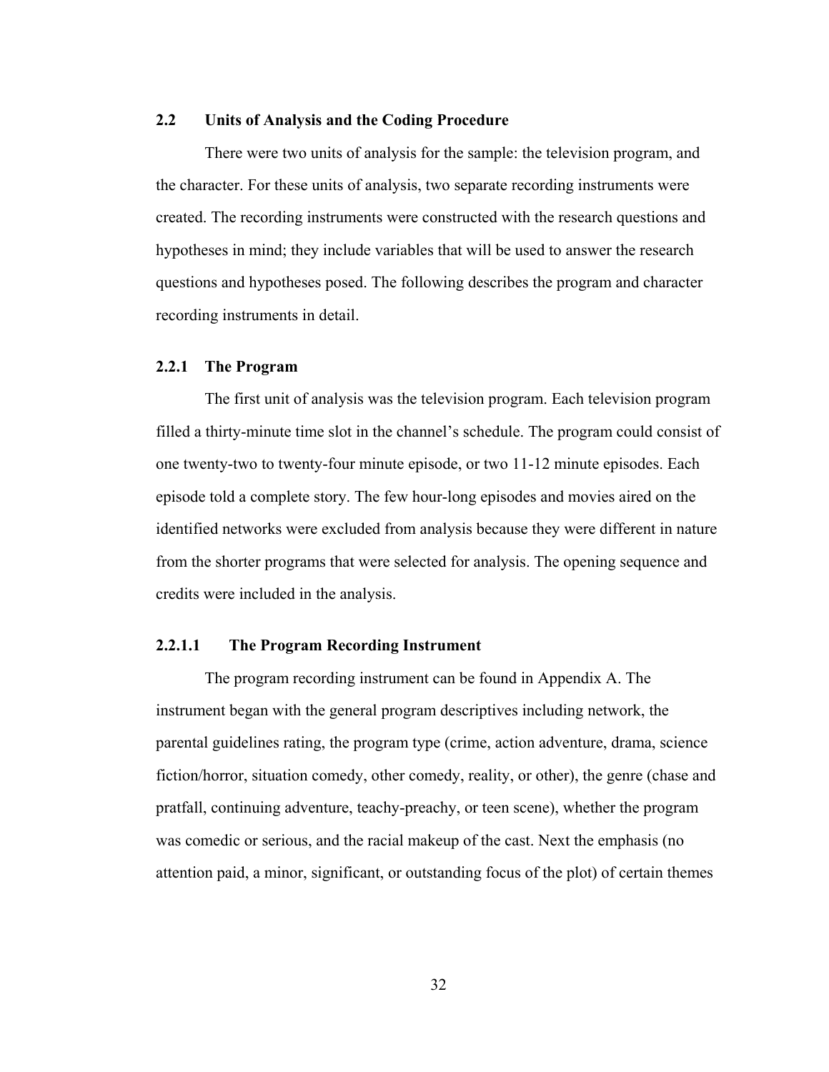## 2.2 Units of Analysis and the Coding Procedure

There were two units of analysis for the sample: the television program, and the character. For these units of analysis, two separate recording instruments were created. The recording instruments were constructed with the research questions and hypotheses in mind; they include variables that will be used to answer the research questions and hypotheses posed. The following describes the program and character recording instruments in detail.

### 2.2.1 The Program

The first unit of analysis was the television program. Each television program filled a thirty-minute time slot in the channel's schedule. The program could consist of one twenty-two to twenty-four minute episode, or two 11-12 minute episodes. Each episode told a complete story. The few hour-long episodes and movies aired on the identified networks were excluded from analysis because they were different in nature from the shorter programs that were selected for analysis. The opening sequence and credits were included in the analysis.

#### 2.2.1.1 The Program Recording Instrument

The program recording instrument can be found in Appendix A. The instrument began with the general program descriptives including network, the parental guidelines rating, the program type (crime, action adventure, drama, science fiction/horror, situation comedy, other comedy, reality, or other), the genre (chase and pratfall, continuing adventure, teachy-preachy, or teen scene), whether the program was comedic or serious, and the racial makeup of the cast. Next the emphasis (no attention paid, a minor, significant, or outstanding focus of the plot) of certain themes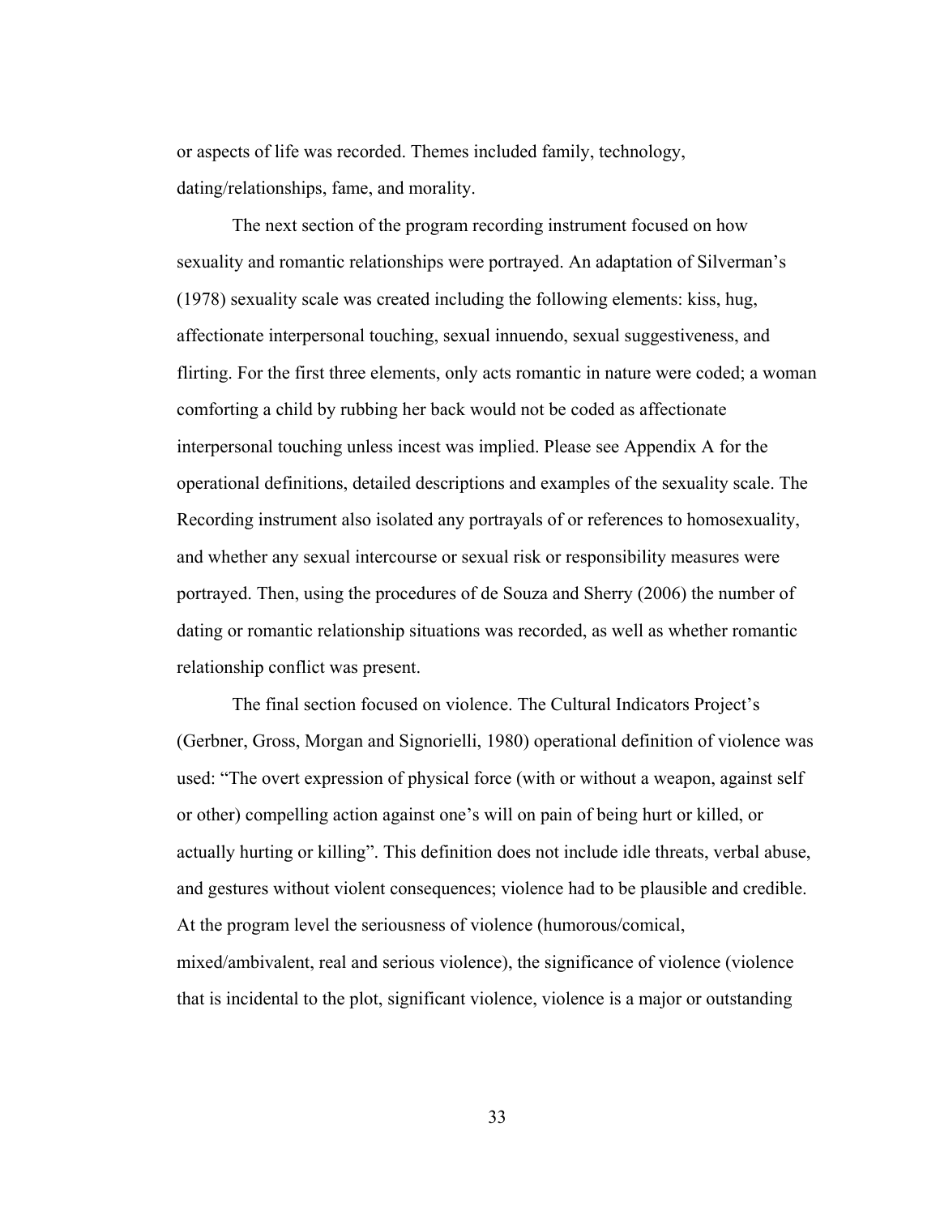or aspects of life was recorded. Themes included family, technology, dating/relationships, fame, and morality.

The next section of the program recording instrument focused on how sexuality and romantic relationships were portrayed. An adaptation of Silverman's (1978) sexuality scale was created including the following elements: kiss, hug, affectionate interpersonal touching, sexual innuendo, sexual suggestiveness, and flirting. For the first three elements, only acts romantic in nature were coded; a woman comforting a child by rubbing her back would not be coded as affectionate interpersonal touching unless incest was implied. Please see Appendix A for the operational definitions, detailed descriptions and examples of the sexuality scale. The Recording instrument also isolated any portrayals of or references to homosexuality, and whether any sexual intercourse or sexual risk or responsibility measures were portrayed. Then, using the procedures of de Souza and Sherry (2006) the number of dating or romantic relationship situations was recorded, as well as whether romantic relationship conflict was present.

The final section focused on violence. The Cultural Indicators Project's (Gerbner, Gross, Morgan and Signorielli, 1980) operational definition of violence was used: "The overt expression of physical force (with or without a weapon, against self or other) compelling action against one's will on pain of being hurt or killed, or actually hurting or killing". This definition does not include idle threats, verbal abuse, and gestures without violent consequences; violence had to be plausible and credible. At the program level the seriousness of violence (humorous/comical, mixed/ambivalent, real and serious violence), the significance of violence (violence that is incidental to the plot, significant violence, violence is a major or outstanding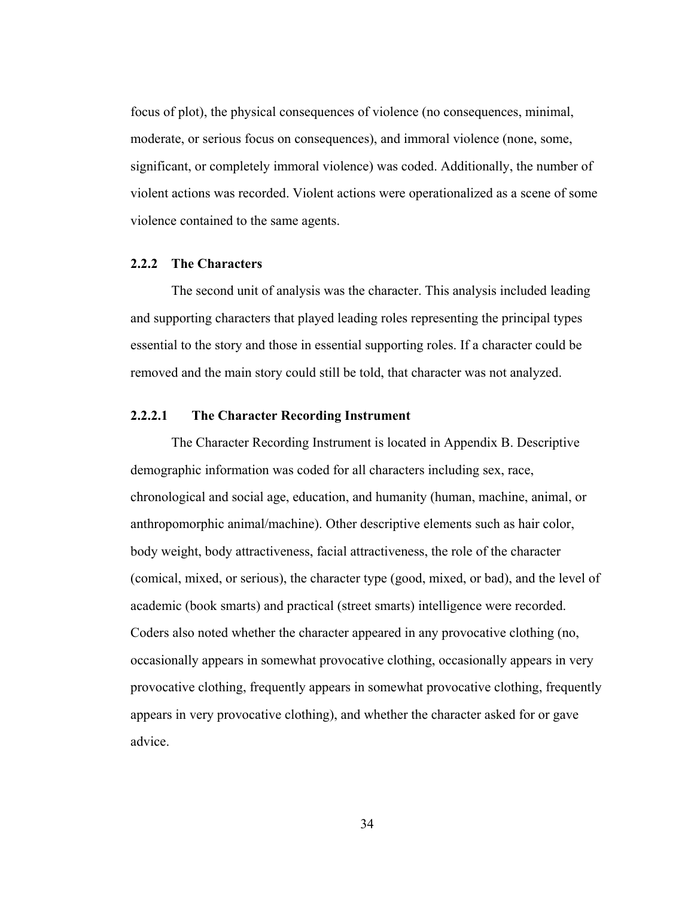focus of plot), the physical consequences of violence (no consequences, minimal, moderate, or serious focus on consequences), and immoral violence (none, some, significant, or completely immoral violence) was coded. Additionally, the number of violent actions was recorded. Violent actions were operationalized as a scene of some violence contained to the same agents.

### 2.2.2 The Characters

The second unit of analysis was the character. This analysis included leading and supporting characters that played leading roles representing the principal types essential to the story and those in essential supporting roles. If a character could be removed and the main story could still be told, that character was not analyzed.

#### 2.2.2.1 The Character Recording Instrument

The Character Recording Instrument is located in Appendix B. Descriptive demographic information was coded for all characters including sex, race, chronological and social age, education, and humanity (human, machine, animal, or anthropomorphic animal/machine). Other descriptive elements such as hair color, body weight, body attractiveness, facial attractiveness, the role of the character (comical, mixed, or serious), the character type (good, mixed, or bad), and the level of academic (book smarts) and practical (street smarts) intelligence were recorded. Coders also noted whether the character appeared in any provocative clothing (no, occasionally appears in somewhat provocative clothing, occasionally appears in very provocative clothing, frequently appears in somewhat provocative clothing, frequently appears in very provocative clothing), and whether the character asked for or gave advice.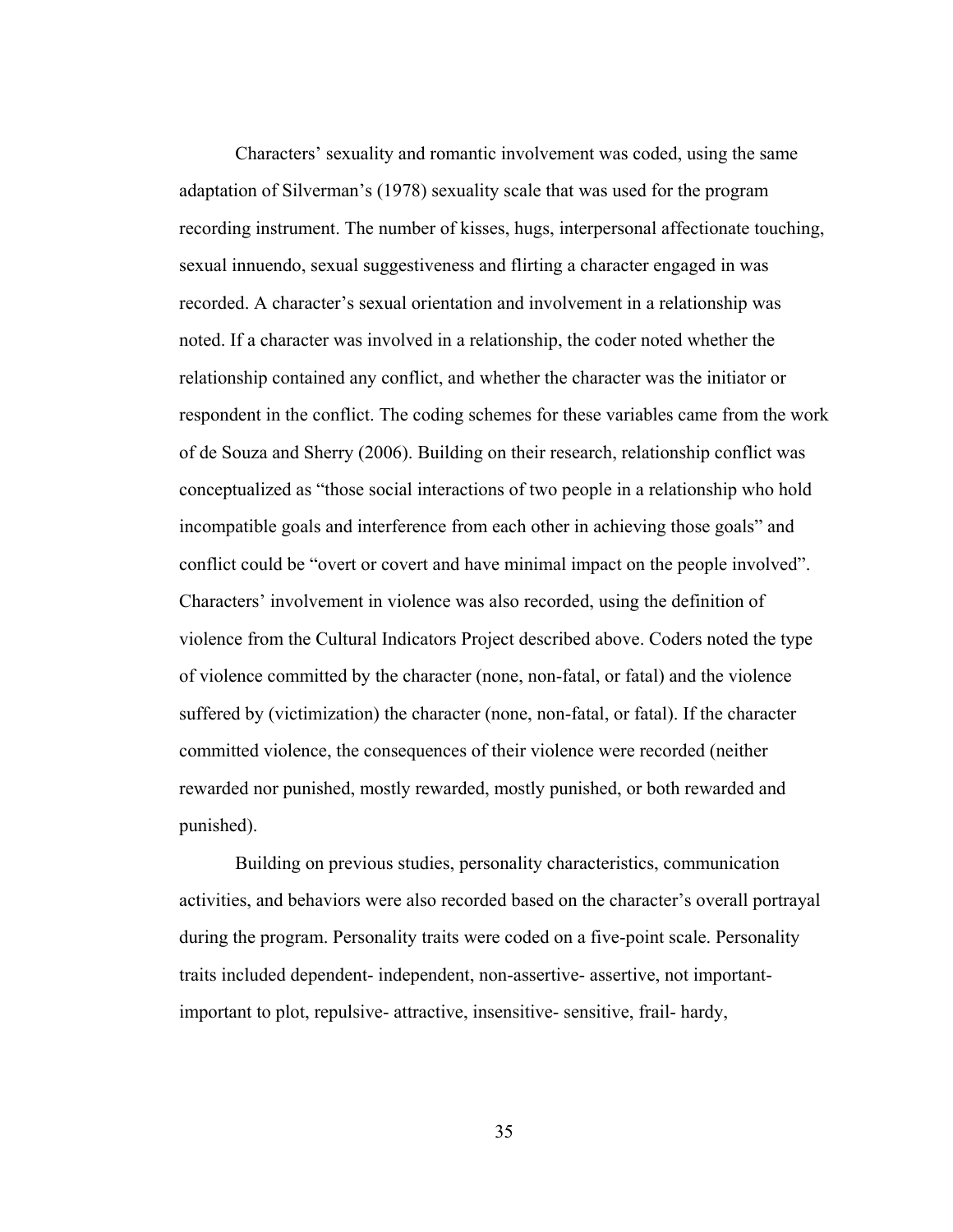Characters' sexuality and romantic involvement was coded, using the same adaptation of Silverman's (1978) sexuality scale that was used for the program recording instrument. The number of kisses, hugs, interpersonal affectionate touching, sexual innuendo, sexual suggestiveness and flirting a character engaged in was recorded. A character's sexual orientation and involvement in a relationship was noted. If a character was involved in a relationship, the coder noted whether the relationship contained any conflict, and whether the character was the initiator or respondent in the conflict. The coding schemes for these variables came from the work of de Souza and Sherry (2006). Building on their research, relationship conflict was conceptualized as "those social interactions of two people in a relationship who hold incompatible goals and interference from each other in achieving those goals" and conflict could be "overt or covert and have minimal impact on the people involved". Characters' involvement in violence was also recorded, using the definition of violence from the Cultural Indicators Project described above. Coders noted the type of violence committed by the character (none, non-fatal, or fatal) and the violence suffered by (victimization) the character (none, non-fatal, or fatal). If the character committed violence, the consequences of their violence were recorded (neither rewarded nor punished, mostly rewarded, mostly punished, or both rewarded and punished).

Building on previous studies, personality characteristics, communication activities, and behaviors were also recorded based on the character's overall portrayal during the program. Personality traits were coded on a five-point scale. Personality traits included dependent- independent, non-assertive- assertive, not important- important to plot, repulsive- attractive, insensitive- sensitive, frail- hardy,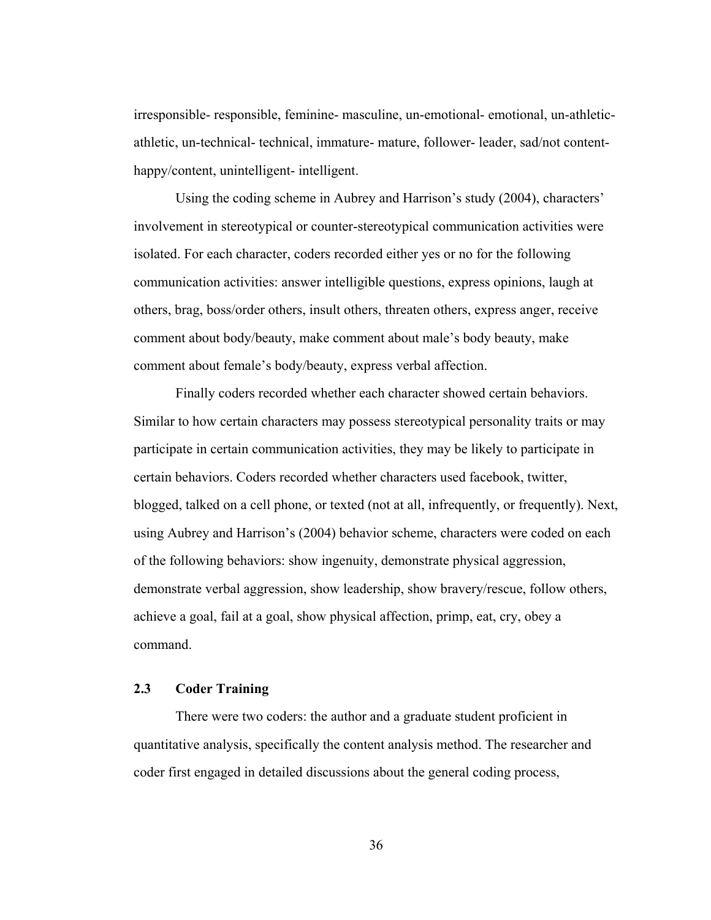irresponsible- responsible, feminine- masculine, un-emotional- emotional, un-athletic-athletic, un-technical- technical, immature- mature, follower- leader, sad/not content-happy/content, unintelligent- intelligent.

Using the coding scheme in Aubrey and Harrison's study (2004), characters' involvement in stereotypical or counter-stereotypical communication activities were isolated. For each character, coders recorded either yes or no for the following communication activities: answer intelligible questions, express opinions, laugh at others, brag, boss/order others, insult others, threaten others, express anger, receive comment about body/beauty, make comment about male's body beauty, make comment about female's body/beauty, express verbal affection.

Finally coders recorded whether each character showed certain behaviors. Similar to how certain characters may possess stereotypical personality traits or may participate in certain communication activities, they may be likely to participate in certain behaviors. Coders recorded whether characters used facebook, twitter, blogged, talked on a cell phone, or texted (not at all, infrequently, or frequently). Next, using Aubrey and Harrison's (2004) behavior scheme, characters were coded on each of the following behaviors: show ingenuity, demonstrate physical aggression, demonstrate verbal aggression, show leadership, show bravery/rescue, follow others, achieve a goal, fail at a goal, show physical affection, primp, eat, cry, obey a command.

## 2.3 Coder Training

There were two coders: the author and a graduate student proficient in quantitative analysis, specifically the content analysis method. The researcher and coder first engaged in detailed discussions about the general coding process,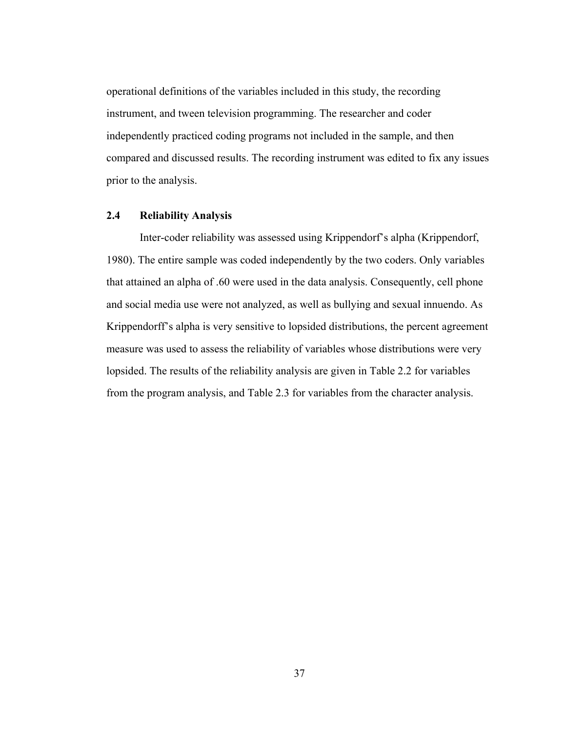operational definitions of the variables included in this study, the recording instrument, and tween television programming. The researcher and coder independently practiced coding programs not included in the sample, and then compared and discussed results. The recording instrument was edited to fix any issues prior to the analysis.

## 2.4 Reliability Analysis

Inter-coder reliability was assessed using Krippendorf's alpha (Krippendorf, 1980). The entire sample was coded independently by the two coders. Only variables that attained an alpha of .60 were used in the data analysis. Consequently, cell phone and social media use were not analyzed, as well as bullying and sexual innuendo. As Krippendorff's alpha is very sensitive to lopsided distributions, the percent agreement measure was used to assess the reliability of variables whose distributions were very lopsided. The results of the reliability analysis are given in Table 2.2 for variables from the program analysis, and Table 2.3 for variables from the character analysis.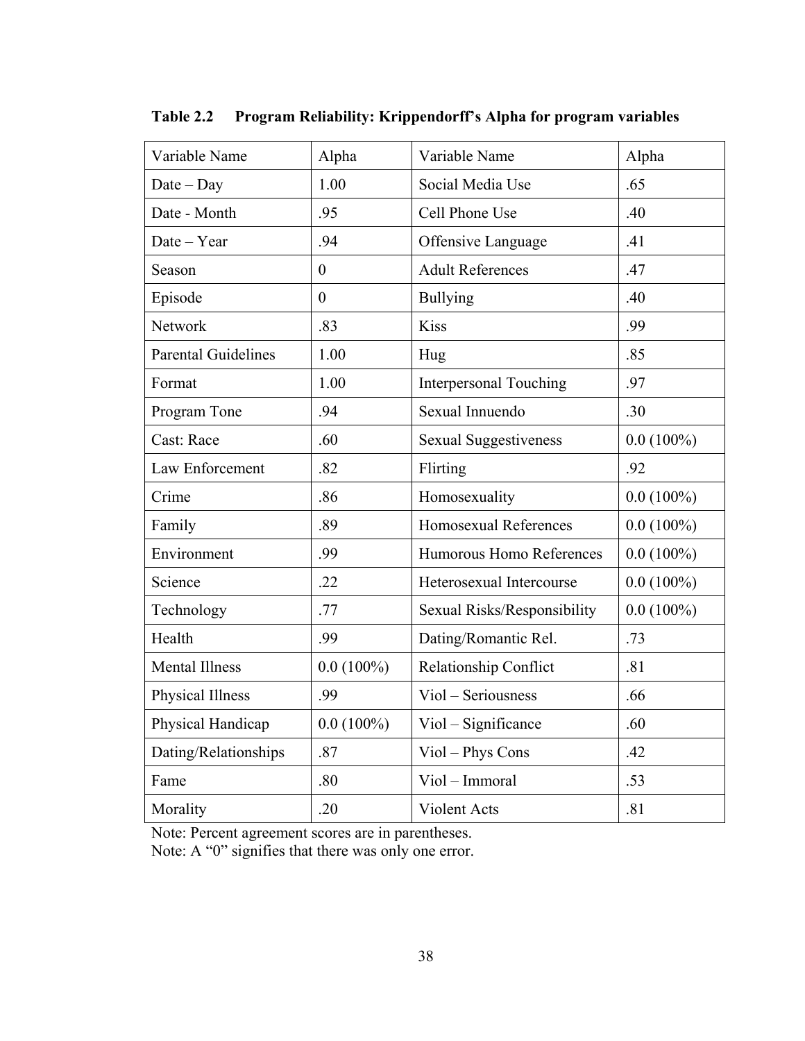**Table 2.2 Program Reliability: Krippendorff's Alpha for program variables**

| Variable Name | Alpha | Variable Name | Alpha |
|---|---|---|---|
| Date – Day | 1.00 | Social Media Use | .65 |
| Date - Month | .95 | Cell Phone Use | .40 |
| Date – Year | .94 | Offensive Language | .41 |
| Season | 0 | Adult References | .47 |
| Episode | 0 | Bullying | .40 |
| Network | .83 | Kiss | .99 |
| Parental Guidelines | 1.00 | Hug | .85 |
| Format | 1.00 | Interpersonal Touching | .97 |
| Program Tone | .94 | Sexual Innuendo | .30 |
| Cast: Race | .60 | Sexual Suggestiveness | 0.0 (100%) |
| Law Enforcement | .82 | Flirting | .92 |
| Crime | .86 | Homosexuality | 0.0 (100%) |
| Family | .89 | Homosexual References | 0.0 (100%) |
| Environment | .99 | Humorous Homo References | 0.0 (100%) |
| Science | .22 | Heterosexual Intercourse | 0.0 (100%) |
| Technology | .77 | Sexual Risks/Responsibility | 0.0 (100%) |
| Health | .99 | Dating/Romantic Rel. | .73 |
| Mental Illness | 0.0 (100%) | Relationship Conflict | .81 |
| Physical Illness | .99 | Viol – Seriousness | .66 |
| Physical Handicap | 0.0 (100%) | Viol – Significance | .60 |
| Dating/Relationships | .87 | Viol – Phys Cons | .42 |
| Fame | .80 | Viol – Immoral | .53 |
| Morality | .20 | Violent Acts | .81 |

Note: Percent agreement scores are in parentheses.
Note: A "0" signifies that there was only one error.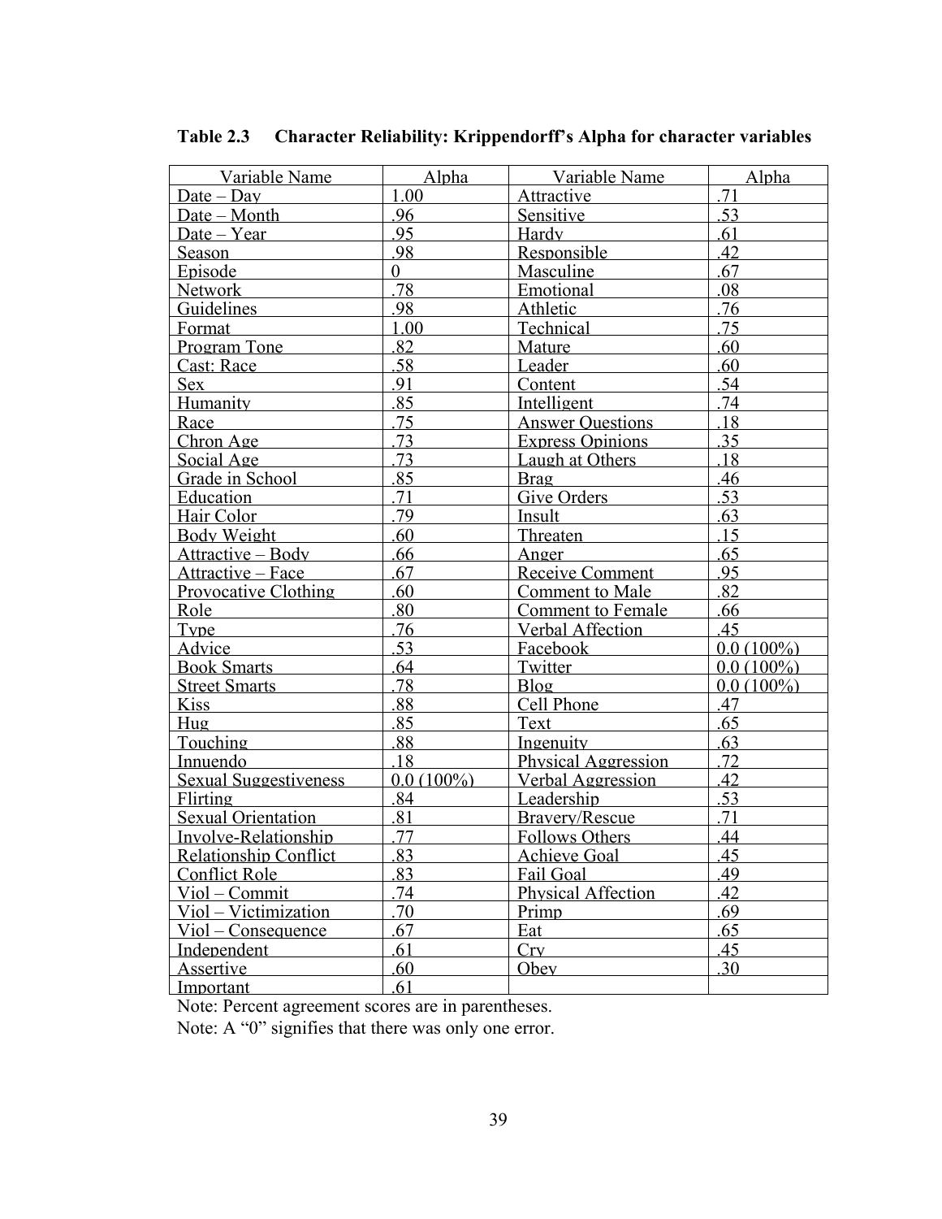**Table 2.3 Character Reliability: Krippendorff's Alpha for character variables**

| Variable Name | Alpha | Variable Name | Alpha |
|---|---|---|---|
| Date – Day | 1.00 | Attractive | .71 |
| Date – Month | .96 | Sensitive | .53 |
| Date – Year | .95 | Hardy | .61 |
| Season | .98 | Responsible | .42 |
| Episode | 0 | Masculine | .67 |
| Network | .78 | Emotional | .08 |
| Guidelines | .98 | Athletic | .76 |
| Format | 1.00 | Technical | .75 |
| Program Tone | .82 | Mature | .60 |
| Cast: Race | .58 | Leader | .60 |
| Sex | .91 | Content | .54 |
| Humanity | .85 | Intelligent | .74 |
| Race | .75 | Answer Questions | .18 |
| Chron Age | .73 | Express Opinions | .35 |
| Social Age | .73 | Laugh at Others | .18 |
| Grade in School | .85 | Brag | .46 |
| Education | .71 | Give Orders | .53 |
| Hair Color | .79 | Insult | .63 |
| Body Weight | .60 | Threaten | .15 |
| Attractive – Body | .66 | Anger | .65 |
| Attractive – Face | .67 | Receive Comment | .95 |
| Provocative Clothing | .60 | Comment to Male | .82 |
| Role | .80 | Comment to Female | .66 |
| Type | .76 | Verbal Affection | .45 |
| Advice | .53 | Facebook | 0.0 (100%) |
| Book Smarts | .64 | Twitter | 0.0 (100%) |
| Street Smarts | .78 | Blog | 0.0 (100%) |
| Kiss | .88 | Cell Phone | .47 |
| Hug | .85 | Text | .65 |
| Touching | .88 | Ingenuity | .63 |
| Innuendo | .18 | Physical Aggression | .72 |
| Sexual Suggestiveness | 0.0 (100%) | Verbal Aggression | .42 |
| Flirting | .84 | Leadership | .53 |
| Sexual Orientation | .81 | Bravery/Rescue | .71 |
| Involve-Relationship | .77 | Follows Others | .44 |
| Relationship Conflict | .83 | Achieve Goal | .45 |
| Conflict Role | .83 | Fail Goal | .49 |
| Viol – Commit | .74 | Physical Affection | .42 |
| Viol – Victimization | .70 | Primp | .69 |
| Viol – Consequence | .67 | Eat | .65 |
| Independent | .61 | Cry | .45 |
| Assertive | .60 | Obey | .30 |
| Important | .61 | | |

Note: Percent agreement scores are in parentheses.

Note: A "0" signifies that there was only one error.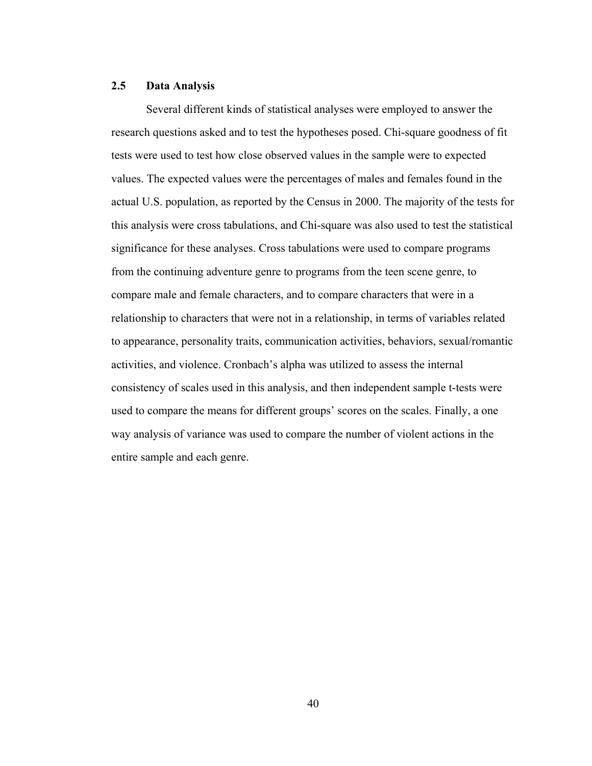## 2.5 Data Analysis

Several different kinds of statistical analyses were employed to answer the research questions asked and to test the hypotheses posed. Chi-square goodness of fit tests were used to test how close observed values in the sample were to expected values. The expected values were the percentages of males and females found in the actual U.S. population, as reported by the Census in 2000. The majority of the tests for this analysis were cross tabulations, and Chi-square was also used to test the statistical significance for these analyses. Cross tabulations were used to compare programs from the continuing adventure genre to programs from the teen scene genre, to compare male and female characters, and to compare characters that were in a relationship to characters that were not in a relationship, in terms of variables related to appearance, personality traits, communication activities, behaviors, sexual/romantic activities, and violence. Cronbach's alpha was utilized to assess the internal consistency of scales used in this analysis, and then independent sample t-tests were used to compare the means for different groups' scores on the scales. Finally, a one way analysis of variance was used to compare the number of violent actions in the entire sample and each genre.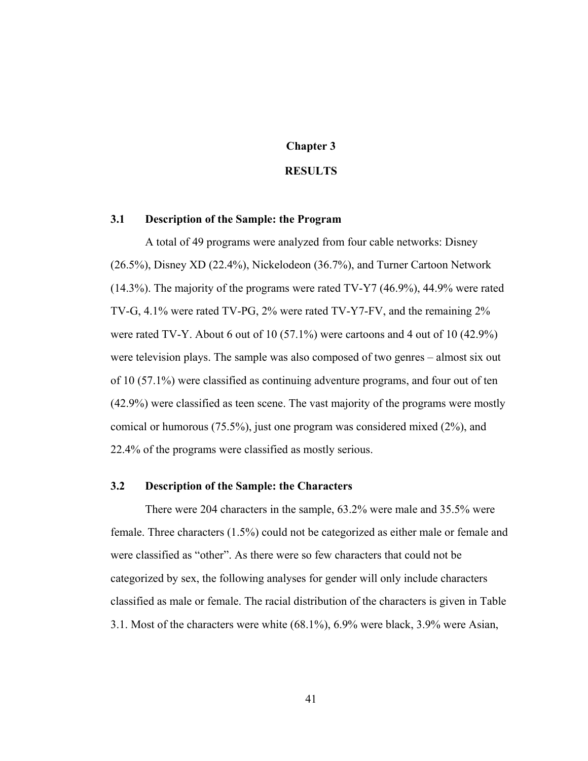# Chapter 3

# RESULTS

## 3.1 Description of the Sample: the Program

A total of 49 programs were analyzed from four cable networks: Disney (26.5%), Disney XD (22.4%), Nickelodeon (36.7%), and Turner Cartoon Network (14.3%). The majority of the programs were rated TV-Y7 (46.9%), 44.9% were rated TV-G, 4.1% were rated TV-PG, 2% were rated TV-Y7-FV, and the remaining 2% were rated TV-Y. About 6 out of 10 (57.1%) were cartoons and 4 out of 10 (42.9%) were television plays. The sample was also composed of two genres – almost six out of 10 (57.1%) were classified as continuing adventure programs, and four out of ten (42.9%) were classified as teen scene. The vast majority of the programs were mostly comical or humorous (75.5%), just one program was considered mixed (2%), and 22.4% of the programs were classified as mostly serious.

## 3.2 Description of the Sample: the Characters

There were 204 characters in the sample, 63.2% were male and 35.5% were female. Three characters (1.5%) could not be categorized as either male or female and were classified as "other". As there were so few characters that could not be categorized by sex, the following analyses for gender will only include characters classified as male or female. The racial distribution of the characters is given in Table 3.1. Most of the characters were white (68.1%), 6.9% were black, 3.9% were Asian,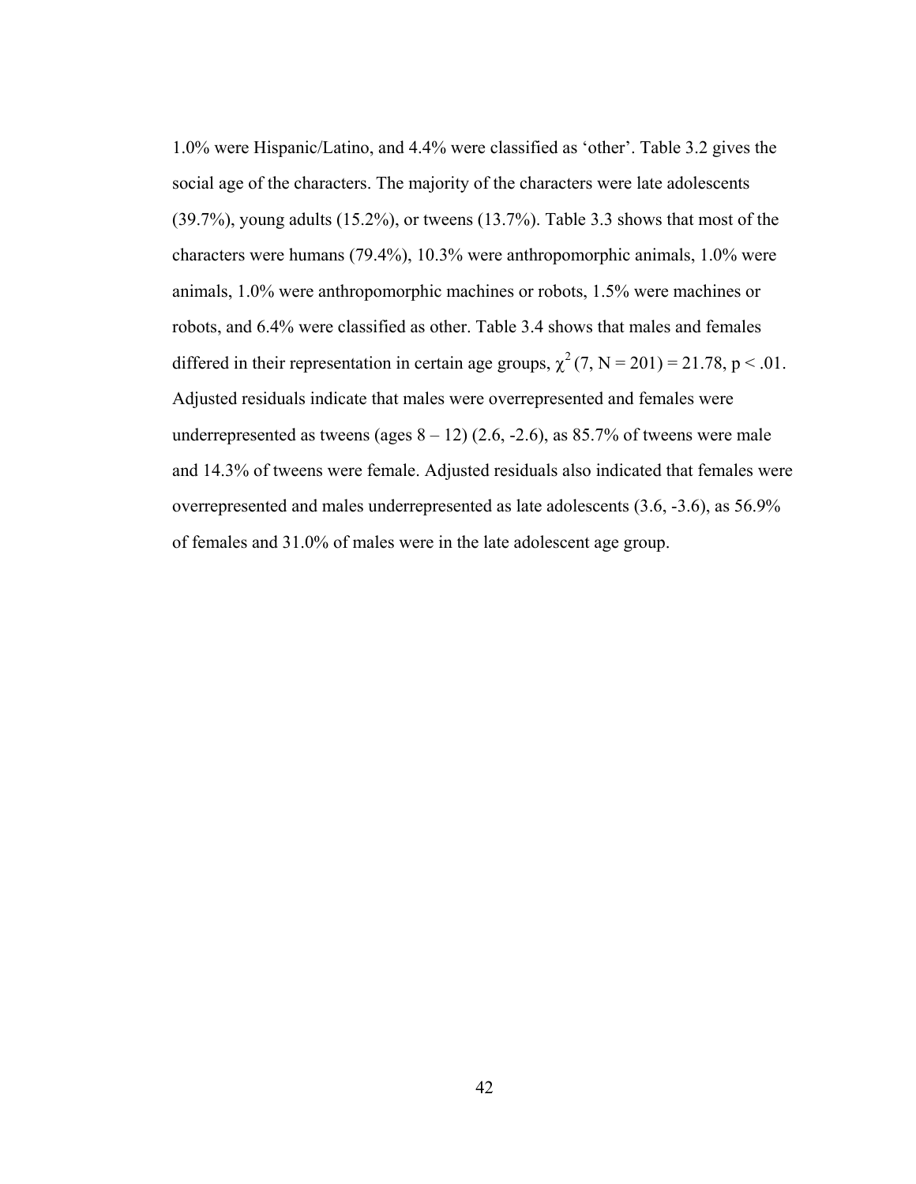1.0% were Hispanic/Latino, and 4.4% were classified as 'other'. Table 3.2 gives the social age of the characters. The majority of the characters were late adolescents (39.7%), young adults (15.2%), or tweens (13.7%). Table 3.3 shows that most of the characters were humans (79.4%), 10.3% were anthropomorphic animals, 1.0% were animals, 1.0% were anthropomorphic machines or robots, 1.5% were machines or robots, and 6.4% were classified as other. Table 3.4 shows that males and females differed in their representation in certain age groups, $\chi^2$ (7, N = 201) = 21.78, $p < .01$. Adjusted residuals indicate that males were overrepresented and females were underrepresented as tweens (ages 8 – 12) (2.6, -2.6), as 85.7% of tweens were male and 14.3% of tweens were female. Adjusted residuals also indicated that females were overrepresented and males underrepresented as late adolescents (3.6, -3.6), as 56.9% of females and 31.0% of males were in the late adolescent age group.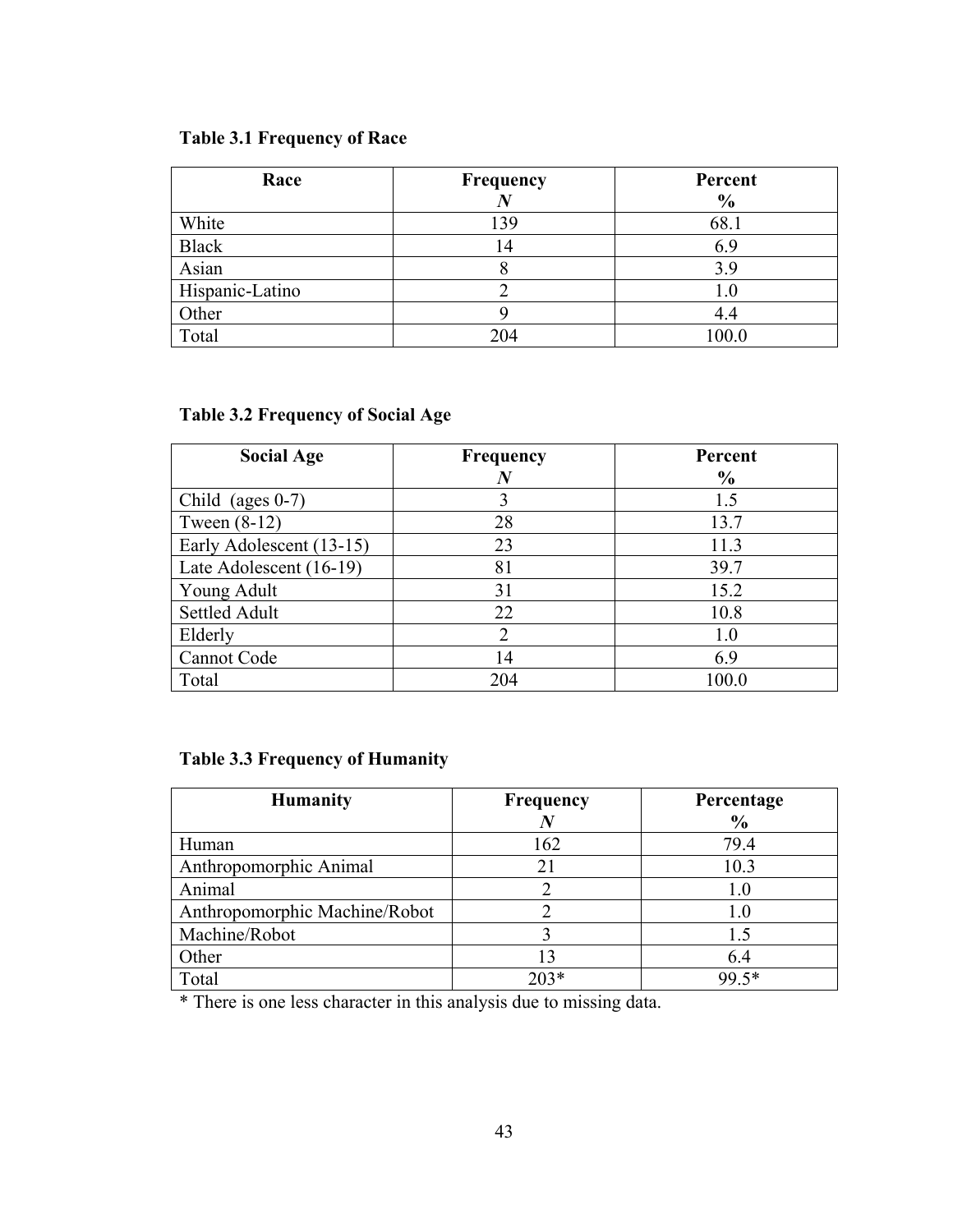**Table 3.1 Frequency of Race**

| Race | Frequency *N* | Percent % |
|---|---|---|
| White | 139 | 68.1 |
| Black | 14 | 6.9 |
| Asian | 8 | 3.9 |
| Hispanic-Latino | 2 | 1.0 |
| Other | 9 | 4.4 |
| Total | 204 | 100.0 |

**Table 3.2 Frequency of Social Age**

| Social Age | Frequency *N* | Percent % |
|---|---|---|
| Child (ages 0-7) | 3 | 1.5 |
| Tween (8-12) | 28 | 13.7 |
| Early Adolescent (13-15) | 23 | 11.3 |
| Late Adolescent (16-19) | 81 | 39.7 |
| Young Adult | 31 | 15.2 |
| Settled Adult | 22 | 10.8 |
| Elderly | 2 | 1.0 |
| Cannot Code | 14 | 6.9 |
| Total | 204 | 100.0 |

**Table 3.3 Frequency of Humanity**

| Humanity | Frequency *N* | Percentage % |
|---|---|---|
| Human | 162 | 79.4 |
| Anthropomorphic Animal | 21 | 10.3 |
| Animal | 2 | 1.0 |
| Anthropomorphic Machine/Robot | 2 | 1.0 |
| Machine/Robot | 3 | 1.5 |
| Other | 13 | 6.4 |
| Total | 203* | 99.5* |

* There is one less character in this analysis due to missing data.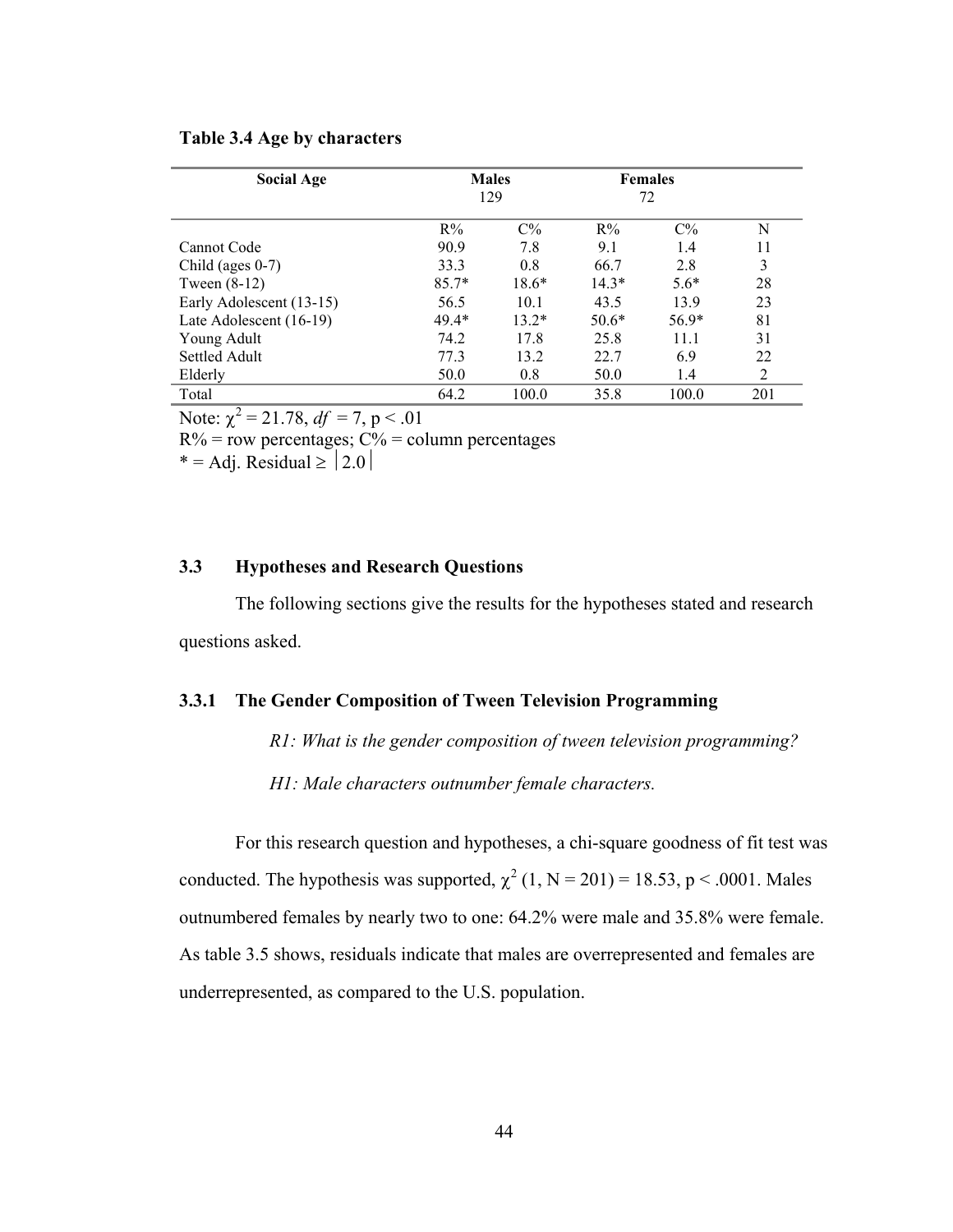**Table 3.4 Age by characters**

| Social Age | Males 129 | | Females 72 | | |
|---|---|---|---|---|---|
| | R% | C% | R% | C% | N |
| Cannot Code | 90.9 | 7.8 | 9.1 | 1.4 | 11 |
| Child (ages 0-7) | 33.3 | 0.8 | 66.7 | 2.8 | 3 |
| Tween (8-12) | 85.7* | 18.6* | 14.3* | 5.6* | 28 |
| Early Adolescent (13-15) | 56.5 | 10.1 | 43.5 | 13.9 | 23 |
| Late Adolescent (16-19) | 49.4* | 13.2* | 50.6* | 56.9* | 81 |
| Young Adult | 74.2 | 17.8 | 25.8 | 11.1 | 31 |
| Settled Adult | 77.3 | 13.2 | 22.7 | 6.9 | 22 |
| Elderly | 50.0 | 0.8 | 50.0 | 1.4 | 2 |
| Total | 64.2 | 100.0 | 35.8 | 100.0 | 201 |

Note: $\chi^2 = 21.78$, $df = 7$, $p < .01$

R% = row percentages; C% = column percentages

* = Adj. Residual ≥ $|2.0|$

### 3.3 Hypotheses and Research Questions

The following sections give the results for the hypotheses stated and research questions asked.

#### 3.3.1 The Gender Composition of Tween Television Programming

*R1: What is the gender composition of tween television programming?*

*H1: Male characters outnumber female characters.*

For this research question and hypotheses, a chi-square goodness of fit test was conducted. The hypothesis was supported, $\chi^2$ (1, N = 201) = 18.53, p < .0001. Males outnumbered females by nearly two to one: 64.2% were male and 35.8% were female. As table 3.5 shows, residuals indicate that males are overrepresented and females are underrepresented, as compared to the U.S. population.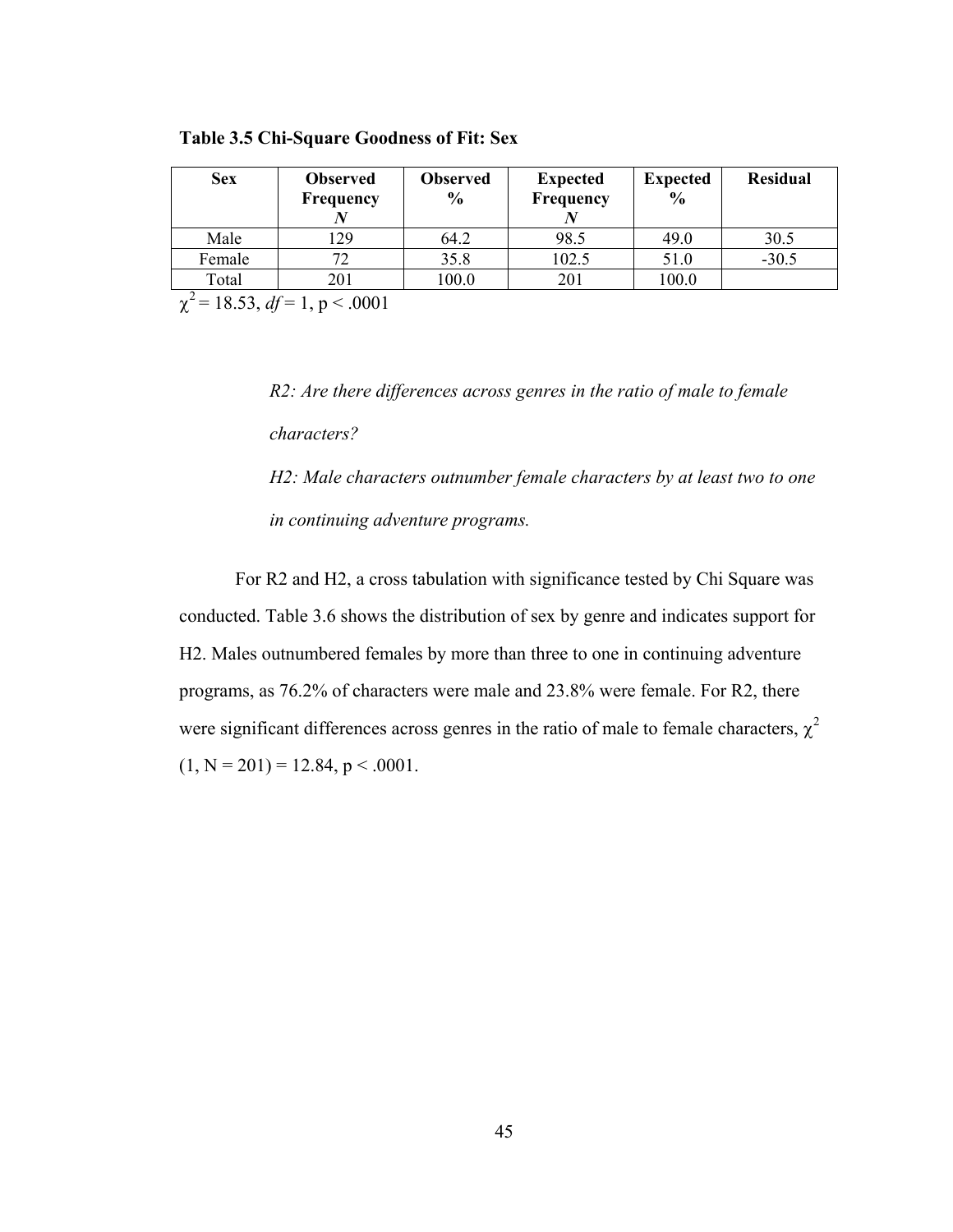**Table 3.5 Chi-Square Goodness of Fit: Sex**

| Sex | Observed Frequency *N* | Observed % | Expected Frequency *N* | Expected % | Residual |
|---|---|---|---|---|---|
| Male | 129 | 64.2 | 98.5 | 49.0 | 30.5 |
| Female | 72 | 35.8 | 102.5 | 51.0 | -30.5 |
| Total | 201 | 100.0 | 201 | 100.0 | |

$\chi^2 = 18.53$, $df = 1$, $p < .0001$

*R2: Are there differences across genres in the ratio of male to female characters?*

*H2: Male characters outnumber female characters by at least two to one in continuing adventure programs.*

For R2 and H2, a cross tabulation with significance tested by Chi Square was conducted. Table 3.6 shows the distribution of sex by genre and indicates support for H2. Males outnumbered females by more than three to one in continuing adventure programs, as 76.2% of characters were male and 23.8% were female. For R2, there were significant differences across genres in the ratio of male to female characters, $\chi^2$ $(1, N = 201) = 12.84$, $p < .0001$.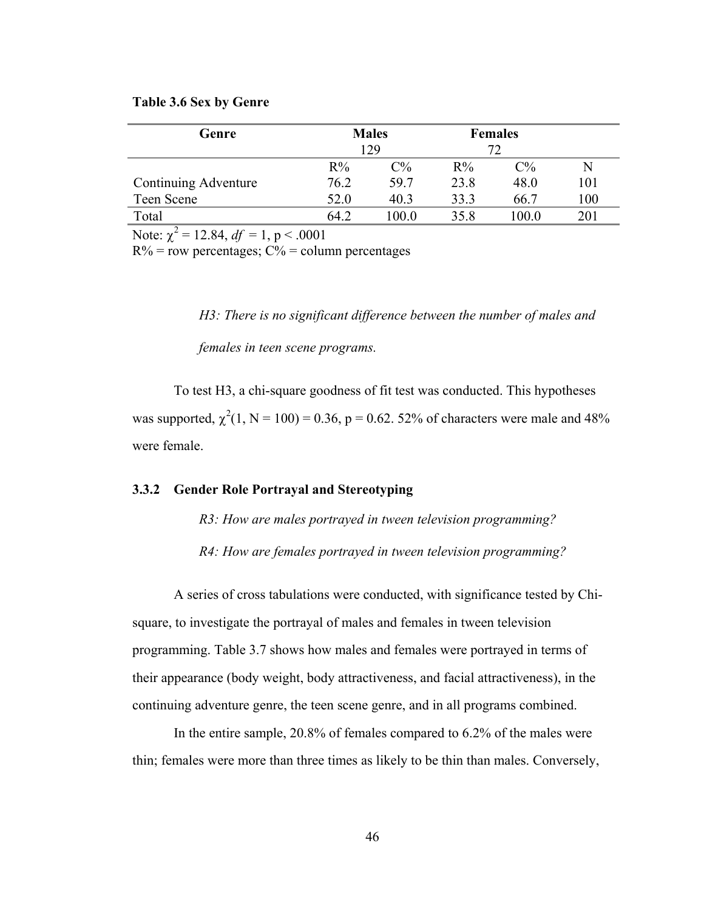**Table 3.6 Sex by Genre**

| Genre | Males 129 | | Females 72 | | |
|---|---|---|---|---|---|
| | R% | C% | R% | C% | N |
| Continuing Adventure | 76.2 | 59.7 | 23.8 | 48.0 | 101 |
| Teen Scene | 52.0 | 40.3 | 33.3 | 66.7 | 100 |
| Total | 64.2 | 100.0 | 35.8 | 100.0 | 201 |

Note: $\chi^2 = 12.84$, $df = 1$, $p < .0001$
R% = row percentages; C% = column percentages

*H3: There is no significant difference between the number of males and females in teen scene programs.*

To test H3, a chi-square goodness of fit test was conducted. This hypotheses was supported, $\chi^2(1, N = 100) = 0.36$, $p = 0.62$. 52% of characters were male and 48% were female.

### 3.3.2 Gender Role Portrayal and Stereotyping

*R3: How are males portrayed in tween television programming?*

*R4: How are females portrayed in tween television programming?*

A series of cross tabulations were conducted, with significance tested by Chi-square, to investigate the portrayal of males and females in tween television programming. Table 3.7 shows how males and females were portrayed in terms of their appearance (body weight, body attractiveness, and facial attractiveness), in the continuing adventure genre, the teen scene genre, and in all programs combined.

In the entire sample, 20.8% of females compared to 6.2% of the males were thin; females were more than three times as likely to be thin than males. Conversely,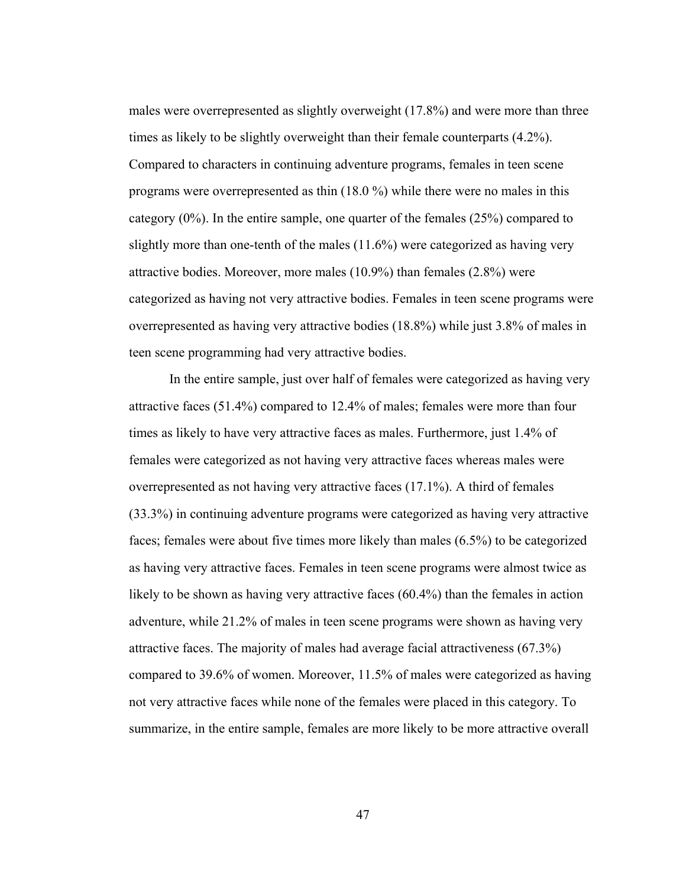males were overrepresented as slightly overweight (17.8%) and were more than three times as likely to be slightly overweight than their female counterparts (4.2%). Compared to characters in continuing adventure programs, females in teen scene programs were overrepresented as thin (18.0 %) while there were no males in this category (0%). In the entire sample, one quarter of the females (25%) compared to slightly more than one-tenth of the males (11.6%) were categorized as having very attractive bodies. Moreover, more males (10.9%) than females (2.8%) were categorized as having not very attractive bodies. Females in teen scene programs were overrepresented as having very attractive bodies (18.8%) while just 3.8% of males in teen scene programming had very attractive bodies.

In the entire sample, just over half of females were categorized as having very attractive faces (51.4%) compared to 12.4% of males; females were more than four times as likely to have very attractive faces as males. Furthermore, just 1.4% of females were categorized as not having very attractive faces whereas males were overrepresented as not having very attractive faces (17.1%). A third of females (33.3%) in continuing adventure programs were categorized as having very attractive faces; females were about five times more likely than males (6.5%) to be categorized as having very attractive faces. Females in teen scene programs were almost twice as likely to be shown as having very attractive faces (60.4%) than the females in action adventure, while 21.2% of males in teen scene programs were shown as having very attractive faces. The majority of males had average facial attractiveness (67.3%) compared to 39.6% of women. Moreover, 11.5% of males were categorized as having not very attractive faces while none of the females were placed in this category. To summarize, in the entire sample, females are more likely to be more attractive overall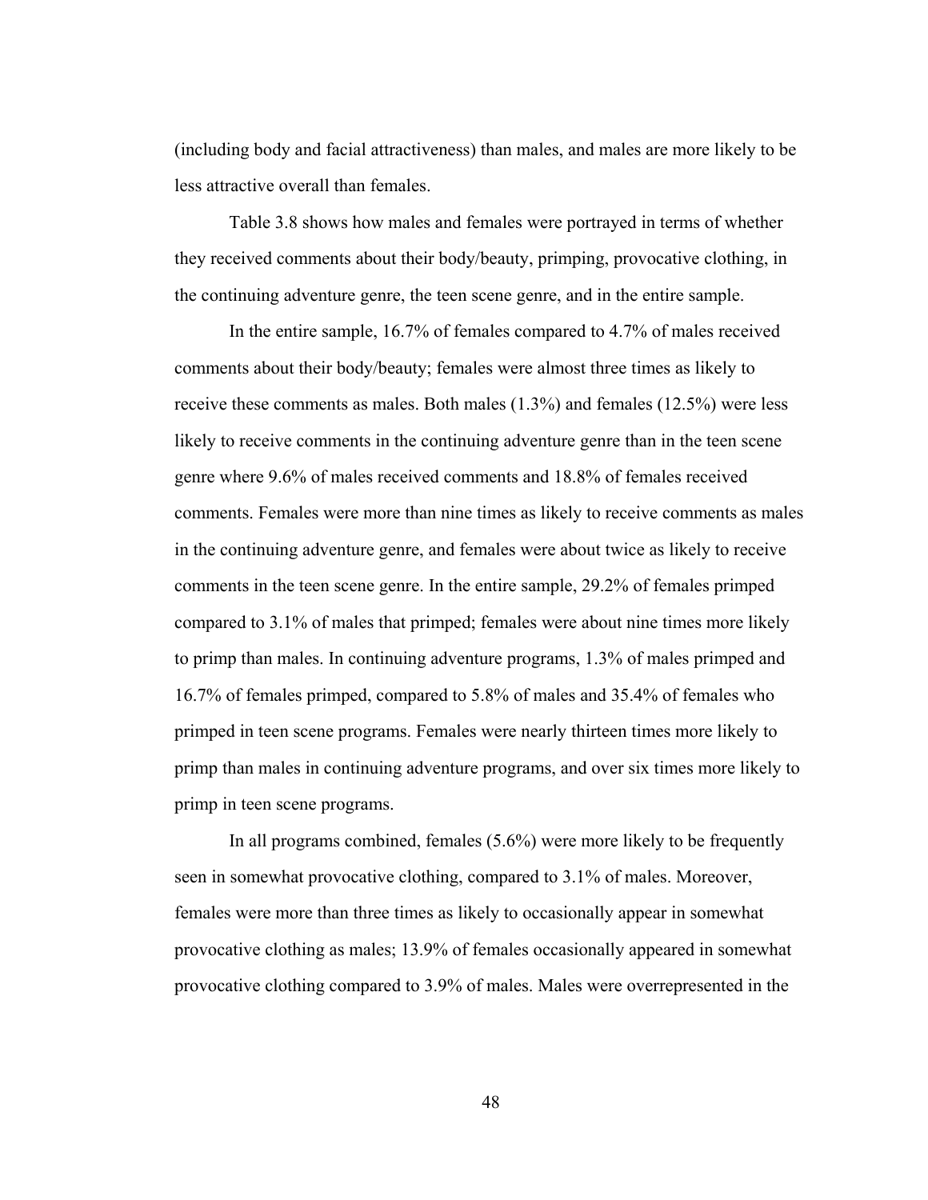(including body and facial attractiveness) than males, and males are more likely to be less attractive overall than females.

Table 3.8 shows how males and females were portrayed in terms of whether they received comments about their body/beauty, primping, provocative clothing, in the continuing adventure genre, the teen scene genre, and in the entire sample.

In the entire sample, 16.7% of females compared to 4.7% of males received comments about their body/beauty; females were almost three times as likely to receive these comments as males. Both males (1.3%) and females (12.5%) were less likely to receive comments in the continuing adventure genre than in the teen scene genre where 9.6% of males received comments and 18.8% of females received comments. Females were more than nine times as likely to receive comments as males in the continuing adventure genre, and females were about twice as likely to receive comments in the teen scene genre. In the entire sample, 29.2% of females primped compared to 3.1% of males that primped; females were about nine times more likely to primp than males. In continuing adventure programs, 1.3% of males primped and 16.7% of females primped, compared to 5.8% of males and 35.4% of females who primped in teen scene programs. Females were nearly thirteen times more likely to primp than males in continuing adventure programs, and over six times more likely to primp in teen scene programs.

In all programs combined, females (5.6%) were more likely to be frequently seen in somewhat provocative clothing, compared to 3.1% of males. Moreover, females were more than three times as likely to occasionally appear in somewhat provocative clothing as males; 13.9% of females occasionally appeared in somewhat provocative clothing compared to 3.9% of males. Males were overrepresented in the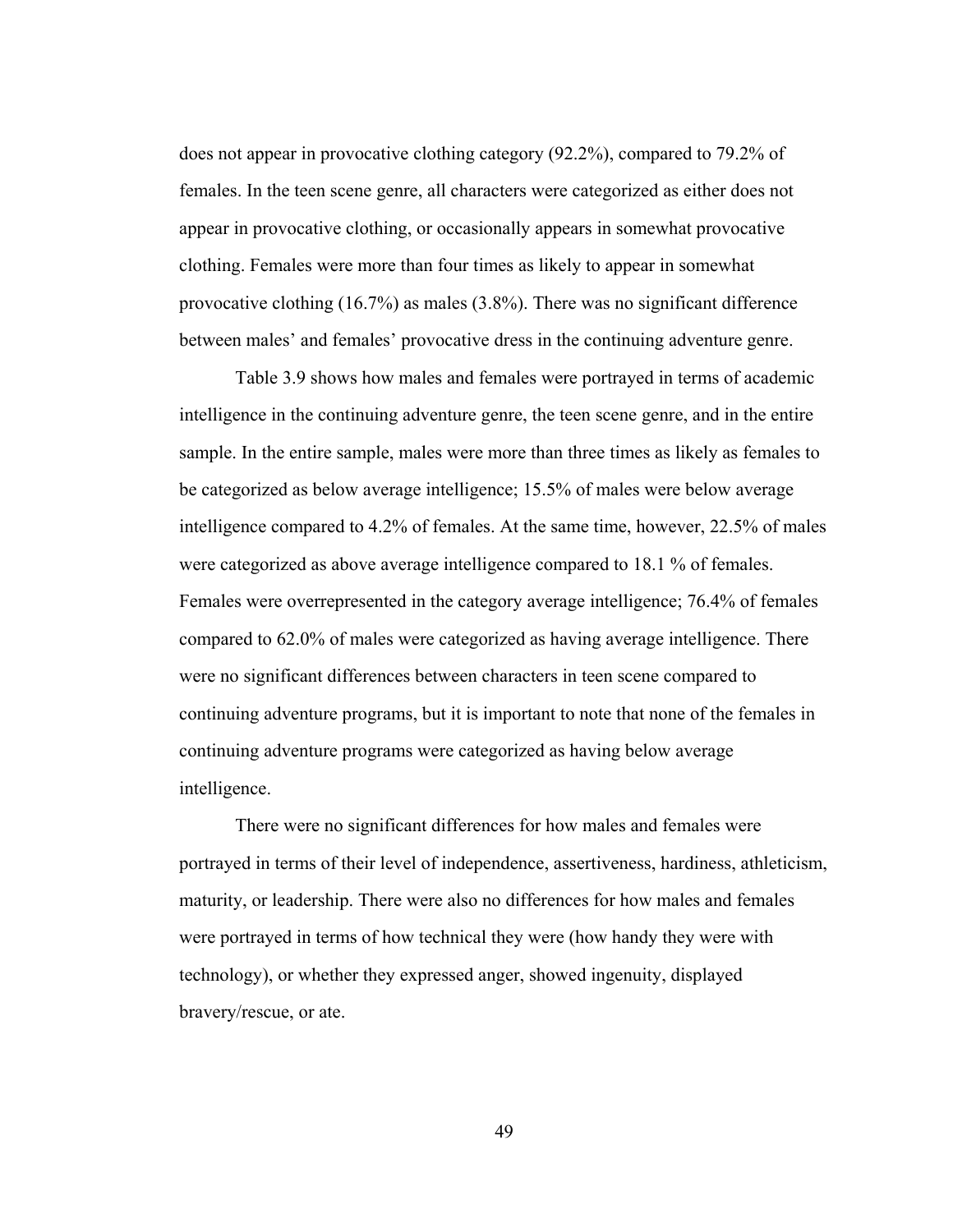does not appear in provocative clothing category (92.2%), compared to 79.2% of females. In the teen scene genre, all characters were categorized as either does not appear in provocative clothing, or occasionally appears in somewhat provocative clothing. Females were more than four times as likely to appear in somewhat provocative clothing (16.7%) as males (3.8%). There was no significant difference between males' and females' provocative dress in the continuing adventure genre.

Table 3.9 shows how males and females were portrayed in terms of academic intelligence in the continuing adventure genre, the teen scene genre, and in the entire sample. In the entire sample, males were more than three times as likely as females to be categorized as below average intelligence; 15.5% of males were below average intelligence compared to 4.2% of females. At the same time, however, 22.5% of males were categorized as above average intelligence compared to 18.1 % of females. Females were overrepresented in the category average intelligence; 76.4% of females compared to 62.0% of males were categorized as having average intelligence. There were no significant differences between characters in teen scene compared to continuing adventure programs, but it is important to note that none of the females in continuing adventure programs were categorized as having below average intelligence.

There were no significant differences for how males and females were portrayed in terms of their level of independence, assertiveness, hardiness, athleticism, maturity, or leadership. There were also no differences for how males and females were portrayed in terms of how technical they were (how handy they were with technology), or whether they expressed anger, showed ingenuity, displayed bravery/rescue, or ate.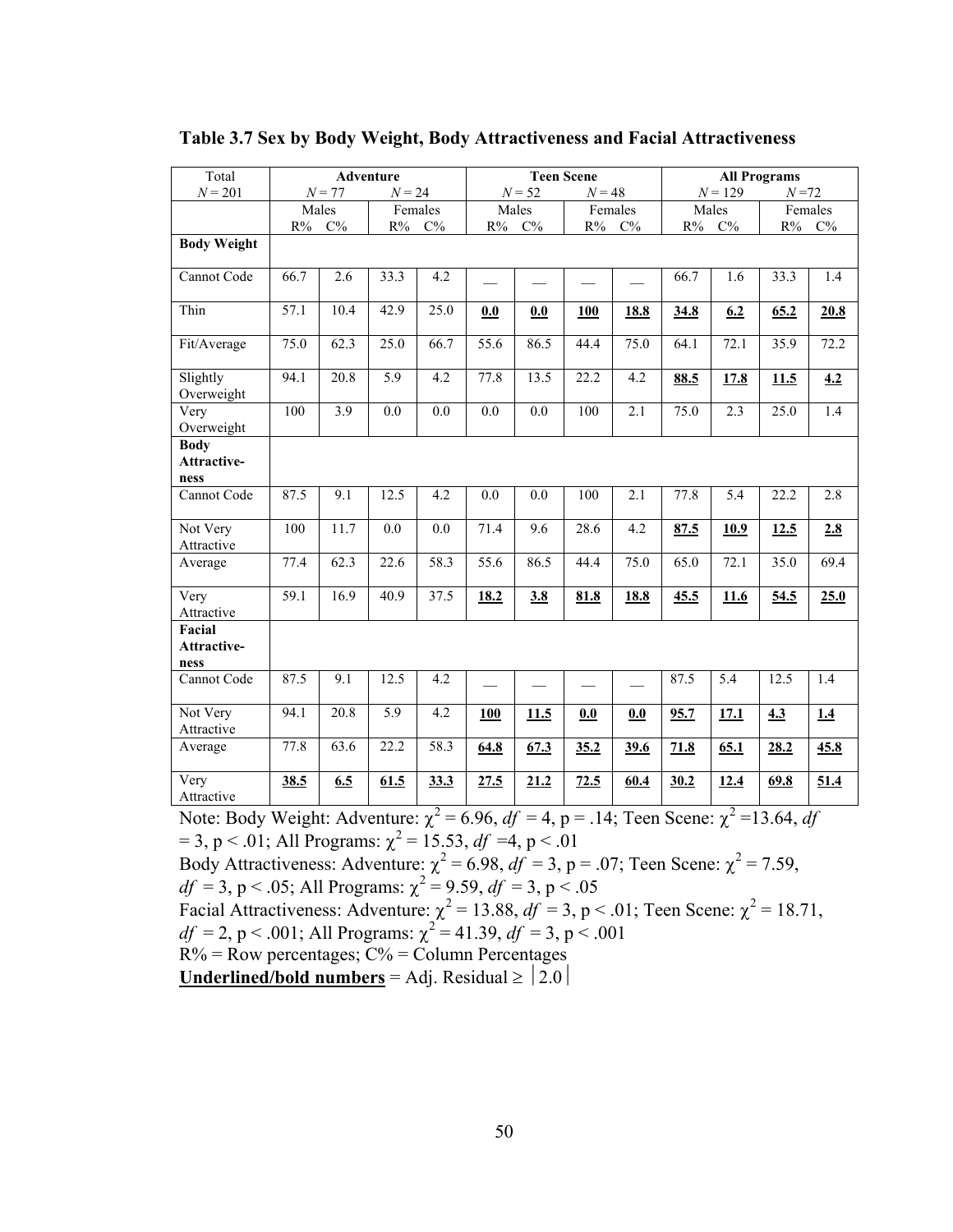**Table 3.7 Sex by Body Weight, Body Attractiveness and Facial Attractiveness**

| Total $N = 201$ | Adventure $N = 77$ | | $N = 24$ | | Teen Scene $N = 52$ | | $N = 48$ | | All Programs $N = 129$ | | $N = 72$ | |
|---|---|---|---|---|---|---|---|---|---|---|---|---|
| | Males | | Females | | Males | | Females | | Males | | Females | |
| | R% | C% | R% | C% | R% | C% | R% | C% | R% | C% | R% | C% |
| **Body Weight** | | | | | | | | | | | | |
| Cannot Code | 66.7 | 2.6 | 33.3 | 4.2 | __ | __ | __ | __ | 66.7 | 1.6 | 33.3 | 1.4 |
| Thin | 57.1 | 10.4 | 42.9 | 25.0 | **<u>0.0</u>** | **<u>0.0</u>** | **<u>100</u>** | **<u>18.8</u>** | **<u>34.8</u>** | **<u>6.2</u>** | **<u>65.2</u>** | **<u>20.8</u>** |
| Fit/Average | 75.0 | 62.3 | 25.0 | 66.7 | 55.6 | 86.5 | 44.4 | 75.0 | 64.1 | 72.1 | 35.9 | 72.2 |
| Slightly Overweight | 94.1 | 20.8 | 5.9 | 4.2 | 77.8 | 13.5 | 22.2 | 4.2 | **<u>88.5</u>** | **<u>17.8</u>** | **<u>11.5</u>** | **<u>4.2</u>** |
| Very Overweight | 100 | 3.9 | 0.0 | 0.0 | 0.0 | 0.0 | 100 | 2.1 | 75.0 | 2.3 | 25.0 | 1.4 |
| **Body Attractive-ness** | | | | | | | | | | | | |
| Cannot Code | 87.5 | 9.1 | 12.5 | 4.2 | 0.0 | 0.0 | 100 | 2.1 | 77.8 | 5.4 | 22.2 | 2.8 |
| Not Very Attractive | 100 | 11.7 | 0.0 | 0.0 | 71.4 | 9.6 | 28.6 | 4.2 | **<u>87.5</u>** | **<u>10.9</u>** | **<u>12.5</u>** | **<u>2.8</u>** |
| Average | 77.4 | 62.3 | 22.6 | 58.3 | 55.6 | 86.5 | 44.4 | 75.0 | 65.0 | 72.1 | 35.0 | 69.4 |
| Very Attractive | 59.1 | 16.9 | 40.9 | 37.5 | **<u>18.2</u>** | **<u>3.8</u>** | **<u>81.8</u>** | **<u>18.8</u>** | **<u>45.5</u>** | **<u>11.6</u>** | **<u>54.5</u>** | **<u>25.0</u>** |
| **Facial Attractive-ness** | | | | | | | | | | | | |
| Cannot Code | 87.5 | 9.1 | 12.5 | 4.2 | __ | __ | __ | __ | 87.5 | 5.4 | 12.5 | 1.4 |
| Not Very Attractive | 94.1 | 20.8 | 5.9 | 4.2 | **<u>100</u>** | **<u>11.5</u>** | **<u>0.0</u>** | **<u>0.0</u>** | **<u>95.7</u>** | **<u>17.1</u>** | **<u>4.3</u>** | **<u>1.4</u>** |
| Average | 77.8 | 63.6 | 22.2 | 58.3 | **<u>64.8</u>** | **<u>67.3</u>** | **<u>35.2</u>** | **<u>39.6</u>** | **<u>71.8</u>** | **<u>65.1</u>** | **<u>28.2</u>** | **<u>45.8</u>** |
| Very Attractive | **<u>38.5</u>** | **<u>6.5</u>** | **<u>61.5</u>** | **<u>33.3</u>** | **<u>27.5</u>** | **<u>21.2</u>** | **<u>72.5</u>** | **<u>60.4</u>** | **<u>30.2</u>** | **<u>12.4</u>** | **<u>69.8</u>** | **<u>51.4</u>** |

Note: Body Weight: Adventure: $\chi^2 = 6.96$, $df = 4$, $p = .14$; Teen Scene: $\chi^2 = 13.64$, $df = 3$, $p < .01$; All Programs: $\chi^2 = 15.53$, $df = 4$, $p < .01$

Body Attractiveness: Adventure: $\chi^2 = 6.98$, $df = 3$, $p = .07$; Teen Scene: $\chi^2 = 7.59$, $df = 3$, $p < .05$; All Programs: $\chi^2 = 9.59$, $df = 3$, $p < .05$

Facial Attractiveness: Adventure: $\chi^2 = 13.88$, $df = 3$, $p < .01$; Teen Scene: $\chi^2 = 18.71$, $df = 2$, $p < .001$; All Programs: $\chi^2 = 41.39$, $df = 3$, $p < .001$

R% = Row percentages; C% = Column Percentages

**<u>Underlined/bold numbers</u>** = Adj. Residual ≥ $|2.0|$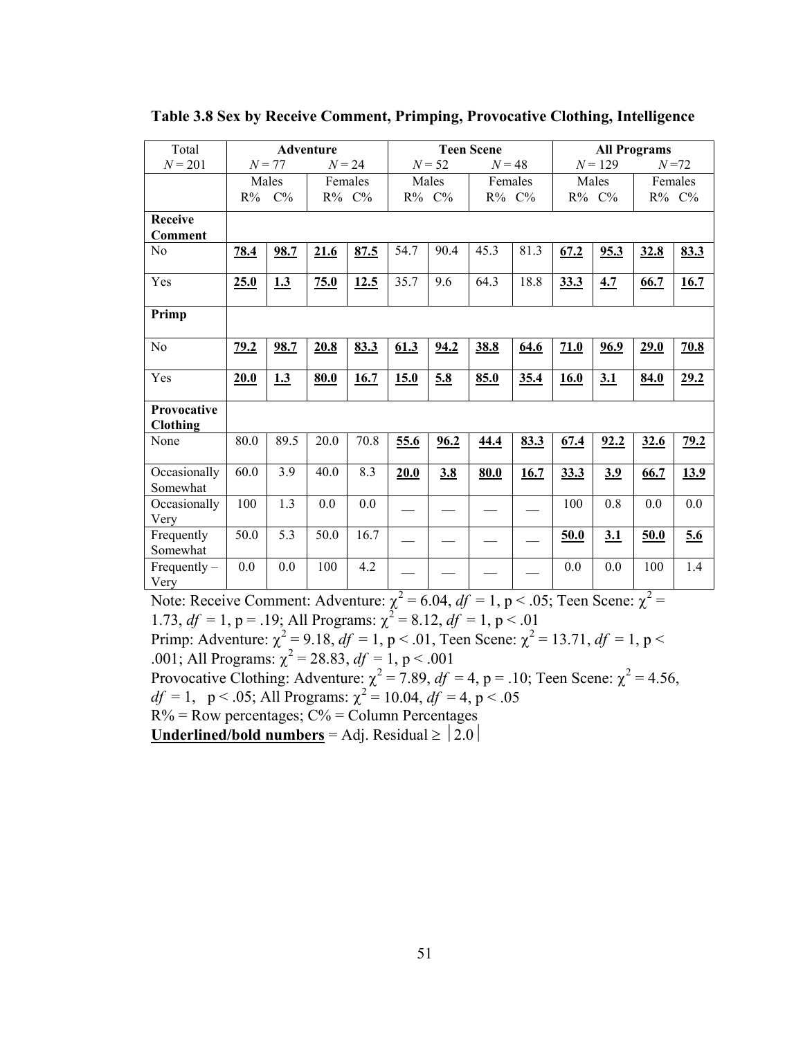**Table 3.8 Sex by Receive Comment, Primping, Provocative Clothing, Intelligence**

| Total $N = 201$ | Adventure $N = 77$ | | $N = 24$ | | Teen Scene $N = 52$ | | $N = 48$ | | All Programs $N = 129$ | | $N = 72$ | |
|---|---|---|---|---|---|---|---|---|---|---|---|---|
| | Males | | Females | | Males | | Females | | Males | | Females | |
| | R% | C% | R% | C% | R% | C% | R% | C% | R% | C% | R% | C% |
| **Receive Comment** | | | | | | | | | | | | |
| No | **78.4** | **98.7** | **21.6** | **87.5** | 54.7 | 90.4 | 45.3 | 81.3 | **67.2** | **95.3** | **32.8** | **83.3** |
| Yes | **25.0** | **1.3** | **75.0** | **12.5** | 35.7 | 9.6 | 64.3 | 18.8 | **33.3** | **4.7** | **66.7** | **16.7** |
| **Primp** | | | | | | | | | | | | |
| No | **79.2** | **98.7** | **20.8** | **83.3** | **61.3** | **94.2** | **38.8** | **64.6** | **71.0** | **96.9** | **29.0** | **70.8** |
| Yes | **20.0** | **1.3** | **80.0** | **16.7** | **15.0** | **5.8** | **85.0** | **35.4** | **16.0** | **3.1** | **84.0** | **29.2** |
| **Provocative Clothing** | | | | | | | | | | | | |
| None | 80.0 | 89.5 | 20.0 | 70.8 | **55.6** | **96.2** | **44.4** | **83.3** | **67.4** | **92.2** | **32.6** | **79.2** |
| Occasionally Somewhat | 60.0 | 3.9 | 40.0 | 8.3 | **20.0** | **3.8** | **80.0** | **16.7** | **33.3** | **3.9** | **66.7** | **13.9** |
| Occasionally Very | 100 | 1.3 | 0.0 | 0.0 | — | — | — | — | 100 | 0.8 | 0.0 | 0.0 |
| Frequently Somewhat | 50.0 | 5.3 | 50.0 | 16.7 | — | — | — | — | **50.0** | **3.1** | **50.0** | **5.6** |
| Frequently – Very | 0.0 | 0.0 | 100 | 4.2 | — | — | — | — | 0.0 | 0.0 | 100 | 1.4 |

Note: Receive Comment: Adventure: $\chi^2 = 6.04$, $df = 1$, $p < .05$; Teen Scene: $\chi^2 = 1.73$, $df = 1$, $p = .19$; All Programs: $\chi^2 = 8.12$, $df = 1$, $p < .01$

Primp: Adventure: $\chi^2 = 9.18$, $df = 1$, $p < .01$, Teen Scene: $\chi^2 = 13.71$, $df = 1$, $p < .001$; All Programs: $\chi^2 = 28.83$, $df = 1$, $p < .001$

Provocative Clothing: Adventure: $\chi^2 = 7.89$, $df = 4$, $p = .10$; Teen Scene: $\chi^2 = 4.56$, $df = 1$, $p < .05$; All Programs: $\chi^2 = 10.04$, $df = 4$, $p < .05$

R% = Row percentages; C% = Column Percentages

**Underlined/bold numbers** = Adj. Residual ≥ |2.0|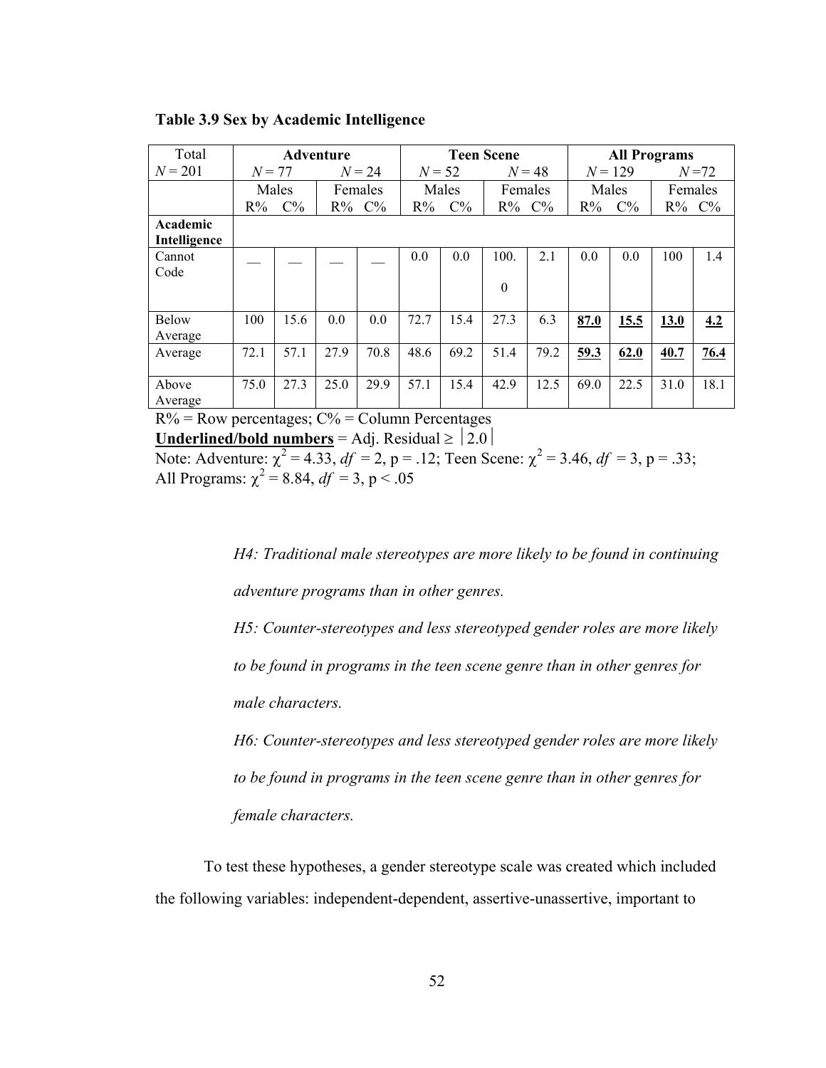**Table 3.9 Sex by Academic Intelligence**

| Total $N = 201$ | Adventure | | | | Teen Scene | | | | All Programs | | | |
|---|---|---|---|---|---|---|---|---|---|---|---|---|
| | $N = 77$ | | $N = 24$ | | $N = 52$ | | $N = 48$ | | $N = 129$ | | $N = 72$ | |
| | Males | | Females | | Males | | Females | | Males | | Females | |
| | R% | C% | R% | C% | R% | C% | R% | C% | R% | C% | R% | C% |
| **Academic Intelligence** | | | | | | | | | | | | |
| Cannot Code | — | — | — | — | 0.0 | 0.0 | 100.0 | 2.1 | 0.0 | 0.0 | 100 | 1.4 |
| Below Average | 100 | 15.6 | 0.0 | 0.0 | 72.7 | 15.4 | 27.3 | 6.3 | **<u>87.0</u>** | **<u>15.5</u>** | **<u>13.0</u>** | **<u>4.2</u>** |
| Average | 72.1 | 57.1 | 27.9 | 70.8 | 48.6 | 69.2 | 51.4 | 79.2 | **<u>59.3</u>** | **<u>62.0</u>** | **<u>40.7</u>** | **<u>76.4</u>** |
| Above Average | 75.0 | 27.3 | 25.0 | 29.9 | 57.1 | 15.4 | 42.9 | 12.5 | 69.0 | 22.5 | 31.0 | 18.1 |

R% = Row percentages; C% = Column Percentages

**<u>Underlined/bold numbers</u>** = Adj. Residual ≥ |2.0|

Note: Adventure: $\chi^2 = 4.33$, $df = 2$, $p = .12$; Teen Scene: $\chi^2 = 3.46$, $df = 3$, $p = .33$; All Programs: $\chi^2 = 8.84$, $df = 3$, $p < .05$

*H4: Traditional male stereotypes are more likely to be found in continuing adventure programs than in other genres.*

*H5: Counter-stereotypes and less stereotyped gender roles are more likely to be found in programs in the teen scene genre than in other genres for male characters.*

*H6: Counter-stereotypes and less stereotyped gender roles are more likely to be found in programs in the teen scene genre than in other genres for female characters.*

To test these hypotheses, a gender stereotype scale was created which included the following variables: independent-dependent, assertive-unassertive, important to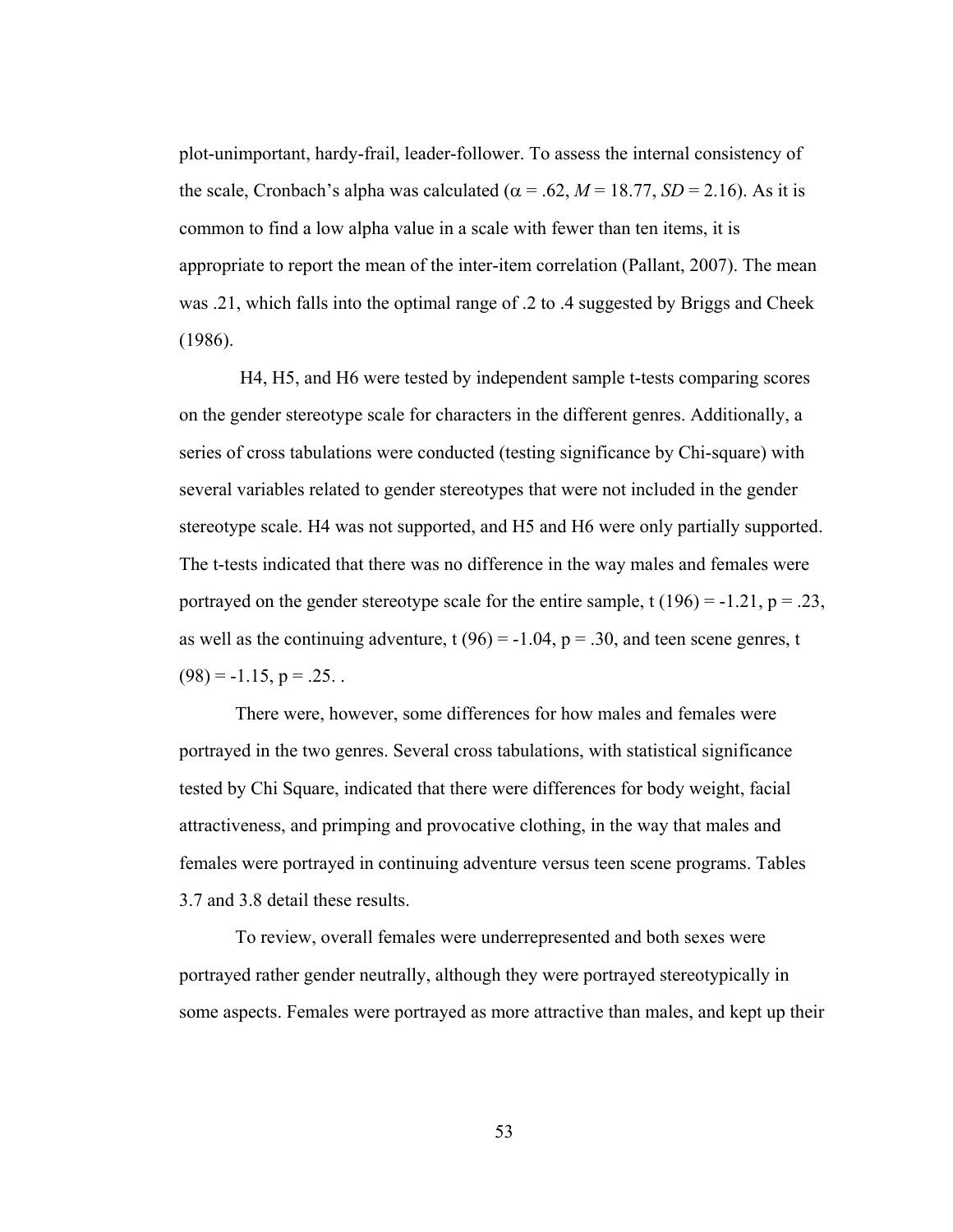plot-unimportant, hardy-frail, leader-follower. To assess the internal consistency of the scale, Cronbach's alpha was calculated ($\alpha = .62$, $M = 18.77$, $SD = 2.16$). As it is common to find a low alpha value in a scale with fewer than ten items, it is appropriate to report the mean of the inter-item correlation (Pallant, 2007). The mean was .21, which falls into the optimal range of .2 to .4 suggested by Briggs and Cheek (1986).

H4, H5, and H6 were tested by independent sample t-tests comparing scores on the gender stereotype scale for characters in the different genres. Additionally, a series of cross tabulations were conducted (testing significance by Chi-square) with several variables related to gender stereotypes that were not included in the gender stereotype scale. H4 was not supported, and H5 and H6 were only partially supported. The t-tests indicated that there was no difference in the way males and females were portrayed on the gender stereotype scale for the entire sample, $t(196) = -1.21$, $p = .23$, as well as the continuing adventure, $t(96) = -1.04$, $p = .30$, and teen scene genres, $t(98) = -1.15$, $p = .25$. .

There were, however, some differences for how males and females were portrayed in the two genres. Several cross tabulations, with statistical significance tested by Chi Square, indicated that there were differences for body weight, facial attractiveness, and primping and provocative clothing, in the way that males and females were portrayed in continuing adventure versus teen scene programs. Tables 3.7 and 3.8 detail these results.

To review, overall females were underrepresented and both sexes were portrayed rather gender neutrally, although they were portrayed stereotypically in some aspects. Females were portrayed as more attractive than males, and kept up their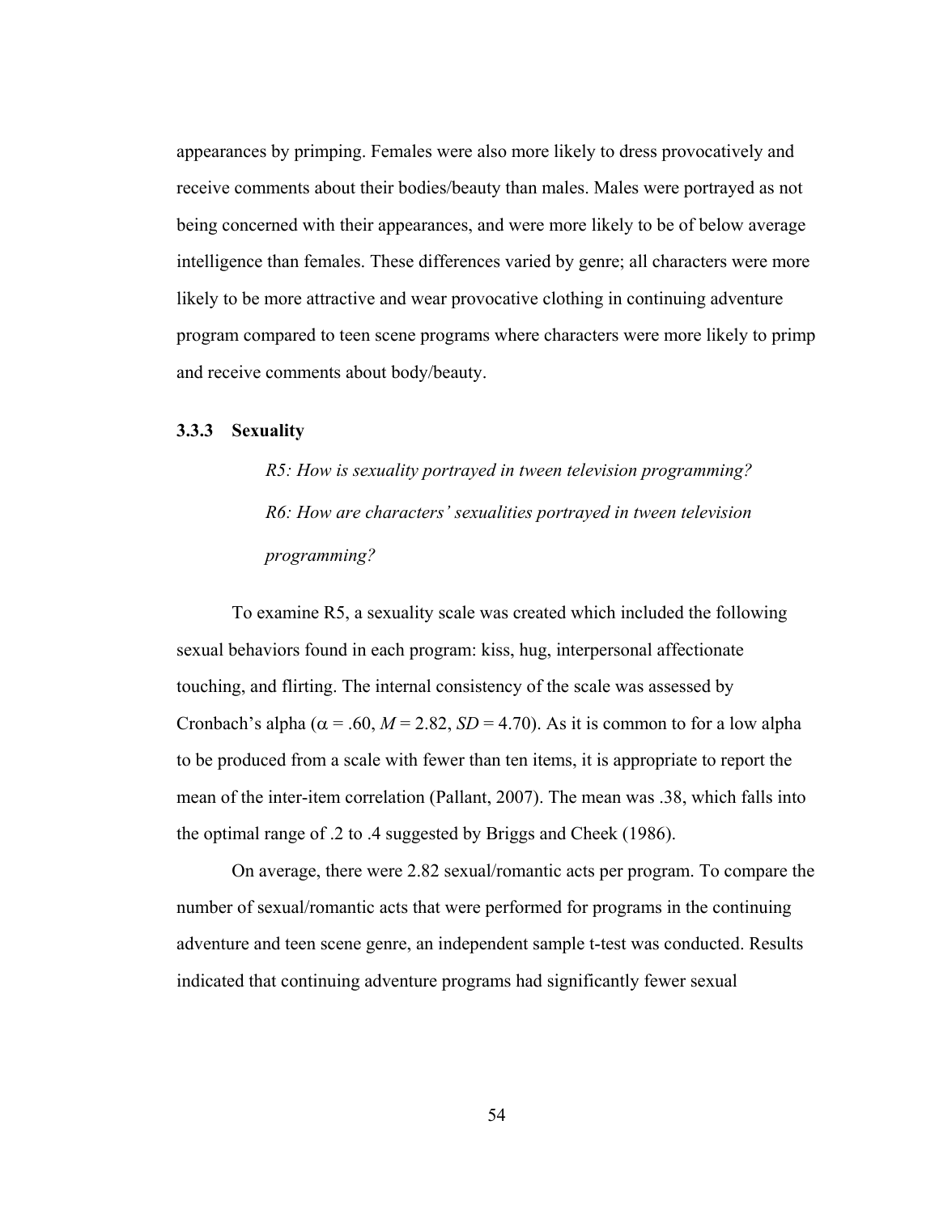appearances by primping. Females were also more likely to dress provocatively and receive comments about their bodies/beauty than males. Males were portrayed as not being concerned with their appearances, and were more likely to be of below average intelligence than females. These differences varied by genre; all characters were more likely to be more attractive and wear provocative clothing in continuing adventure program compared to teen scene programs where characters were more likely to primp and receive comments about body/beauty.

### 3.3.3 Sexuality

> *R5: How is sexuality portrayed in tween television programming?*
>
> *R6: How are characters' sexualities portrayed in tween television programming?*

To examine R5, a sexuality scale was created which included the following sexual behaviors found in each program: kiss, hug, interpersonal affectionate touching, and flirting. The internal consistency of the scale was assessed by Cronbach's alpha ($\alpha = .60$, $M = 2.82$, $SD = 4.70$). As it is common to for a low alpha to be produced from a scale with fewer than ten items, it is appropriate to report the mean of the inter-item correlation (Pallant, 2007). The mean was .38, which falls into the optimal range of .2 to .4 suggested by Briggs and Cheek (1986).

On average, there were 2.82 sexual/romantic acts per program. To compare the number of sexual/romantic acts that were performed for programs in the continuing adventure and teen scene genre, an independent sample t-test was conducted. Results indicated that continuing adventure programs had significantly fewer sexual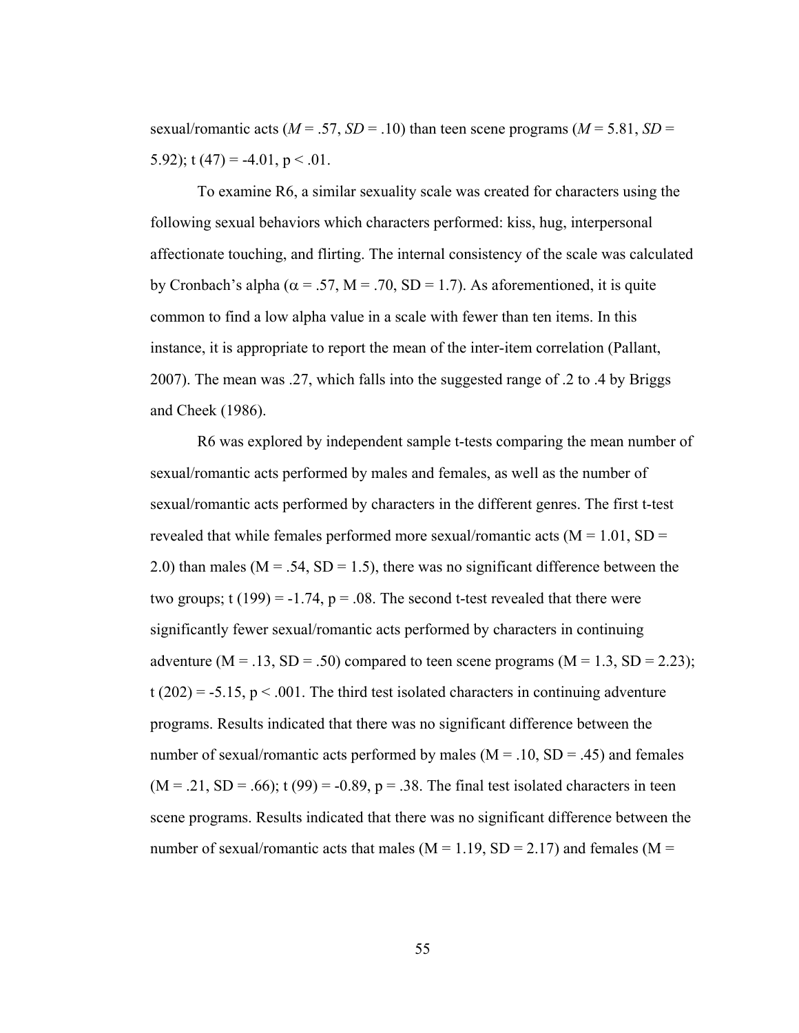sexual/romantic acts (*M* = .57, *SD* = .10) than teen scene programs (*M* = 5.81, *SD* = 5.92); $t(47) = -4.01$, $p < .01$.

To examine R6, a similar sexuality scale was created for characters using the following sexual behaviors which characters performed: kiss, hug, interpersonal affectionate touching, and flirting. The internal consistency of the scale was calculated by Cronbach's alpha ($\alpha = .57$, M = .70, SD = 1.7). As aforementioned, it is quite common to find a low alpha value in a scale with fewer than ten items. In this instance, it is appropriate to report the mean of the inter-item correlation (Pallant, 2007). The mean was .27, which falls into the suggested range of .2 to .4 by Briggs and Cheek (1986).

R6 was explored by independent sample t-tests comparing the mean number of sexual/romantic acts performed by males and females, as well as the number of sexual/romantic acts performed by characters in the different genres. The first t-test revealed that while females performed more sexual/romantic acts (M = 1.01, SD = 2.0) than males (M = .54, SD = 1.5), there was no significant difference between the two groups; $t(199) = -1.74$, $p = .08$. The second t-test revealed that there were significantly fewer sexual/romantic acts performed by characters in continuing adventure (M = .13, SD = .50) compared to teen scene programs (M = 1.3, SD = 2.23); $t(202) = -5.15$, $p < .001$. The third test isolated characters in continuing adventure programs. Results indicated that there was no significant difference between the number of sexual/romantic acts performed by males (M = .10, SD = .45) and females (M = .21, SD = .66); $t(99) = -0.89$, $p = .38$. The final test isolated characters in teen scene programs. Results indicated that there was no significant difference between the number of sexual/romantic acts that males (M = 1.19, SD = 2.17) and females (M =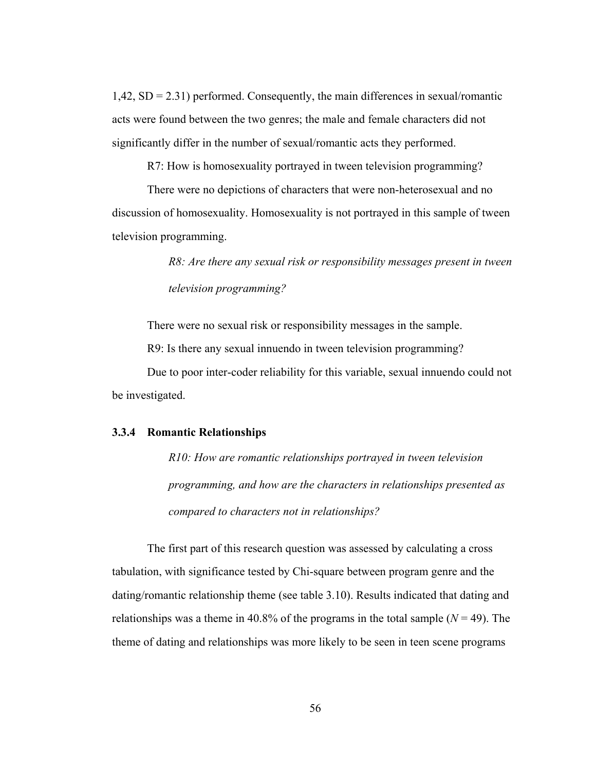1,42, SD = 2.31) performed. Consequently, the main differences in sexual/romantic acts were found between the two genres; the male and female characters did not significantly differ in the number of sexual/romantic acts they performed.

R7: How is homosexuality portrayed in tween television programming?

There were no depictions of characters that were non-heterosexual and no discussion of homosexuality. Homosexuality is not portrayed in this sample of tween television programming.

> *R8: Are there any sexual risk or responsibility messages present in tween television programming?*

There were no sexual risk or responsibility messages in the sample.

R9: Is there any sexual innuendo in tween television programming?

Due to poor inter-coder reliability for this variable, sexual innuendo could not be investigated.

### 3.3.4 Romantic Relationships

> *R10: How are romantic relationships portrayed in tween television programming, and how are the characters in relationships presented as compared to characters not in relationships?*

The first part of this research question was assessed by calculating a cross tabulation, with significance tested by Chi-square between program genre and the dating/romantic relationship theme (see table 3.10). Results indicated that dating and relationships was a theme in 40.8% of the programs in the total sample ($N = 49$). The theme of dating and relationships was more likely to be seen in teen scene programs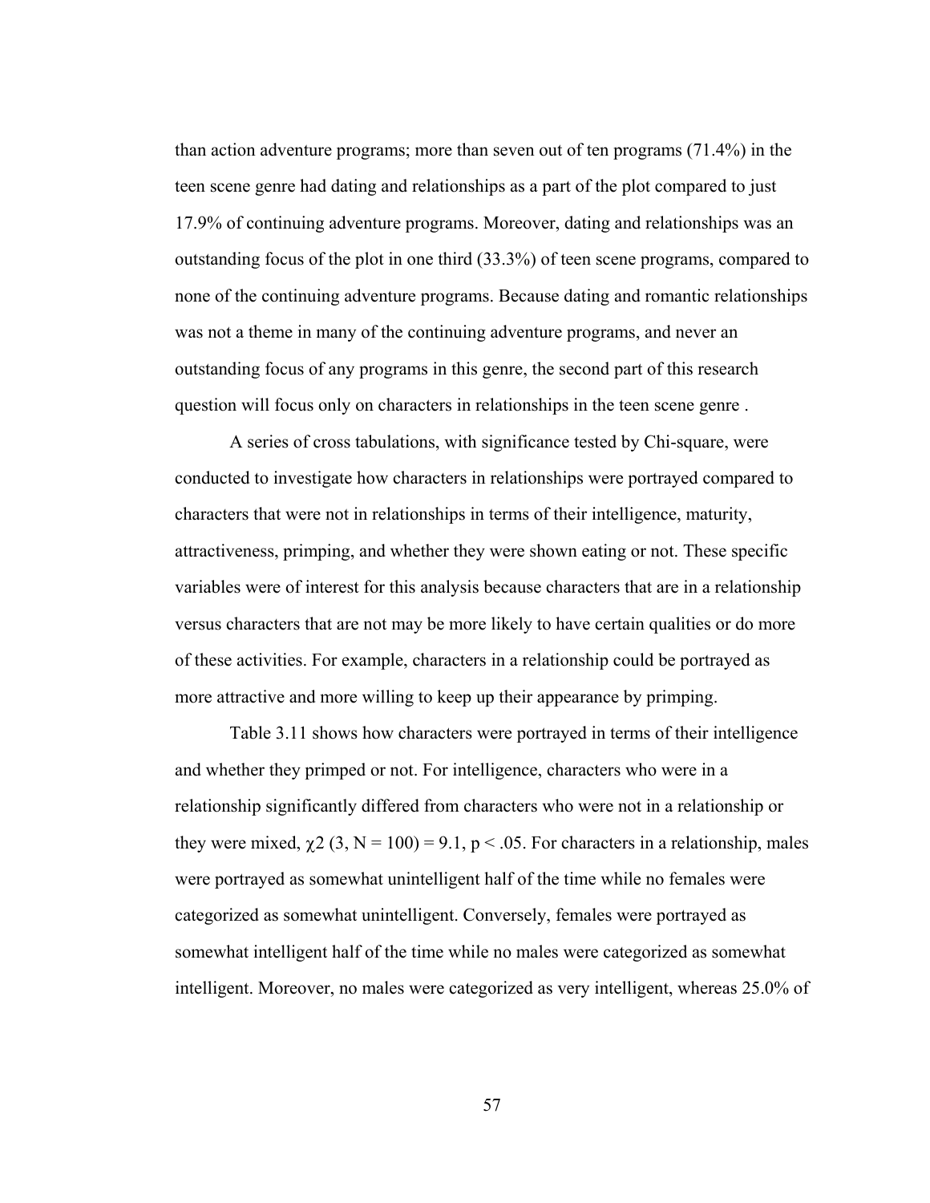than action adventure programs; more than seven out of ten programs (71.4%) in the teen scene genre had dating and relationships as a part of the plot compared to just 17.9% of continuing adventure programs. Moreover, dating and relationships was an outstanding focus of the plot in one third (33.3%) of teen scene programs, compared to none of the continuing adventure programs. Because dating and romantic relationships was not a theme in many of the continuing adventure programs, and never an outstanding focus of any programs in this genre, the second part of this research question will focus only on characters in relationships in the teen scene genre .

A series of cross tabulations, with significance tested by Chi-square, were conducted to investigate how characters in relationships were portrayed compared to characters that were not in relationships in terms of their intelligence, maturity, attractiveness, primping, and whether they were shown eating or not. These specific variables were of interest for this analysis because characters that are in a relationship versus characters that are not may be more likely to have certain qualities or do more of these activities. For example, characters in a relationship could be portrayed as more attractive and more willing to keep up their appearance by primping.

Table 3.11 shows how characters were portrayed in terms of their intelligence and whether they primped or not. For intelligence, characters who were in a relationship significantly differed from characters who were not in a relationship or they were mixed, $\chi^2$ (3, N = 100) = 9.1, $p < .05$. For characters in a relationship, males were portrayed as somewhat unintelligent half of the time while no females were categorized as somewhat unintelligent. Conversely, females were portrayed as somewhat intelligent half of the time while no males were categorized as somewhat intelligent. Moreover, no males were categorized as very intelligent, whereas 25.0% of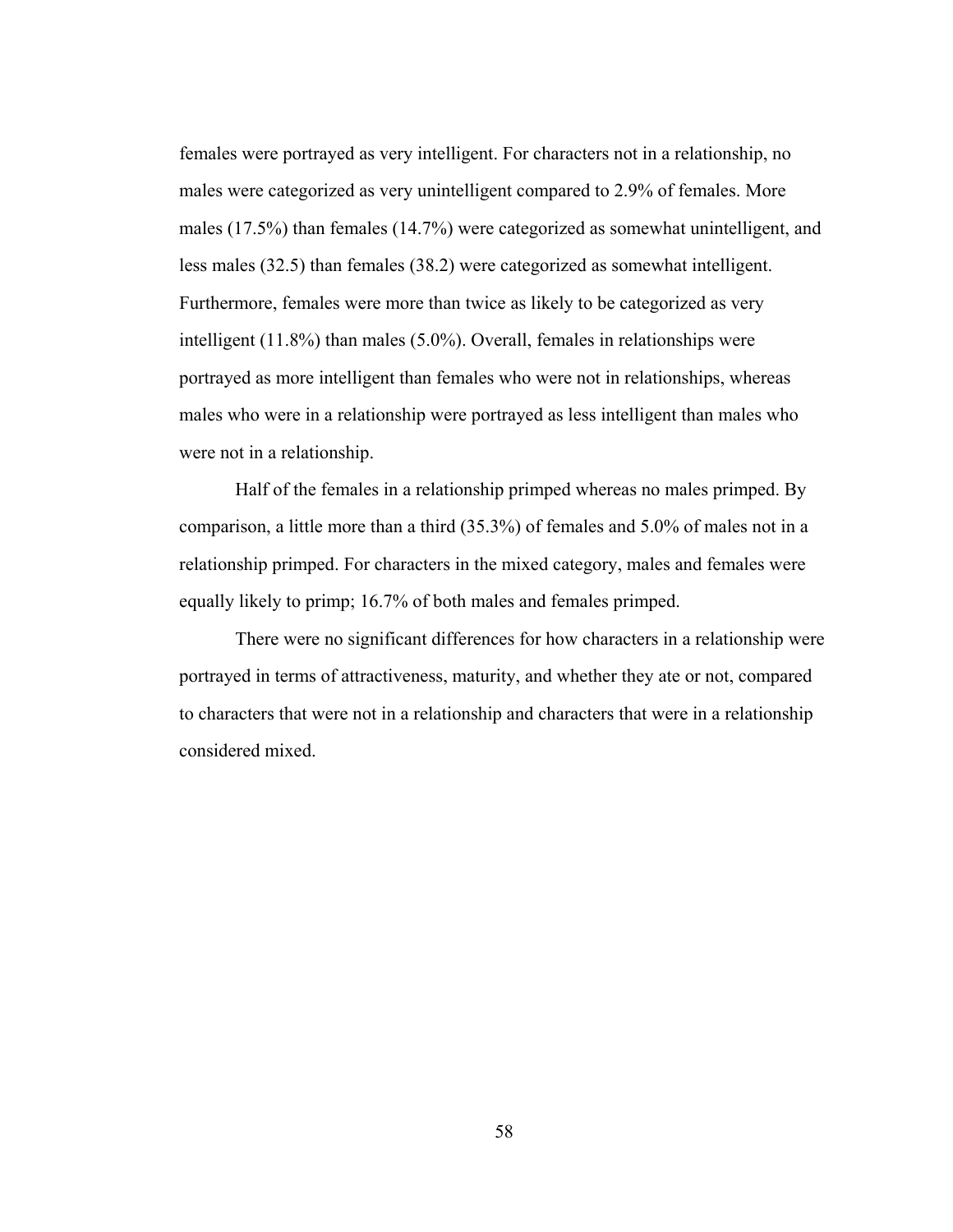females were portrayed as very intelligent. For characters not in a relationship, no males were categorized as very unintelligent compared to 2.9% of females. More males (17.5%) than females (14.7%) were categorized as somewhat unintelligent, and less males (32.5) than females (38.2) were categorized as somewhat intelligent. Furthermore, females were more than twice as likely to be categorized as very intelligent (11.8%) than males (5.0%). Overall, females in relationships were portrayed as more intelligent than females who were not in relationships, whereas males who were in a relationship were portrayed as less intelligent than males who were not in a relationship.

Half of the females in a relationship primped whereas no males primped. By comparison, a little more than a third (35.3%) of females and 5.0% of males not in a relationship primped. For characters in the mixed category, males and females were equally likely to primp; 16.7% of both males and females primped.

There were no significant differences for how characters in a relationship were portrayed in terms of attractiveness, maturity, and whether they ate or not, compared to characters that were not in a relationship and characters that were in a relationship considered mixed.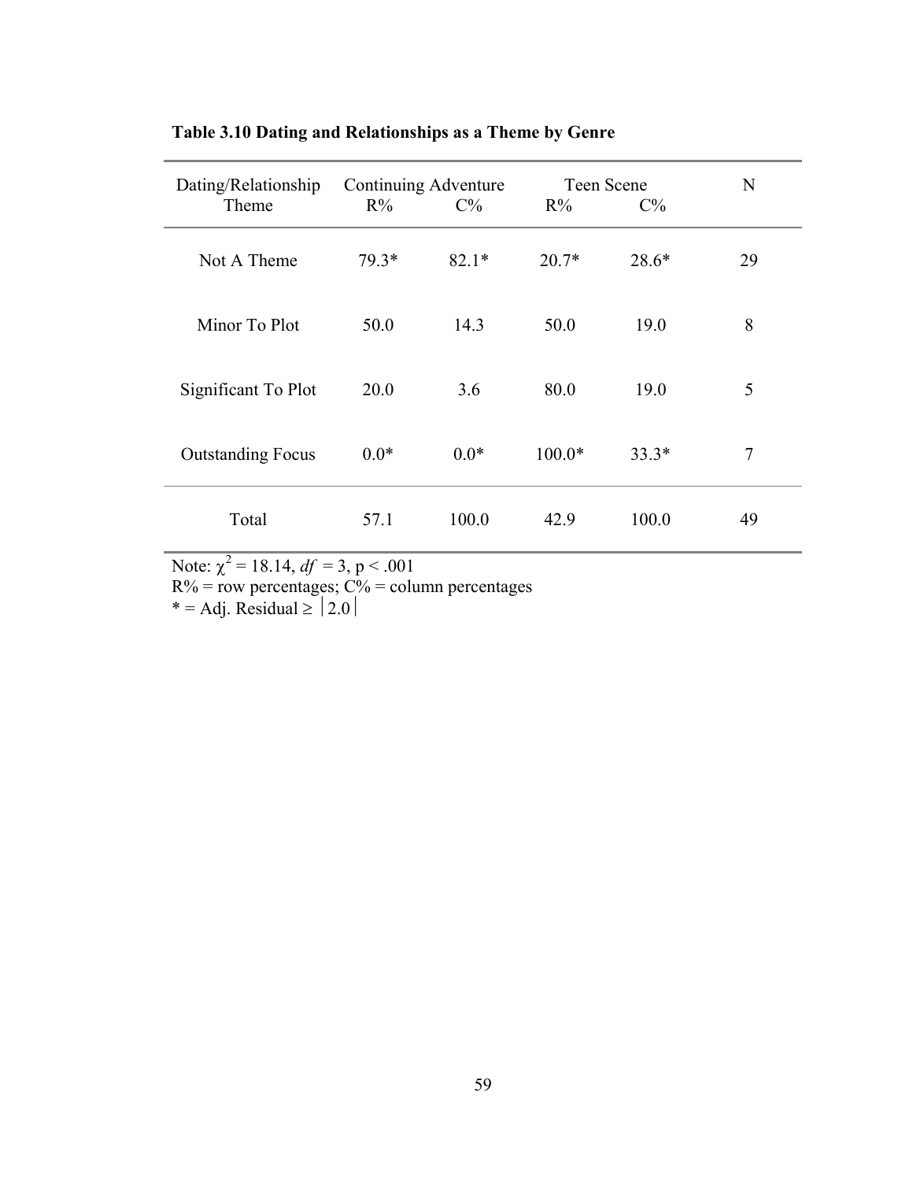**Table 3.10 Dating and Relationships as a Theme by Genre**

| Dating/Relationship Theme | Continuing Adventure | | Teen Scene | | N |
|---|---|---|---|---|---|
| | R% | C% | R% | C% | |
| Not A Theme | 79.3* | 82.1* | 20.7* | 28.6* | 29 |
| Minor To Plot | 50.0 | 14.3 | 50.0 | 19.0 | 8 |
| Significant To Plot | 20.0 | 3.6 | 80.0 | 19.0 | 5 |
| Outstanding Focus | 0.0* | 0.0* | 100.0* | 33.3* | 7 |
| Total | 57.1 | 100.0 | 42.9 | 100.0 | 49 |

Note: $\chi^2 = 18.14$, $df = 3$, $p < .001$
R% = row percentages; C% = column percentages
* = Adj. Residual $\geq |2.0|$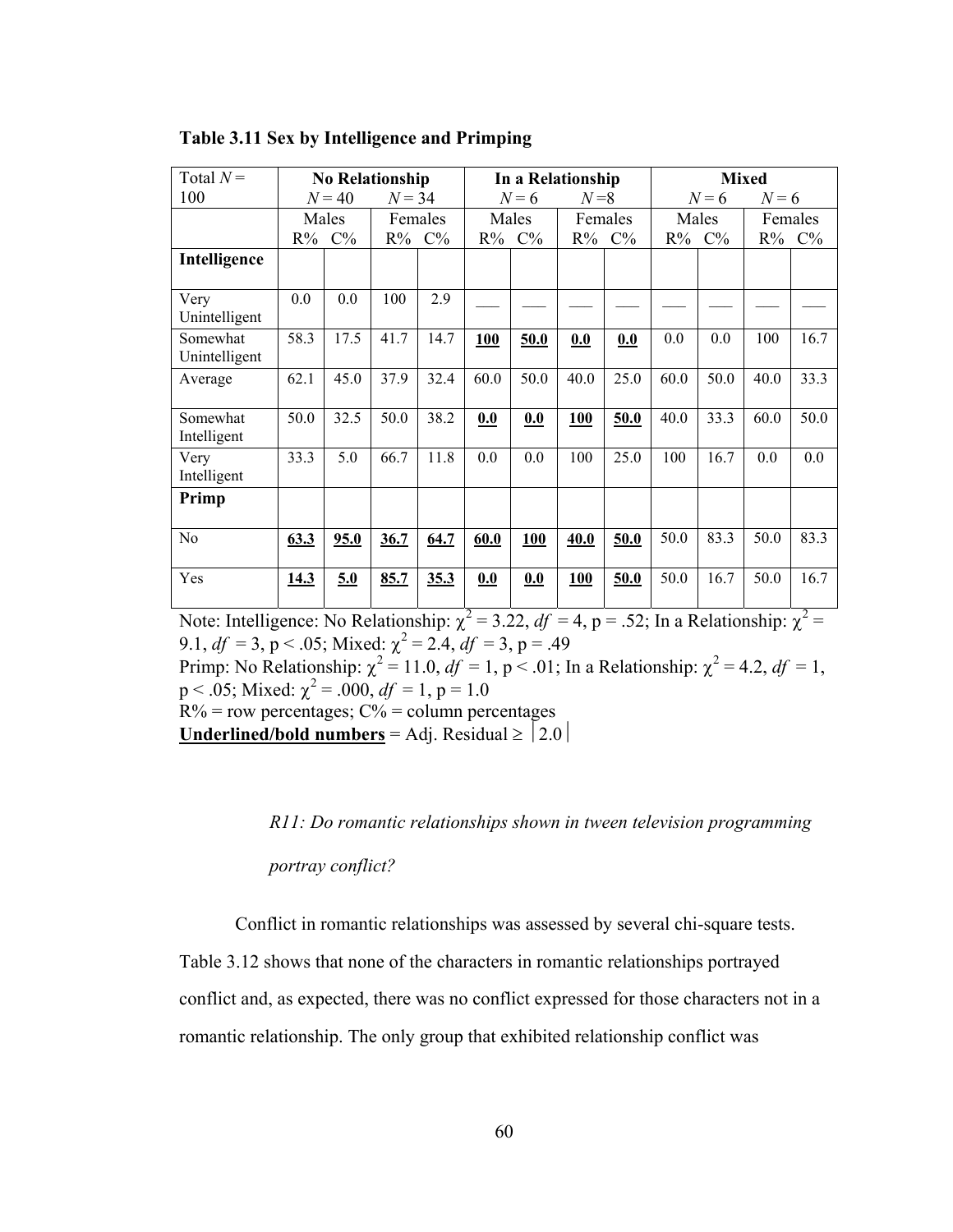**Table 3.11 Sex by Intelligence and Primping**

| Total $N$ = 100 | No Relationship | | | | In a Relationship | | | | Mixed | | | |
|---|---|---|---|---|---|---|---|---|---|---|---|---|
| | $N$ = 40 | | $N$ = 34 | | $N$ = 6 | | $N$ =8 | | $N$ = 6 | | $N$ = 6 | |
| | Males | | Females | | Males | | Females | | Males | | Females | |
| | R% | C% | R% | C% | R% | C% | R% | C% | R% | C% | R% | C% |
| **Intelligence** | | | | | | | | | | | | |
| Very Unintelligent | 0.0 | 0.0 | 100 | 2.9 | ___ | ___ | ___ | ___ | ___ | ___ | ___ | ___ |
| Somewhat Unintelligent | 58.3 | 17.5 | 41.7 | 14.7 | **<u>100</u>** | **<u>50.0</u>** | **<u>0.0</u>** | **<u>0.0</u>** | 0.0 | 0.0 | 100 | 16.7 |
| Average | 62.1 | 45.0 | 37.9 | 32.4 | 60.0 | 50.0 | 40.0 | 25.0 | 60.0 | 50.0 | 40.0 | 33.3 |
| Somewhat Intelligent | 50.0 | 32.5 | 50.0 | 38.2 | **<u>0.0</u>** | **<u>0.0</u>** | **<u>100</u>** | **<u>50.0</u>** | 40.0 | 33.3 | 60.0 | 50.0 |
| Very Intelligent | 33.3 | 5.0 | 66.7 | 11.8 | 0.0 | 0.0 | 100 | 25.0 | 100 | 16.7 | 0.0 | 0.0 |
| **Primp** | | | | | | | | | | | | |
| No | **<u>63.3</u>** | **<u>95.0</u>** | **<u>36.7</u>** | **<u>64.7</u>** | **<u>60.0</u>** | **<u>100</u>** | **<u>40.0</u>** | **<u>50.0</u>** | 50.0 | 83.3 | 50.0 | 83.3 |
| Yes | **<u>14.3</u>** | **<u>5.0</u>** | **<u>85.7</u>** | **<u>35.3</u>** | **<u>0.0</u>** | **<u>0.0</u>** | **<u>100</u>** | **<u>50.0</u>** | 50.0 | 16.7 | 50.0 | 16.7 |

Note: Intelligence: No Relationship: $\chi^2 = 3.22$, $df = 4$, $p = .52$; In a Relationship: $\chi^2 = 9.1$, $df = 3$, $p < .05$; Mixed: $\chi^2 = 2.4$, $df = 3$, $p = .49$
Primp: No Relationship: $\chi^2 = 11.0$, $df = 1$, $p < .01$; In a Relationship: $\chi^2 = 4.2$, $df = 1$, $p < .05$; Mixed: $\chi^2 = .000$, $df = 1$, $p = 1.0$
R% = row percentages; C% = column percentages
**<u>Underlined/bold numbers</u>** = Adj. Residual ≥ |2.0|

*R11: Do romantic relationships shown in tween television programming portray conflict?*

Conflict in romantic relationships was assessed by several chi-square tests. Table 3.12 shows that none of the characters in romantic relationships portrayed conflict and, as expected, there was no conflict expressed for those characters not in a romantic relationship. The only group that exhibited relationship conflict was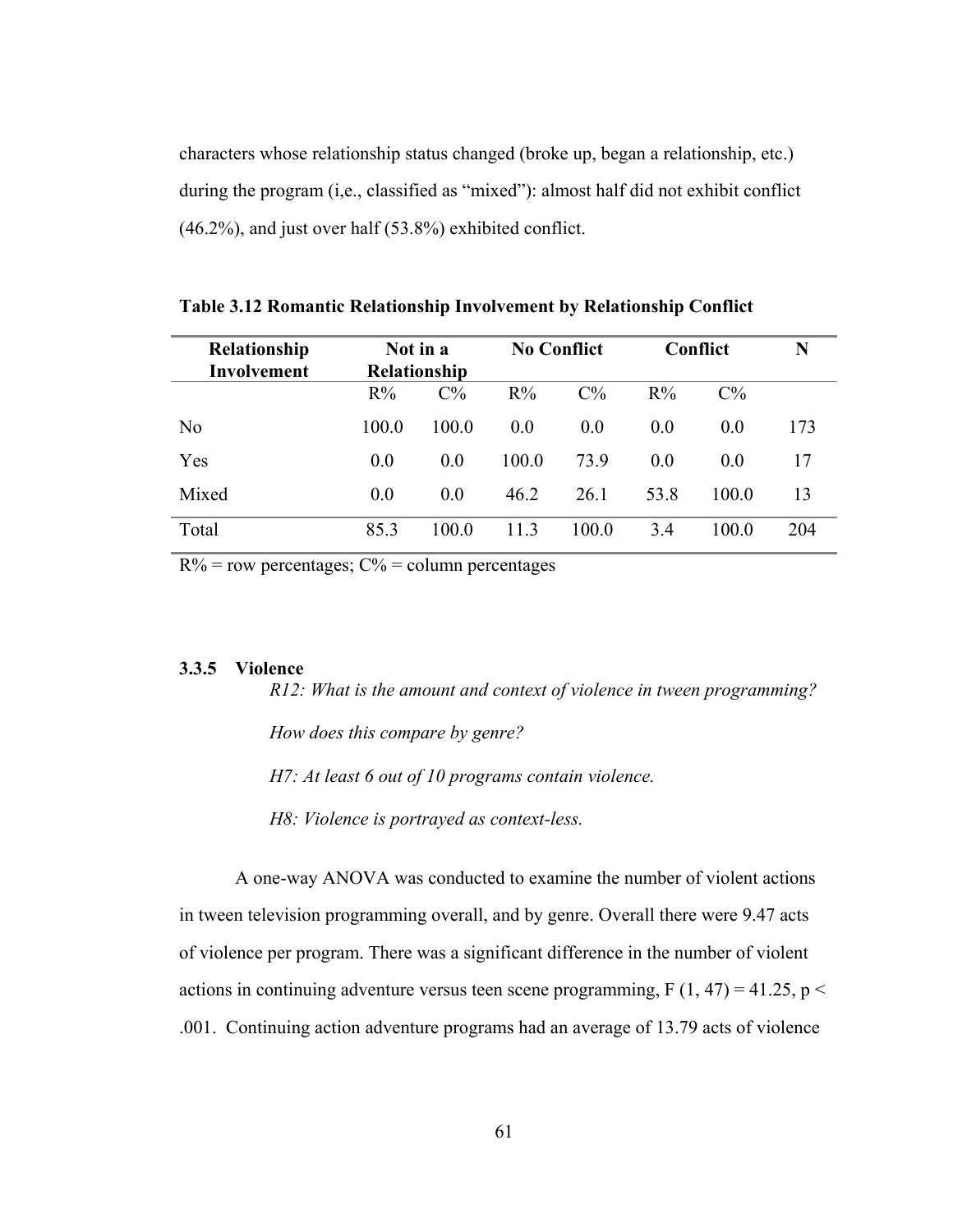characters whose relationship status changed (broke up, began a relationship, etc.) during the program (i,e., classified as "mixed"): almost half did not exhibit conflict (46.2%), and just over half (53.8%) exhibited conflict.

**Table 3.12 Romantic Relationship Involvement by Relationship Conflict**

| Relationship Involvement | Not in a Relationship | | No Conflict | | Conflict | | N |
|---|---|---|---|---|---|---|---|
| | R% | C% | R% | C% | R% | C% | |
| No | 100.0 | 100.0 | 0.0 | 0.0 | 0.0 | 0.0 | 173 |
| Yes | 0.0 | 0.0 | 100.0 | 73.9 | 0.0 | 0.0 | 17 |
| Mixed | 0.0 | 0.0 | 46.2 | 26.1 | 53.8 | 100.0 | 13 |
| Total | 85.3 | 100.0 | 11.3 | 100.0 | 3.4 | 100.0 | 204 |

R% = row percentages; C% = column percentages

### 3.3.5 Violence

*R12: What is the amount and context of violence in tween programming?*

*How does this compare by genre?*

*H7: At least 6 out of 10 programs contain violence.*

*H8: Violence is portrayed as context-less.*

A one-way ANOVA was conducted to examine the number of violent actions in tween television programming overall, and by genre. Overall there were 9.47 acts of violence per program. There was a significant difference in the number of violent actions in continuing adventure versus teen scene programming, $F(1, 47) = 41.25$, $p < .001$. Continuing action adventure programs had an average of 13.79 acts of violence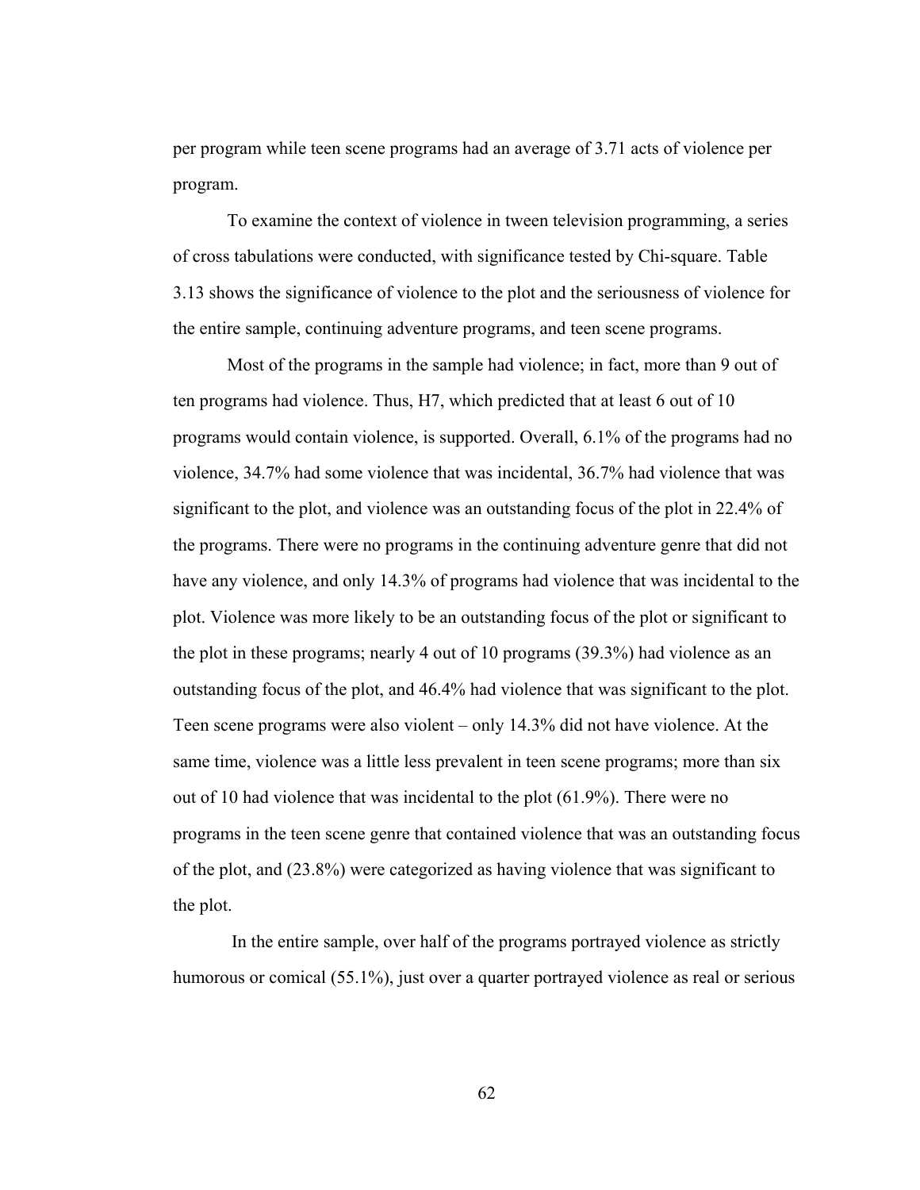per program while teen scene programs had an average of 3.71 acts of violence per program.

To examine the context of violence in tween television programming, a series of cross tabulations were conducted, with significance tested by Chi-square. Table 3.13 shows the significance of violence to the plot and the seriousness of violence for the entire sample, continuing adventure programs, and teen scene programs.

Most of the programs in the sample had violence; in fact, more than 9 out of ten programs had violence. Thus, H7, which predicted that at least 6 out of 10 programs would contain violence, is supported. Overall, 6.1% of the programs had no violence, 34.7% had some violence that was incidental, 36.7% had violence that was significant to the plot, and violence was an outstanding focus of the plot in 22.4% of the programs. There were no programs in the continuing adventure genre that did not have any violence, and only 14.3% of programs had violence that was incidental to the plot. Violence was more likely to be an outstanding focus of the plot or significant to the plot in these programs; nearly 4 out of 10 programs (39.3%) had violence as an outstanding focus of the plot, and 46.4% had violence that was significant to the plot. Teen scene programs were also violent – only 14.3% did not have violence. At the same time, violence was a little less prevalent in teen scene programs; more than six out of 10 had violence that was incidental to the plot (61.9%). There were no programs in the teen scene genre that contained violence that was an outstanding focus of the plot, and (23.8%) were categorized as having violence that was significant to the plot.

In the entire sample, over half of the programs portrayed violence as strictly humorous or comical (55.1%), just over a quarter portrayed violence as real or serious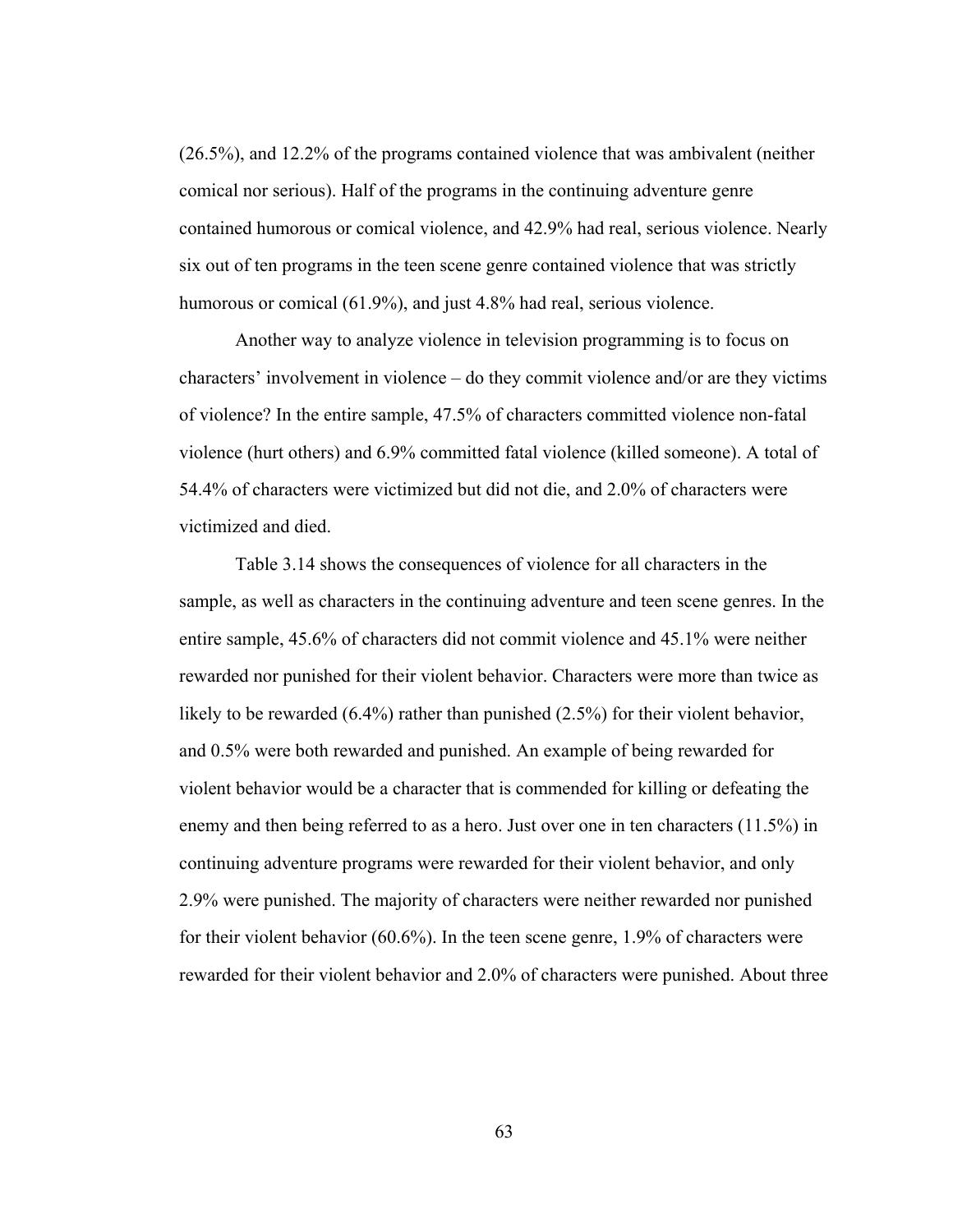(26.5%), and 12.2% of the programs contained violence that was ambivalent (neither comical nor serious). Half of the programs in the continuing adventure genre contained humorous or comical violence, and 42.9% had real, serious violence. Nearly six out of ten programs in the teen scene genre contained violence that was strictly humorous or comical (61.9%), and just 4.8% had real, serious violence.

Another way to analyze violence in television programming is to focus on characters' involvement in violence – do they commit violence and/or are they victims of violence? In the entire sample, 47.5% of characters committed violence non-fatal violence (hurt others) and 6.9% committed fatal violence (killed someone). A total of 54.4% of characters were victimized but did not die, and 2.0% of characters were victimized and died.

Table 3.14 shows the consequences of violence for all characters in the sample, as well as characters in the continuing adventure and teen scene genres. In the entire sample, 45.6% of characters did not commit violence and 45.1% were neither rewarded nor punished for their violent behavior. Characters were more than twice as likely to be rewarded (6.4%) rather than punished (2.5%) for their violent behavior, and 0.5% were both rewarded and punished. An example of being rewarded for violent behavior would be a character that is commended for killing or defeating the enemy and then being referred to as a hero. Just over one in ten characters (11.5%) in continuing adventure programs were rewarded for their violent behavior, and only 2.9% were punished. The majority of characters were neither rewarded nor punished for their violent behavior (60.6%). In the teen scene genre, 1.9% of characters were rewarded for their violent behavior and 2.0% of characters were punished. About three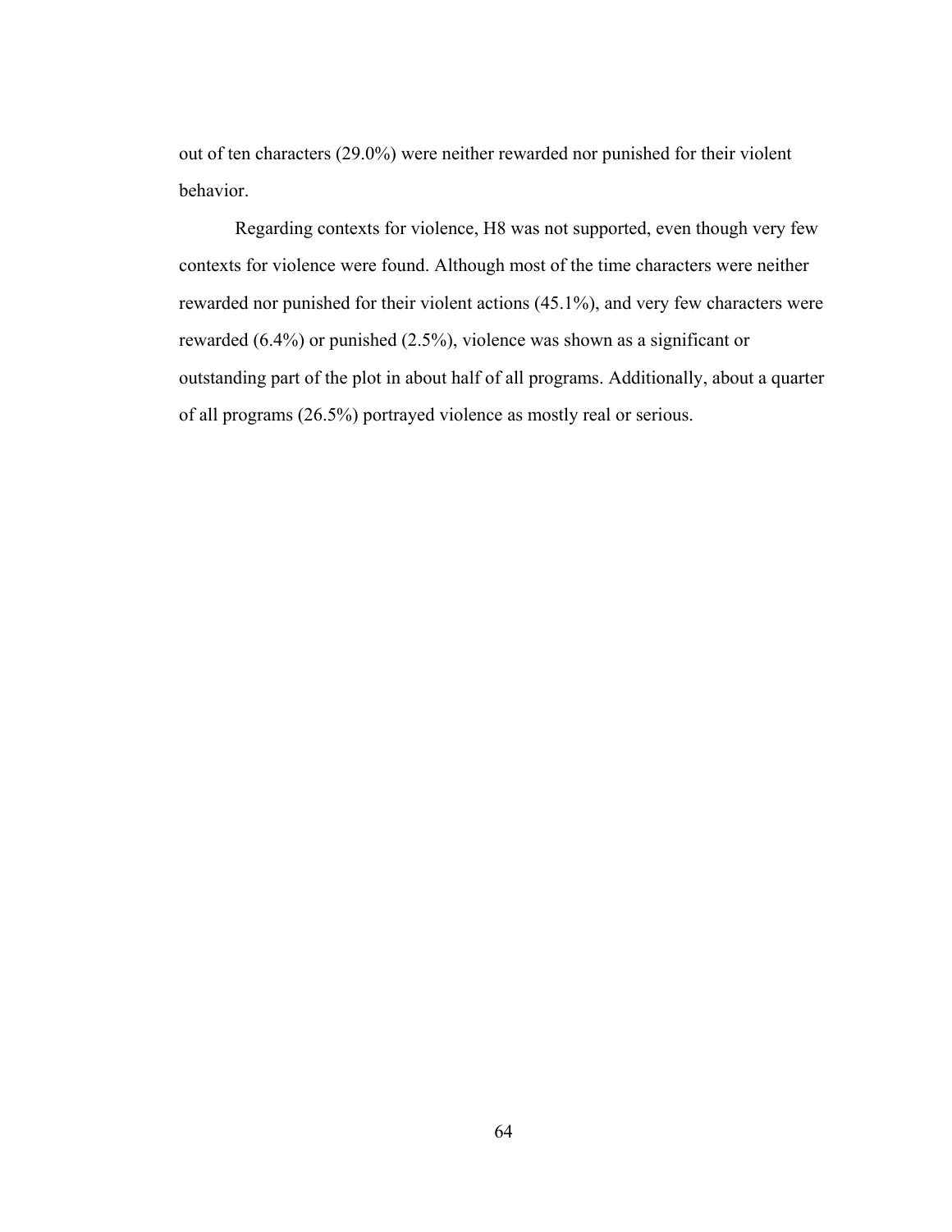out of ten characters (29.0%) were neither rewarded nor punished for their violent behavior.

Regarding contexts for violence, H8 was not supported, even though very few contexts for violence were found. Although most of the time characters were neither rewarded nor punished for their violent actions (45.1%), and very few characters were rewarded (6.4%) or punished (2.5%), violence was shown as a significant or outstanding part of the plot in about half of all programs. Additionally, about a quarter of all programs (26.5%) portrayed violence as mostly real or serious.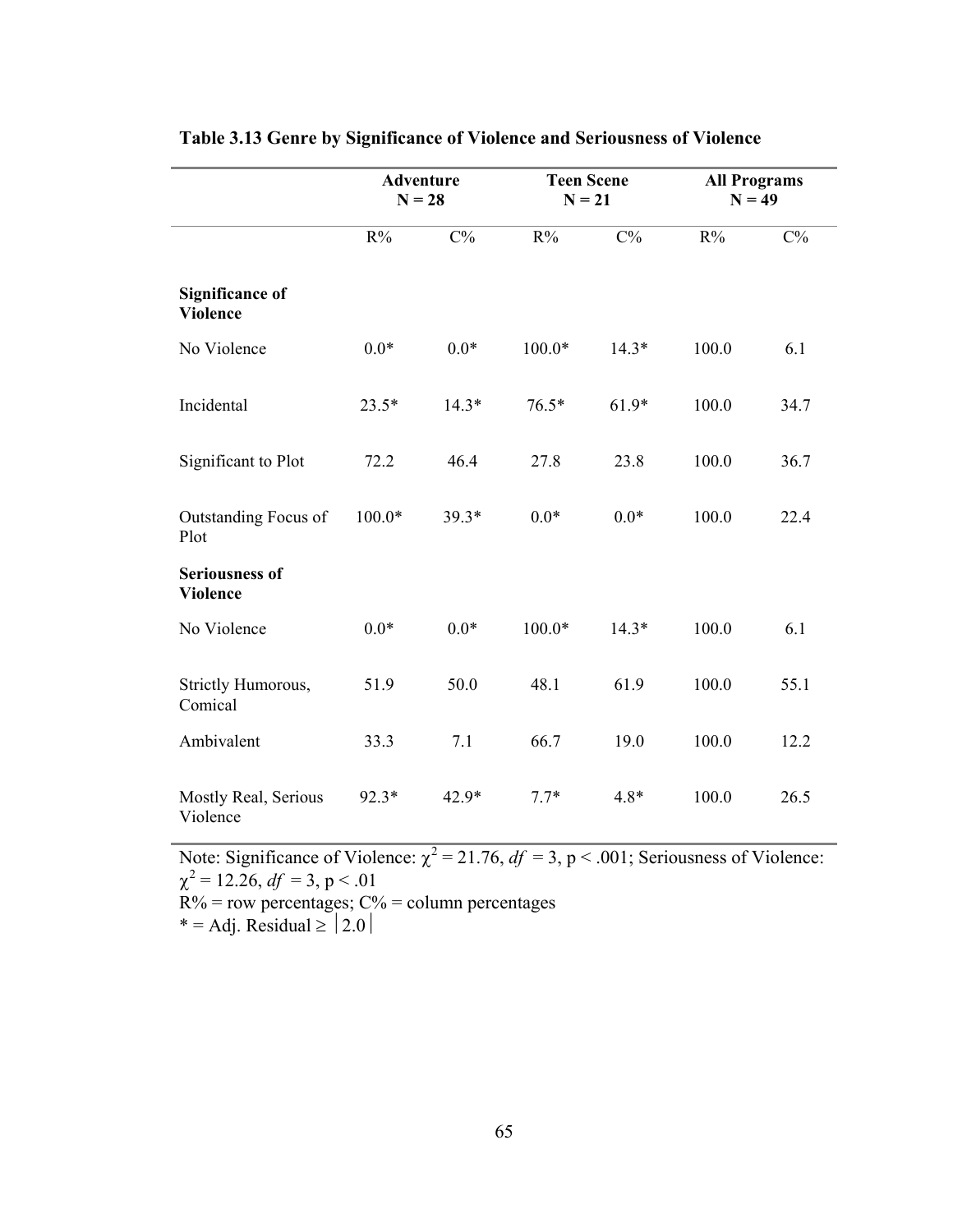**Table 3.13 Genre by Significance of Violence and Seriousness of Violence**

| | Adventure N = 28 | | Teen Scene N = 21 | | All Programs N = 49 | |
|---|---|---|---|---|---|---|
| | R% | C% | R% | C% | R% | C% |
| **Significance of Violence** | | | | | | |
| No Violence | 0.0* | 0.0* | 100.0* | 14.3* | 100.0 | 6.1 |
| Incidental | 23.5* | 14.3* | 76.5* | 61.9* | 100.0 | 34.7 |
| Significant to Plot | 72.2 | 46.4 | 27.8 | 23.8 | 100.0 | 36.7 |
| Outstanding Focus of Plot | 100.0* | 39.3* | 0.0* | 0.0* | 100.0 | 22.4 |
| **Seriousness of Violence** | | | | | | |
| No Violence | 0.0* | 0.0* | 100.0* | 14.3* | 100.0 | 6.1 |
| Strictly Humorous, Comical | 51.9 | 50.0 | 48.1 | 61.9 | 100.0 | 55.1 |
| Ambivalent | 33.3 | 7.1 | 66.7 | 19.0 | 100.0 | 12.2 |
| Mostly Real, Serious Violence | 92.3* | 42.9* | 7.7* | 4.8* | 100.0 | 26.5 |

Note: Significance of Violence: $\chi^2 = 21.76$, $df = 3$, $p < .001$; Seriousness of Violence: $\chi^2 = 12.26$, $df = 3$, $p < .01$

R% = row percentages; C% = column percentages

* = Adj. Residual $\geq |2.0|$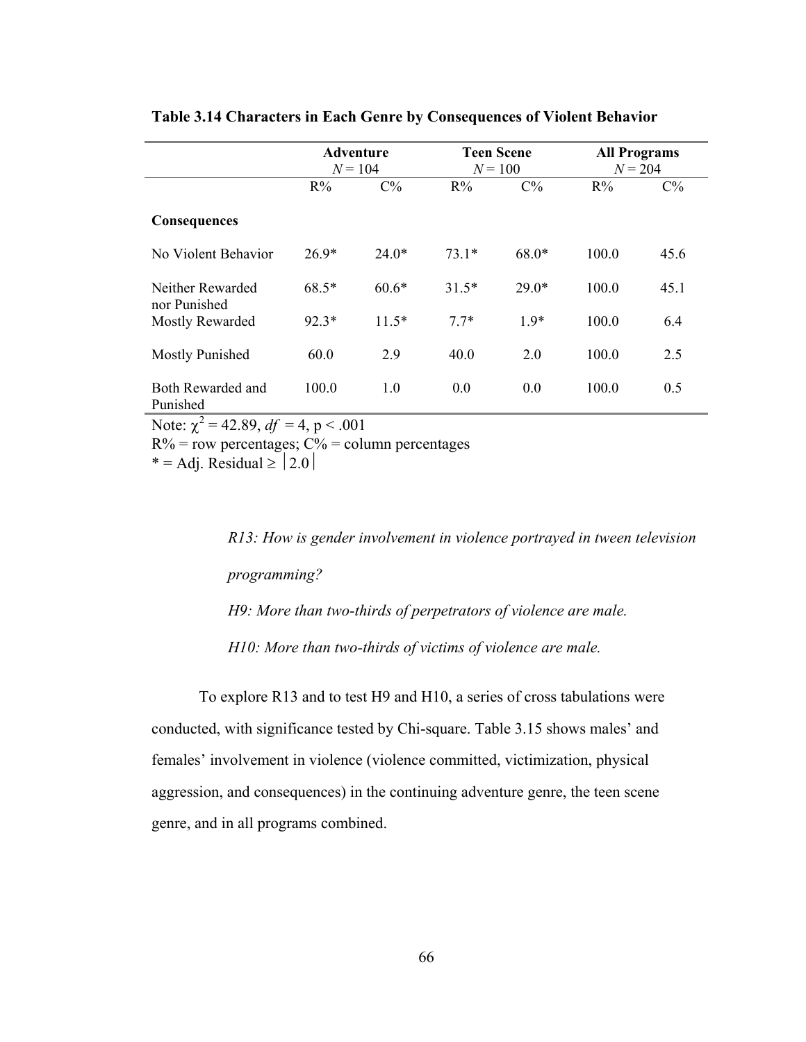**Table 3.14 Characters in Each Genre by Consequences of Violent Behavior**

| | Adventure $N = 104$ | | Teen Scene $N = 100$ | | All Programs $N = 204$ | |
|---|---|---|---|---|---|---|
| | R% | C% | R% | C% | R% | C% |
| **Consequences** | | | | | | |
| No Violent Behavior | 26.9* | 24.0* | 73.1* | 68.0* | 100.0 | 45.6 |
| Neither Rewarded nor Punished | 68.5* | 60.6* | 31.5* | 29.0* | 100.0 | 45.1 |
| Mostly Rewarded | 92.3* | 11.5* | 7.7* | 1.9* | 100.0 | 6.4 |
| Mostly Punished | 60.0 | 2.9 | 40.0 | 2.0 | 100.0 | 2.5 |
| Both Rewarded and Punished | 100.0 | 1.0 | 0.0 | 0.0 | 100.0 | 0.5 |

Note: $\chi^2 = 42.89$, $df = 4$, $p < .001$

R% = row percentages; C% = column percentages

* = Adj. Residual ≥ |2.0|

*R13: How is gender involvement in violence portrayed in tween television programming?*

*H9: More than two-thirds of perpetrators of violence are male.*

*H10: More than two-thirds of victims of violence are male.*

To explore R13 and to test H9 and H10, a series of cross tabulations were conducted, with significance tested by Chi-square. Table 3.15 shows males' and females' involvement in violence (violence committed, victimization, physical aggression, and consequences) in the continuing adventure genre, the teen scene genre, and in all programs combined.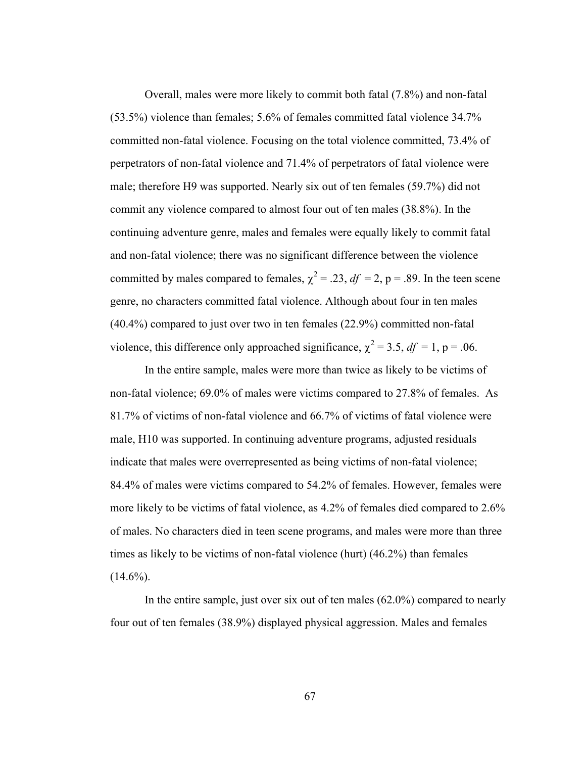Overall, males were more likely to commit both fatal (7.8%) and non-fatal (53.5%) violence than females; 5.6% of females committed fatal violence 34.7% committed non-fatal violence. Focusing on the total violence committed, 73.4% of perpetrators of non-fatal violence and 71.4% of perpetrators of fatal violence were male; therefore H9 was supported. Nearly six out of ten females (59.7%) did not commit any violence compared to almost four out of ten males (38.8%). In the continuing adventure genre, males and females were equally likely to commit fatal and non-fatal violence; there was no significant difference between the violence committed by males compared to females, $\chi^2 = .23$, $df = 2$, $p = .89$. In the teen scene genre, no characters committed fatal violence. Although about four in ten males (40.4%) compared to just over two in ten females (22.9%) committed non-fatal violence, this difference only approached significance, $\chi^2 = 3.5$, $df = 1$, $p = .06$.

In the entire sample, males were more than twice as likely to be victims of non-fatal violence; 69.0% of males were victims compared to 27.8% of females. As 81.7% of victims of non-fatal violence and 66.7% of victims of fatal violence were male, H10 was supported. In continuing adventure programs, adjusted residuals indicate that males were overrepresented as being victims of non-fatal violence; 84.4% of males were victims compared to 54.2% of females. However, females were more likely to be victims of fatal violence, as 4.2% of females died compared to 2.6% of males. No characters died in teen scene programs, and males were more than three times as likely to be victims of non-fatal violence (hurt) (46.2%) than females (14.6%).

In the entire sample, just over six out of ten males (62.0%) compared to nearly four out of ten females (38.9%) displayed physical aggression. Males and females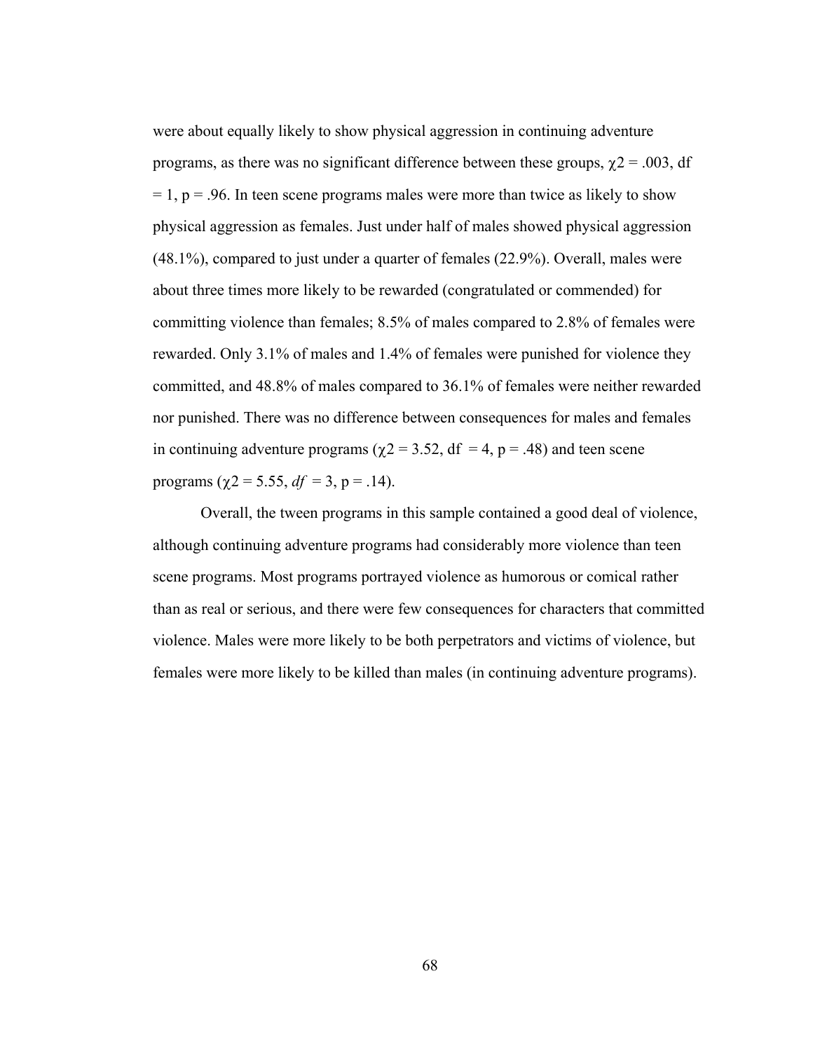were about equally likely to show physical aggression in continuing adventure programs, as there was no significant difference between these groups, $\chi^2 = .003$, $df = 1$, $p = .96$. In teen scene programs males were more than twice as likely to show physical aggression as females. Just under half of males showed physical aggression (48.1%), compared to just under a quarter of females (22.9%). Overall, males were about three times more likely to be rewarded (congratulated or commended) for committing violence than females; 8.5% of males compared to 2.8% of females were rewarded. Only 3.1% of males and 1.4% of females were punished for violence they committed, and 48.8% of males compared to 36.1% of females were neither rewarded nor punished. There was no difference between consequences for males and females in continuing adventure programs ($\chi^2 = 3.52$, $df = 4$, $p = .48$) and teen scene programs ($\chi^2 = 5.55$, $df = 3$, $p = .14$).

Overall, the tween programs in this sample contained a good deal of violence, although continuing adventure programs had considerably more violence than teen scene programs. Most programs portrayed violence as humorous or comical rather than as real or serious, and there were few consequences for characters that committed violence. Males were more likely to be both perpetrators and victims of violence, but females were more likely to be killed than males (in continuing adventure programs).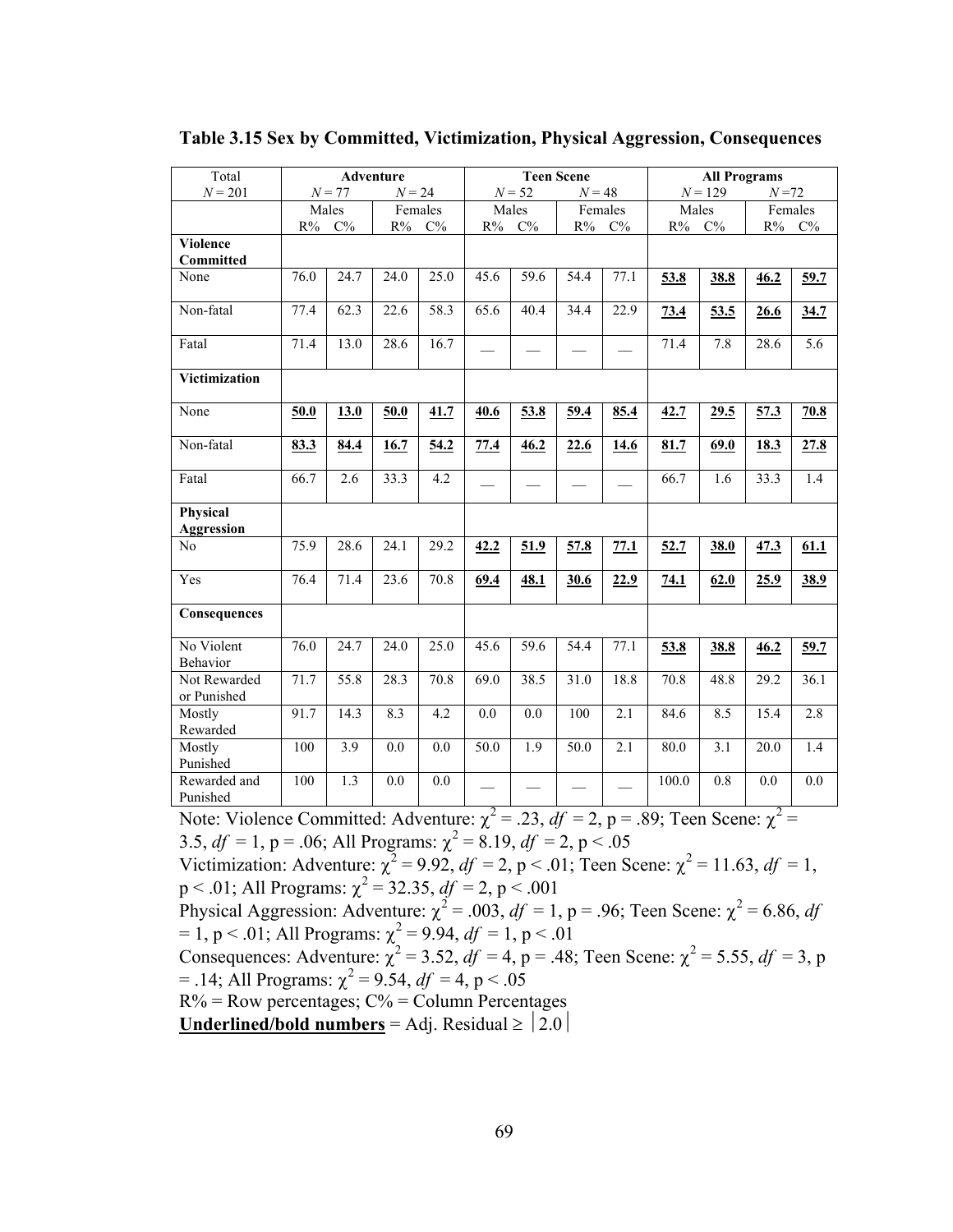**Table 3.15 Sex by Committed, Victimization, Physical Aggression, Consequences**

| Total $N = 201$ | Adventure $N = 77$ | | $N = 24$ | | Teen Scene $N = 52$ | | $N = 48$ | | All Programs $N = 129$ | | $N = 72$ | |
|---|---|---|---|---|---|---|---|---|---|---|---|---|
| | Males | | Females | | Males | | Females | | Males | | Females | |
| | R% | C% | R% | C% | R% | C% | R% | C% | R% | C% | R% | C% |
| **Violence Committed** | | | | | | | | | | | | |
| None | 76.0 | 24.7 | 24.0 | 25.0 | 45.6 | 59.6 | 54.4 | 77.1 | **<u>53.8</u>** | **<u>38.8</u>** | **<u>46.2</u>** | **<u>59.7</u>** |
| Non-fatal | 77.4 | 62.3 | 22.6 | 58.3 | 65.6 | 40.4 | 34.4 | 22.9 | **<u>73.4</u>** | **<u>53.5</u>** | **<u>26.6</u>** | **<u>34.7</u>** |
| Fatal | 71.4 | 13.0 | 28.6 | 16.7 | — | — | — | — | 71.4 | 7.8 | 28.6 | 5.6 |
| **Victimization** | | | | | | | | | | | | |
| None | **<u>50.0</u>** | **<u>13.0</u>** | **<u>50.0</u>** | **<u>41.7</u>** | **<u>40.6</u>** | **<u>53.8</u>** | **<u>59.4</u>** | **<u>85.4</u>** | 42.7 | 29.5 | 57.3 | 70.8 |
| Non-fatal | **<u>83.3</u>** | **<u>84.4</u>** | **<u>16.7</u>** | **<u>54.2</u>** | **<u>77.4</u>** | **<u>46.2</u>** | **<u>22.6</u>** | **<u>14.6</u>** | **<u>81.7</u>** | **<u>69.0</u>** | **<u>18.3</u>** | **<u>27.8</u>** |
| Fatal | 66.7 | 2.6 | 33.3 | 4.2 | — | — | — | — | 66.7 | 1.6 | 33.3 | 1.4 |
| **Physical Aggression** | | | | | | | | | | | | |
| No | 75.9 | 28.6 | 24.1 | 29.2 | **<u>42.2</u>** | **<u>51.9</u>** | **<u>57.8</u>** | **<u>77.1</u>** | **<u>52.7</u>** | **<u>38.0</u>** | **<u>47.3</u>** | **<u>61.1</u>** |
| Yes | 76.4 | 71.4 | 23.6 | 70.8 | **<u>69.4</u>** | **<u>48.1</u>** | **<u>30.6</u>** | **<u>22.9</u>** | **<u>74.1</u>** | **<u>62.0</u>** | **<u>25.9</u>** | **<u>38.9</u>** |
| **Consequences** | | | | | | | | | | | | |
| No Violent Behavior | 76.0 | 24.7 | 24.0 | 25.0 | 45.6 | 59.6 | 54.4 | 77.1 | **<u>53.8</u>** | **<u>38.8</u>** | **<u>46.2</u>** | **<u>59.7</u>** |
| Not Rewarded or Punished | 71.7 | 55.8 | 28.3 | 70.8 | 69.0 | 38.5 | 31.0 | 18.8 | 70.8 | 48.8 | 29.2 | 36.1 |
| Mostly Rewarded | 91.7 | 14.3 | 8.3 | 4.2 | 0.0 | 0.0 | 100 | 2.1 | 84.6 | 8.5 | 15.4 | 2.8 |
| Mostly Punished | 100 | 3.9 | 0.0 | 0.0 | 50.0 | 1.9 | 50.0 | 2.1 | 80.0 | 3.1 | 20.0 | 1.4 |
| Rewarded and Punished | 100 | 1.3 | 0.0 | 0.0 | — | — | — | — | 100.0 | 0.8 | 0.0 | 0.0 |

Note: Violence Committed: Adventure: $\chi^2 = .23$, $df = 2$, $p = .89$; Teen Scene: $\chi^2 = 3.5$, $df = 1$, $p = .06$; All Programs: $\chi^2 = 8.19$, $df = 2$, $p < .05$

Victimization: Adventure: $\chi^2 = 9.92$, $df = 2$, $p < .01$; Teen Scene: $\chi^2 = 11.63$, $df = 1$, $p < .01$; All Programs: $\chi^2 = 32.35$, $df = 2$, $p < .001$

Physical Aggression: Adventure: $\chi^2 = .003$, $df = 1$, $p = .96$; Teen Scene: $\chi^2 = 6.86$, $df = 1$, $p < .01$; All Programs: $\chi^2 = 9.94$, $df = 1$, $p < .01$

Consequences: Adventure: $\chi^2 = 3.52$, $df = 4$, $p = .48$; Teen Scene: $\chi^2 = 5.55$, $df = 3$, $p = .14$; All Programs: $\chi^2 = 9.54$, $df = 4$, $p < .05$

R% = Row percentages; C% = Column Percentages

**<u>Underlined/bold numbers</u>** = Adj. Residual ≥ |2.0|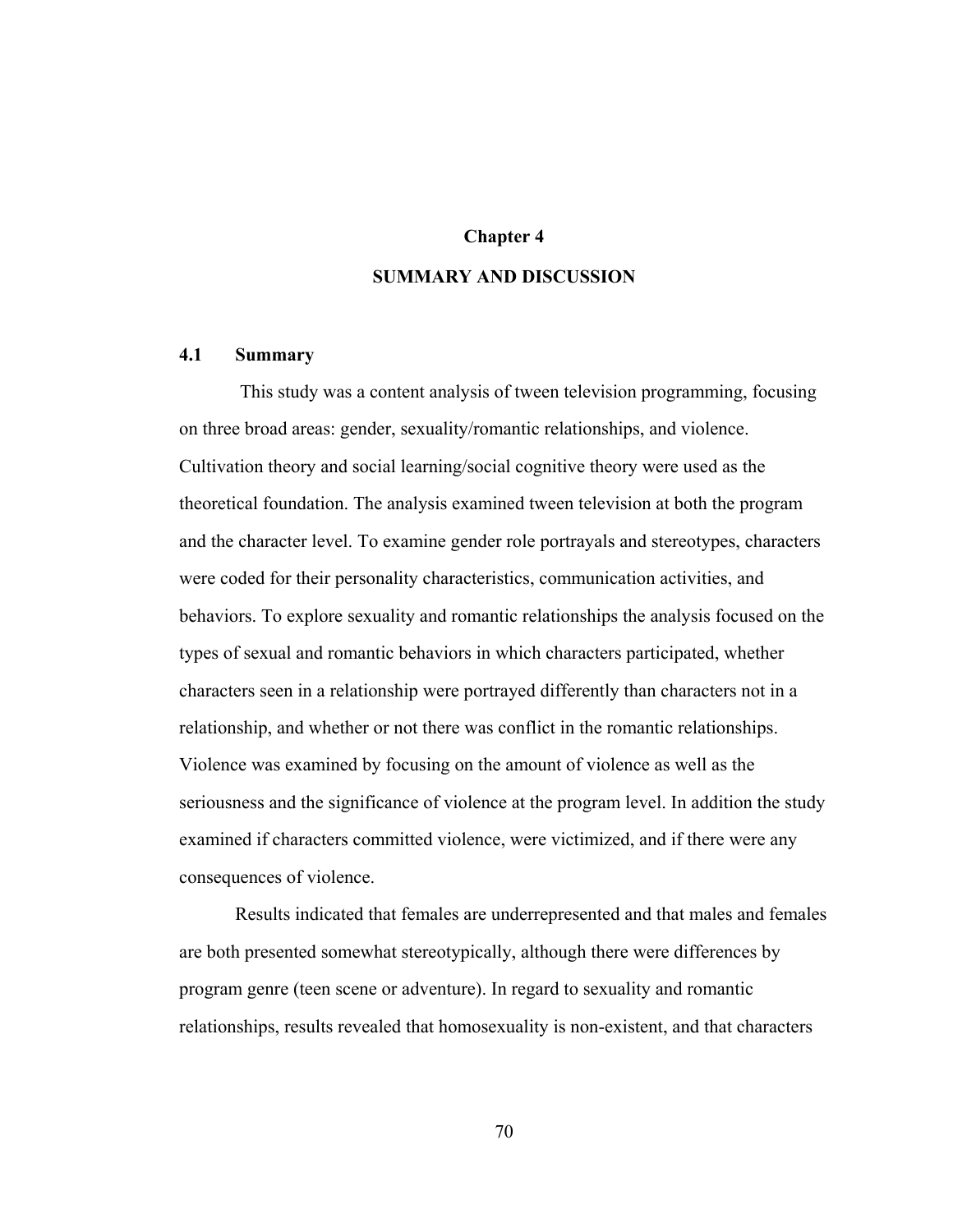# Chapter 4

# SUMMARY AND DISCUSSION

## 4.1 Summary

This study was a content analysis of tween television programming, focusing on three broad areas: gender, sexuality/romantic relationships, and violence. Cultivation theory and social learning/social cognitive theory were used as the theoretical foundation. The analysis examined tween television at both the program and the character level. To examine gender role portrayals and stereotypes, characters were coded for their personality characteristics, communication activities, and behaviors. To explore sexuality and romantic relationships the analysis focused on the types of sexual and romantic behaviors in which characters participated, whether characters seen in a relationship were portrayed differently than characters not in a relationship, and whether or not there was conflict in the romantic relationships. Violence was examined by focusing on the amount of violence as well as the seriousness and the significance of violence at the program level. In addition the study examined if characters committed violence, were victimized, and if there were any consequences of violence.

Results indicated that females are underrepresented and that males and females are both presented somewhat stereotypically, although there were differences by program genre (teen scene or adventure). In regard to sexuality and romantic relationships, results revealed that homosexuality is non-existent, and that characters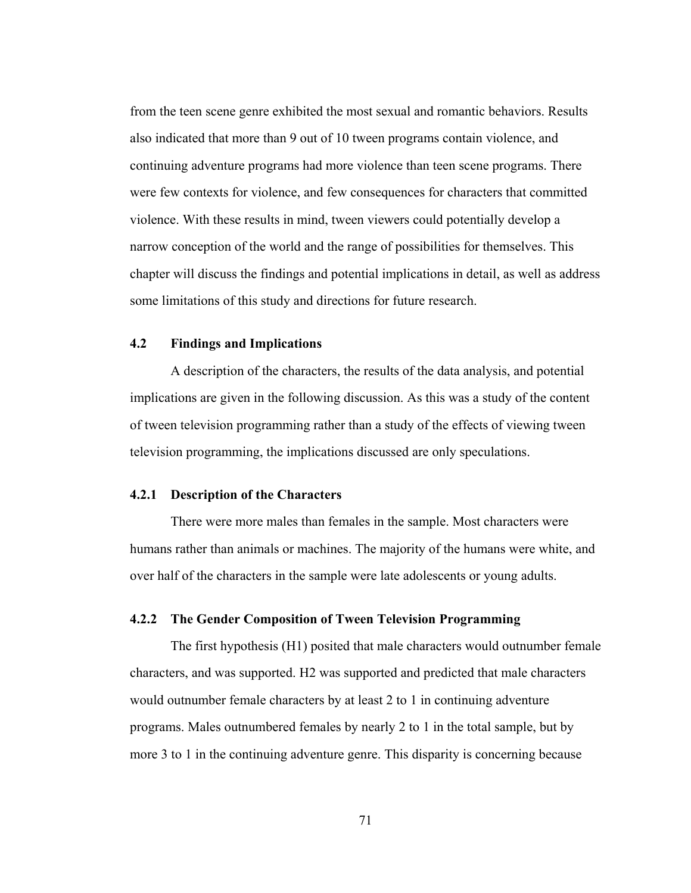from the teen scene genre exhibited the most sexual and romantic behaviors. Results also indicated that more than 9 out of 10 tween programs contain violence, and continuing adventure programs had more violence than teen scene programs. There were few contexts for violence, and few consequences for characters that committed violence. With these results in mind, tween viewers could potentially develop a narrow conception of the world and the range of possibilities for themselves. This chapter will discuss the findings and potential implications in detail, as well as address some limitations of this study and directions for future research.

### 4.2 Findings and Implications

A description of the characters, the results of the data analysis, and potential implications are given in the following discussion. As this was a study of the content of tween television programming rather than a study of the effects of viewing tween television programming, the implications discussed are only speculations.

#### 4.2.1 Description of the Characters

There were more males than females in the sample. Most characters were humans rather than animals or machines. The majority of the humans were white, and over half of the characters in the sample were late adolescents or young adults.

#### 4.2.2 The Gender Composition of Tween Television Programming

The first hypothesis (H1) posited that male characters would outnumber female characters, and was supported. H2 was supported and predicted that male characters would outnumber female characters by at least 2 to 1 in continuing adventure programs. Males outnumbered females by nearly 2 to 1 in the total sample, but by more 3 to 1 in the continuing adventure genre. This disparity is concerning because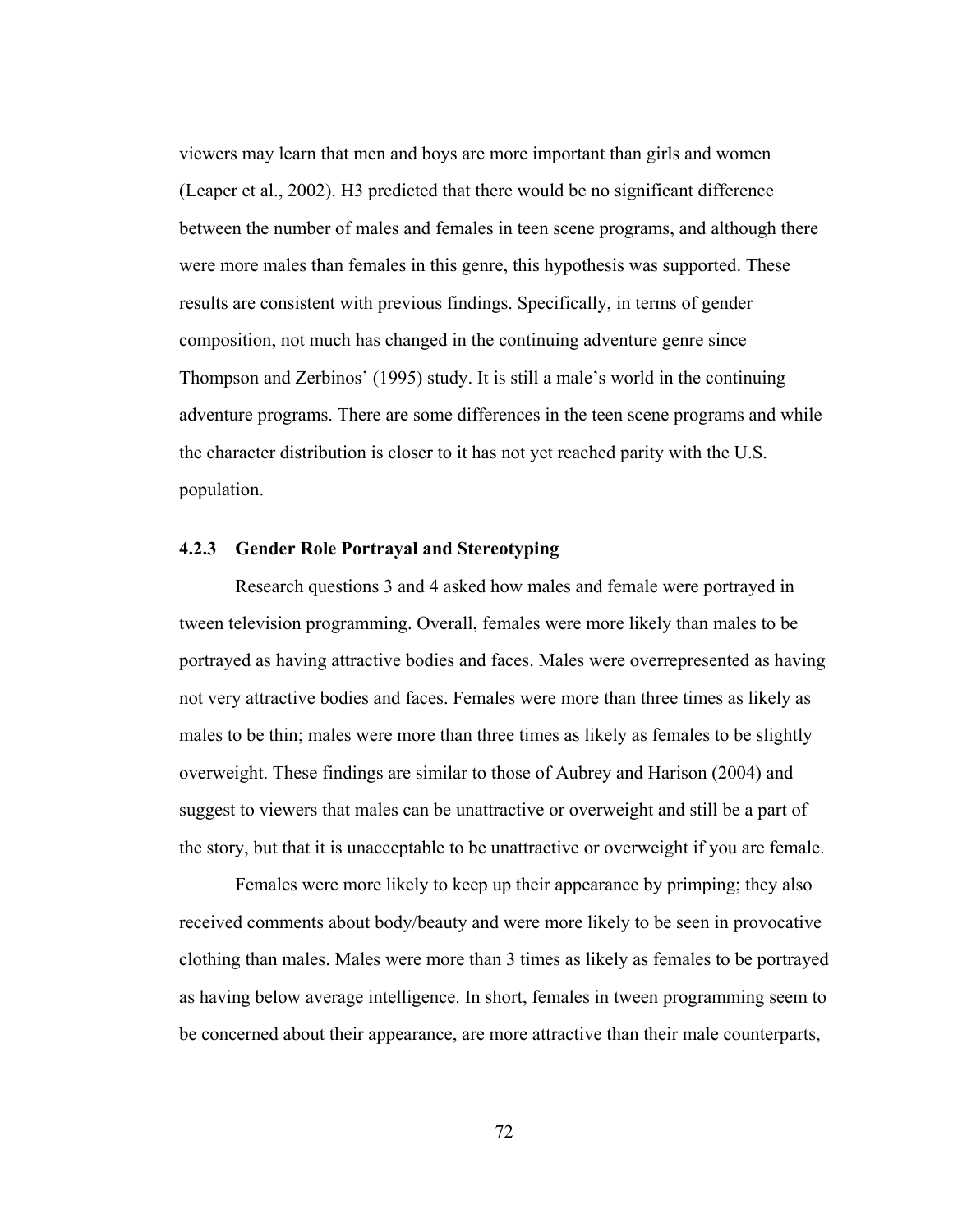viewers may learn that men and boys are more important than girls and women (Leaper et al., 2002). H3 predicted that there would be no significant difference between the number of males and females in teen scene programs, and although there were more males than females in this genre, this hypothesis was supported. These results are consistent with previous findings. Specifically, in terms of gender composition, not much has changed in the continuing adventure genre since Thompson and Zerbinos' (1995) study. It is still a male's world in the continuing adventure programs. There are some differences in the teen scene programs and while the character distribution is closer to it has not yet reached parity with the U.S. population.

### 4.2.3 Gender Role Portrayal and Stereotyping

Research questions 3 and 4 asked how males and female were portrayed in tween television programming. Overall, females were more likely than males to be portrayed as having attractive bodies and faces. Males were overrepresented as having not very attractive bodies and faces. Females were more than three times as likely as males to be thin; males were more than three times as likely as females to be slightly overweight. These findings are similar to those of Aubrey and Harison (2004) and suggest to viewers that males can be unattractive or overweight and still be a part of the story, but that it is unacceptable to be unattractive or overweight if you are female.

Females were more likely to keep up their appearance by primping; they also received comments about body/beauty and were more likely to be seen in provocative clothing than males. Males were more than 3 times as likely as females to be portrayed as having below average intelligence. In short, females in tween programming seem to be concerned about their appearance, are more attractive than their male counterparts,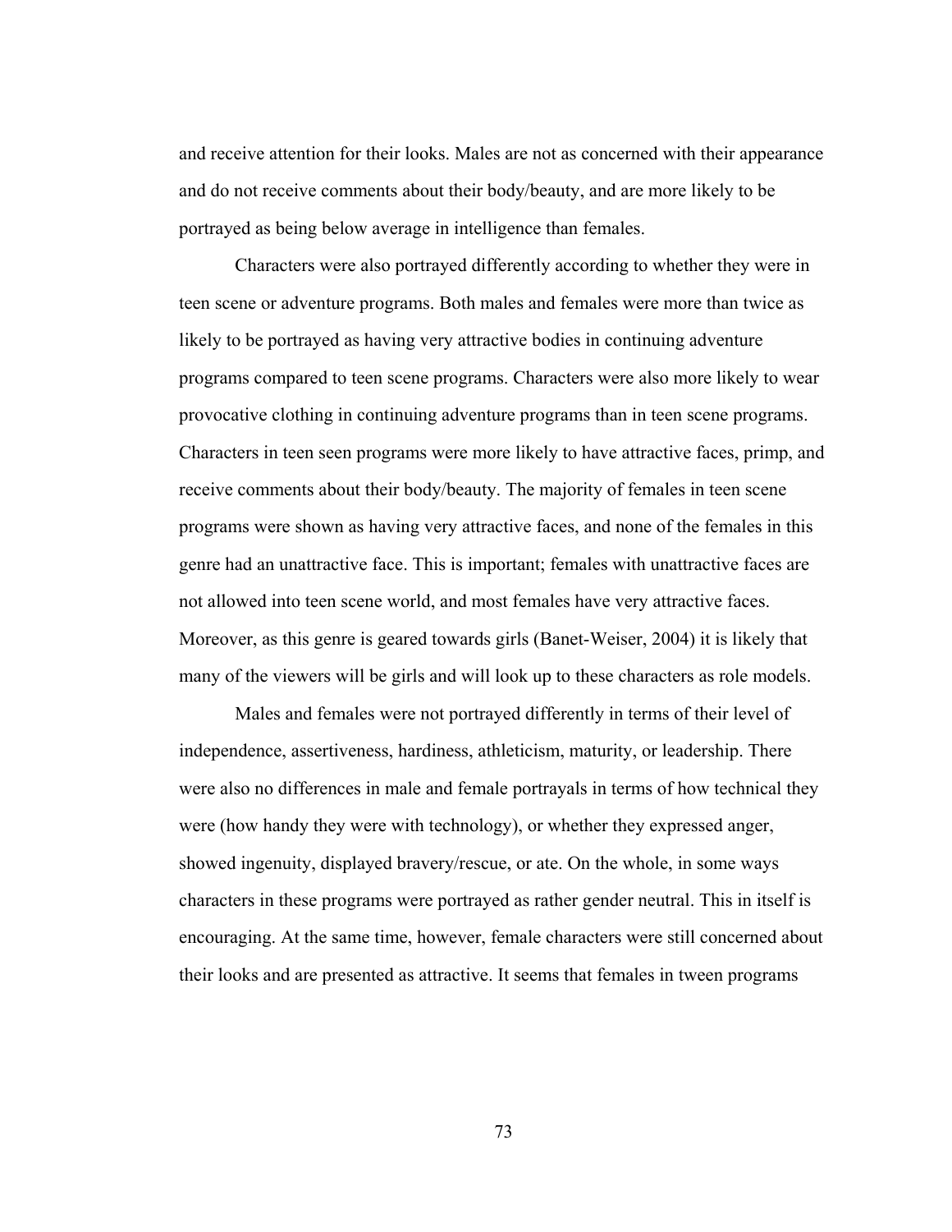and receive attention for their looks. Males are not as concerned with their appearance and do not receive comments about their body/beauty, and are more likely to be portrayed as being below average in intelligence than females.

Characters were also portrayed differently according to whether they were in teen scene or adventure programs. Both males and females were more than twice as likely to be portrayed as having very attractive bodies in continuing adventure programs compared to teen scene programs. Characters were also more likely to wear provocative clothing in continuing adventure programs than in teen scene programs. Characters in teen seen programs were more likely to have attractive faces, primp, and receive comments about their body/beauty. The majority of females in teen scene programs were shown as having very attractive faces, and none of the females in this genre had an unattractive face. This is important; females with unattractive faces are not allowed into teen scene world, and most females have very attractive faces. Moreover, as this genre is geared towards girls (Banet-Weiser, 2004) it is likely that many of the viewers will be girls and will look up to these characters as role models.

Males and females were not portrayed differently in terms of their level of independence, assertiveness, hardiness, athleticism, maturity, or leadership. There were also no differences in male and female portrayals in terms of how technical they were (how handy they were with technology), or whether they expressed anger, showed ingenuity, displayed bravery/rescue, or ate. On the whole, in some ways characters in these programs were portrayed as rather gender neutral. This in itself is encouraging. At the same time, however, female characters were still concerned about their looks and are presented as attractive. It seems that females in tween programs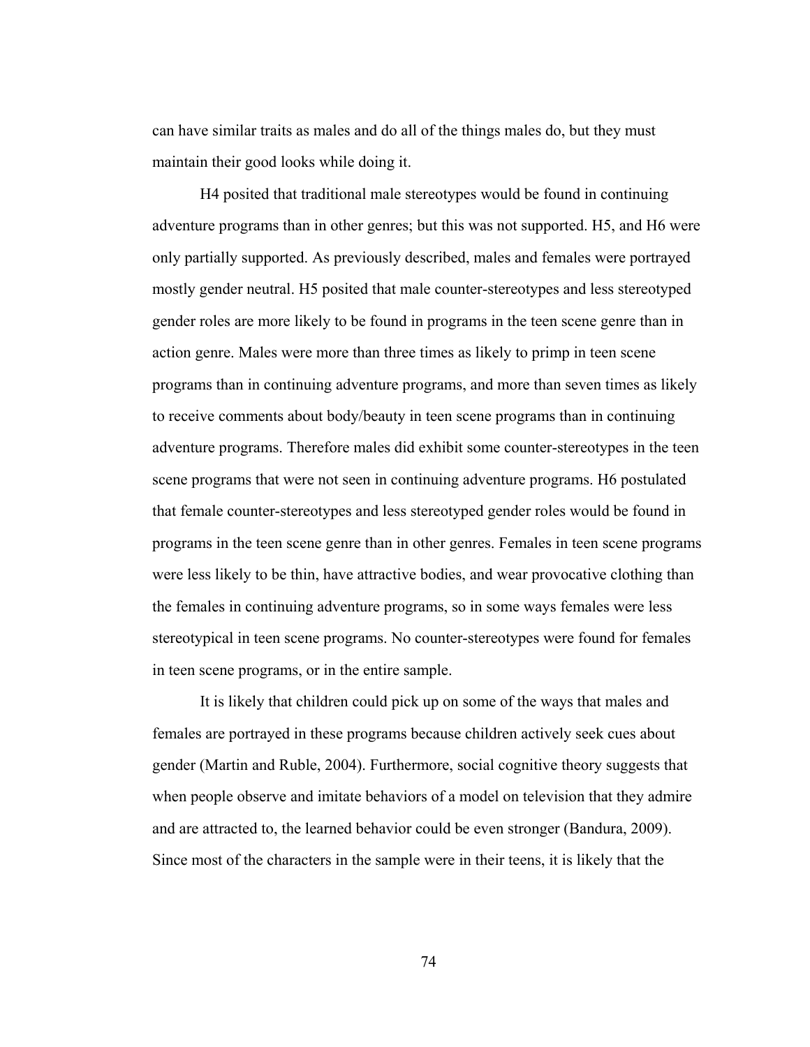can have similar traits as males and do all of the things males do, but they must maintain their good looks while doing it.

H4 posited that traditional male stereotypes would be found in continuing adventure programs than in other genres; but this was not supported. H5, and H6 were only partially supported. As previously described, males and females were portrayed mostly gender neutral. H5 posited that male counter-stereotypes and less stereotyped gender roles are more likely to be found in programs in the teen scene genre than in action genre. Males were more than three times as likely to primp in teen scene programs than in continuing adventure programs, and more than seven times as likely to receive comments about body/beauty in teen scene programs than in continuing adventure programs. Therefore males did exhibit some counter-stereotypes in the teen scene programs that were not seen in continuing adventure programs. H6 postulated that female counter-stereotypes and less stereotyped gender roles would be found in programs in the teen scene genre than in other genres. Females in teen scene programs were less likely to be thin, have attractive bodies, and wear provocative clothing than the females in continuing adventure programs, so in some ways females were less stereotypical in teen scene programs. No counter-stereotypes were found for females in teen scene programs, or in the entire sample.

It is likely that children could pick up on some of the ways that males and females are portrayed in these programs because children actively seek cues about gender (Martin and Ruble, 2004). Furthermore, social cognitive theory suggests that when people observe and imitate behaviors of a model on television that they admire and are attracted to, the learned behavior could be even stronger (Bandura, 2009). Since most of the characters in the sample were in their teens, it is likely that the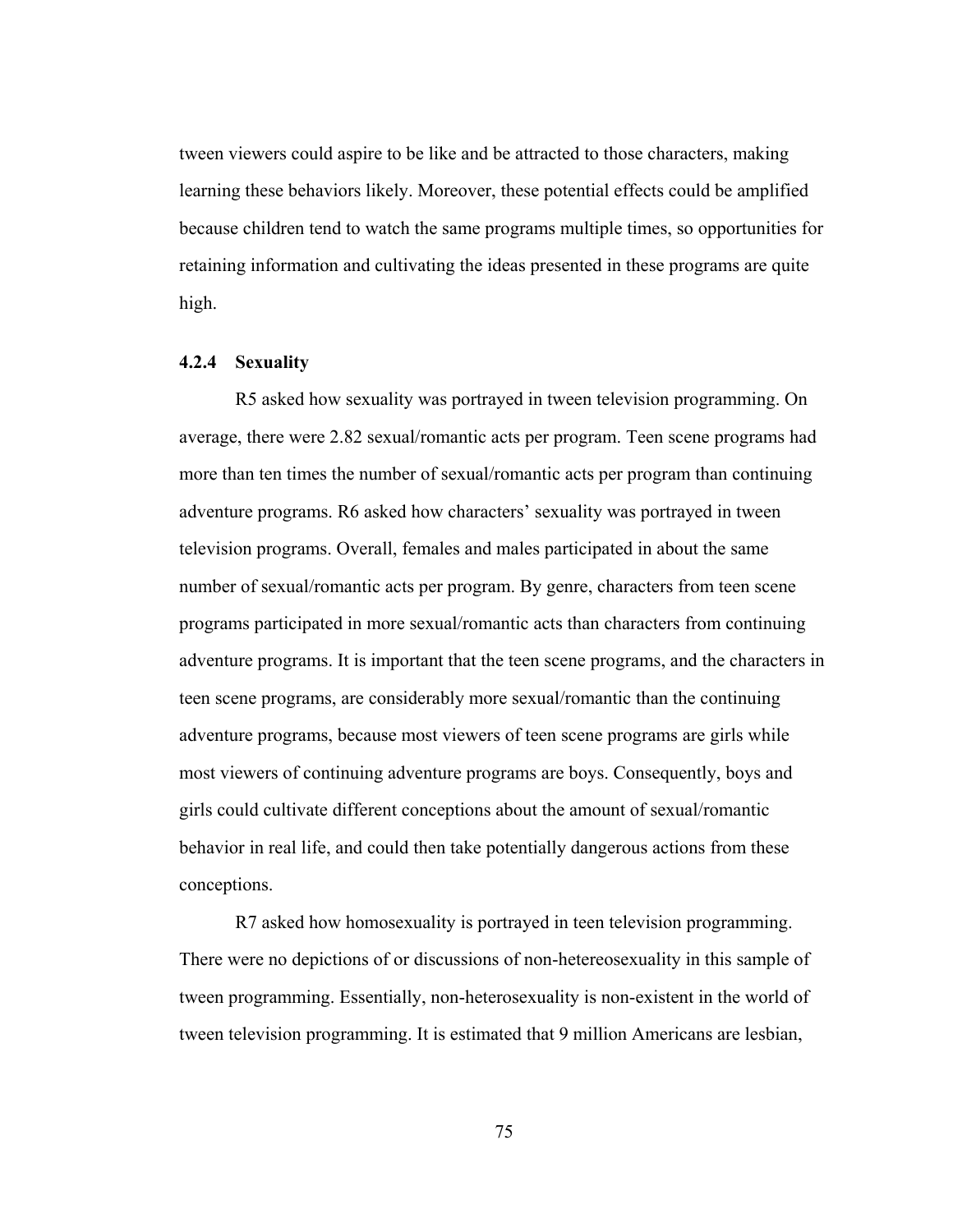tween viewers could aspire to be like and be attracted to those characters, making learning these behaviors likely. Moreover, these potential effects could be amplified because children tend to watch the same programs multiple times, so opportunities for retaining information and cultivating the ideas presented in these programs are quite high.

### 4.2.4 Sexuality

R5 asked how sexuality was portrayed in tween television programming. On average, there were 2.82 sexual/romantic acts per program. Teen scene programs had more than ten times the number of sexual/romantic acts per program than continuing adventure programs. R6 asked how characters' sexuality was portrayed in tween television programs. Overall, females and males participated in about the same number of sexual/romantic acts per program. By genre, characters from teen scene programs participated in more sexual/romantic acts than characters from continuing adventure programs. It is important that the teen scene programs, and the characters in teen scene programs, are considerably more sexual/romantic than the continuing adventure programs, because most viewers of teen scene programs are girls while most viewers of continuing adventure programs are boys. Consequently, boys and girls could cultivate different conceptions about the amount of sexual/romantic behavior in real life, and could then take potentially dangerous actions from these conceptions.

R7 asked how homosexuality is portrayed in teen television programming. There were no depictions of or discussions of non-hetereosexuality in this sample of tween programming. Essentially, non-heterosexuality is non-existent in the world of tween television programming. It is estimated that 9 million Americans are lesbian,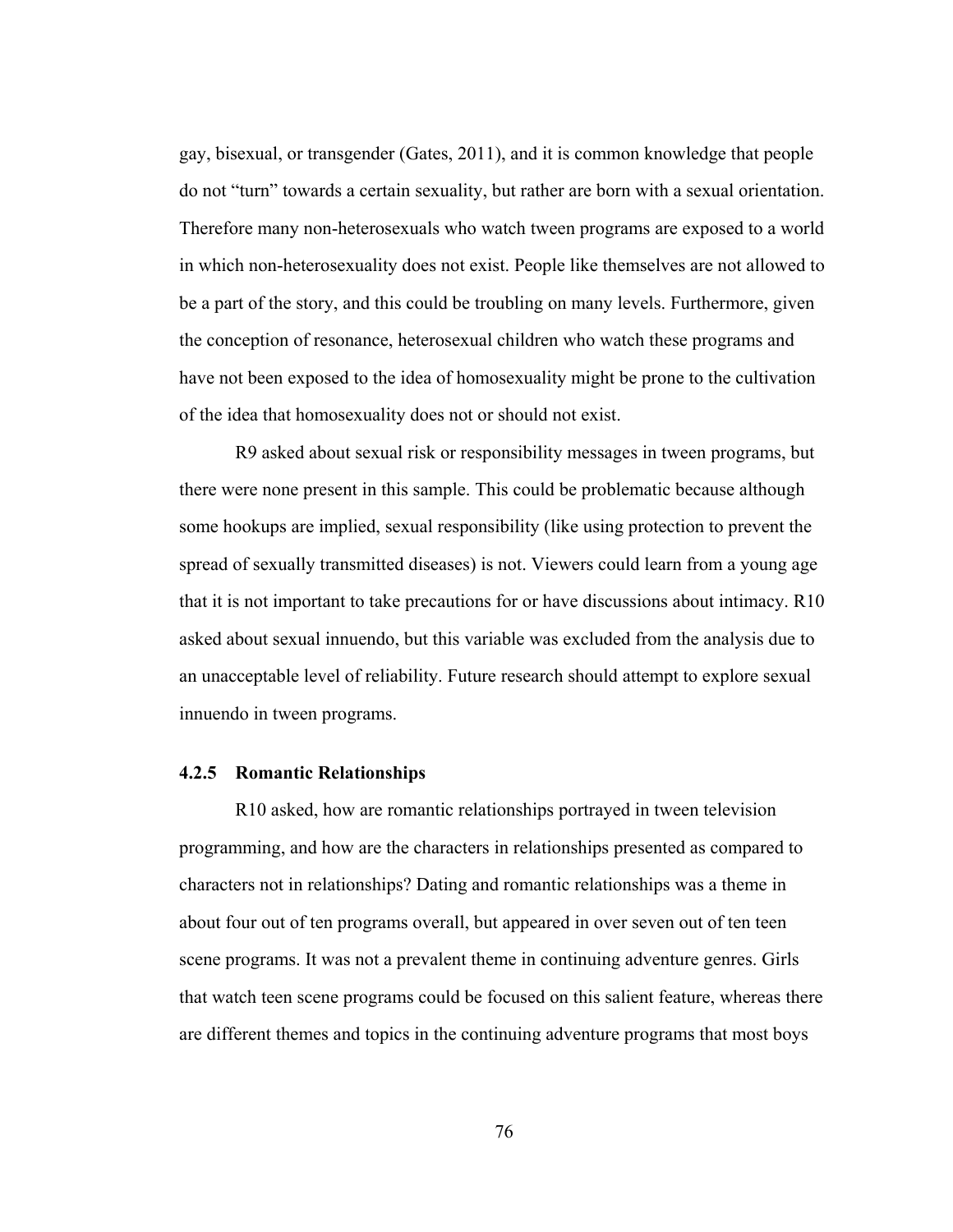gay, bisexual, or transgender (Gates, 2011), and it is common knowledge that people do not "turn" towards a certain sexuality, but rather are born with a sexual orientation. Therefore many non-heterosexuals who watch tween programs are exposed to a world in which non-heterosexuality does not exist. People like themselves are not allowed to be a part of the story, and this could be troubling on many levels. Furthermore, given the conception of resonance, heterosexual children who watch these programs and have not been exposed to the idea of homosexuality might be prone to the cultivation of the idea that homosexuality does not or should not exist.

R9 asked about sexual risk or responsibility messages in tween programs, but there were none present in this sample. This could be problematic because although some hookups are implied, sexual responsibility (like using protection to prevent the spread of sexually transmitted diseases) is not. Viewers could learn from a young age that it is not important to take precautions for or have discussions about intimacy. R10 asked about sexual innuendo, but this variable was excluded from the analysis due to an unacceptable level of reliability. Future research should attempt to explore sexual innuendo in tween programs.

### 4.2.5 Romantic Relationships

R10 asked, how are romantic relationships portrayed in tween television programming, and how are the characters in relationships presented as compared to characters not in relationships? Dating and romantic relationships was a theme in about four out of ten programs overall, but appeared in over seven out of ten teen scene programs. It was not a prevalent theme in continuing adventure genres. Girls that watch teen scene programs could be focused on this salient feature, whereas there are different themes and topics in the continuing adventure programs that most boys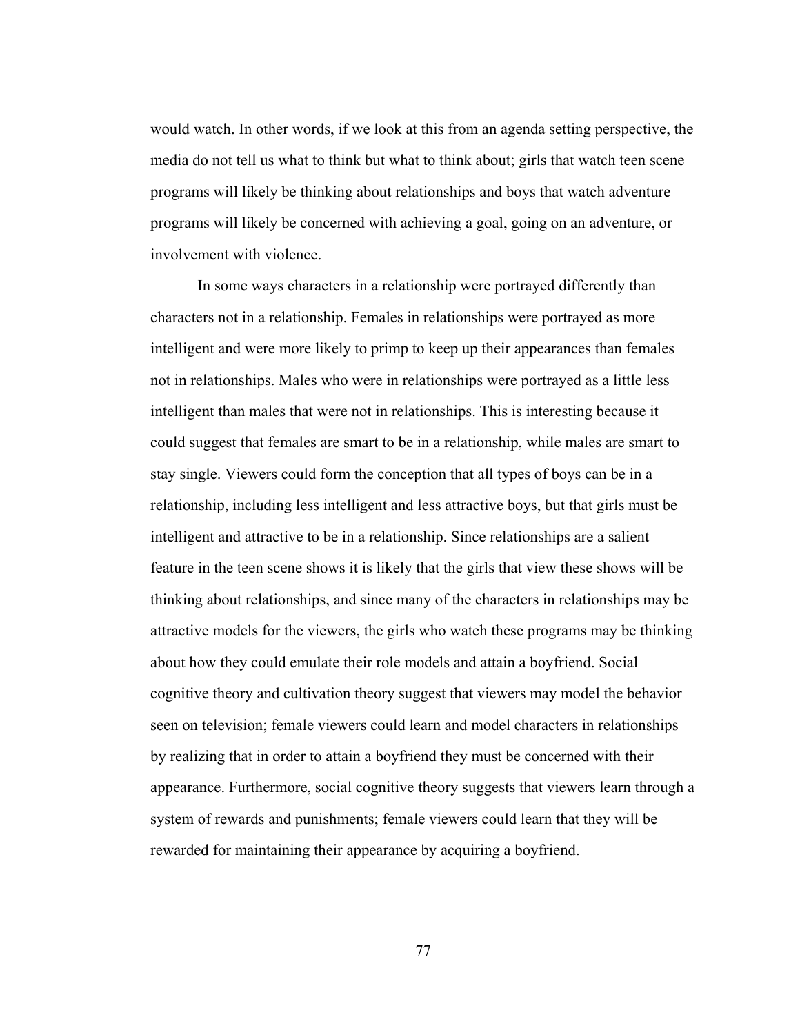would watch. In other words, if we look at this from an agenda setting perspective, the media do not tell us what to think but what to think about; girls that watch teen scene programs will likely be thinking about relationships and boys that watch adventure programs will likely be concerned with achieving a goal, going on an adventure, or involvement with violence.

In some ways characters in a relationship were portrayed differently than characters not in a relationship. Females in relationships were portrayed as more intelligent and were more likely to primp to keep up their appearances than females not in relationships. Males who were in relationships were portrayed as a little less intelligent than males that were not in relationships. This is interesting because it could suggest that females are smart to be in a relationship, while males are smart to stay single. Viewers could form the conception that all types of boys can be in a relationship, including less intelligent and less attractive boys, but that girls must be intelligent and attractive to be in a relationship. Since relationships are a salient feature in the teen scene shows it is likely that the girls that view these shows will be thinking about relationships, and since many of the characters in relationships may be attractive models for the viewers, the girls who watch these programs may be thinking about how they could emulate their role models and attain a boyfriend. Social cognitive theory and cultivation theory suggest that viewers may model the behavior seen on television; female viewers could learn and model characters in relationships by realizing that in order to attain a boyfriend they must be concerned with their appearance. Furthermore, social cognitive theory suggests that viewers learn through a system of rewards and punishments; female viewers could learn that they will be rewarded for maintaining their appearance by acquiring a boyfriend.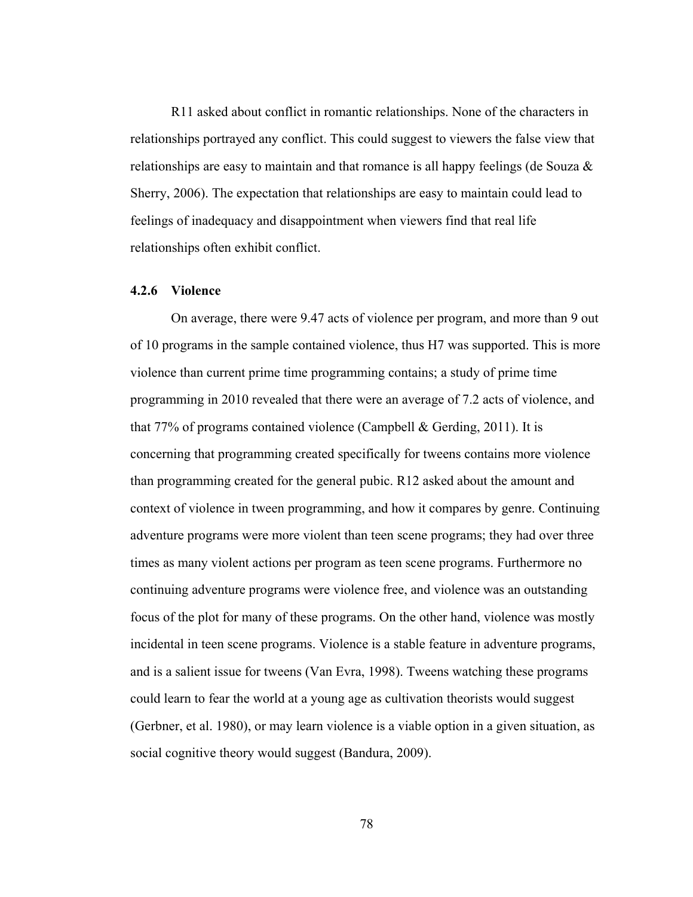R11 asked about conflict in romantic relationships. None of the characters in relationships portrayed any conflict. This could suggest to viewers the false view that relationships are easy to maintain and that romance is all happy feelings (de Souza & Sherry, 2006). The expectation that relationships are easy to maintain could lead to feelings of inadequacy and disappointment when viewers find that real life relationships often exhibit conflict.

### 4.2.6 Violence

On average, there were 9.47 acts of violence per program, and more than 9 out of 10 programs in the sample contained violence, thus H7 was supported. This is more violence than current prime time programming contains; a study of prime time programming in 2010 revealed that there were an average of 7.2 acts of violence, and that 77% of programs contained violence (Campbell & Gerding, 2011). It is concerning that programming created specifically for tweens contains more violence than programming created for the general pubic. R12 asked about the amount and context of violence in tween programming, and how it compares by genre. Continuing adventure programs were more violent than teen scene programs; they had over three times as many violent actions per program as teen scene programs. Furthermore no continuing adventure programs were violence free, and violence was an outstanding focus of the plot for many of these programs. On the other hand, violence was mostly incidental in teen scene programs. Violence is a stable feature in adventure programs, and is a salient issue for tweens (Van Evra, 1998). Tweens watching these programs could learn to fear the world at a young age as cultivation theorists would suggest (Gerbner, et al. 1980), or may learn violence is a viable option in a given situation, as social cognitive theory would suggest (Bandura, 2009).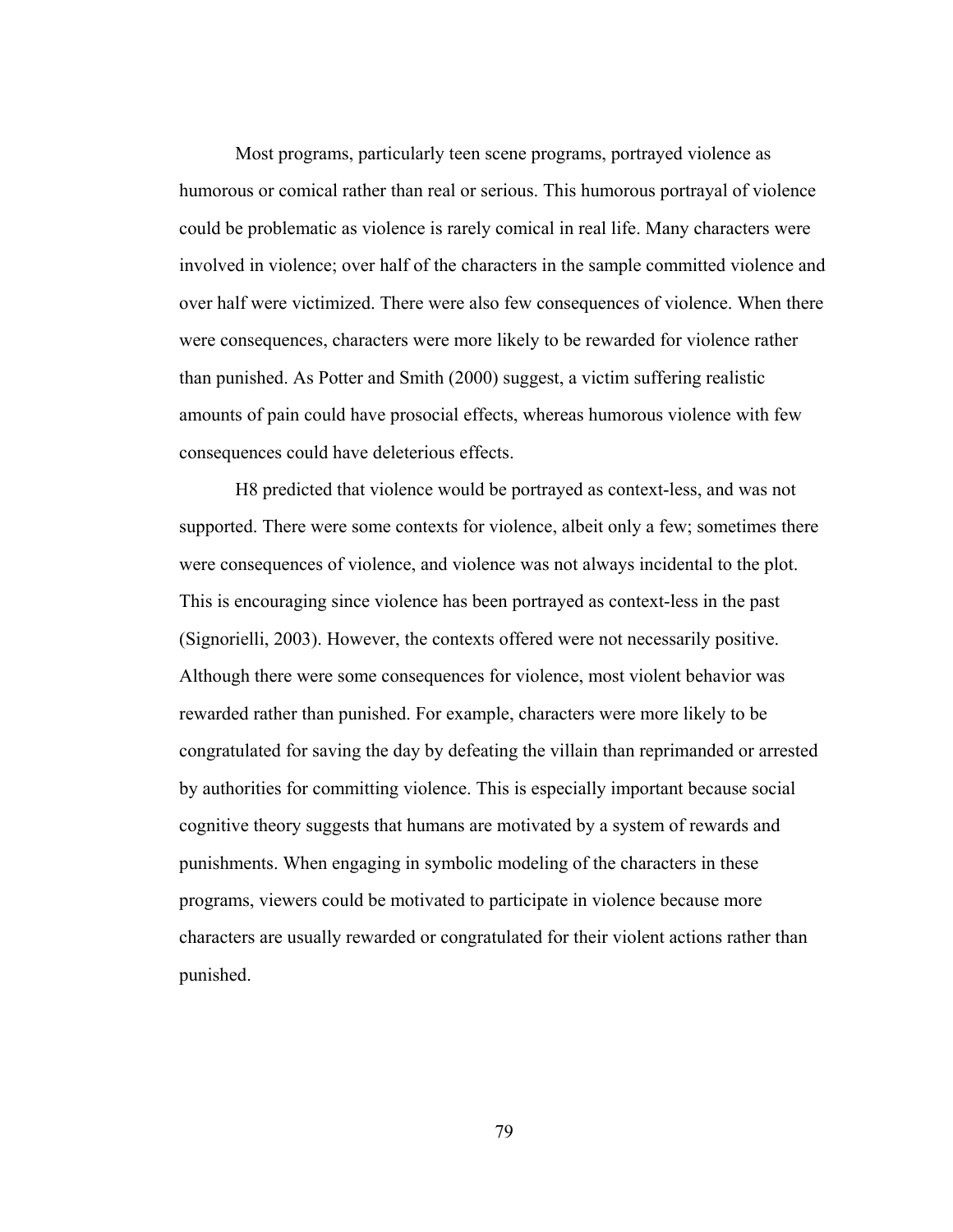Most programs, particularly teen scene programs, portrayed violence as humorous or comical rather than real or serious. This humorous portrayal of violence could be problematic as violence is rarely comical in real life. Many characters were involved in violence; over half of the characters in the sample committed violence and over half were victimized. There were also few consequences of violence. When there were consequences, characters were more likely to be rewarded for violence rather than punished. As Potter and Smith (2000) suggest, a victim suffering realistic amounts of pain could have prosocial effects, whereas humorous violence with few consequences could have deleterious effects.

H8 predicted that violence would be portrayed as context-less, and was not supported. There were some contexts for violence, albeit only a few; sometimes there were consequences of violence, and violence was not always incidental to the plot. This is encouraging since violence has been portrayed as context-less in the past (Signorielli, 2003). However, the contexts offered were not necessarily positive. Although there were some consequences for violence, most violent behavior was rewarded rather than punished. For example, characters were more likely to be congratulated for saving the day by defeating the villain than reprimanded or arrested by authorities for committing violence. This is especially important because social cognitive theory suggests that humans are motivated by a system of rewards and punishments. When engaging in symbolic modeling of the characters in these programs, viewers could be motivated to participate in violence because more characters are usually rewarded or congratulated for their violent actions rather than punished.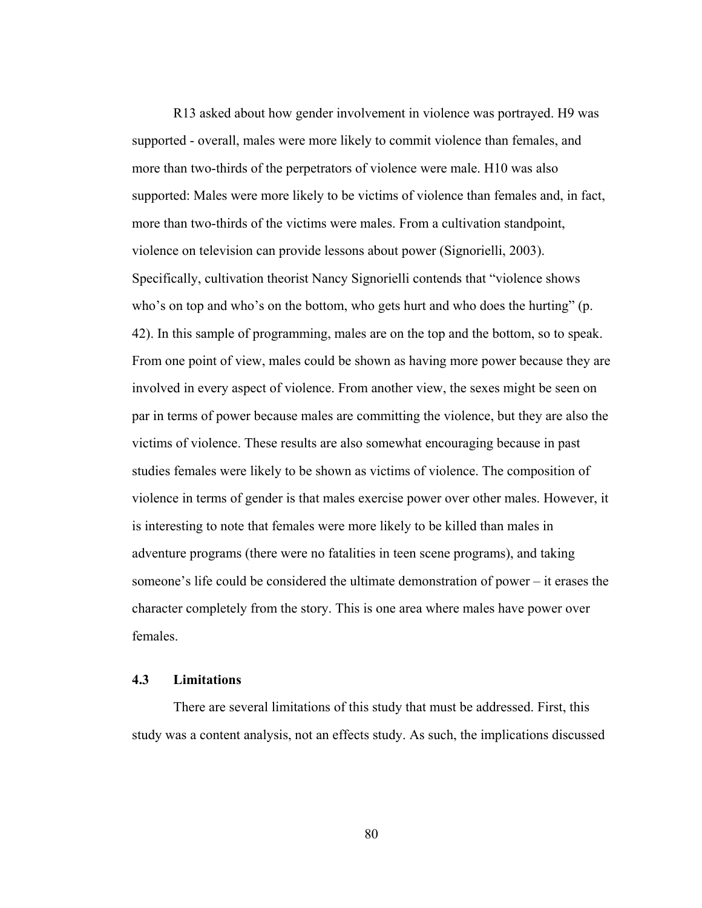R13 asked about how gender involvement in violence was portrayed. H9 was supported - overall, males were more likely to commit violence than females, and more than two-thirds of the perpetrators of violence were male. H10 was also supported: Males were more likely to be victims of violence than females and, in fact, more than two-thirds of the victims were males. From a cultivation standpoint, violence on television can provide lessons about power (Signorielli, 2003). Specifically, cultivation theorist Nancy Signorielli contends that "violence shows who's on top and who's on the bottom, who gets hurt and who does the hurting" (p. 42). In this sample of programming, males are on the top and the bottom, so to speak. From one point of view, males could be shown as having more power because they are involved in every aspect of violence. From another view, the sexes might be seen on par in terms of power because males are committing the violence, but they are also the victims of violence. These results are also somewhat encouraging because in past studies females were likely to be shown as victims of violence. The composition of violence in terms of gender is that males exercise power over other males. However, it is interesting to note that females were more likely to be killed than males in adventure programs (there were no fatalities in teen scene programs), and taking someone's life could be considered the ultimate demonstration of power – it erases the character completely from the story. This is one area where males have power over females.

## 4.3 Limitations

There are several limitations of this study that must be addressed. First, this study was a content analysis, not an effects study. As such, the implications discussed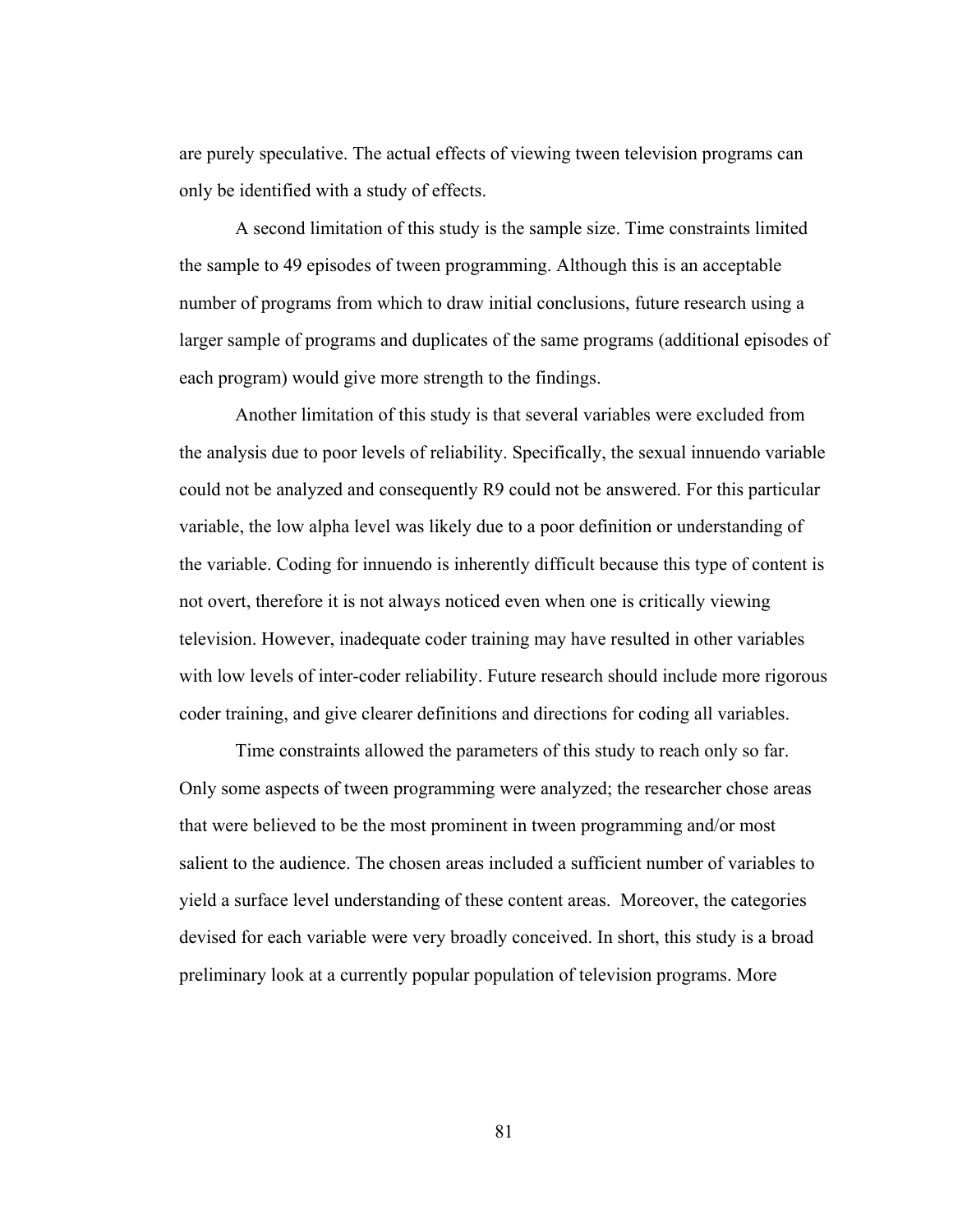are purely speculative. The actual effects of viewing tween television programs can only be identified with a study of effects.

A second limitation of this study is the sample size. Time constraints limited the sample to 49 episodes of tween programming. Although this is an acceptable number of programs from which to draw initial conclusions, future research using a larger sample of programs and duplicates of the same programs (additional episodes of each program) would give more strength to the findings.

Another limitation of this study is that several variables were excluded from the analysis due to poor levels of reliability. Specifically, the sexual innuendo variable could not be analyzed and consequently R9 could not be answered. For this particular variable, the low alpha level was likely due to a poor definition or understanding of the variable. Coding for innuendo is inherently difficult because this type of content is not overt, therefore it is not always noticed even when one is critically viewing television. However, inadequate coder training may have resulted in other variables with low levels of inter-coder reliability. Future research should include more rigorous coder training, and give clearer definitions and directions for coding all variables.

Time constraints allowed the parameters of this study to reach only so far. Only some aspects of tween programming were analyzed; the researcher chose areas that were believed to be the most prominent in tween programming and/or most salient to the audience. The chosen areas included a sufficient number of variables to yield a surface level understanding of these content areas. Moreover, the categories devised for each variable were very broadly conceived. In short, this study is a broad preliminary look at a currently popular population of television programs. More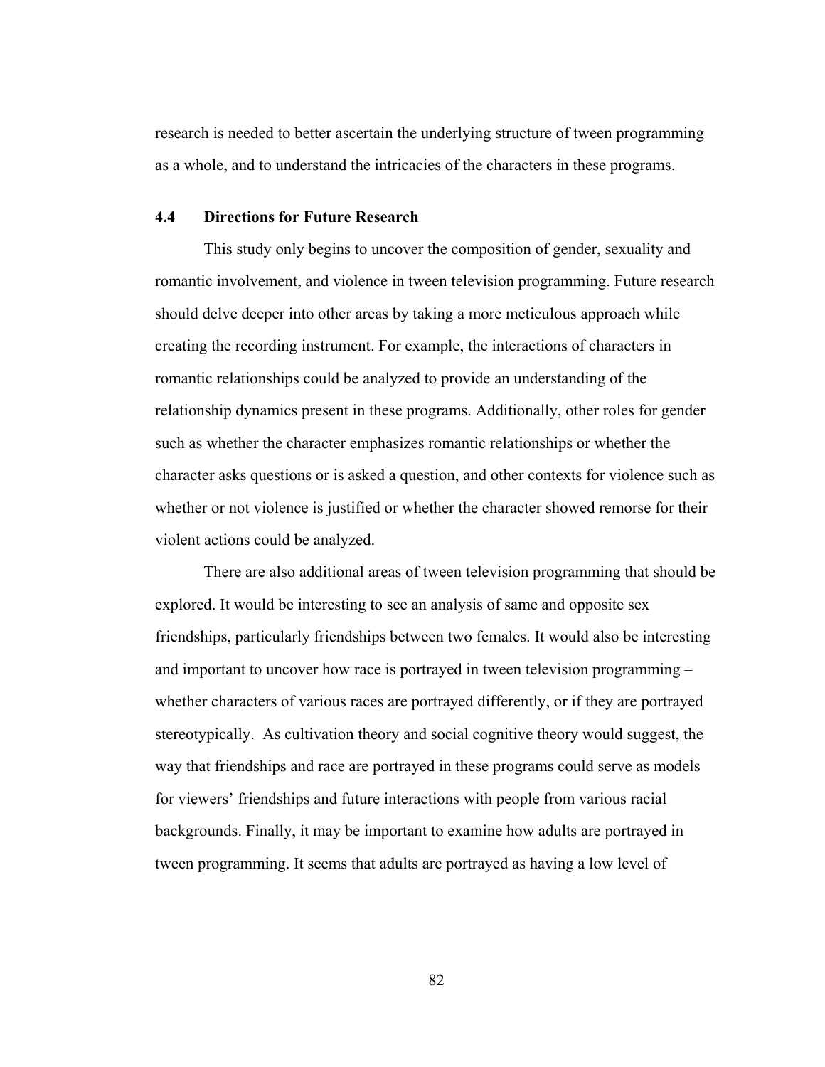research is needed to better ascertain the underlying structure of tween programming as a whole, and to understand the intricacies of the characters in these programs.

### 4.4 Directions for Future Research

This study only begins to uncover the composition of gender, sexuality and romantic involvement, and violence in tween television programming. Future research should delve deeper into other areas by taking a more meticulous approach while creating the recording instrument. For example, the interactions of characters in romantic relationships could be analyzed to provide an understanding of the relationship dynamics present in these programs. Additionally, other roles for gender such as whether the character emphasizes romantic relationships or whether the character asks questions or is asked a question, and other contexts for violence such as whether or not violence is justified or whether the character showed remorse for their violent actions could be analyzed.

There are also additional areas of tween television programming that should be explored. It would be interesting to see an analysis of same and opposite sex friendships, particularly friendships between two females. It would also be interesting and important to uncover how race is portrayed in tween television programming – whether characters of various races are portrayed differently, or if they are portrayed stereotypically. As cultivation theory and social cognitive theory would suggest, the way that friendships and race are portrayed in these programs could serve as models for viewers' friendships and future interactions with people from various racial backgrounds. Finally, it may be important to examine how adults are portrayed in tween programming. It seems that adults are portrayed as having a low level of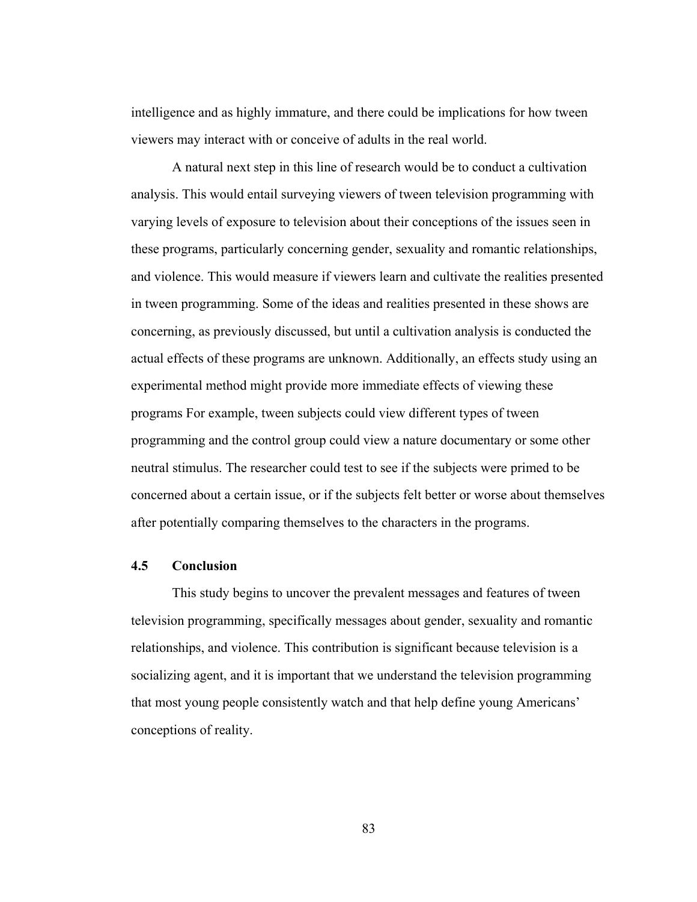intelligence and as highly immature, and there could be implications for how tween viewers may interact with or conceive of adults in the real world.

A natural next step in this line of research would be to conduct a cultivation analysis. This would entail surveying viewers of tween television programming with varying levels of exposure to television about their conceptions of the issues seen in these programs, particularly concerning gender, sexuality and romantic relationships, and violence. This would measure if viewers learn and cultivate the realities presented in tween programming. Some of the ideas and realities presented in these shows are concerning, as previously discussed, but until a cultivation analysis is conducted the actual effects of these programs are unknown. Additionally, an effects study using an experimental method might provide more immediate effects of viewing these programs For example, tween subjects could view different types of tween programming and the control group could view a nature documentary or some other neutral stimulus. The researcher could test to see if the subjects were primed to be concerned about a certain issue, or if the subjects felt better or worse about themselves after potentially comparing themselves to the characters in the programs.

### 4.5 Conclusion

This study begins to uncover the prevalent messages and features of tween television programming, specifically messages about gender, sexuality and romantic relationships, and violence. This contribution is significant because television is a socializing agent, and it is important that we understand the television programming that most young people consistently watch and that help define young Americans' conceptions of reality.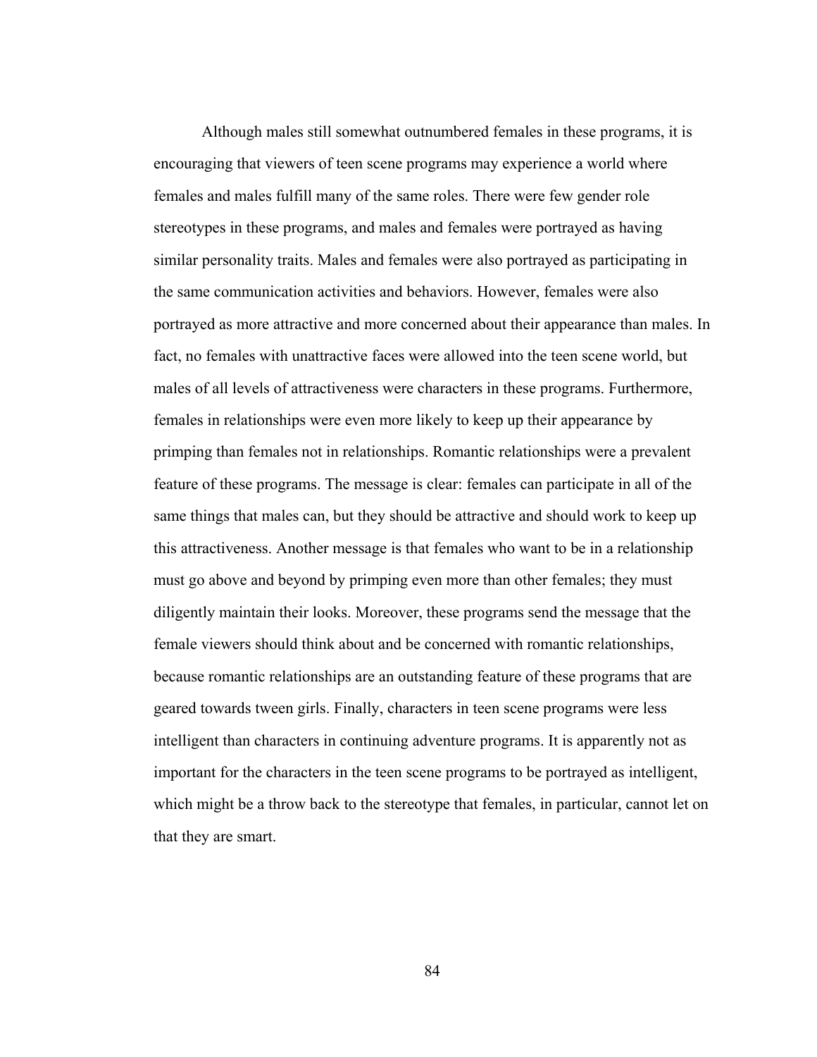Although males still somewhat outnumbered females in these programs, it is encouraging that viewers of teen scene programs may experience a world where females and males fulfill many of the same roles. There were few gender role stereotypes in these programs, and males and females were portrayed as having similar personality traits. Males and females were also portrayed as participating in the same communication activities and behaviors. However, females were also portrayed as more attractive and more concerned about their appearance than males. In fact, no females with unattractive faces were allowed into the teen scene world, but males of all levels of attractiveness were characters in these programs. Furthermore, females in relationships were even more likely to keep up their appearance by primping than females not in relationships. Romantic relationships were a prevalent feature of these programs. The message is clear: females can participate in all of the same things that males can, but they should be attractive and should work to keep up this attractiveness. Another message is that females who want to be in a relationship must go above and beyond by primping even more than other females; they must diligently maintain their looks. Moreover, these programs send the message that the female viewers should think about and be concerned with romantic relationships, because romantic relationships are an outstanding feature of these programs that are geared towards tween girls. Finally, characters in teen scene programs were less intelligent than characters in continuing adventure programs. It is apparently not as important for the characters in the teen scene programs to be portrayed as intelligent, which might be a throw back to the stereotype that females, in particular, cannot let on that they are smart.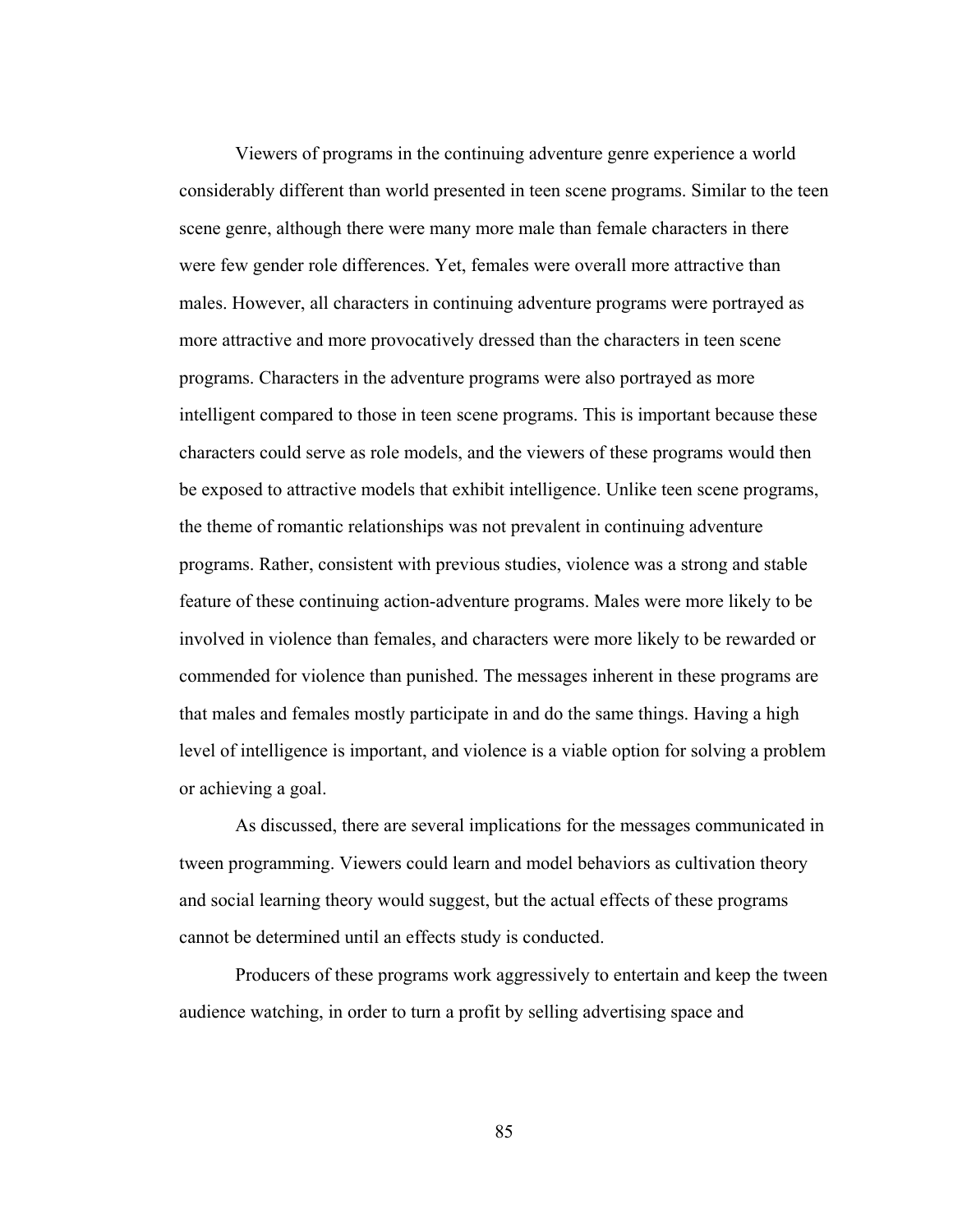Viewers of programs in the continuing adventure genre experience a world considerably different than world presented in teen scene programs. Similar to the teen scene genre, although there were many more male than female characters in there were few gender role differences. Yet, females were overall more attractive than males. However, all characters in continuing adventure programs were portrayed as more attractive and more provocatively dressed than the characters in teen scene programs. Characters in the adventure programs were also portrayed as more intelligent compared to those in teen scene programs. This is important because these characters could serve as role models, and the viewers of these programs would then be exposed to attractive models that exhibit intelligence. Unlike teen scene programs, the theme of romantic relationships was not prevalent in continuing adventure programs. Rather, consistent with previous studies, violence was a strong and stable feature of these continuing action-adventure programs. Males were more likely to be involved in violence than females, and characters were more likely to be rewarded or commended for violence than punished. The messages inherent in these programs are that males and females mostly participate in and do the same things. Having a high level of intelligence is important, and violence is a viable option for solving a problem or achieving a goal.

As discussed, there are several implications for the messages communicated in tween programming. Viewers could learn and model behaviors as cultivation theory and social learning theory would suggest, but the actual effects of these programs cannot be determined until an effects study is conducted.

Producers of these programs work aggressively to entertain and keep the tween audience watching, in order to turn a profit by selling advertising space and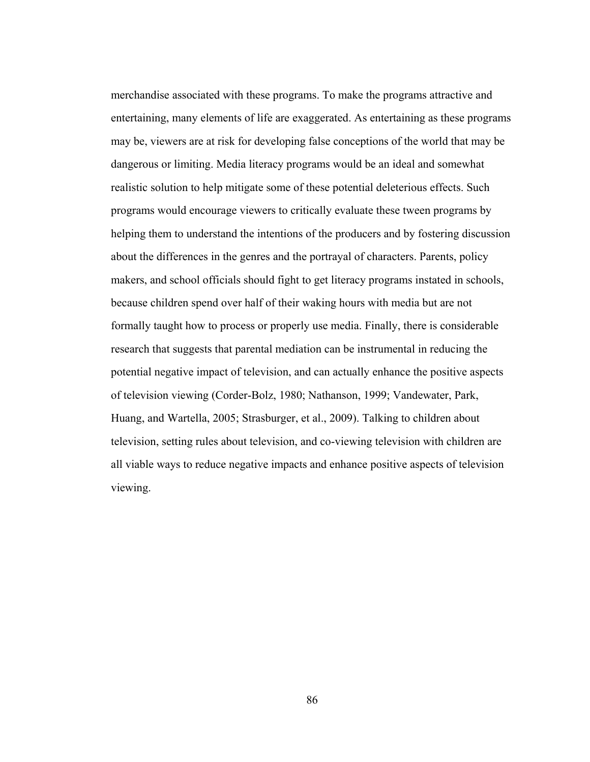merchandise associated with these programs. To make the programs attractive and entertaining, many elements of life are exaggerated. As entertaining as these programs may be, viewers are at risk for developing false conceptions of the world that may be dangerous or limiting. Media literacy programs would be an ideal and somewhat realistic solution to help mitigate some of these potential deleterious effects. Such programs would encourage viewers to critically evaluate these tween programs by helping them to understand the intentions of the producers and by fostering discussion about the differences in the genres and the portrayal of characters. Parents, policy makers, and school officials should fight to get literacy programs instated in schools, because children spend over half of their waking hours with media but are not formally taught how to process or properly use media. Finally, there is considerable research that suggests that parental mediation can be instrumental in reducing the potential negative impact of television, and can actually enhance the positive aspects of television viewing (Corder-Bolz, 1980; Nathanson, 1999; Vandewater, Park, Huang, and Wartella, 2005; Strasburger, et al., 2009). Talking to children about television, setting rules about television, and co-viewing television with children are all viable ways to reduce negative impacts and enhance positive aspects of television viewing.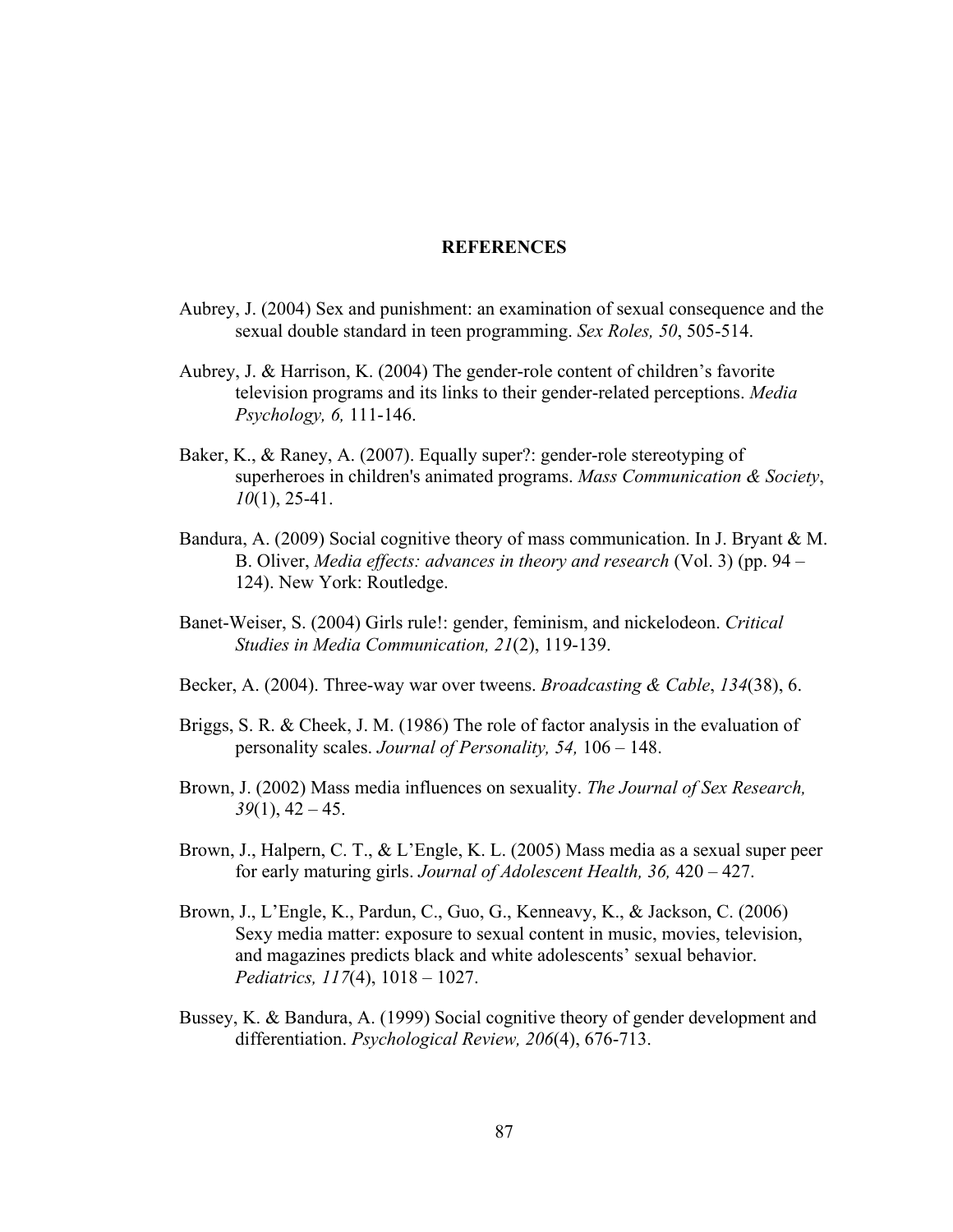# REFERENCES

Aubrey, J. (2004) Sex and punishment: an examination of sexual consequence and the sexual double standard in teen programming. *Sex Roles, 50*, 505-514.

Aubrey, J. & Harrison, K. (2004) The gender-role content of children's favorite television programs and its links to their gender-related perceptions. *Media Psychology, 6,* 111-146.

Baker, K., & Raney, A. (2007). Equally super?: gender-role stereotyping of superheroes in children's animated programs. *Mass Communication & Society*, *10*(1), 25-41.

Bandura, A. (2009) Social cognitive theory of mass communication. In J. Bryant & M. B. Oliver, *Media effects: advances in theory and research* (Vol. 3) (pp. 94 – 124). New York: Routledge.

Banet-Weiser, S. (2004) Girls rule!: gender, feminism, and nickelodeon. *Critical Studies in Media Communication, 21*(2), 119-139.

Becker, A. (2004). Three-way war over tweens. *Broadcasting & Cable*, *134*(38), 6.

Briggs, S. R. & Cheek, J. M. (1986) The role of factor analysis in the evaluation of personality scales. *Journal of Personality, 54,* 106 – 148.

Brown, J. (2002) Mass media influences on sexuality. *The Journal of Sex Research, 39*(1), 42 – 45.

Brown, J., Halpern, C. T., & L'Engle, K. L. (2005) Mass media as a sexual super peer for early maturing girls. *Journal of Adolescent Health, 36,* 420 – 427.

Brown, J., L'Engle, K., Pardun, C., Guo, G., Kenneavy, K., & Jackson, C. (2006) Sexy media matter: exposure to sexual content in music, movies, television, and magazines predicts black and white adolescents' sexual behavior. *Pediatrics, 117*(4), 1018 – 1027.

Bussey, K. & Bandura, A. (1999) Social cognitive theory of gender development and differentiation. *Psychological Review, 206*(4), 676-713.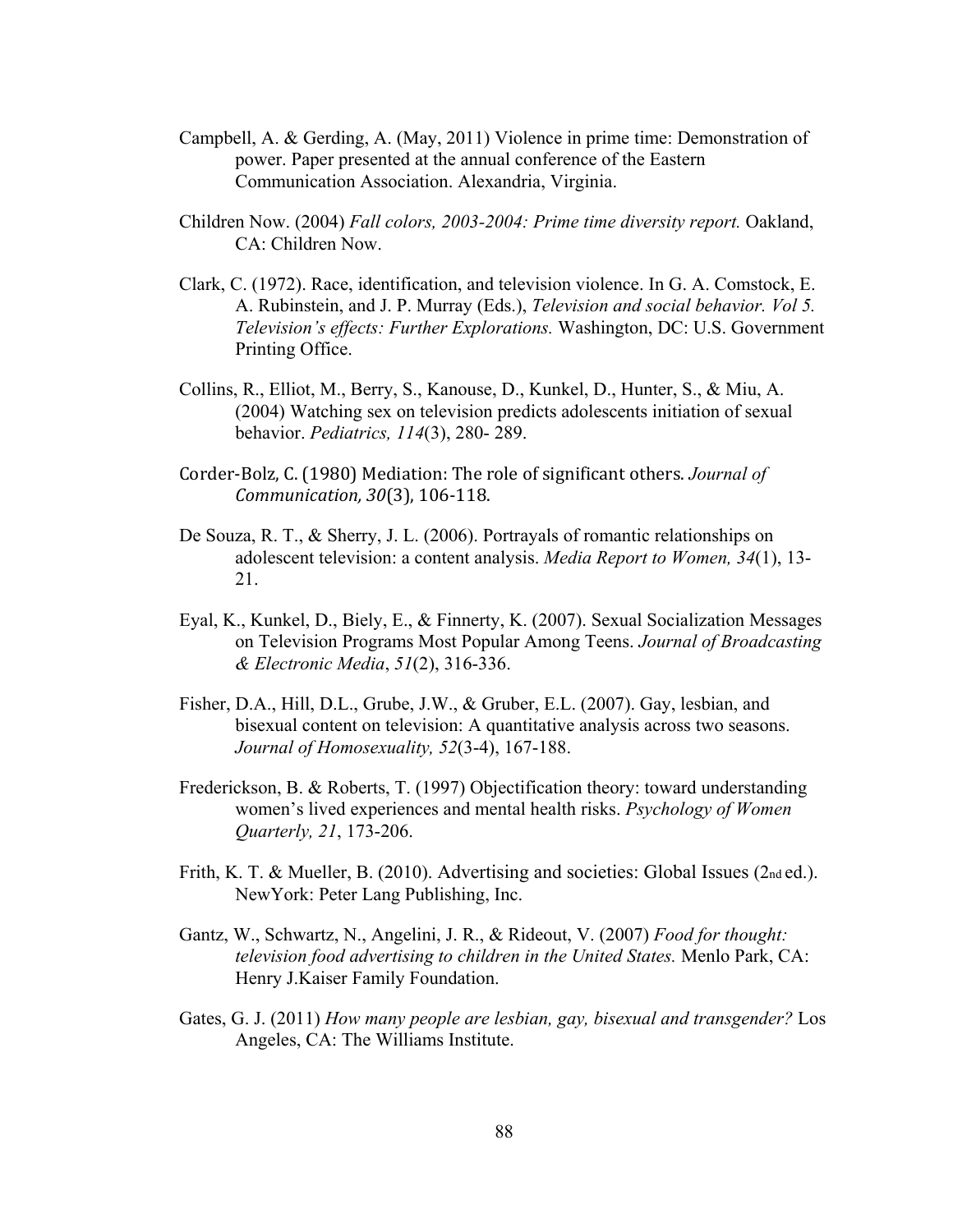Campbell, A. & Gerding, A. (May, 2011) Violence in prime time: Demonstration of power. Paper presented at the annual conference of the Eastern Communication Association. Alexandria, Virginia.

Children Now. (2004) *Fall colors, 2003-2004: Prime time diversity report.* Oakland, CA: Children Now.

Clark, C. (1972). Race, identification, and television violence. In G. A. Comstock, E. A. Rubinstein, and J. P. Murray (Eds.), *Television and social behavior. Vol 5. Television's effects: Further Explorations.* Washington, DC: U.S. Government Printing Office.

Collins, R., Elliot, M., Berry, S., Kanouse, D., Kunkel, D., Hunter, S., & Miu, A. (2004) Watching sex on television predicts adolescents initiation of sexual behavior. *Pediatrics, 114*(3), 280- 289.

Corder-Bolz, C. (1980) Mediation: The role of significant others. *Journal of Communication, 30*(3), 106-118.

De Souza, R. T., & Sherry, J. L. (2006). Portrayals of romantic relationships on adolescent television: a content analysis. *Media Report to Women, 34*(1), 13-21.

Eyal, K., Kunkel, D., Biely, E., & Finnerty, K. (2007). Sexual Socialization Messages on Television Programs Most Popular Among Teens. *Journal of Broadcasting & Electronic Media*, *51*(2), 316-336.

Fisher, D.A., Hill, D.L., Grube, J.W., & Gruber, E.L. (2007). Gay, lesbian, and bisexual content on television: A quantitative analysis across two seasons. *Journal of Homosexuality, 52*(3-4), 167-188.

Frederickson, B. & Roberts, T. (1997) Objectification theory: toward understanding women's lived experiences and mental health risks. *Psychology of Women Quarterly, 21*, 173-206.

Frith, K. T. & Mueller, B. (2010). Advertising and societies: Global Issues (2nd ed.). NewYork: Peter Lang Publishing, Inc.

Gantz, W., Schwartz, N., Angelini, J. R., & Rideout, V. (2007) *Food for thought: television food advertising to children in the United States.* Menlo Park, CA: Henry J.Kaiser Family Foundation.

Gates, G. J. (2011) *How many people are lesbian, gay, bisexual and transgender?* Los Angeles, CA: The Williams Institute.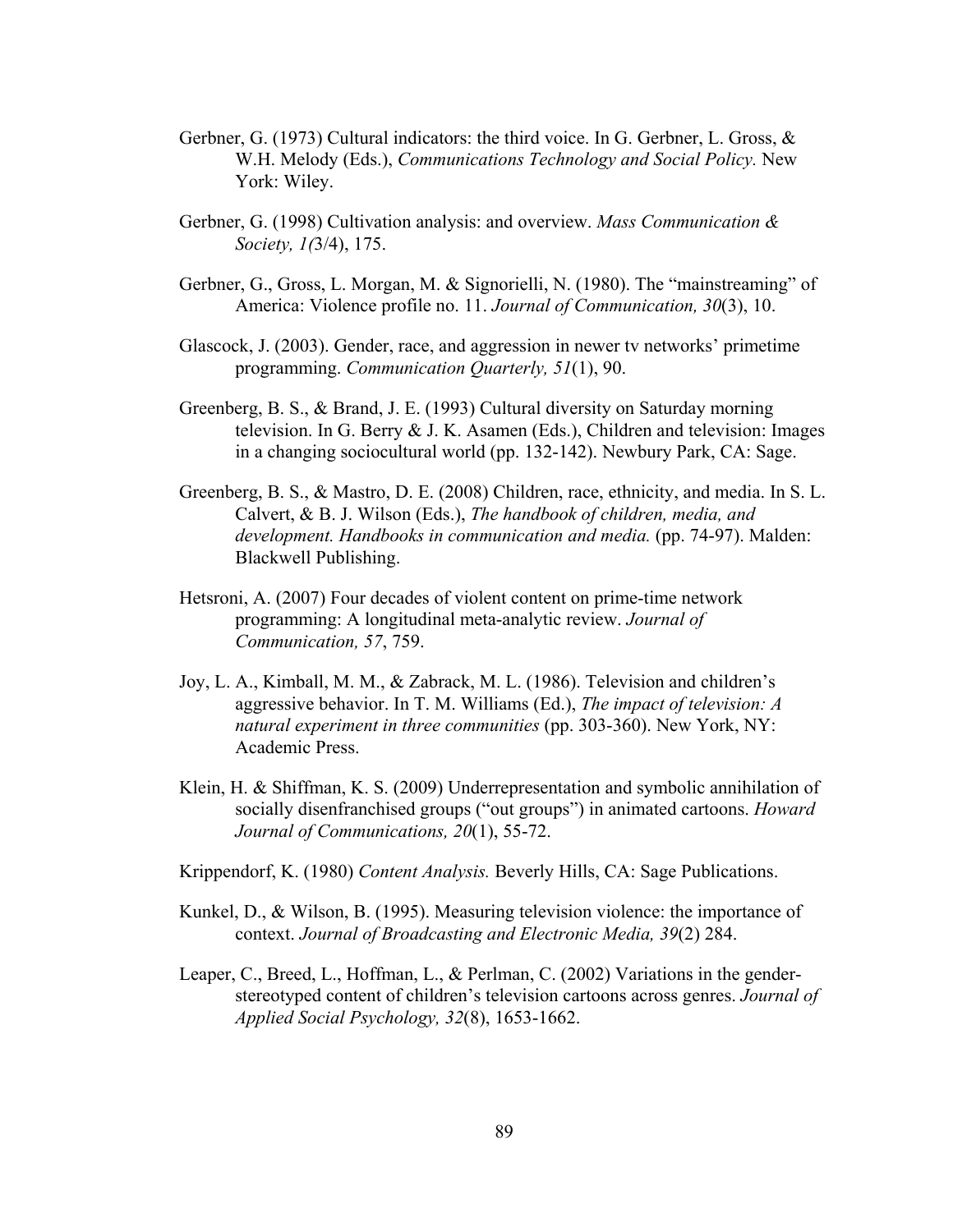Gerbner, G. (1973) Cultural indicators: the third voice. In G. Gerbner, L. Gross, & W.H. Melody (Eds.), *Communications Technology and Social Policy.* New York: Wiley.

Gerbner, G. (1998) Cultivation analysis: and overview. *Mass Communication & Society, 1(*3/4), 175.

Gerbner, G., Gross, L. Morgan, M. & Signorielli, N. (1980). The "mainstreaming" of America: Violence profile no. 11. *Journal of Communication, 30*(3), 10.

Glascock, J. (2003). Gender, race, and aggression in newer tv networks' primetime programming. *Communication Quarterly, 51*(1), 90.

Greenberg, B. S., & Brand, J. E. (1993) Cultural diversity on Saturday morning television. In G. Berry & J. K. Asamen (Eds.), Children and television: Images in a changing sociocultural world (pp. 132-142). Newbury Park, CA: Sage.

Greenberg, B. S., & Mastro, D. E. (2008) Children, race, ethnicity, and media. In S. L. Calvert, & B. J. Wilson (Eds.), *The handbook of children, media, and development. Handbooks in communication and media.* (pp. 74-97). Malden: Blackwell Publishing.

Hetsroni, A. (2007) Four decades of violent content on prime-time network programming: A longitudinal meta-analytic review. *Journal of Communication, 57*, 759.

Joy, L. A., Kimball, M. M., & Zabrack, M. L. (1986). Television and children's aggressive behavior. In T. M. Williams (Ed.), *The impact of television: A natural experiment in three communities* (pp. 303-360). New York, NY: Academic Press.

Klein, H. & Shiffman, K. S. (2009) Underrepresentation and symbolic annihilation of socially disenfranchised groups ("out groups") in animated cartoons. *Howard Journal of Communications, 20*(1), 55-72.

Krippendorf, K. (1980) *Content Analysis.* Beverly Hills, CA: Sage Publications.

Kunkel, D., & Wilson, B. (1995). Measuring television violence: the importance of context. *Journal of Broadcasting and Electronic Media, 39*(2) 284.

Leaper, C., Breed, L., Hoffman, L., & Perlman, C. (2002) Variations in the gender-stereotyped content of children's television cartoons across genres. *Journal of Applied Social Psychology, 32*(8), 1653-1662.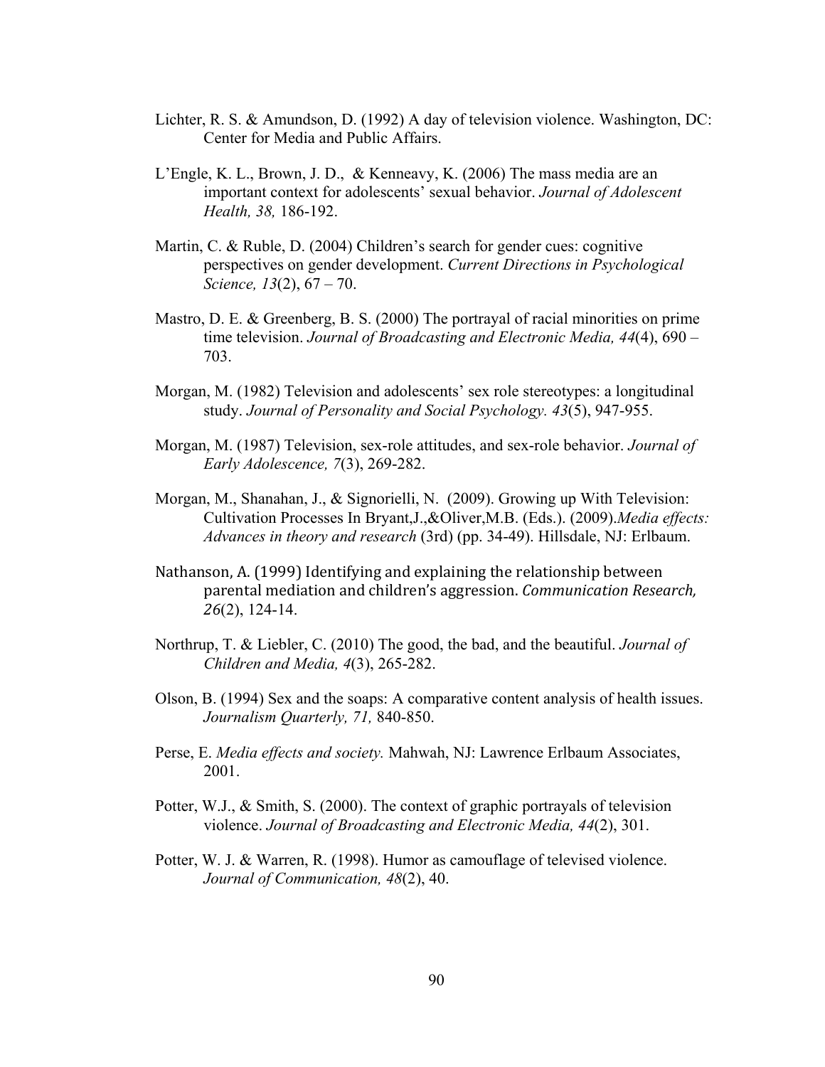Lichter, R. S. & Amundson, D. (1992) A day of television violence. Washington, DC: Center for Media and Public Affairs.

L'Engle, K. L., Brown, J. D., & Kenneavy, K. (2006) The mass media are an important context for adolescents' sexual behavior. *Journal of Adolescent Health, 38,* 186-192.

Martin, C. & Ruble, D. (2004) Children's search for gender cues: cognitive perspectives on gender development. *Current Directions in Psychological Science, 13*(2), 67 – 70.

Mastro, D. E. & Greenberg, B. S. (2000) The portrayal of racial minorities on prime time television. *Journal of Broadcasting and Electronic Media, 44*(4), 690 – 703.

Morgan, M. (1982) Television and adolescents' sex role stereotypes: a longitudinal study. *Journal of Personality and Social Psychology. 43*(5), 947-955.

Morgan, M. (1987) Television, sex-role attitudes, and sex-role behavior. *Journal of Early Adolescence, 7*(3), 269-282.

Morgan, M., Shanahan, J., & Signorielli, N. (2009). Growing up With Television: Cultivation Processes In Bryant,J.,&Oliver,M.B. (Eds.). (2009).*Media effects: Advances in theory and research* (3rd) (pp. 34-49). Hillsdale, NJ: Erlbaum.

Nathanson, A. (1999) Identifying and explaining the relationship between parental mediation and children's aggression. *Communication Research, 26*(2), 124-14.

Northrup, T. & Liebler, C. (2010) The good, the bad, and the beautiful. *Journal of Children and Media, 4*(3), 265-282.

Olson, B. (1994) Sex and the soaps: A comparative content analysis of health issues. *Journalism Quarterly, 71,* 840-850.

Perse, E. *Media effects and society.* Mahwah, NJ: Lawrence Erlbaum Associates, 2001.

Potter, W.J., & Smith, S. (2000). The context of graphic portrayals of television violence. *Journal of Broadcasting and Electronic Media, 44*(2), 301.

Potter, W. J. & Warren, R. (1998). Humor as camouflage of televised violence. *Journal of Communication, 48*(2), 40.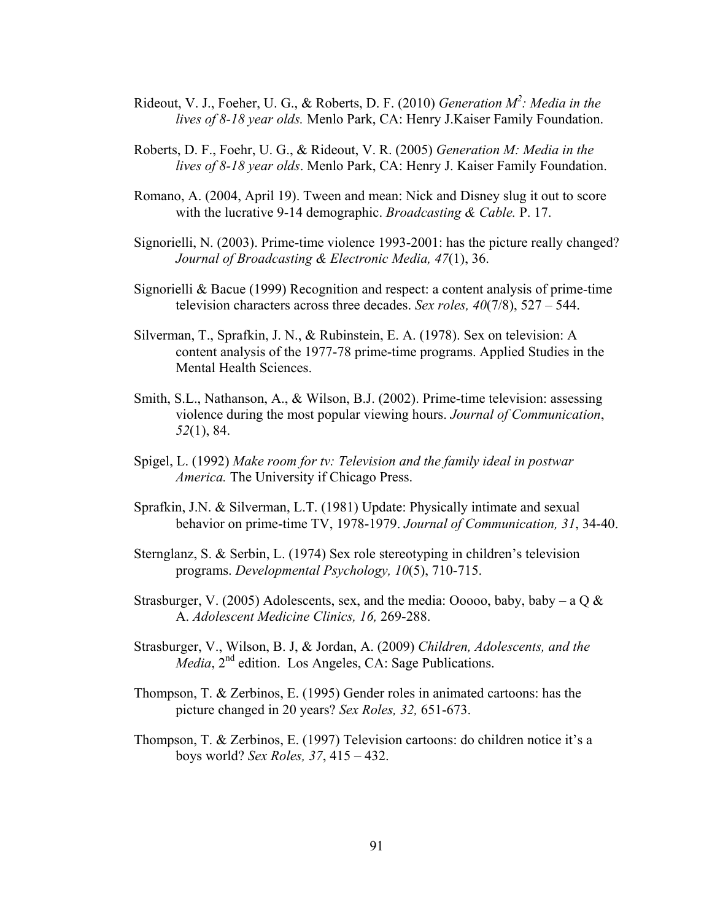Rideout, V. J., Foeher, U. G., & Roberts, D. F. (2010) *Generation $M^2$: Media in the lives of 8-18 year olds.* Menlo Park, CA: Henry J.Kaiser Family Foundation.

Roberts, D. F., Foehr, U. G., & Rideout, V. R. (2005) *Generation M: Media in the lives of 8-18 year olds*. Menlo Park, CA: Henry J. Kaiser Family Foundation.

Romano, A. (2004, April 19). Tween and mean: Nick and Disney slug it out to score with the lucrative 9-14 demographic. *Broadcasting & Cable.* P. 17.

Signorielli, N. (2003). Prime-time violence 1993-2001: has the picture really changed? *Journal of Broadcasting & Electronic Media, 47*(1), 36.

Signorielli & Bacue (1999) Recognition and respect: a content analysis of prime-time television characters across three decades. *Sex roles, 40*(7/8), 527 – 544.

Silverman, T., Sprafkin, J. N., & Rubinstein, E. A. (1978). Sex on television: A content analysis of the 1977-78 prime-time programs. Applied Studies in the Mental Health Sciences.

Smith, S.L., Nathanson, A., & Wilson, B.J. (2002). Prime-time television: assessing violence during the most popular viewing hours. *Journal of Communication*, *52*(1), 84.

Spigel, L. (1992) *Make room for tv: Television and the family ideal in postwar America.* The University if Chicago Press.

Sprafkin, J.N. & Silverman, L.T. (1981) Update: Physically intimate and sexual behavior on prime-time TV, 1978-1979. *Journal of Communication, 31*, 34-40.

Sternglanz, S. & Serbin, L. (1974) Sex role stereotyping in children's television programs. *Developmental Psychology, 10*(5), 710-715.

Strasburger, V. (2005) Adolescents, sex, and the media: Ooooo, baby, baby – a Q & A. *Adolescent Medicine Clinics, 16,* 269-288.

Strasburger, V., Wilson, B. J, & Jordan, A. (2009) *Children, Adolescents, and the Media*, 2nd edition. Los Angeles, CA: Sage Publications.

Thompson, T. & Zerbinos, E. (1995) Gender roles in animated cartoons: has the picture changed in 20 years? *Sex Roles, 32,* 651-673.

Thompson, T. & Zerbinos, E. (1997) Television cartoons: do children notice it's a boys world? *Sex Roles, 37*, 415 – 432.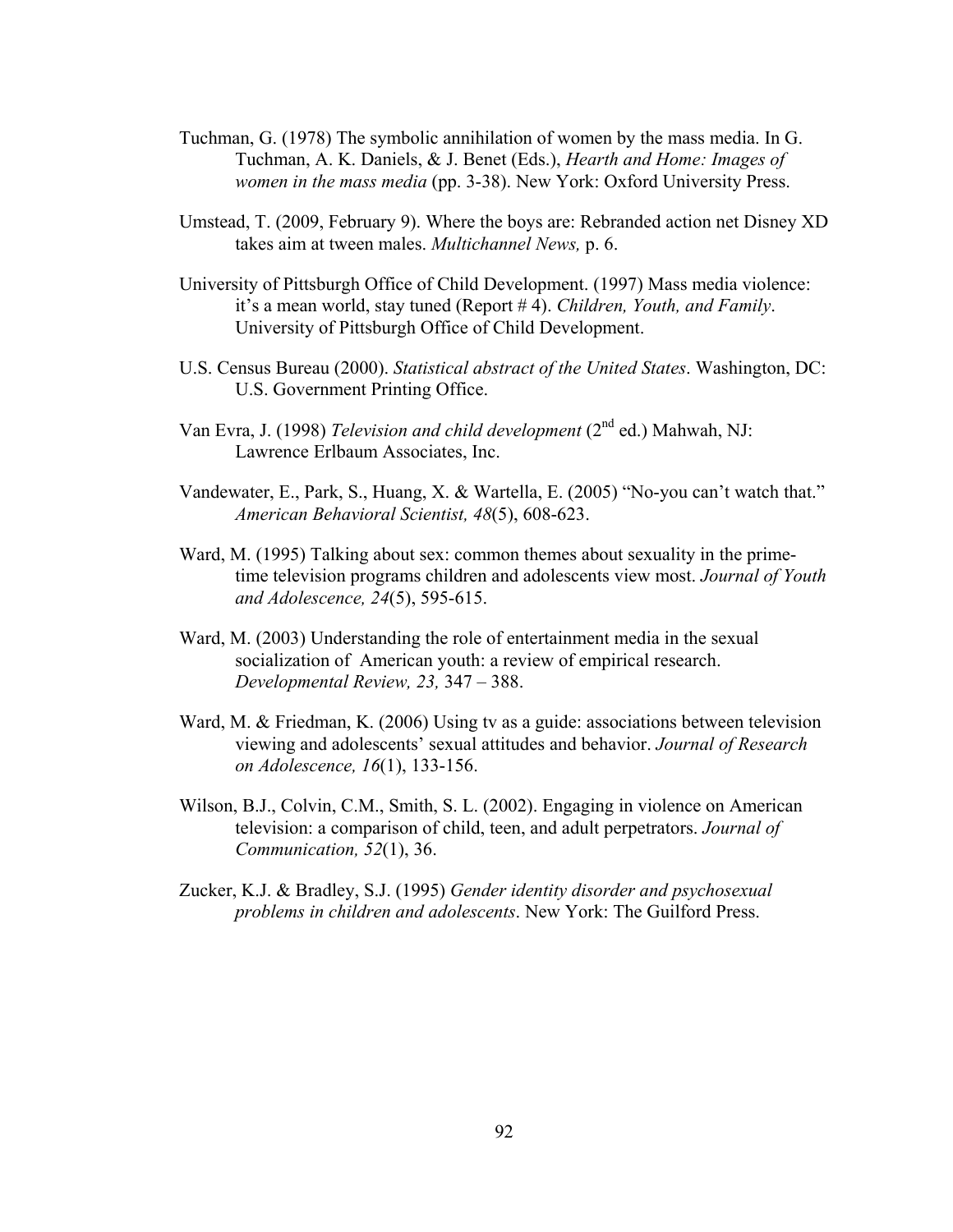Tuchman, G. (1978) The symbolic annihilation of women by the mass media. In G. Tuchman, A. K. Daniels, & J. Benet (Eds.), *Hearth and Home: Images of women in the mass media* (pp. 3-38). New York: Oxford University Press.

Umstead, T. (2009, February 9). Where the boys are: Rebranded action net Disney XD takes aim at tween males. *Multichannel News,* p. 6.

University of Pittsburgh Office of Child Development. (1997) Mass media violence: it's a mean world, stay tuned (Report # 4). *Children, Youth, and Family*. University of Pittsburgh Office of Child Development.

U.S. Census Bureau (2000). *Statistical abstract of the United States*. Washington, DC: U.S. Government Printing Office.

Van Evra, J. (1998) *Television and child development* (2nd ed.) Mahwah, NJ: Lawrence Erlbaum Associates, Inc.

Vandewater, E., Park, S., Huang, X. & Wartella, E. (2005) "No-you can't watch that." *American Behavioral Scientist, 48*(5), 608-623.

Ward, M. (1995) Talking about sex: common themes about sexuality in the prime-time television programs children and adolescents view most. *Journal of Youth and Adolescence, 24*(5), 595-615.

Ward, M. (2003) Understanding the role of entertainment media in the sexual socialization of American youth: a review of empirical research. *Developmental Review, 23,* 347 – 388.

Ward, M. & Friedman, K. (2006) Using tv as a guide: associations between television viewing and adolescents' sexual attitudes and behavior. *Journal of Research on Adolescence, 16*(1), 133-156.

Wilson, B.J., Colvin, C.M., Smith, S. L. (2002). Engaging in violence on American television: a comparison of child, teen, and adult perpetrators. *Journal of Communication, 52*(1), 36.

Zucker, K.J. & Bradley, S.J. (1995) *Gender identity disorder and psychosexual problems in children and adolescents*. New York: The Guilford Press.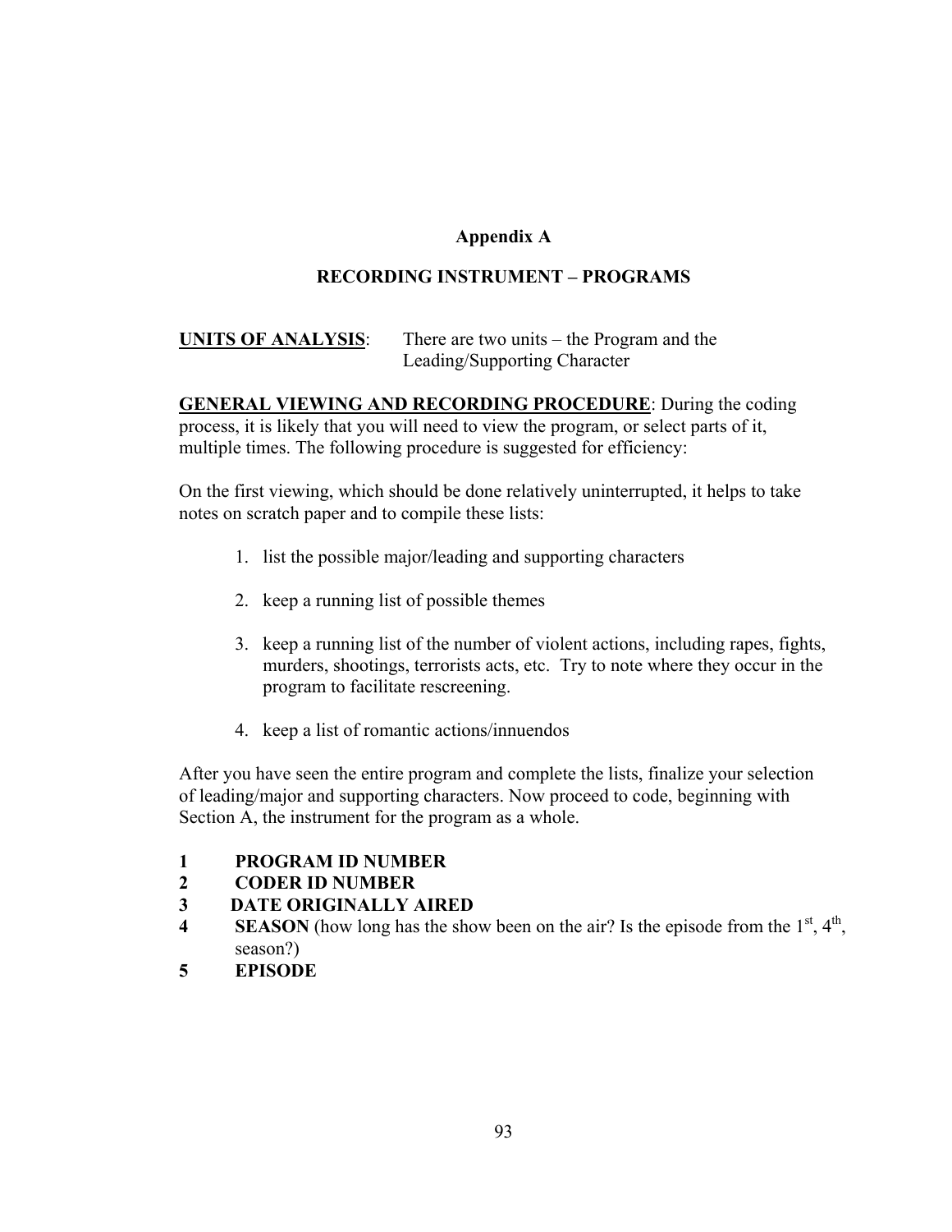# Appendix A

## RECORDING INSTRUMENT – PROGRAMS

**UNITS OF ANALYSIS**: There are two units – the Program and the Leading/Supporting Character

**GENERAL VIEWING AND RECORDING PROCEDURE**: During the coding process, it is likely that you will need to view the program, or select parts of it, multiple times. The following procedure is suggested for efficiency:

On the first viewing, which should be done relatively uninterrupted, it helps to take notes on scratch paper and to compile these lists:

1. list the possible major/leading and supporting characters
2. keep a running list of possible themes
3. keep a running list of the number of violent actions, including rapes, fights, murders, shootings, terrorists acts, etc. Try to note where they occur in the program to facilitate rescreening.
4. keep a list of romantic actions/innuendos

After you have seen the entire program and complete the lists, finalize your selection of leading/major and supporting characters. Now proceed to code, beginning with Section A, the instrument for the program as a whole.

**1 PROGRAM ID NUMBER**
**2 CODER ID NUMBER**
**3 DATE ORIGINALLY AIRED**
**4 SEASON** (how long has the show been on the air? Is the episode from the 1st, 4th, season?)
**5 EPISODE**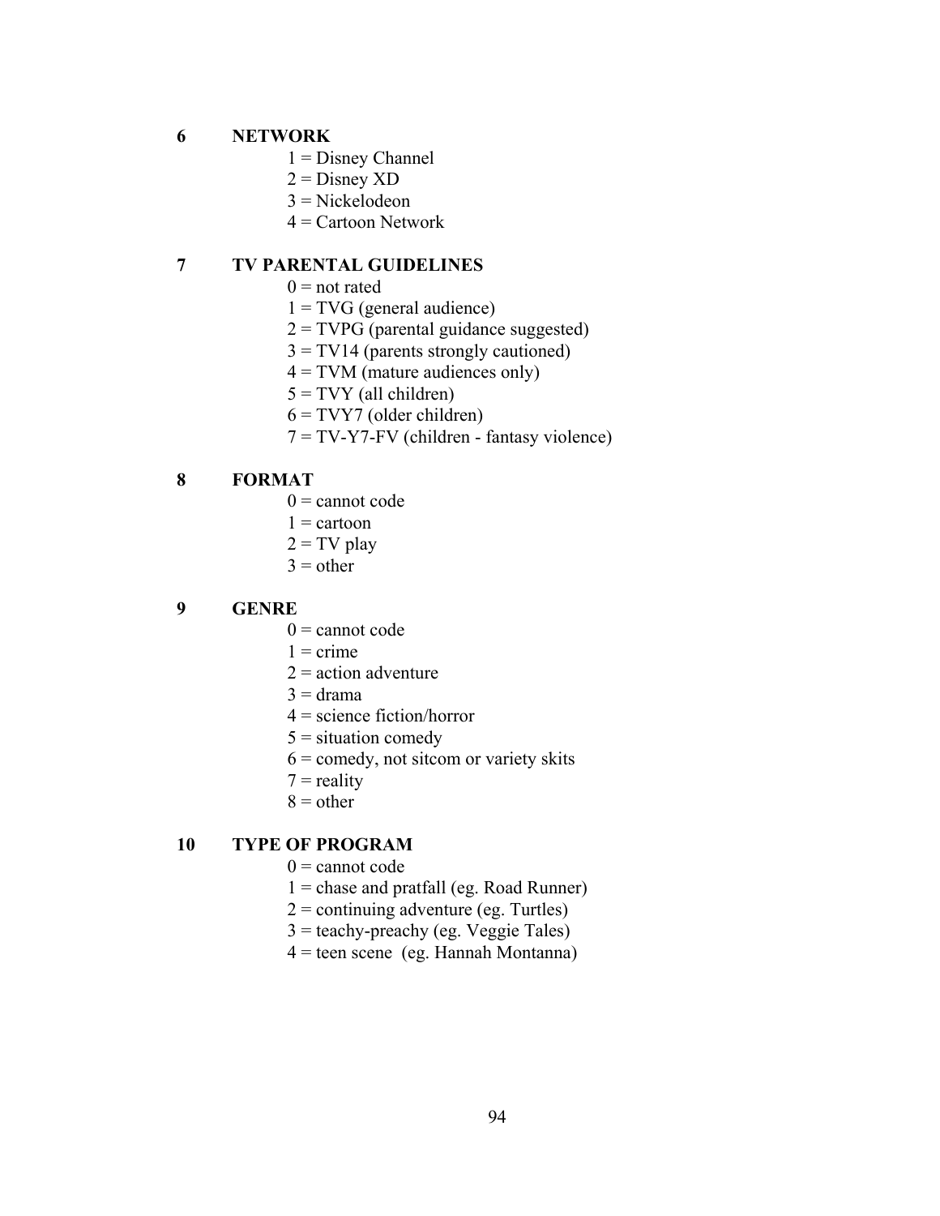**6 NETWORK**

1 = Disney Channel
2 = Disney XD
3 = Nickelodeon
4 = Cartoon Network

**7 TV PARENTAL GUIDELINES**

0 = not rated
1 = TVG (general audience)
2 = TVPG (parental guidance suggested)
3 = TV14 (parents strongly cautioned)
4 = TVM (mature audiences only)
5 = TVY (all children)
6 = TVY7 (older children)
7 = TV-Y7-FV (children - fantasy violence)

**8 FORMAT**

0 = cannot code
1 = cartoon
2 = TV play
3 = other

**9 GENRE**

0 = cannot code
1 = crime
2 = action adventure
3 = drama
4 = science fiction/horror
5 = situation comedy
6 = comedy, not sitcom or variety skits
7 = reality
8 = other

**10 TYPE OF PROGRAM**

0 = cannot code
1 = chase and pratfall (eg. Road Runner)
2 = continuing adventure (eg. Turtles)
3 = teachy-preachy (eg. Veggie Tales)
4 = teen scene (eg. Hannah Montanna)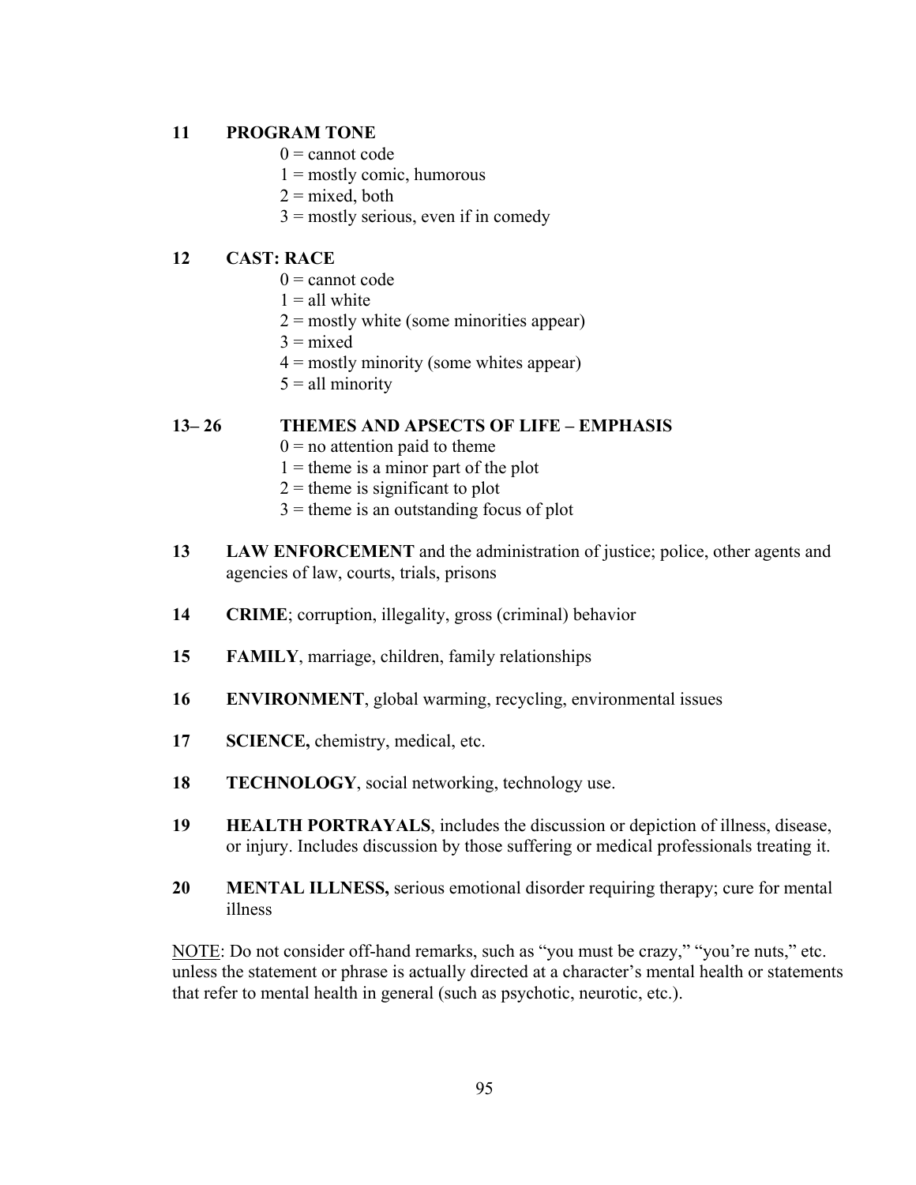**11 PROGRAM TONE**

0 = cannot code
1 = mostly comic, humorous
2 = mixed, both
3 = mostly serious, even if in comedy

**12 CAST: RACE**

0 = cannot code
1 = all white
2 = mostly white (some minorities appear)
3 = mixed
4 = mostly minority (some whites appear)
5 = all minority

**13– 26 THEMES AND APSECTS OF LIFE – EMPHASIS**

0 = no attention paid to theme
1 = theme is a minor part of the plot
2 = theme is significant to plot
3 = theme is an outstanding focus of plot

**13 LAW ENFORCEMENT** and the administration of justice; police, other agents and agencies of law, courts, trials, prisons

**14 CRIME**; corruption, illegality, gross (criminal) behavior

**15 FAMILY**, marriage, children, family relationships

**16 ENVIRONMENT**, global warming, recycling, environmental issues

**17 SCIENCE,** chemistry, medical, etc.

**18 TECHNOLOGY**, social networking, technology use.

**19 HEALTH PORTRAYALS**, includes the discussion or depiction of illness, disease, or injury. Includes discussion by those suffering or medical professionals treating it.

**20 MENTAL ILLNESS,** serious emotional disorder requiring therapy; cure for mental illness

NOTE: Do not consider off-hand remarks, such as "you must be crazy," "you're nuts," etc. unless the statement or phrase is actually directed at a character's mental health or statements that refer to mental health in general (such as psychotic, neurotic, etc.).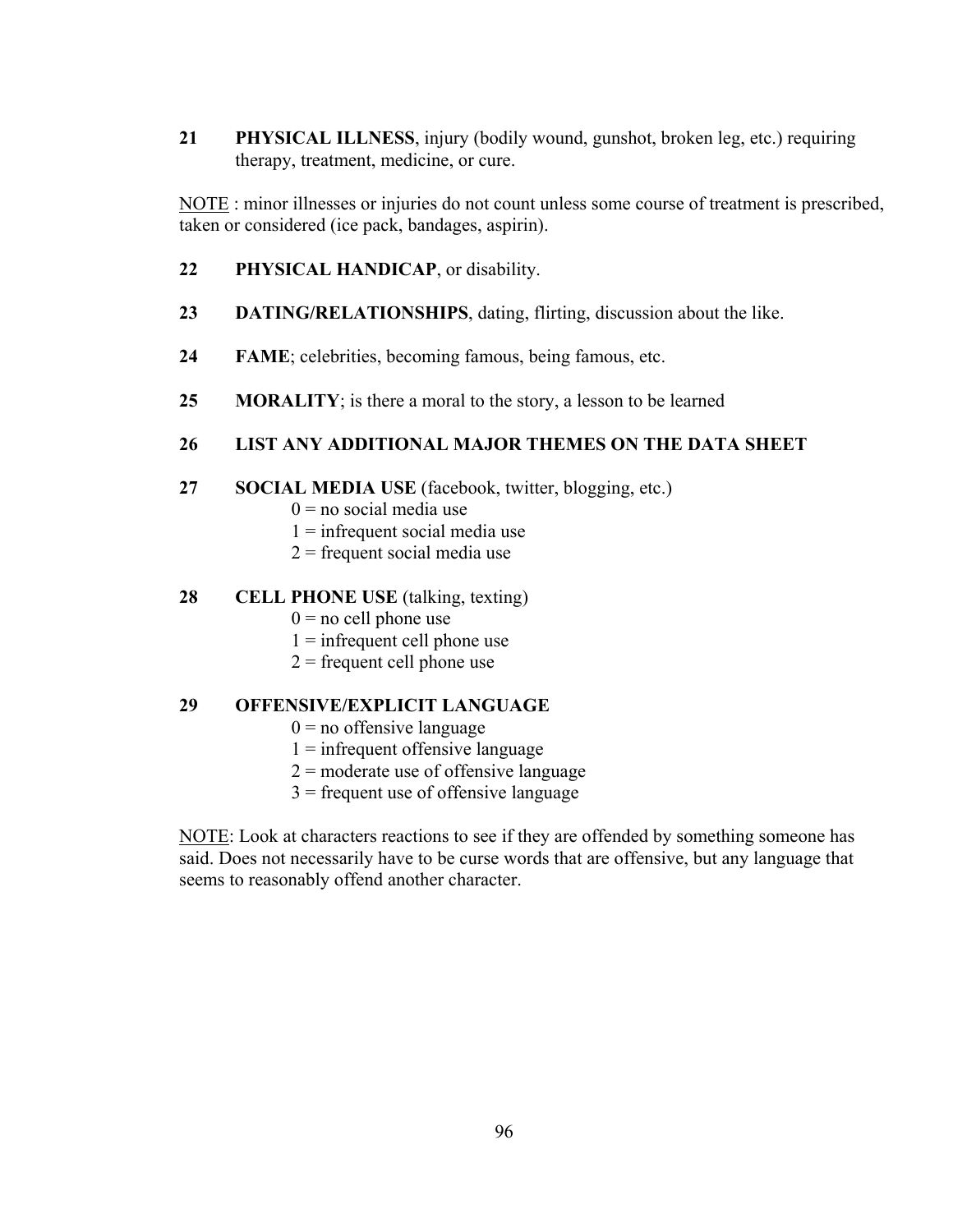**21** **PHYSICAL ILLNESS**, injury (bodily wound, gunshot, broken leg, etc.) requiring therapy, treatment, medicine, or cure.

<u>NOTE</u> : minor illnesses or injuries do not count unless some course of treatment is prescribed, taken or considered (ice pack, bandages, aspirin).

**22** **PHYSICAL HANDICAP**, or disability.

**23** **DATING/RELATIONSHIPS**, dating, flirting, discussion about the like.

**24** **FAME**; celebrities, becoming famous, being famous, etc.

**25** **MORALITY**; is there a moral to the story, a lesson to be learned

**26** **LIST ANY ADDITIONAL MAJOR THEMES ON THE DATA SHEET**

**27** **SOCIAL MEDIA USE** (facebook, twitter, blogging, etc.)

- 0 = no social media use
- 1 = infrequent social media use
- 2 = frequent social media use

**28** **CELL PHONE USE** (talking, texting)

- 0 = no cell phone use
- 1 = infrequent cell phone use
- 2 = frequent cell phone use

**29** **OFFENSIVE/EXPLICIT LANGUAGE**

- 0 = no offensive language
- 1 = infrequent offensive language
- 2 = moderate use of offensive language
- 3 = frequent use of offensive language

<u>NOTE</u>: Look at characters reactions to see if they are offended by something someone has said. Does not necessarily have to be curse words that are offensive, but any language that seems to reasonably offend another character.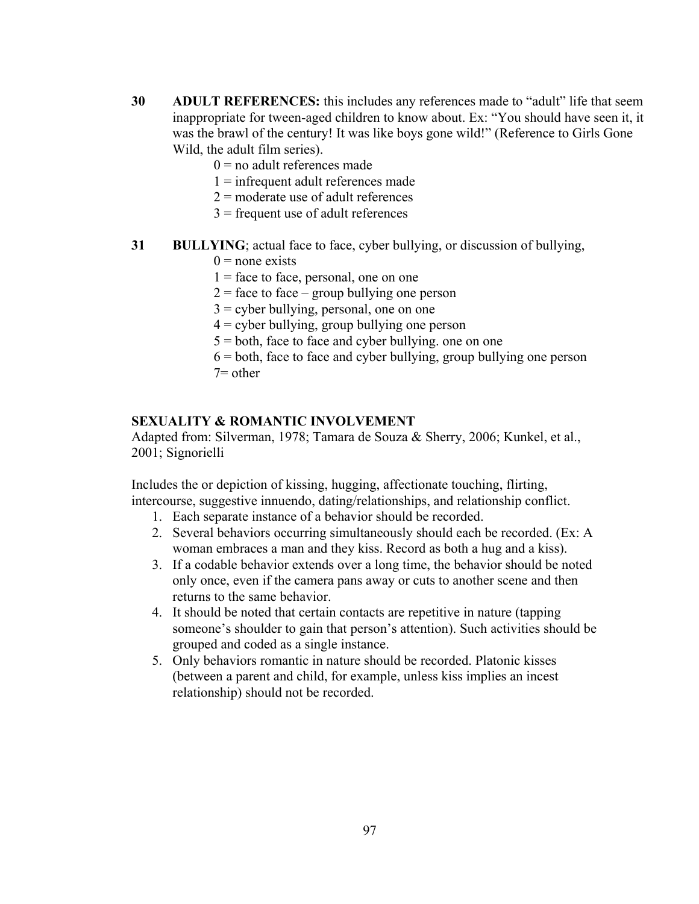**30** **ADULT REFERENCES:** this includes any references made to "adult" life that seem inappropriate for tween-aged children to know about. Ex: "You should have seen it, it was the brawl of the century! It was like boys gone wild!" (Reference to Girls Gone Wild, the adult film series).

0 = no adult references made
1 = infrequent adult references made
2 = moderate use of adult references
3 = frequent use of adult references

**31** **BULLYING**; actual face to face, cyber bullying, or discussion of bullying,

0 = none exists
1 = face to face, personal, one on one
2 = face to face – group bullying one person
3 = cyber bullying, personal, one on one
4 = cyber bullying, group bullying one person
5 = both, face to face and cyber bullying. one on one
6 = both, face to face and cyber bullying, group bullying one person
7= other

**SEXUALITY & ROMANTIC INVOLVEMENT**

Adapted from: Silverman, 1978; Tamara de Souza & Sherry, 2006; Kunkel, et al., 2001; Signorielli

Includes the or depiction of kissing, hugging, affectionate touching, flirting, intercourse, suggestive innuendo, dating/relationships, and relationship conflict.

1. Each separate instance of a behavior should be recorded.
2. Several behaviors occurring simultaneously should each be recorded. (Ex: A woman embraces a man and they kiss. Record as both a hug and a kiss).
3. If a codable behavior extends over a long time, the behavior should be noted only once, even if the camera pans away or cuts to another scene and then returns to the same behavior.
4. It should be noted that certain contacts are repetitive in nature (tapping someone's shoulder to gain that person's attention). Such activities should be grouped and coded as a single instance.
5. Only behaviors romantic in nature should be recorded. Platonic kisses (between a parent and child, for example, unless kiss implies an incest relationship) should not be recorded.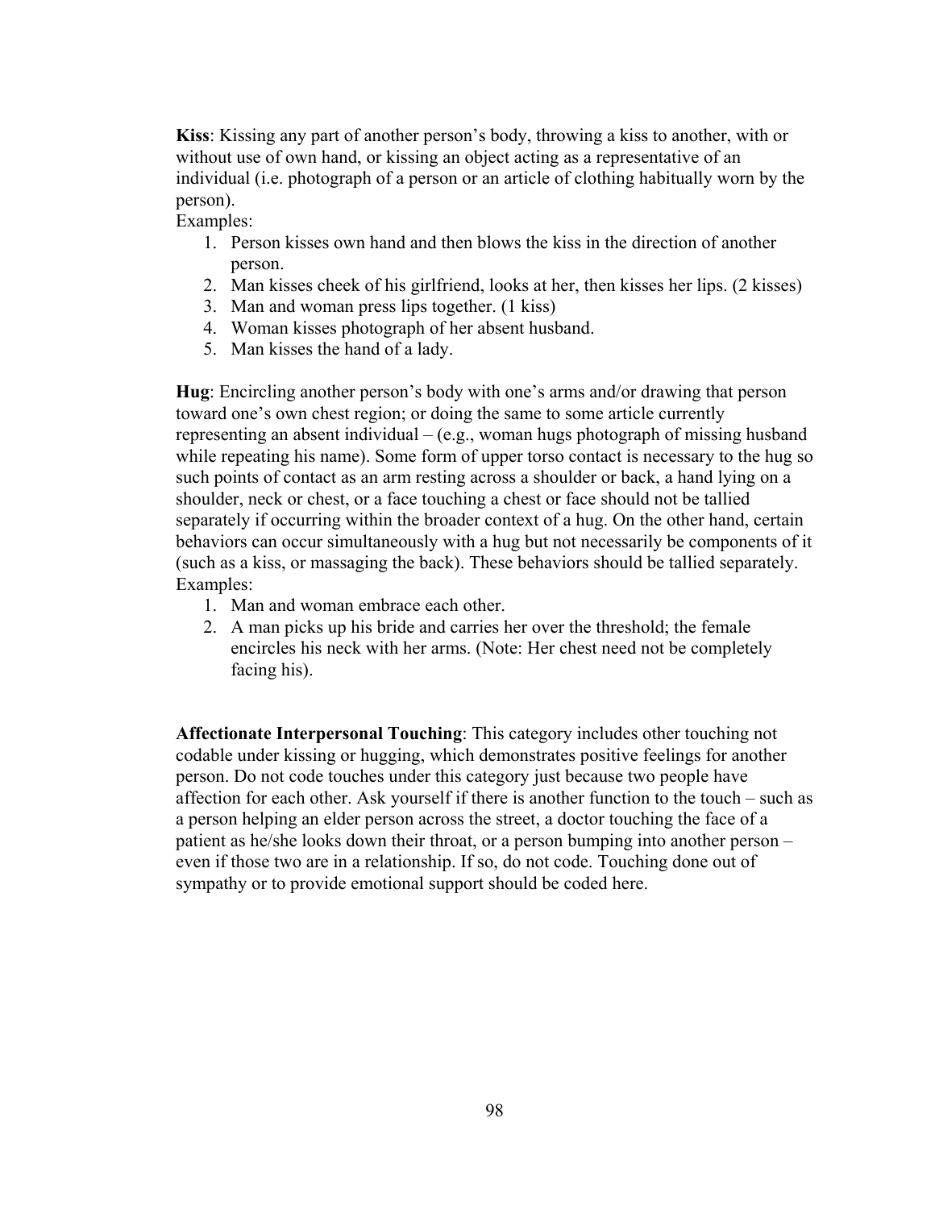**Kiss**: Kissing any part of another person's body, throwing a kiss to another, with or without use of own hand, or kissing an object acting as a representative of an individual (i.e. photograph of a person or an article of clothing habitually worn by the person).

Examples:

1. Person kisses own hand and then blows the kiss in the direction of another person.
2. Man kisses cheek of his girlfriend, looks at her, then kisses her lips. (2 kisses)
3. Man and woman press lips together. (1 kiss)
4. Woman kisses photograph of her absent husband.
5. Man kisses the hand of a lady.

**Hug**: Encircling another person's body with one's arms and/or drawing that person toward one's own chest region; or doing the same to some article currently representing an absent individual – (e.g., woman hugs photograph of missing husband while repeating his name). Some form of upper torso contact is necessary to the hug so such points of contact as an arm resting across a shoulder or back, a hand lying on a shoulder, neck or chest, or a face touching a chest or face should not be tallied separately if occurring within the broader context of a hug. On the other hand, certain behaviors can occur simultaneously with a hug but not necessarily be components of it (such as a kiss, or massaging the back). These behaviors should be tallied separately.

Examples:

1. Man and woman embrace each other.
2. A man picks up his bride and carries her over the threshold; the female encircles his neck with her arms. (Note: Her chest need not be completely facing his).

**Affectionate Interpersonal Touching**: This category includes other touching not codable under kissing or hugging, which demonstrates positive feelings for another person. Do not code touches under this category just because two people have affection for each other. Ask yourself if there is another function to the touch – such as a person helping an elder person across the street, a doctor touching the face of a patient as he/she looks down their throat, or a person bumping into another person – even if those two are in a relationship. If so, do not code. Touching done out of sympathy or to provide emotional support should be coded here.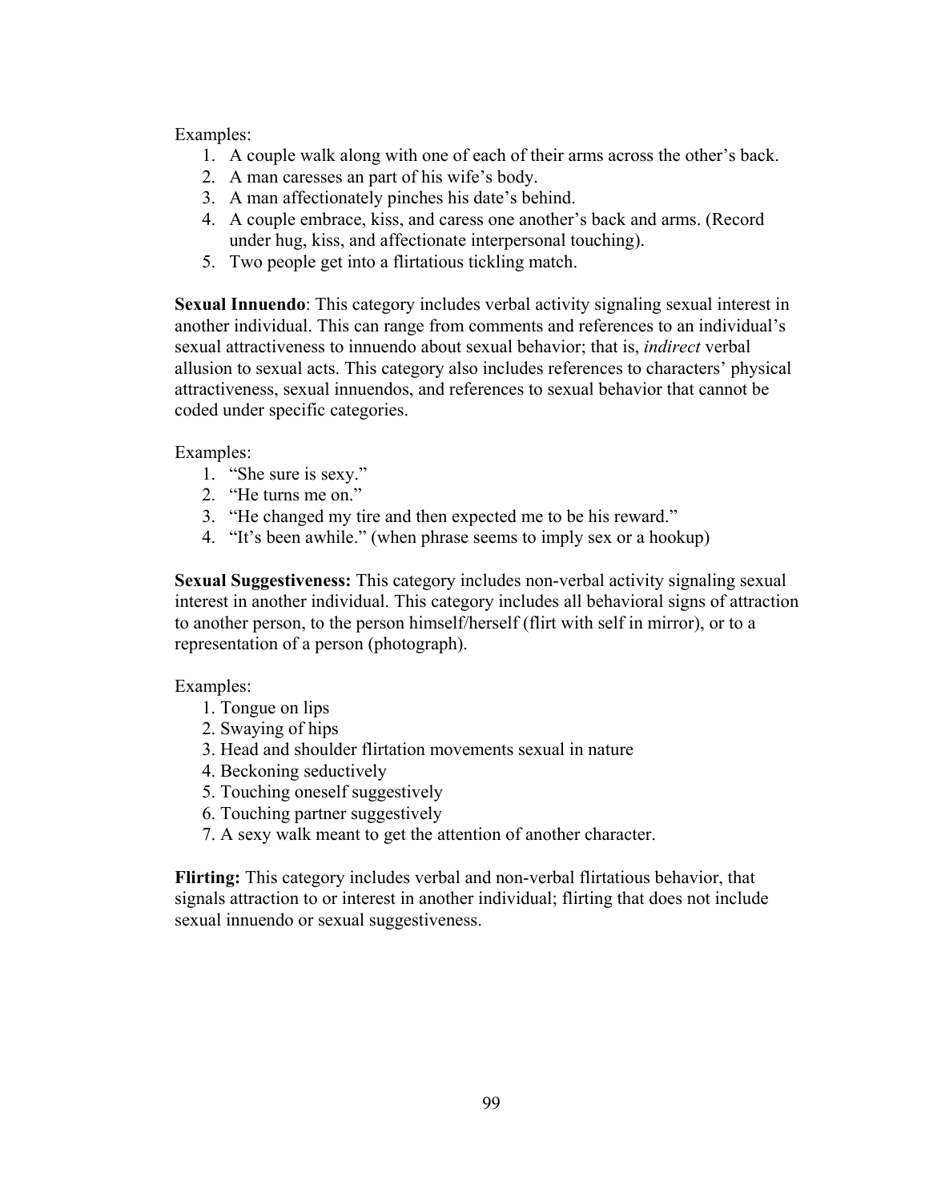Examples:

1. A couple walk along with one of each of their arms across the other's back.
2. A man caresses an part of his wife's body.
3. A man affectionately pinches his date's behind.
4. A couple embrace, kiss, and caress one another's back and arms. (Record under hug, kiss, and affectionate interpersonal touching).
5. Two people get into a flirtatious tickling match.

**Sexual Innuendo**: This category includes verbal activity signaling sexual interest in another individual. This can range from comments and references to an individual's sexual attractiveness to innuendo about sexual behavior; that is, *indirect* verbal allusion to sexual acts. This category also includes references to characters' physical attractiveness, sexual innuendos, and references to sexual behavior that cannot be coded under specific categories.

Examples:

1. "She sure is sexy."
2. "He turns me on."
3. "He changed my tire and then expected me to be his reward."
4. "It's been awhile." (when phrase seems to imply sex or a hookup)

**Sexual Suggestiveness:** This category includes non-verbal activity signaling sexual interest in another individual. This category includes all behavioral signs of attraction to another person, to the person himself/herself (flirt with self in mirror), or to a representation of a person (photograph).

Examples:

1. Tongue on lips
2. Swaying of hips
3. Head and shoulder flirtation movements sexual in nature
4. Beckoning seductively
5. Touching oneself suggestively
6. Touching partner suggestively
7. A sexy walk meant to get the attention of another character.

**Flirting:** This category includes verbal and non-verbal flirtatious behavior, that signals attraction to or interest in another individual; flirting that does not include sexual innuendo or sexual suggestiveness.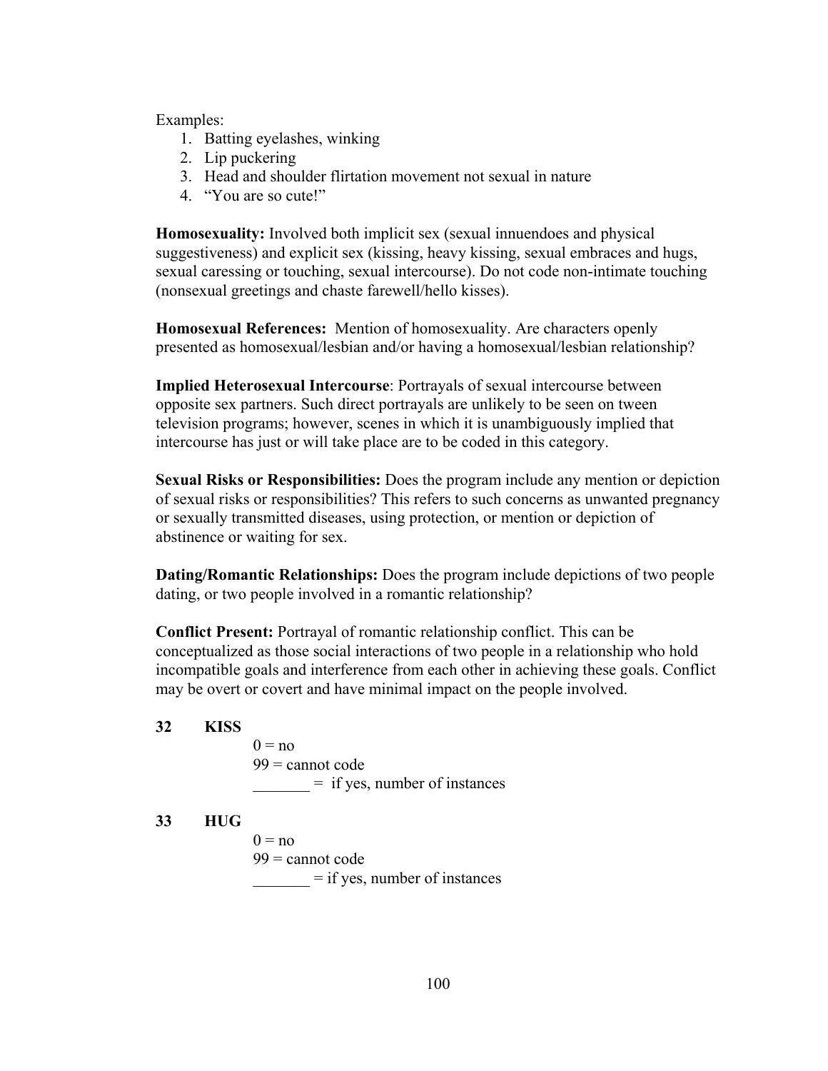Examples:

1. Batting eyelashes, winking
2. Lip puckering
3. Head and shoulder flirtation movement not sexual in nature
4. "You are so cute!"

**Homosexuality:** Involved both implicit sex (sexual innuendoes and physical suggestiveness) and explicit sex (kissing, heavy kissing, sexual embraces and hugs, sexual caressing or touching, sexual intercourse). Do not code non-intimate touching (nonsexual greetings and chaste farewell/hello kisses).

**Homosexual References:** Mention of homosexuality. Are characters openly presented as homosexual/lesbian and/or having a homosexual/lesbian relationship?

**Implied Heterosexual Intercourse**: Portrayals of sexual intercourse between opposite sex partners. Such direct portrayals are unlikely to be seen on tween television programs; however, scenes in which it is unambiguously implied that intercourse has just or will take place are to be coded in this category.

**Sexual Risks or Responsibilities:** Does the program include any mention or depiction of sexual risks or responsibilities? This refers to such concerns as unwanted pregnancy or sexually transmitted diseases, using protection, or mention or depiction of abstinence or waiting for sex.

**Dating/Romantic Relationships:** Does the program include depictions of two people dating, or two people involved in a romantic relationship?

**Conflict Present:** Portrayal of romantic relationship conflict. This can be conceptualized as those social interactions of two people in a relationship who hold incompatible goals and interference from each other in achieving these goals. Conflict may be overt or covert and have minimal impact on the people involved.

**32 KISS**

0 = no
99 = cannot code
_______ = if yes, number of instances

**33 HUG**

0 = no
99 = cannot code
_______ = if yes, number of instances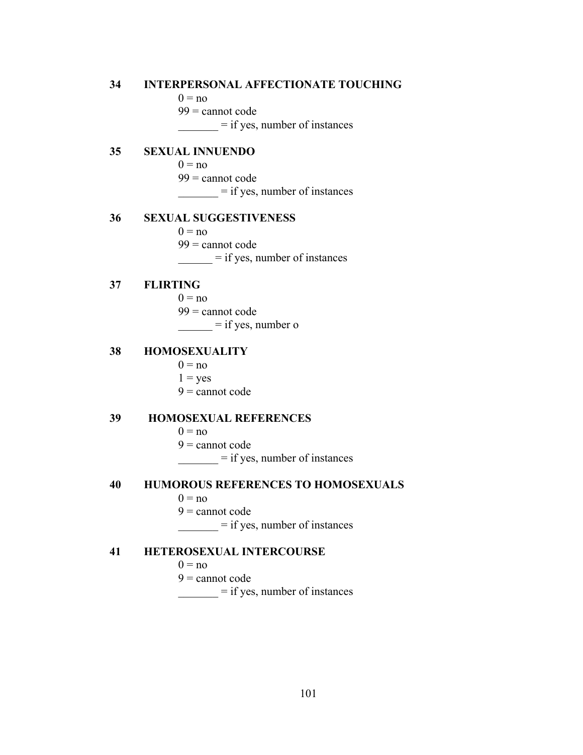**34 INTERPERSONAL AFFECTIONATE TOUCHING**

0 = no
99 = cannot code
_______ = if yes, number of instances

**35 SEXUAL INNUENDO**

0 = no
99 = cannot code
_______ = if yes, number of instances

**36 SEXUAL SUGGESTIVENESS**

0 = no
99 = cannot code
______ = if yes, number of instances

**37 FLIRTING**

0 = no
99 = cannot code
______ = if yes, number o

**38 HOMOSEXUALITY**

0 = no
1 = yes
9 = cannot code

**39 HOMOSEXUAL REFERENCES**

0 = no
9 = cannot code
_______ = if yes, number of instances

**40 HUMOROUS REFERENCES TO HOMOSEXUALS**

0 = no
9 = cannot code
_______ = if yes, number of instances

**41 HETEROSEXUAL INTERCOURSE**

0 = no
9 = cannot code
_______ = if yes, number of instances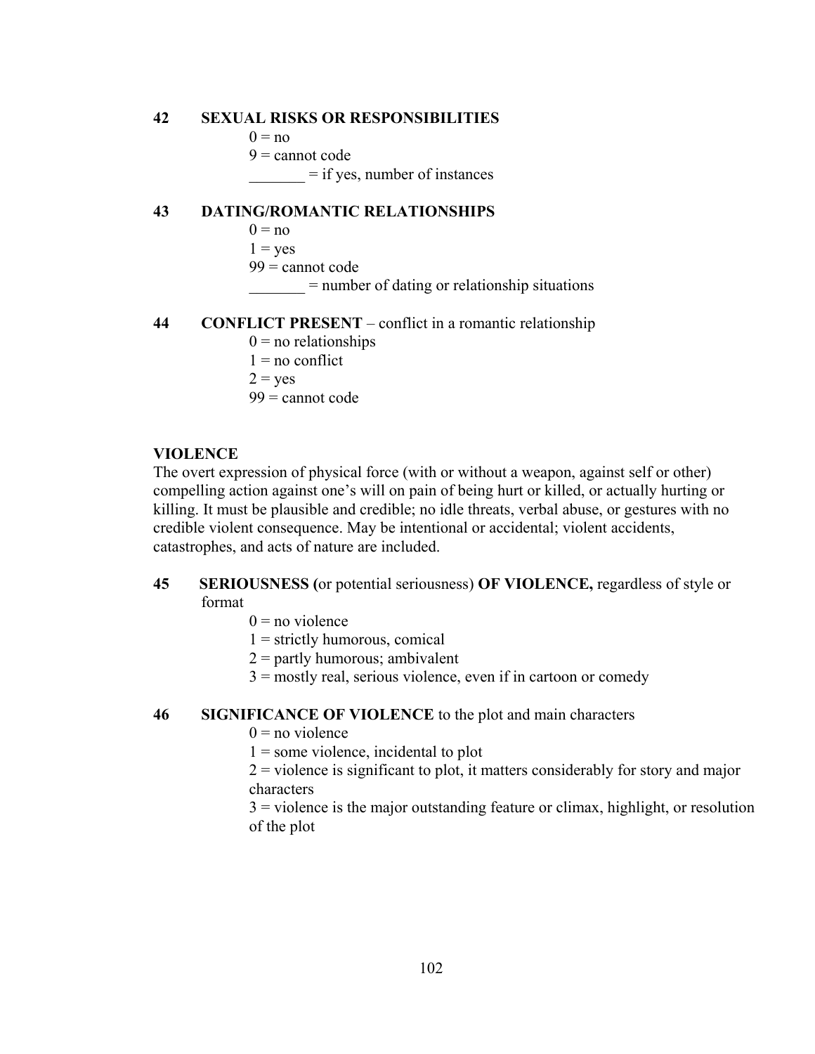**42 SEXUAL RISKS OR RESPONSIBILITIES**

0 = no
9 = cannot code
_______ = if yes, number of instances

**43 DATING/ROMANTIC RELATIONSHIPS**

0 = no
1 = yes
99 = cannot code
_______ = number of dating or relationship situations

**44 CONFLICT PRESENT** – conflict in a romantic relationship

0 = no relationships
1 = no conflict
2 = yes
99 = cannot code

**VIOLENCE**

The overt expression of physical force (with or without a weapon, against self or other) compelling action against one's will on pain of being hurt or killed, or actually hurting or killing. It must be plausible and credible; no idle threats, verbal abuse, or gestures with no credible violent consequence. May be intentional or accidental; violent accidents, catastrophes, and acts of nature are included.

**45 SERIOUSNESS (**or potential seriousness) **OF VIOLENCE,** regardless of style or format

0 = no violence
1 = strictly humorous, comical
2 = partly humorous; ambivalent
3 = mostly real, serious violence, even if in cartoon or comedy

**46 SIGNIFICANCE OF VIOLENCE** to the plot and main characters

0 = no violence
1 = some violence, incidental to plot
2 = violence is significant to plot, it matters considerably for story and major characters
3 = violence is the major outstanding feature or climax, highlight, or resolution of the plot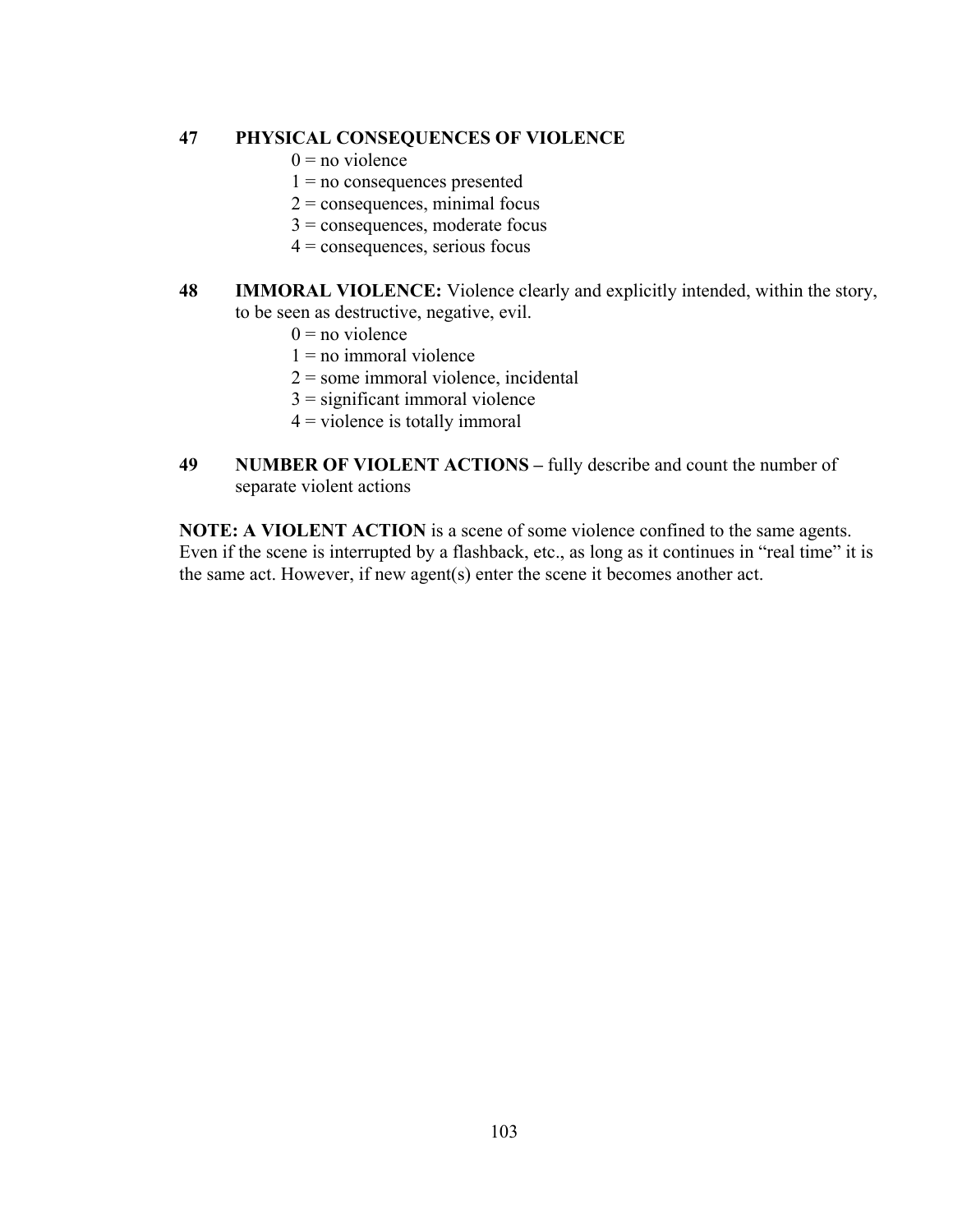**47 PHYSICAL CONSEQUENCES OF VIOLENCE**

0 = no violence
1 = no consequences presented
2 = consequences, minimal focus
3 = consequences, moderate focus
4 = consequences, serious focus

**48 IMMORAL VIOLENCE:** Violence clearly and explicitly intended, within the story, to be seen as destructive, negative, evil.

0 = no violence
1 = no immoral violence
2 = some immoral violence, incidental
3 = significant immoral violence
4 = violence is totally immoral

**49 NUMBER OF VIOLENT ACTIONS –** fully describe and count the number of separate violent actions

**NOTE: A VIOLENT ACTION** is a scene of some violence confined to the same agents. Even if the scene is interrupted by a flashback, etc., as long as it continues in "real time" it is the same act. However, if new agent(s) enter the scene it becomes another act.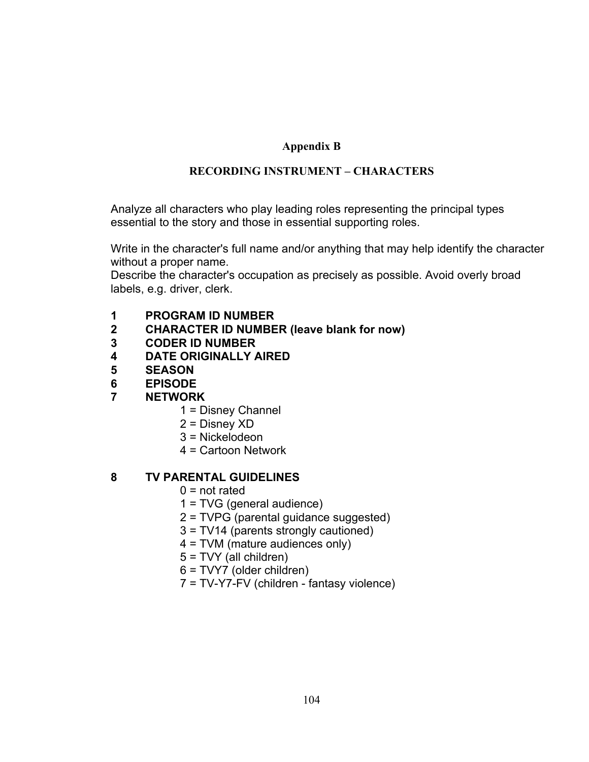# Appendix B

## RECORDING INSTRUMENT – CHARACTERS

Analyze all characters who play leading roles representing the principal types essential to the story and those in essential supporting roles.

Write in the character's full name and/or anything that may help identify the character without a proper name.
Describe the character's occupation as precisely as possible. Avoid overly broad labels, e.g. driver, clerk.

**1 PROGRAM ID NUMBER**
**2 CHARACTER ID NUMBER (leave blank for now)**
**3 CODER ID NUMBER**
**4 DATE ORIGINALLY AIRED**
**5 SEASON**
**6 EPISODE**
**7 NETWORK**

1 = Disney Channel
2 = Disney XD
3 = Nickelodeon
4 = Cartoon Network

**8 TV PARENTAL GUIDELINES**

0 = not rated
1 = TVG (general audience)
2 = TVPG (parental guidance suggested)
3 = TV14 (parents strongly cautioned)
4 = TVM (mature audiences only)
5 = TVY (all children)
6 = TVY7 (older children)
7 = TV-Y7-FV (children - fantasy violence)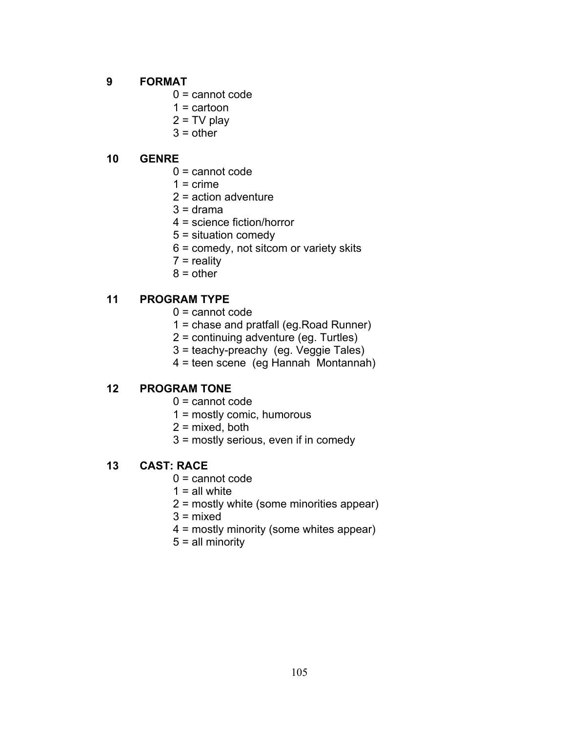**9 FORMAT**

0 = cannot code
1 = cartoon
2 = TV play
3 = other

**10 GENRE**

0 = cannot code
1 = crime
2 = action adventure
3 = drama
4 = science fiction/horror
5 = situation comedy
6 = comedy, not sitcom or variety skits
7 = reality
8 = other

**11 PROGRAM TYPE**

0 = cannot code
1 = chase and pratfall (eg.Road Runner)
2 = continuing adventure (eg. Turtles)
3 = teachy-preachy (eg. Veggie Tales)
4 = teen scene (eg Hannah Montannah)

**12 PROGRAM TONE**

0 = cannot code
1 = mostly comic, humorous
2 = mixed, both
3 = mostly serious, even if in comedy

**13 CAST: RACE**

0 = cannot code
1 = all white
2 = mostly white (some minorities appear)
3 = mixed
4 = mostly minority (some whites appear)
5 = all minority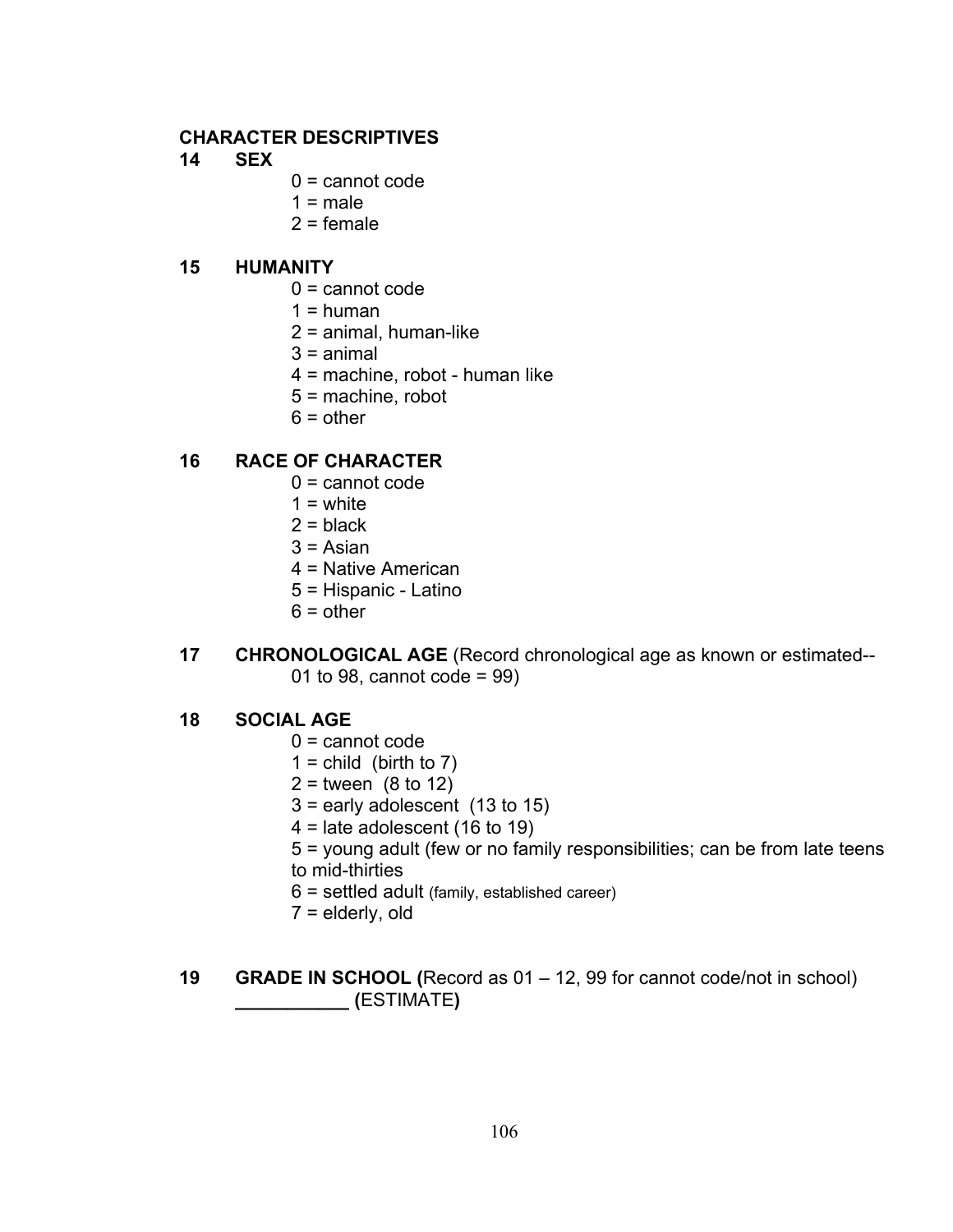**CHARACTER DESCRIPTIVES**

**14 SEX**

0 = cannot code
1 = male
2 = female

**15 HUMANITY**

0 = cannot code
1 = human
2 = animal, human-like
3 = animal
4 = machine, robot - human like
5 = machine, robot
6 = other

**16 RACE OF CHARACTER**

0 = cannot code
1 = white
2 = black
3 = Asian
4 = Native American
5 = Hispanic - Latino
6 = other

**17 CHRONOLOGICAL AGE** (Record chronological age as known or estimated-- 01 to 98, cannot code = 99)

**18 SOCIAL AGE**

0 = cannot code
1 = child (birth to 7)
2 = tween (8 to 12)
3 = early adolescent (13 to 15)
4 = late adolescent (16 to 19)
5 = young adult (few or no family responsibilities; can be from late teens to mid-thirties
6 = settled adult (family, established career)
7 = elderly, old

**19 GRADE IN SCHOOL (**Record as 01 – 12, 99 for cannot code/not in school) **___________ (**ESTIMATE**)**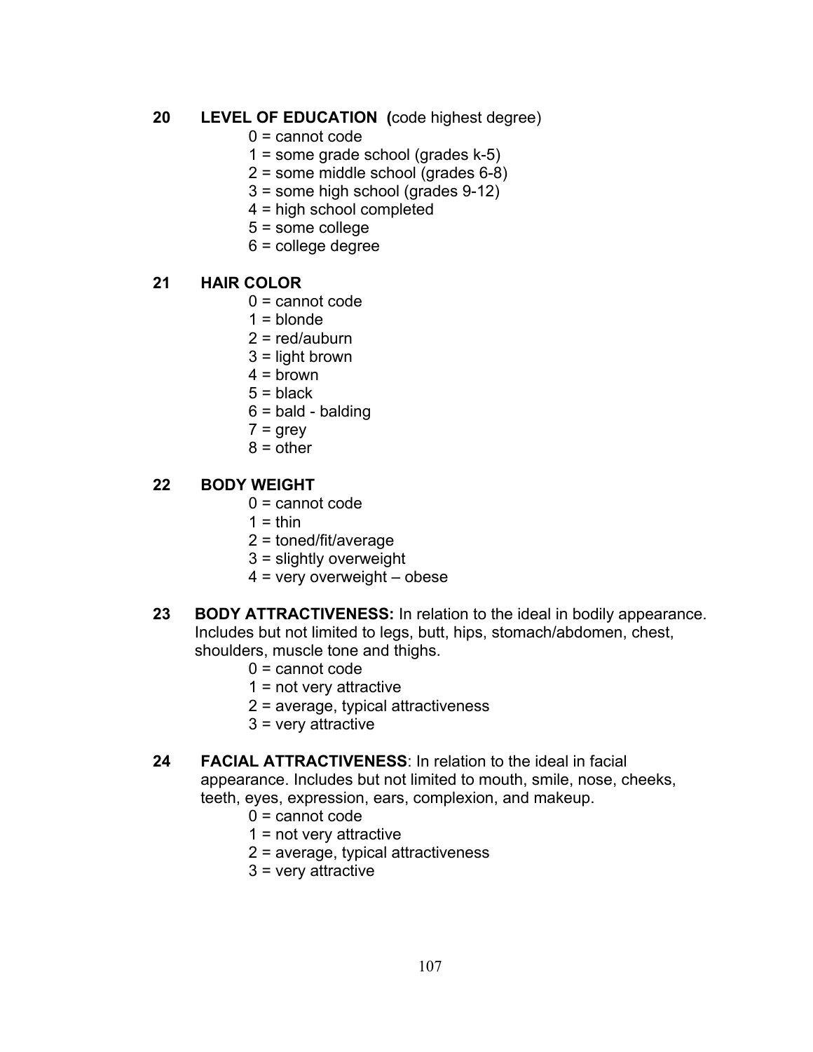**20 LEVEL OF EDUCATION (**code highest degree)

0 = cannot code
1 = some grade school (grades k-5)
2 = some middle school (grades 6-8)
3 = some high school (grades 9-12)
4 = high school completed
5 = some college
6 = college degree

**21 HAIR COLOR**

0 = cannot code
1 = blonde
2 = red/auburn
3 = light brown
4 = brown
5 = black
6 = bald - balding
7 = grey
8 = other

**22 BODY WEIGHT**

0 = cannot code
1 = thin
2 = toned/fit/average
3 = slightly overweight
4 = very overweight – obese

**23 BODY ATTRACTIVENESS:** In relation to the ideal in bodily appearance. Includes but not limited to legs, butt, hips, stomach/abdomen, chest, shoulders, muscle tone and thighs.

0 = cannot code
1 = not very attractive
2 = average, typical attractiveness
3 = very attractive

**24 FACIAL ATTRACTIVENESS**: In relation to the ideal in facial appearance. Includes but not limited to mouth, smile, nose, cheeks, teeth, eyes, expression, ears, complexion, and makeup.

0 = cannot code
1 = not very attractive
2 = average, typical attractiveness
3 = very attractive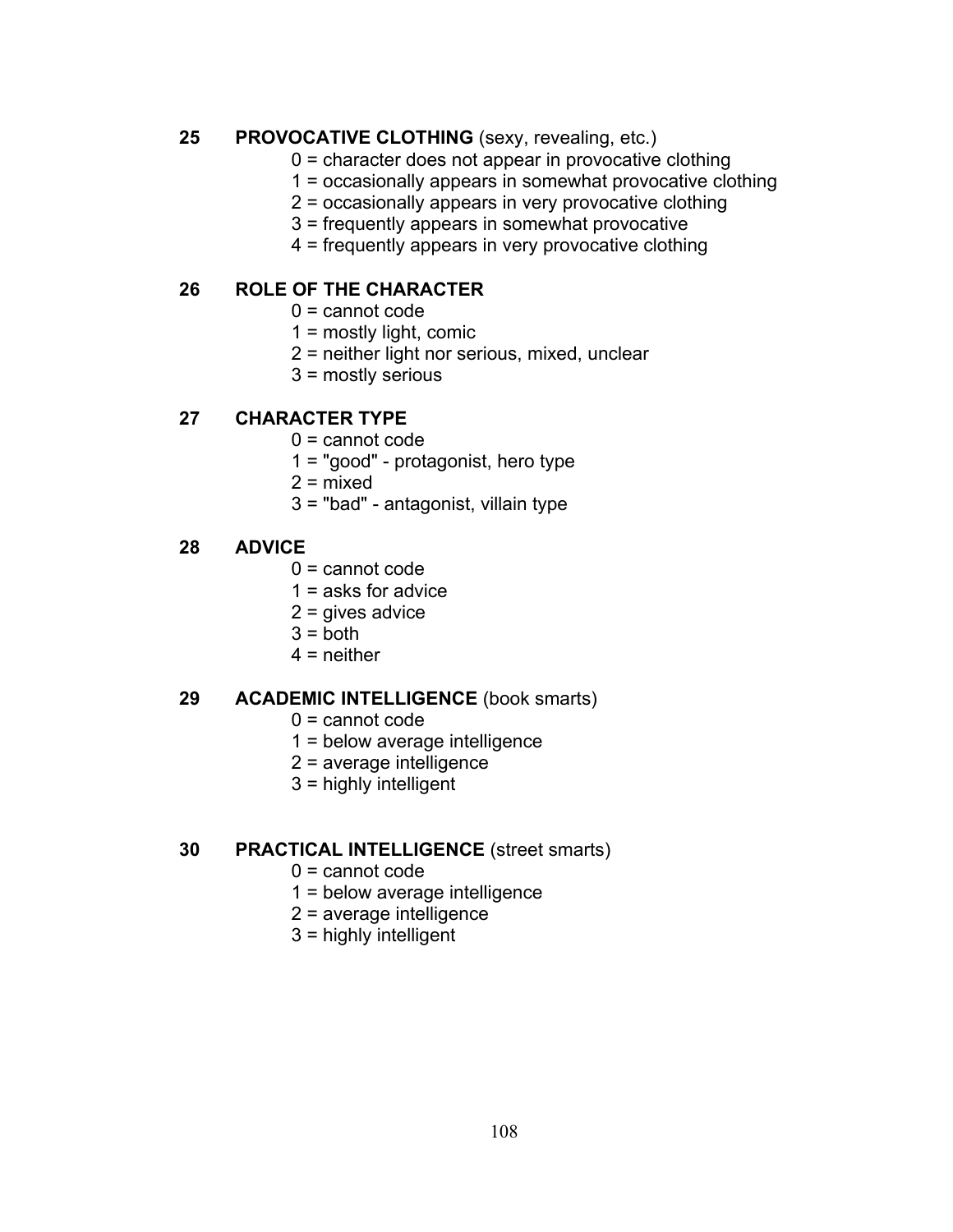**25 PROVOCATIVE CLOTHING** (sexy, revealing, etc.)

0 = character does not appear in provocative clothing
1 = occasionally appears in somewhat provocative clothing
2 = occasionally appears in very provocative clothing
3 = frequently appears in somewhat provocative
4 = frequently appears in very provocative clothing

**26 ROLE OF THE CHARACTER**

0 = cannot code
1 = mostly light, comic
2 = neither light nor serious, mixed, unclear
3 = mostly serious

**27 CHARACTER TYPE**

0 = cannot code
1 = "good" - protagonist, hero type
2 = mixed
3 = "bad" - antagonist, villain type

**28 ADVICE**

0 = cannot code
1 = asks for advice
2 = gives advice
3 = both
4 = neither

**29 ACADEMIC INTELLIGENCE** (book smarts)

0 = cannot code
1 = below average intelligence
2 = average intelligence
3 = highly intelligent

**30 PRACTICAL INTELLIGENCE** (street smarts)

0 = cannot code
1 = below average intelligence
2 = average intelligence
3 = highly intelligent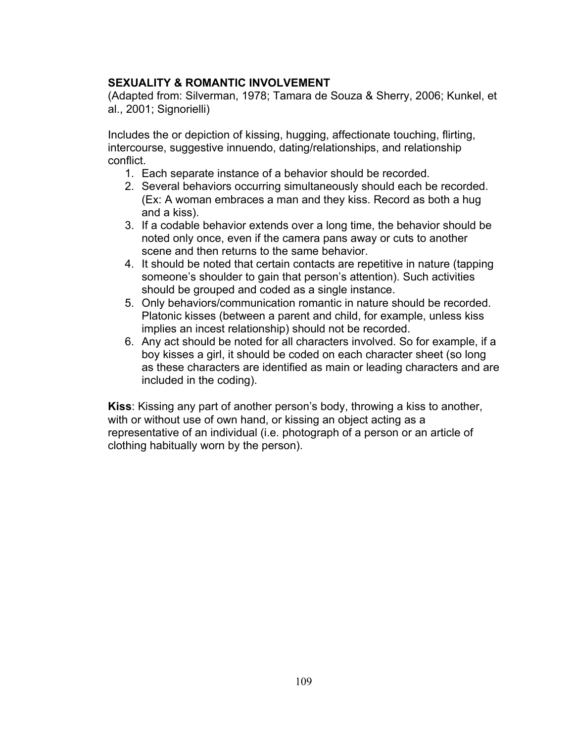**SEXUALITY & ROMANTIC INVOLVEMENT**
(Adapted from: Silverman, 1978; Tamara de Souza & Sherry, 2006; Kunkel, et al., 2001; Signorielli)

Includes the or depiction of kissing, hugging, affectionate touching, flirting, intercourse, suggestive innuendo, dating/relationships, and relationship conflict.

1. Each separate instance of a behavior should be recorded.
2. Several behaviors occurring simultaneously should each be recorded. (Ex: A woman embraces a man and they kiss. Record as both a hug and a kiss).
3. If a codable behavior extends over a long time, the behavior should be noted only once, even if the camera pans away or cuts to another scene and then returns to the same behavior.
4. It should be noted that certain contacts are repetitive in nature (tapping someone's shoulder to gain that person's attention). Such activities should be grouped and coded as a single instance.
5. Only behaviors/communication romantic in nature should be recorded. Platonic kisses (between a parent and child, for example, unless kiss implies an incest relationship) should not be recorded.
6. Any act should be noted for all characters involved. So for example, if a boy kisses a girl, it should be coded on each character sheet (so long as these characters are identified as main or leading characters and are included in the coding).

**Kiss**: Kissing any part of another person's body, throwing a kiss to another, with or without use of own hand, or kissing an object acting as a representative of an individual (i.e. photograph of a person or an article of clothing habitually worn by the person).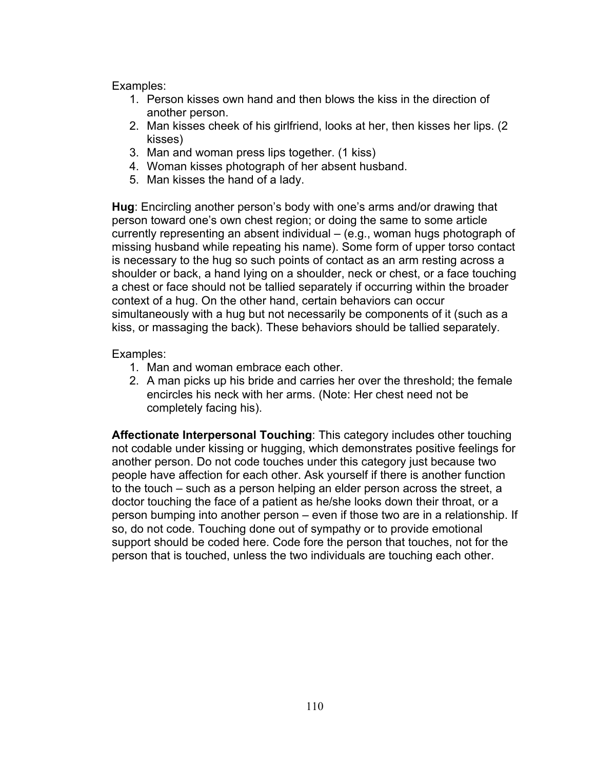Examples:

1. Person kisses own hand and then blows the kiss in the direction of another person.
2. Man kisses cheek of his girlfriend, looks at her, then kisses her lips. (2 kisses)
3. Man and woman press lips together. (1 kiss)
4. Woman kisses photograph of her absent husband.
5. Man kisses the hand of a lady.

**Hug**: Encircling another person's body with one's arms and/or drawing that person toward one's own chest region; or doing the same to some article currently representing an absent individual – (e.g., woman hugs photograph of missing husband while repeating his name). Some form of upper torso contact is necessary to the hug so such points of contact as an arm resting across a shoulder or back, a hand lying on a shoulder, neck or chest, or a face touching a chest or face should not be tallied separately if occurring within the broader context of a hug. On the other hand, certain behaviors can occur simultaneously with a hug but not necessarily be components of it (such as a kiss, or massaging the back). These behaviors should be tallied separately.

Examples:

1. Man and woman embrace each other.
2. A man picks up his bride and carries her over the threshold; the female encircles his neck with her arms. (Note: Her chest need not be completely facing his).

**Affectionate Interpersonal Touching**: This category includes other touching not codable under kissing or hugging, which demonstrates positive feelings for another person. Do not code touches under this category just because two people have affection for each other. Ask yourself if there is another function to the touch – such as a person helping an elder person across the street, a doctor touching the face of a patient as he/she looks down their throat, or a person bumping into another person – even if those two are in a relationship. If so, do not code. Touching done out of sympathy or to provide emotional support should be coded here. Code fore the person that touches, not for the person that is touched, unless the two individuals are touching each other.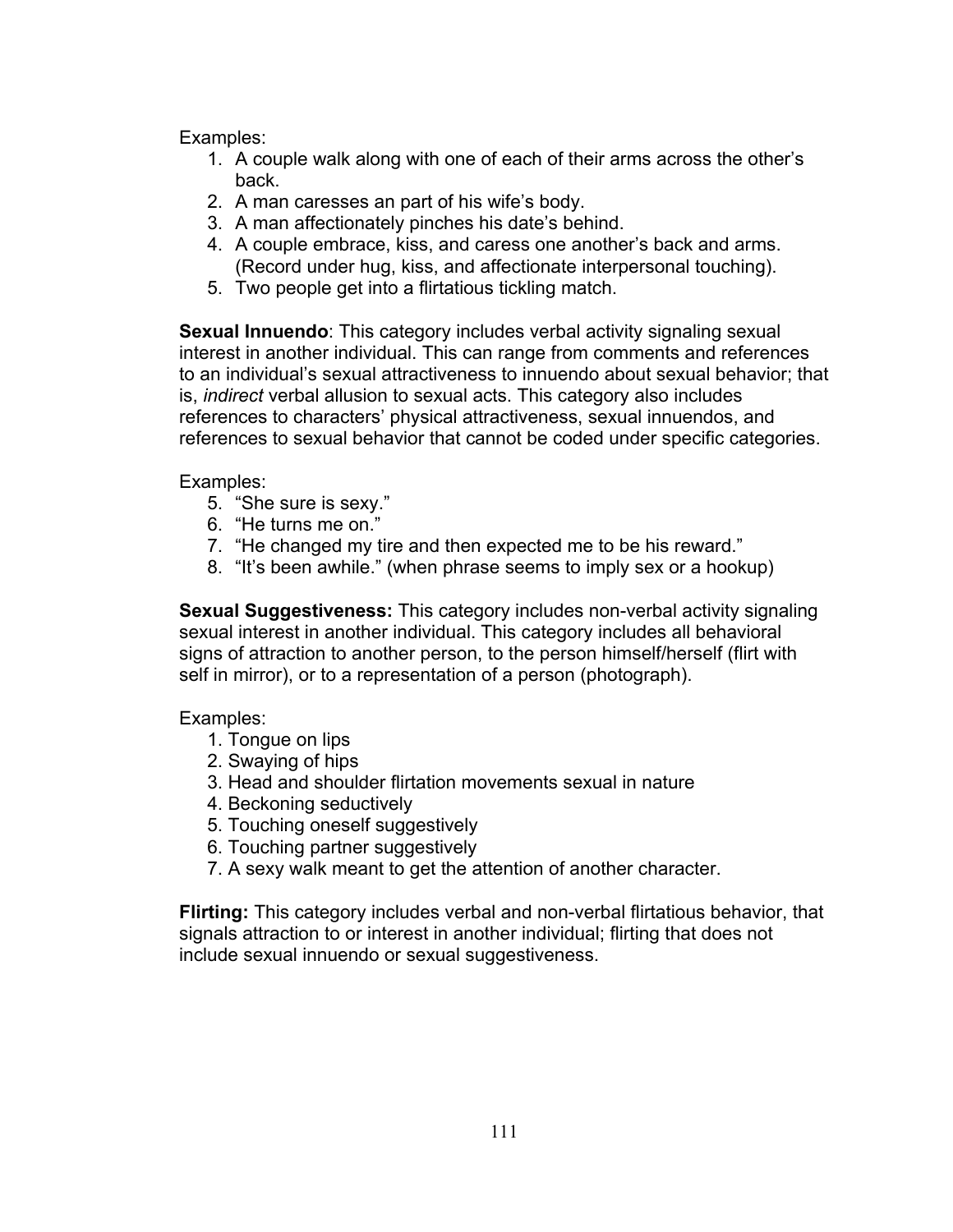Examples:

1. A couple walk along with one of each of their arms across the other's back.
2. A man caresses an part of his wife's body.
3. A man affectionately pinches his date's behind.
4. A couple embrace, kiss, and caress one another's back and arms. (Record under hug, kiss, and affectionate interpersonal touching).
5. Two people get into a flirtatious tickling match.

**Sexual Innuendo**: This category includes verbal activity signaling sexual interest in another individual. This can range from comments and references to an individual's sexual attractiveness to innuendo about sexual behavior; that is, *indirect* verbal allusion to sexual acts. This category also includes references to characters' physical attractiveness, sexual innuendos, and references to sexual behavior that cannot be coded under specific categories.

Examples:

5. "She sure is sexy."
6. "He turns me on."
7. "He changed my tire and then expected me to be his reward."
8. "It's been awhile." (when phrase seems to imply sex or a hookup)

**Sexual Suggestiveness:** This category includes non-verbal activity signaling sexual interest in another individual. This category includes all behavioral signs of attraction to another person, to the person himself/herself (flirt with self in mirror), or to a representation of a person (photograph).

Examples:

1. Tongue on lips
2. Swaying of hips
3. Head and shoulder flirtation movements sexual in nature
4. Beckoning seductively
5. Touching oneself suggestively
6. Touching partner suggestively
7. A sexy walk meant to get the attention of another character.

**Flirting:** This category includes verbal and non-verbal flirtatious behavior, that signals attraction to or interest in another individual; flirting that does not include sexual innuendo or sexual suggestiveness.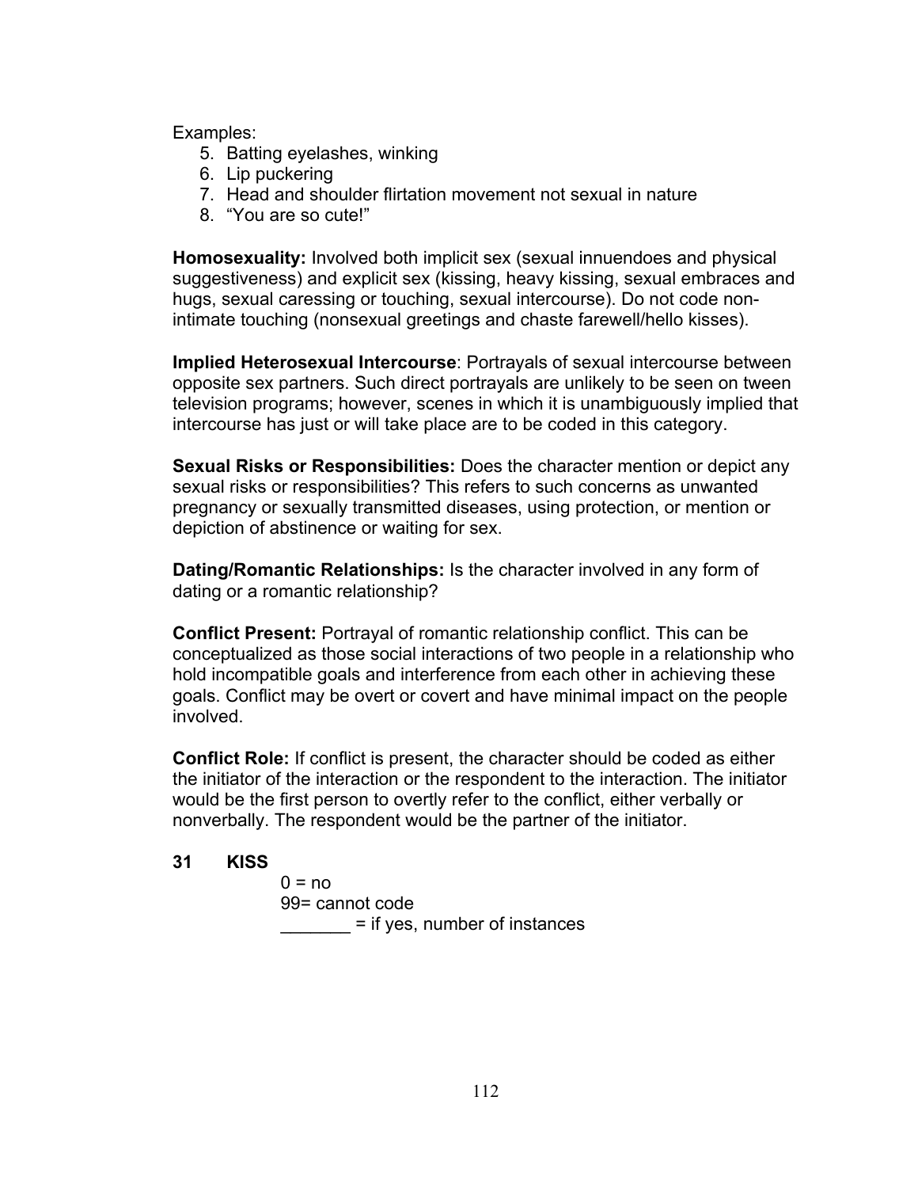Examples:

5. Batting eyelashes, winking
6. Lip puckering
7. Head and shoulder flirtation movement not sexual in nature
8. “You are so cute!”

**Homosexuality:** Involved both implicit sex (sexual innuendoes and physical suggestiveness) and explicit sex (kissing, heavy kissing, sexual embraces and hugs, sexual caressing or touching, sexual intercourse). Do not code non-intimate touching (nonsexual greetings and chaste farewell/hello kisses).

**Implied Heterosexual Intercourse**: Portrayals of sexual intercourse between opposite sex partners. Such direct portrayals are unlikely to be seen on tween television programs; however, scenes in which it is unambiguously implied that intercourse has just or will take place are to be coded in this category.

**Sexual Risks or Responsibilities:** Does the character mention or depict any sexual risks or responsibilities? This refers to such concerns as unwanted pregnancy or sexually transmitted diseases, using protection, or mention or depiction of abstinence or waiting for sex.

**Dating/Romantic Relationships:** Is the character involved in any form of dating or a romantic relationship?

**Conflict Present:** Portrayal of romantic relationship conflict. This can be conceptualized as those social interactions of two people in a relationship who hold incompatible goals and interference from each other in achieving these goals. Conflict may be overt or covert and have minimal impact on the people involved.

**Conflict Role:** If conflict is present, the character should be coded as either the initiator of the interaction or the respondent to the interaction. The initiator would be the first person to overtly refer to the conflict, either verbally or nonverbally. The respondent would be the partner of the initiator.

**31 KISS**

0 = no
99= cannot code
_______ = if yes, number of instances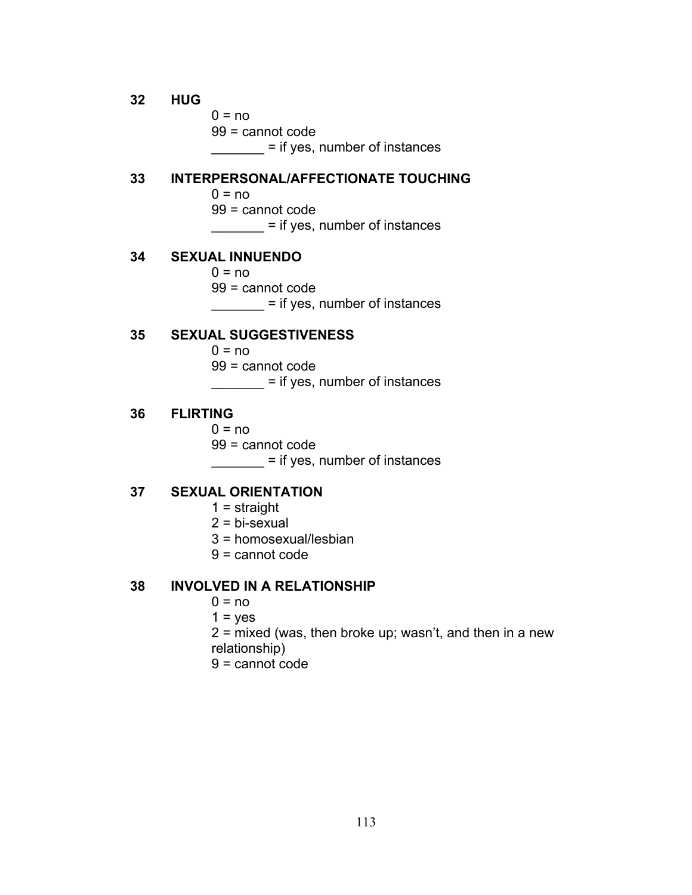**32 HUG**

0 = no
99 = cannot code
_______ = if yes, number of instances

**33 INTERPERSONAL/AFFECTIONATE TOUCHING**

0 = no
99 = cannot code
_______ = if yes, number of instances

**34 SEXUAL INNUENDO**

0 = no
99 = cannot code
_______ = if yes, number of instances

**35 SEXUAL SUGGESTIVENESS**

0 = no
99 = cannot code
_______ = if yes, number of instances

**36 FLIRTING**

0 = no
99 = cannot code
_______ = if yes, number of instances

**37 SEXUAL ORIENTATION**

1 = straight
2 = bi-sexual
3 = homosexual/lesbian
9 = cannot code

**38 INVOLVED IN A RELATIONSHIP**

0 = no
1 = yes
2 = mixed (was, then broke up; wasn't, and then in a new relationship)
9 = cannot code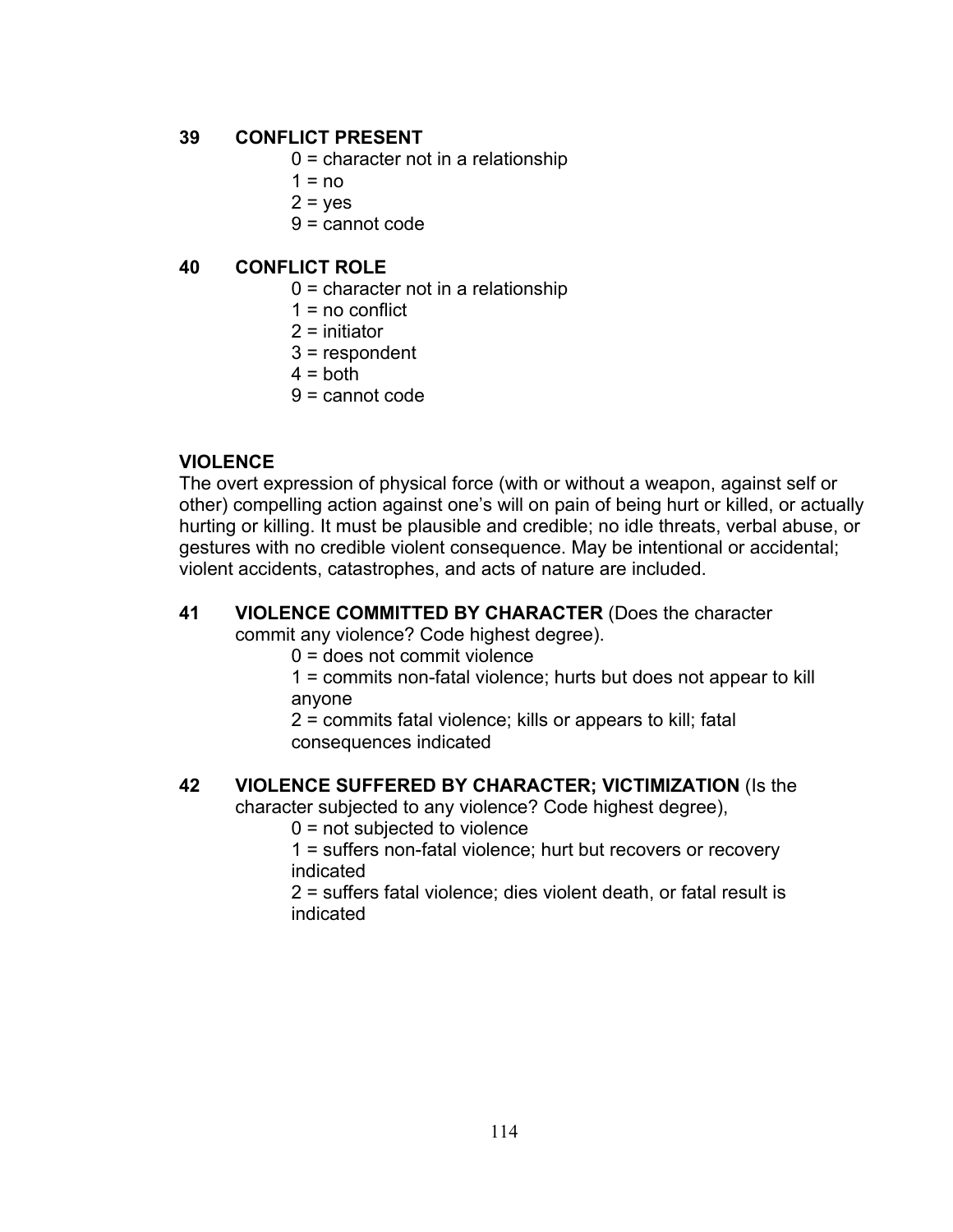**39 CONFLICT PRESENT**

0 = character not in a relationship
1 = no
2 = yes
9 = cannot code

**40 CONFLICT ROLE**

0 = character not in a relationship
1 = no conflict
2 = initiator
3 = respondent
4 = both
9 = cannot code

**VIOLENCE**

The overt expression of physical force (with or without a weapon, against self or other) compelling action against one's will on pain of being hurt or killed, or actually hurting or killing. It must be plausible and credible; no idle threats, verbal abuse, or gestures with no credible violent consequence. May be intentional or accidental; violent accidents, catastrophes, and acts of nature are included.

**41 VIOLENCE COMMITTED BY CHARACTER** (Does the character commit any violence? Code highest degree).

0 = does not commit violence
1 = commits non-fatal violence; hurts but does not appear to kill anyone
2 = commits fatal violence; kills or appears to kill; fatal consequences indicated

**42 VIOLENCE SUFFERED BY CHARACTER; VICTIMIZATION** (Is the character subjected to any violence? Code highest degree),

0 = not subjected to violence
1 = suffers non-fatal violence; hurt but recovers or recovery indicated
2 = suffers fatal violence; dies violent death, or fatal result is indicated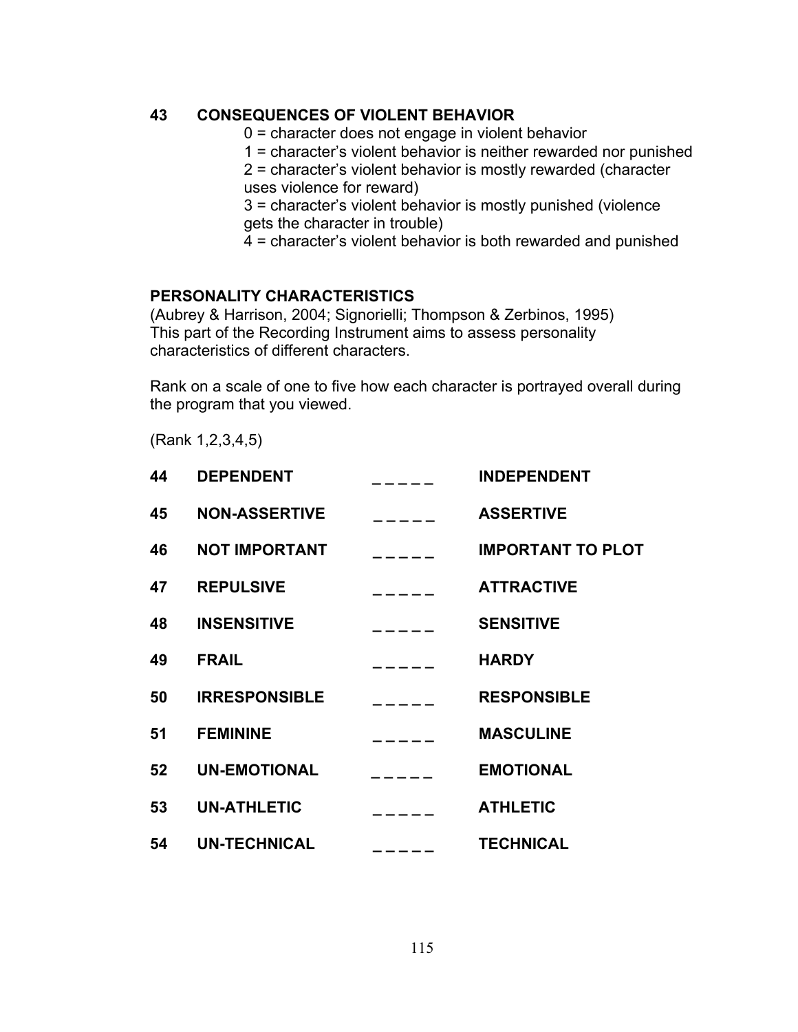**43 CONSEQUENCES OF VIOLENT BEHAVIOR**

0 = character does not engage in violent behavior
1 = character's violent behavior is neither rewarded nor punished
2 = character's violent behavior is mostly rewarded (character uses violence for reward)
3 = character's violent behavior is mostly punished (violence gets the character in trouble)
4 = character's violent behavior is both rewarded and punished

**PERSONALITY CHARACTERISTICS**

(Aubrey & Harrison, 2004; Signorielli; Thompson & Zerbinos, 1995)
This part of the Recording Instrument aims to assess personality characteristics of different characters.

Rank on a scale of one to five how each character is portrayed overall during the program that you viewed.

(Rank 1,2,3,4,5)

| | | | |
|---|---|---|---|
| **44** | **DEPENDENT** | _ _ _ _ _ | **INDEPENDENT** |
| **45** | **NON-ASSERTIVE** | _ _ _ _ _ | **ASSERTIVE** |
| **46** | **NOT IMPORTANT** | _ _ _ _ _ | **IMPORTANT TO PLOT** |
| **47** | **REPULSIVE** | _ _ _ _ _ | **ATTRACTIVE** |
| **48** | **INSENSITIVE** | _ _ _ _ _ | **SENSITIVE** |
| **49** | **FRAIL** | _ _ _ _ _ | **HARDY** |
| **50** | **IRRESPONSIBLE** | _ _ _ _ _ | **RESPONSIBLE** |
| **51** | **FEMININE** | _ _ _ _ _ | **MASCULINE** |
| **52** | **UN-EMOTIONAL** | _ _ _ _ _ | **EMOTIONAL** |
| **53** | **UN-ATHLETIC** | _ _ _ _ _ | **ATHLETIC** |
| **54** | **UN-TECHNICAL** | _ _ _ _ _ | **TECHNICAL** |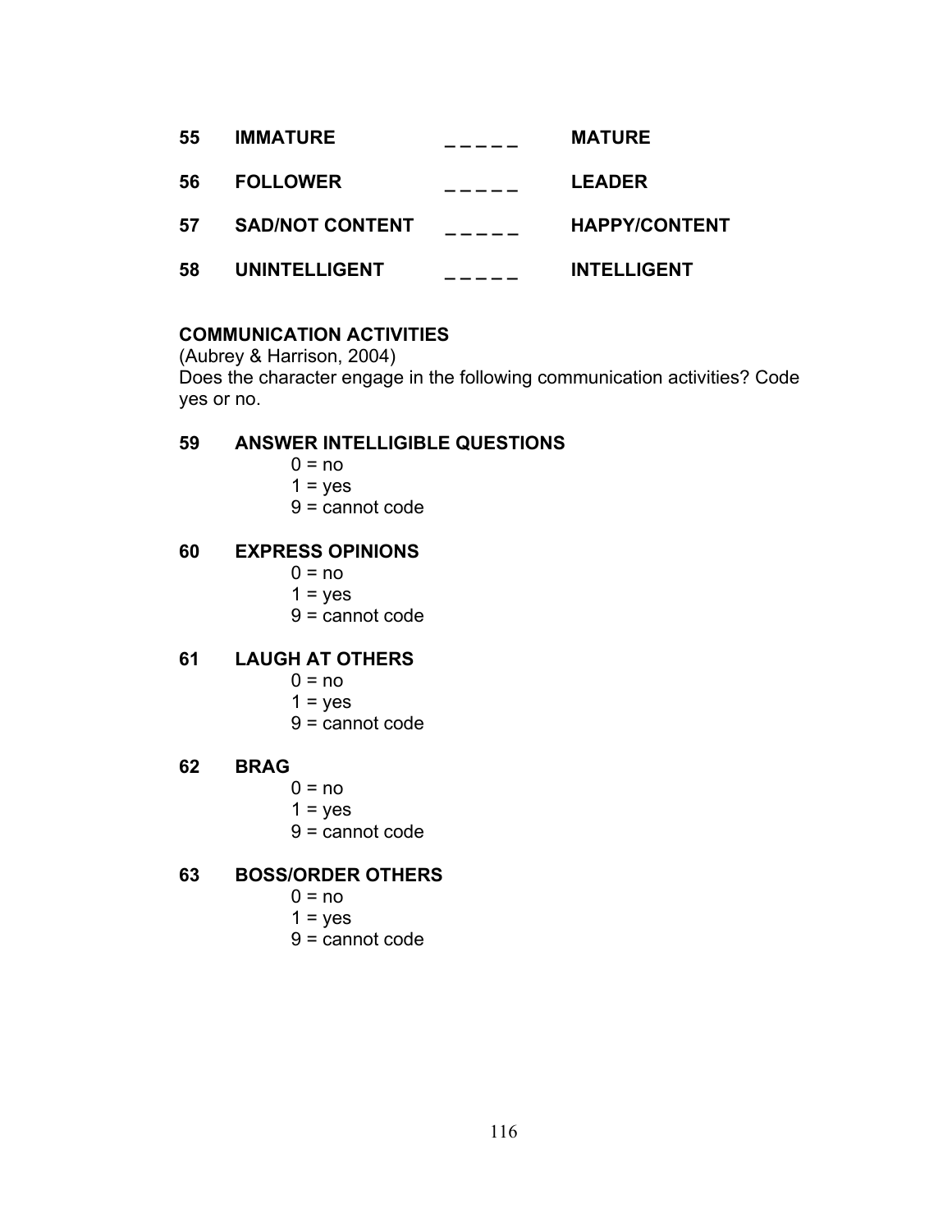| | | | |
|---|---|---|---|
| **55** | **IMMATURE** | _ _ _ _ _ | **MATURE** |
| **56** | **FOLLOWER** | _ _ _ _ _ | **LEADER** |
| **57** | **SAD/NOT CONTENT** | _ _ _ _ _ | **HAPPY/CONTENT** |
| **58** | **UNINTELLIGENT** | _ _ _ _ _ | **INTELLIGENT** |

**COMMUNICATION ACTIVITIES**
(Aubrey & Harrison, 2004)
Does the character engage in the following communication activities? Code yes or no.

**59 ANSWER INTELLIGIBLE QUESTIONS**

0 = no
1 = yes
9 = cannot code

**60 EXPRESS OPINIONS**

0 = no
1 = yes
9 = cannot code

**61 LAUGH AT OTHERS**

0 = no
1 = yes
9 = cannot code

**62 BRAG**

0 = no
1 = yes
9 = cannot code

**63 BOSS/ORDER OTHERS**

0 = no
1 = yes
9 = cannot code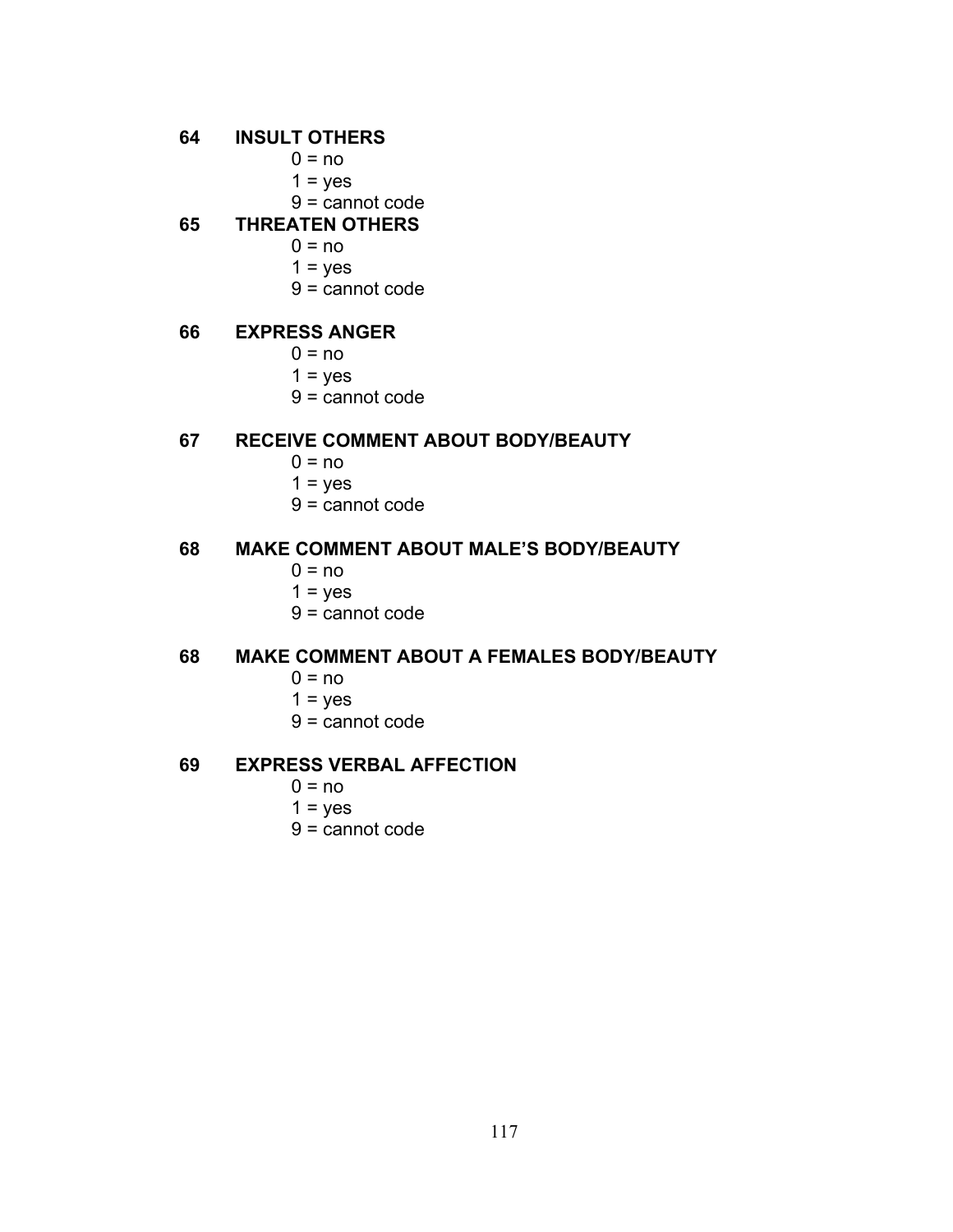**64 INSULT OTHERS**

0 = no
1 = yes
9 = cannot code

**65 THREATEN OTHERS**

0 = no
1 = yes
9 = cannot code

**66 EXPRESS ANGER**

0 = no
1 = yes
9 = cannot code

**67 RECEIVE COMMENT ABOUT BODY/BEAUTY**

0 = no
1 = yes
9 = cannot code

**68 MAKE COMMENT ABOUT MALE'S BODY/BEAUTY**

0 = no
1 = yes
9 = cannot code

**68 MAKE COMMENT ABOUT A FEMALES BODY/BEAUTY**

0 = no
1 = yes
9 = cannot code

**69 EXPRESS VERBAL AFFECTION**

0 = no
1 = yes
9 = cannot code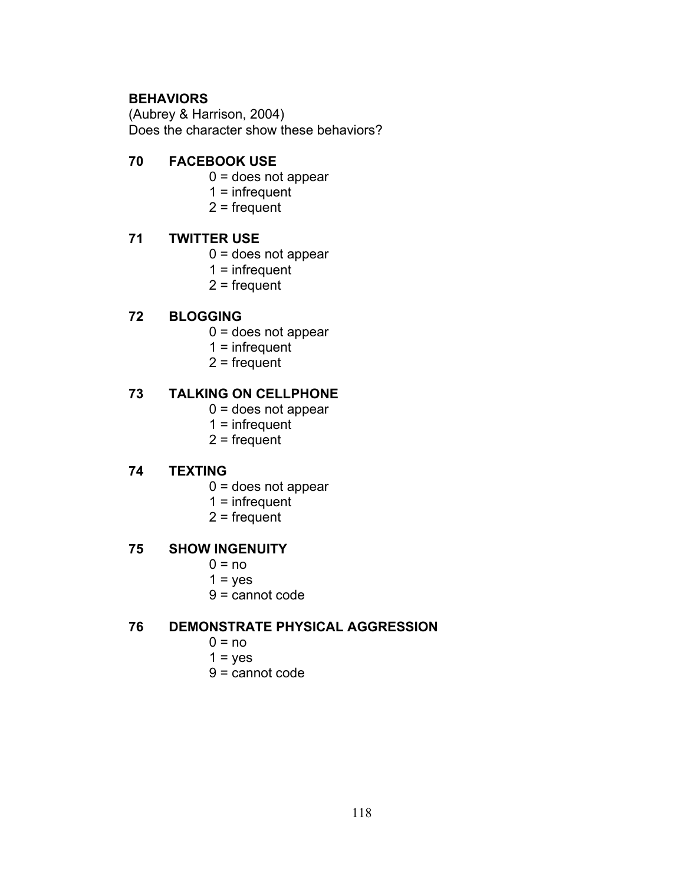**BEHAVIORS**
(Aubrey & Harrison, 2004)
Does the character show these behaviors?

**70 FACEBOOK USE**

0 = does not appear
1 = infrequent
2 = frequent

**71 TWITTER USE**

0 = does not appear
1 = infrequent
2 = frequent

**72 BLOGGING**

0 = does not appear
1 = infrequent
2 = frequent

**73 TALKING ON CELLPHONE**

0 = does not appear
1 = infrequent
2 = frequent

**74 TEXTING**

0 = does not appear
1 = infrequent
2 = frequent

**75 SHOW INGENUITY**

0 = no
1 = yes
9 = cannot code

**76 DEMONSTRATE PHYSICAL AGGRESSION**

0 = no
1 = yes
9 = cannot code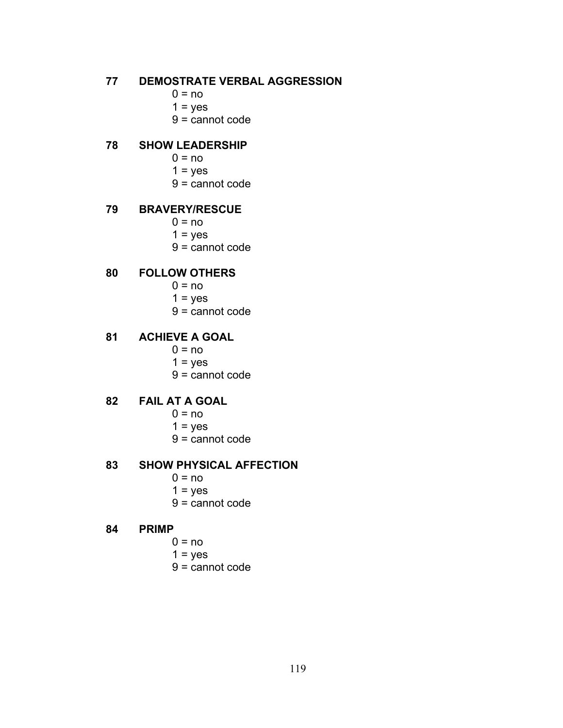**77 DEMOSTRATE VERBAL AGGRESSION**

0 = no
1 = yes
9 = cannot code

**78 SHOW LEADERSHIP**

0 = no
1 = yes
9 = cannot code

**79 BRAVERY/RESCUE**

0 = no
1 = yes
9 = cannot code

**80 FOLLOW OTHERS**

0 = no
1 = yes
9 = cannot code

**81 ACHIEVE A GOAL**

0 = no
1 = yes
9 = cannot code

**82 FAIL AT A GOAL**

0 = no
1 = yes
9 = cannot code

**83 SHOW PHYSICAL AFFECTION**

0 = no
1 = yes
9 = cannot code

**84 PRIMP**

0 = no
1 = yes
9 = cannot code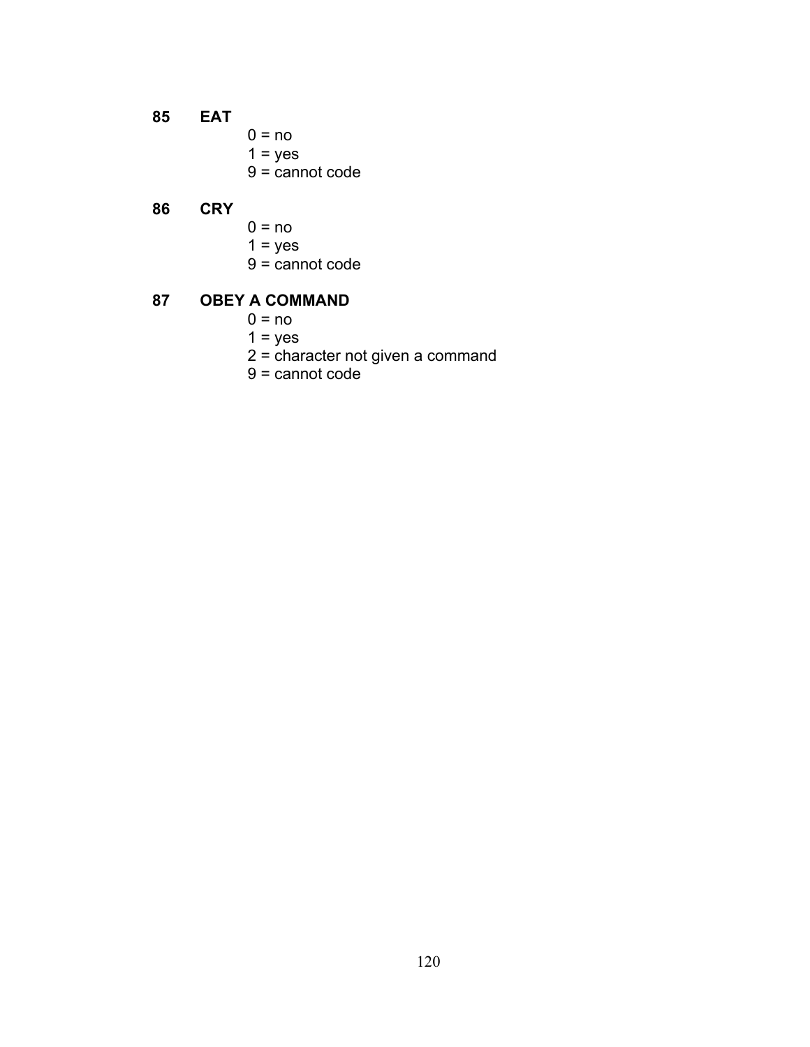**85 EAT**

0 = no
1 = yes
9 = cannot code

**86 CRY**

0 = no
1 = yes
9 = cannot code

**87 OBEY A COMMAND**

0 = no
1 = yes
2 = character not given a command
9 = cannot code